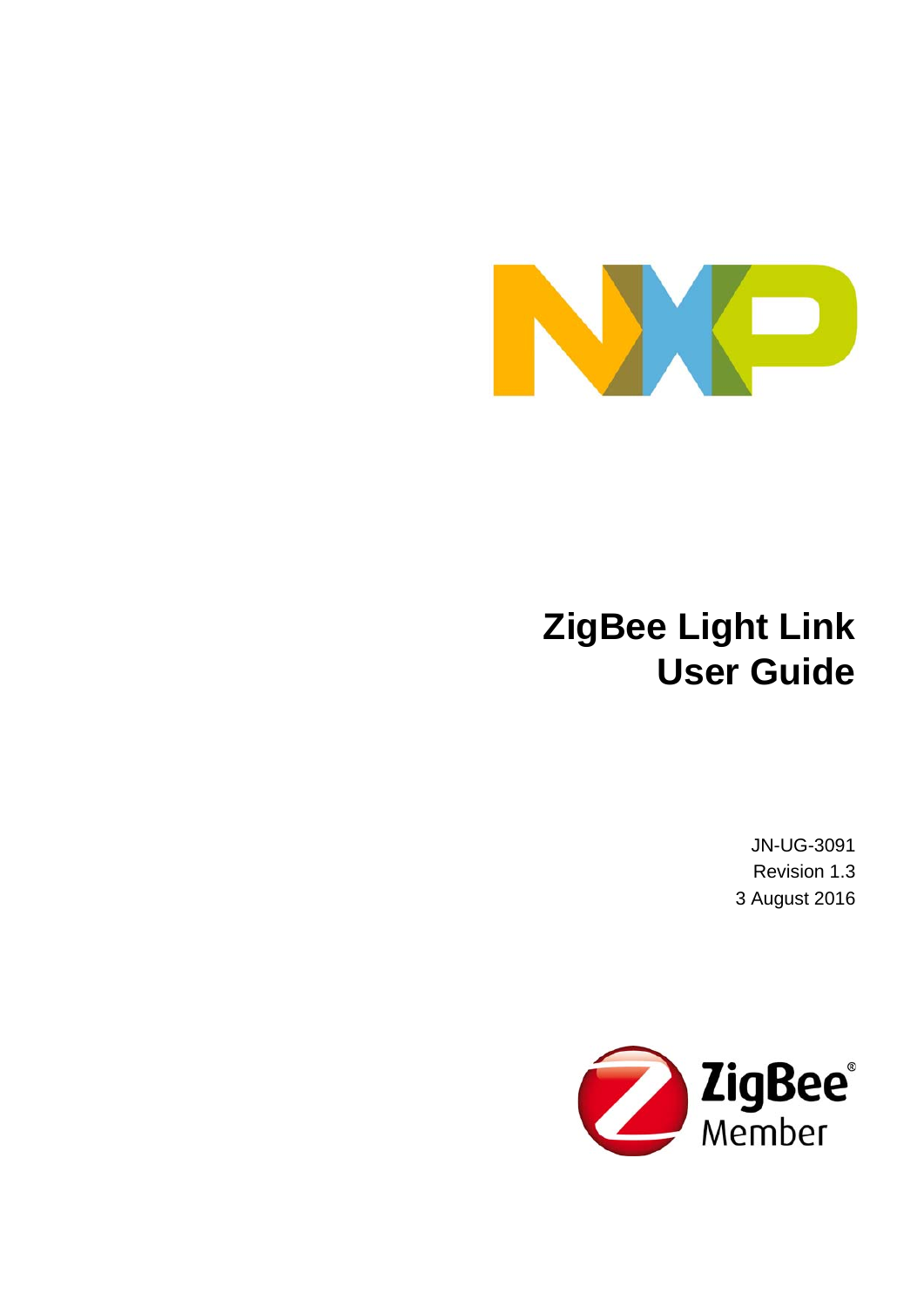# ZigBee Light Link User Guide

JN-UG-3091

Revision 1.3

3 August 2016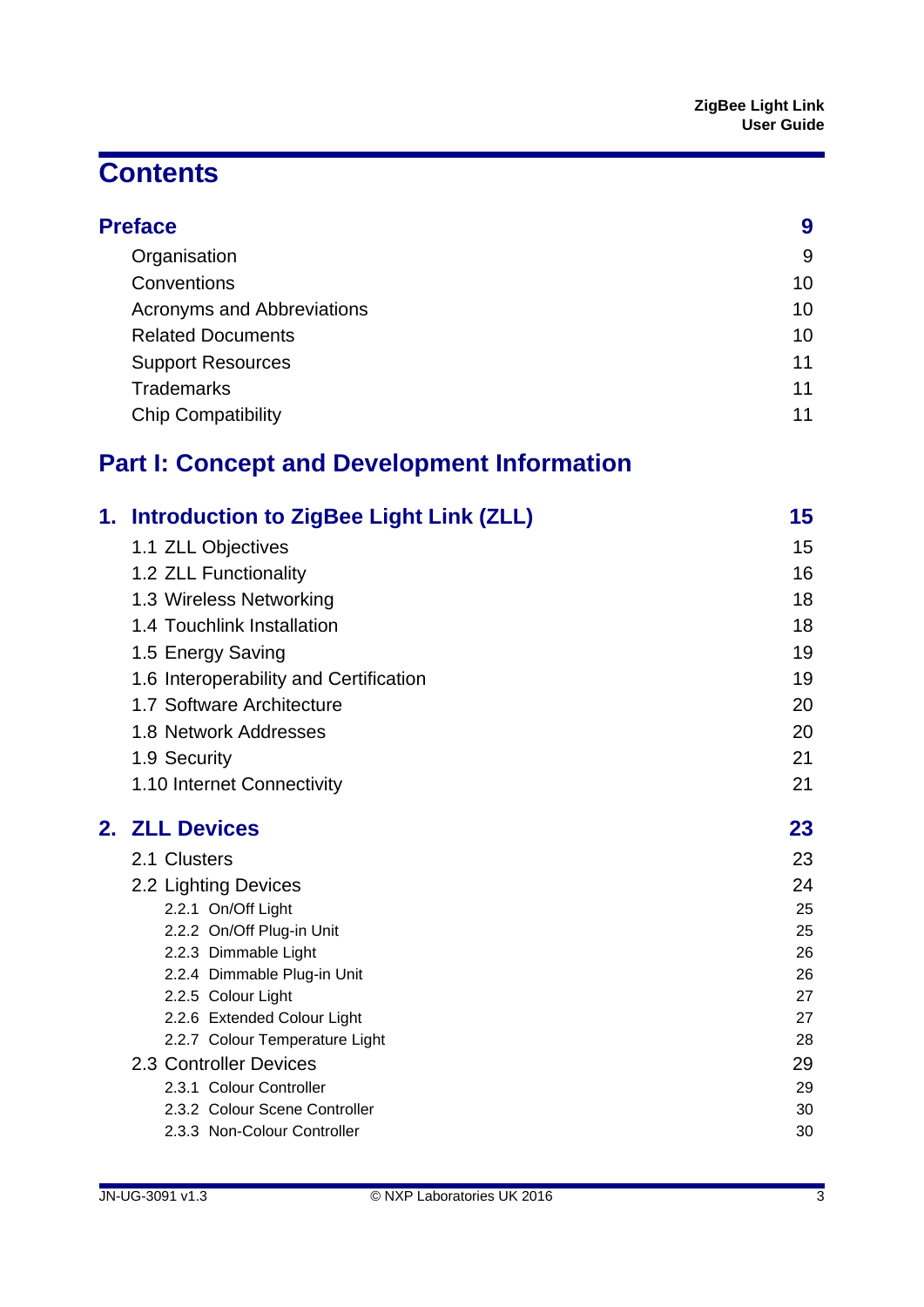# Contents

| | |
|---|---|
| **Preface** | **9** |
| Organisation | 9 |
| Conventions | 10 |
| Acronyms and Abbreviations | 10 |
| Related Documents | 10 |
| Support Resources | 11 |
| Trademarks | 11 |
| Chip Compatibility | 11 |

## Part I: Concept and Development Information

| | |
|---|---|
| **1. Introduction to ZigBee Light Link (ZLL)** | **15** |
| 1.1 ZLL Objectives | 15 |
| 1.2 ZLL Functionality | 16 |
| 1.3 Wireless Networking | 18 |
| 1.4 Touchlink Installation | 18 |
| 1.5 Energy Saving | 19 |
| 1.6 Interoperability and Certification | 19 |
| 1.7 Software Architecture | 20 |
| 1.8 Network Addresses | 20 |
| 1.9 Security | 21 |
| 1.10 Internet Connectivity | 21 |
| **2. ZLL Devices** | **23** |
| 2.1 Clusters | 23 |
| 2.2 Lighting Devices | 24 |
| 2.2.1 On/Off Light | 25 |
| 2.2.2 On/Off Plug-in Unit | 25 |
| 2.2.3 Dimmable Light | 26 |
| 2.2.4 Dimmable Plug-in Unit | 26 |
| 2.2.5 Colour Light | 27 |
| 2.2.6 Extended Colour Light | 27 |
| 2.2.7 Colour Temperature Light | 28 |
| 2.3 Controller Devices | 29 |
| 2.3.1 Colour Controller | 29 |
| 2.3.2 Colour Scene Controller | 30 |
| 2.3.3 Non-Colour Controller | 30 |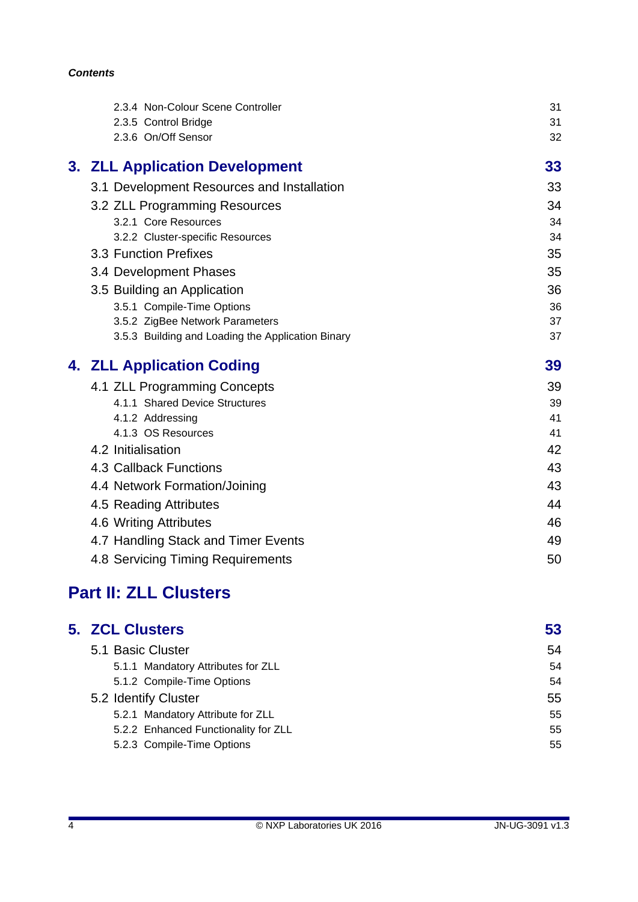| | |
|---|---|
| 2.3.4 Non-Colour Scene Controller | 31 |
| 2.3.5 Control Bridge | 31 |
| 2.3.6 On/Off Sensor | 32 |
| **3. ZLL Application Development** | **33** |
| 3.1 Development Resources and Installation | 33 |
| 3.2 ZLL Programming Resources | 34 |
| 3.2.1 Core Resources | 34 |
| 3.2.2 Cluster-specific Resources | 34 |
| 3.3 Function Prefixes | 35 |
| 3.4 Development Phases | 35 |
| 3.5 Building an Application | 36 |
| 3.5.1 Compile-Time Options | 36 |
| 3.5.2 ZigBee Network Parameters | 37 |
| 3.5.3 Building and Loading the Application Binary | 37 |
| **4. ZLL Application Coding** | **39** |
| 4.1 ZLL Programming Concepts | 39 |
| 4.1.1 Shared Device Structures | 39 |
| 4.1.2 Addressing | 41 |
| 4.1.3 OS Resources | 41 |
| 4.2 Initialisation | 42 |
| 4.3 Callback Functions | 43 |
| 4.4 Network Formation/Joining | 43 |
| 4.5 Reading Attributes | 44 |
| 4.6 Writing Attributes | 46 |
| 4.7 Handling Stack and Timer Events | 49 |
| 4.8 Servicing Timing Requirements | 50 |

**Part II: ZLL Clusters**

| | |
|---|---|
| **5. ZCL Clusters** | **53** |
| 5.1 Basic Cluster | 54 |
| 5.1.1 Mandatory Attributes for ZLL | 54 |
| 5.1.2 Compile-Time Options | 54 |
| 5.2 Identify Cluster | 55 |
| 5.2.1 Mandatory Attribute for ZLL | 55 |
| 5.2.2 Enhanced Functionality for ZLL | 55 |
| 5.2.3 Compile-Time Options | 55 |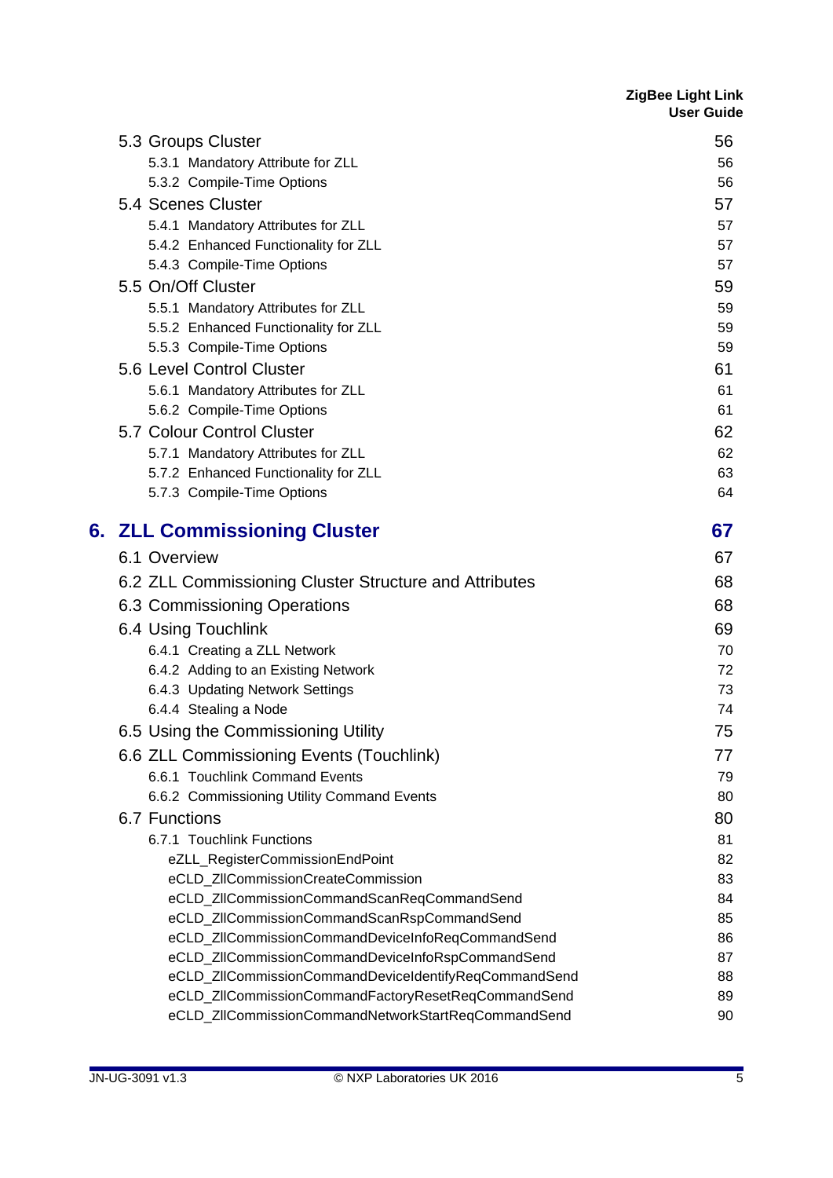| | |
|---|---|
| 5.3 Groups Cluster | 56 |
| 5.3.1 Mandatory Attribute for ZLL | 56 |
| 5.3.2 Compile-Time Options | 56 |
| 5.4 Scenes Cluster | 57 |
| 5.4.1 Mandatory Attributes for ZLL | 57 |
| 5.4.2 Enhanced Functionality for ZLL | 57 |
| 5.4.3 Compile-Time Options | 57 |
| 5.5 On/Off Cluster | 59 |
| 5.5.1 Mandatory Attributes for ZLL | 59 |
| 5.5.2 Enhanced Functionality for ZLL | 59 |
| 5.5.3 Compile-Time Options | 59 |
| 5.6 Level Control Cluster | 61 |
| 5.6.1 Mandatory Attributes for ZLL | 61 |
| 5.6.2 Compile-Time Options | 61 |
| 5.7 Colour Control Cluster | 62 |
| 5.7.1 Mandatory Attributes for ZLL | 62 |
| 5.7.2 Enhanced Functionality for ZLL | 63 |
| 5.7.3 Compile-Time Options | 64 |
| **6. ZLL Commissioning Cluster** | **67** |
| 6.1 Overview | 67 |
| 6.2 ZLL Commissioning Cluster Structure and Attributes | 68 |
| 6.3 Commissioning Operations | 68 |
| 6.4 Using Touchlink | 69 |
| 6.4.1 Creating a ZLL Network | 70 |
| 6.4.2 Adding to an Existing Network | 72 |
| 6.4.3 Updating Network Settings | 73 |
| 6.4.4 Stealing a Node | 74 |
| 6.5 Using the Commissioning Utility | 75 |
| 6.6 ZLL Commissioning Events (Touchlink) | 77 |
| 6.6.1 Touchlink Command Events | 79 |
| 6.6.2 Commissioning Utility Command Events | 80 |
| 6.7 Functions | 80 |
| 6.7.1 Touchlink Functions | 81 |
| eZLL_RegisterCommissionEndPoint | 82 |
| eCLD_ZllCommissionCreateCommission | 83 |
| eCLD_ZllCommissionCommandScanReqCommandSend | 84 |
| eCLD_ZllCommissionCommandScanRspCommandSend | 85 |
| eCLD_ZllCommissionCommandDeviceInfoReqCommandSend | 86 |
| eCLD_ZllCommissionCommandDeviceInfoRspCommandSend | 87 |
| eCLD_ZllCommissionCommandDeviceIdentifyReqCommandSend | 88 |
| eCLD_ZllCommissionCommandFactoryResetReqCommandSend | 89 |
| eCLD_ZllCommissionCommandNetworkStartReqCommandSend | 90 |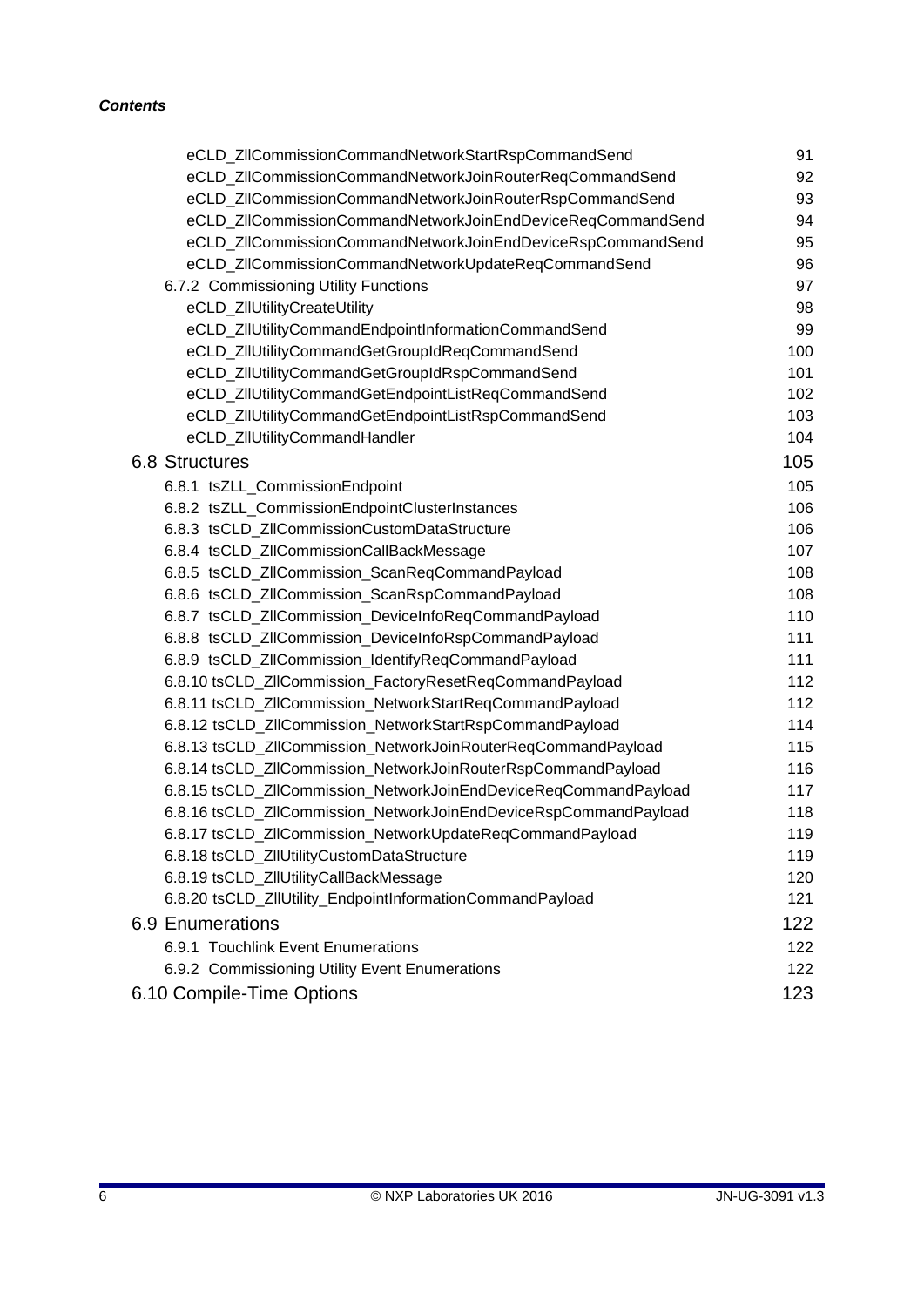*Contents*

eCLD_ZllCommissionCommandNetworkStartRspCommandSend 91
eCLD_ZllCommissionCommandNetworkJoinRouterReqCommandSend 92
eCLD_ZllCommissionCommandNetworkJoinRouterRspCommandSend 93
eCLD_ZllCommissionCommandNetworkJoinEndDeviceReqCommandSend 94
eCLD_ZllCommissionCommandNetworkJoinEndDeviceRspCommandSend 95
eCLD_ZllCommissionCommandNetworkUpdateReqCommandSend 96
6.7.2 Commissioning Utility Functions 97
eCLD_ZllUtilityCreateUtility 98
eCLD_ZllUtilityCommandEndpointInformationCommandSend 99
eCLD_ZllUtilityCommandGetGroupIdReqCommandSend 100
eCLD_ZllUtilityCommandGetGroupIdRspCommandSend 101
eCLD_ZllUtilityCommandGetEndpointListReqCommandSend 102
eCLD_ZllUtilityCommandGetEndpointListRspCommandSend 103
eCLD_ZllUtilityCommandHandler 104

6.8 Structures 105

6.8.1 tsZLL_CommissionEndpoint 105
6.8.2 tsZLL_CommissionEndpointClusterInstances 106
6.8.3 tsCLD_ZllCommissionCustomDataStructure 106
6.8.4 tsCLD_ZllCommissionCallBackMessage 107
6.8.5 tsCLD_ZllCommission_ScanReqCommandPayload 108
6.8.6 tsCLD_ZllCommission_ScanRspCommandPayload 108
6.8.7 tsCLD_ZllCommission_DeviceInfoReqCommandPayload 110
6.8.8 tsCLD_ZllCommission_DeviceInfoRspCommandPayload 111
6.8.9 tsCLD_ZllCommission_IdentifyReqCommandPayload 111
6.8.10 tsCLD_ZllCommission_FactoryResetReqCommandPayload 112
6.8.11 tsCLD_ZllCommission_NetworkStartReqCommandPayload 112
6.8.12 tsCLD_ZllCommission_NetworkStartRspCommandPayload 114
6.8.13 tsCLD_ZllCommission_NetworkJoinRouterReqCommandPayload 115
6.8.14 tsCLD_ZllCommission_NetworkJoinRouterRspCommandPayload 116
6.8.15 tsCLD_ZllCommission_NetworkJoinEndDeviceReqCommandPayload 117
6.8.16 tsCLD_ZllCommission_NetworkJoinEndDeviceRspCommandPayload 118
6.8.17 tsCLD_ZllCommission_NetworkUpdateReqCommandPayload 119
6.8.18 tsCLD_ZllUtilityCustomDataStructure 119
6.8.19 tsCLD_ZllUtilityCallBackMessage 120
6.8.20 tsCLD_ZllUtility_EndpointInformationCommandPayload 121

6.9 Enumerations 122

6.9.1 Touchlink Event Enumerations 122
6.9.2 Commissioning Utility Event Enumerations 122

6.10 Compile-Time Options 123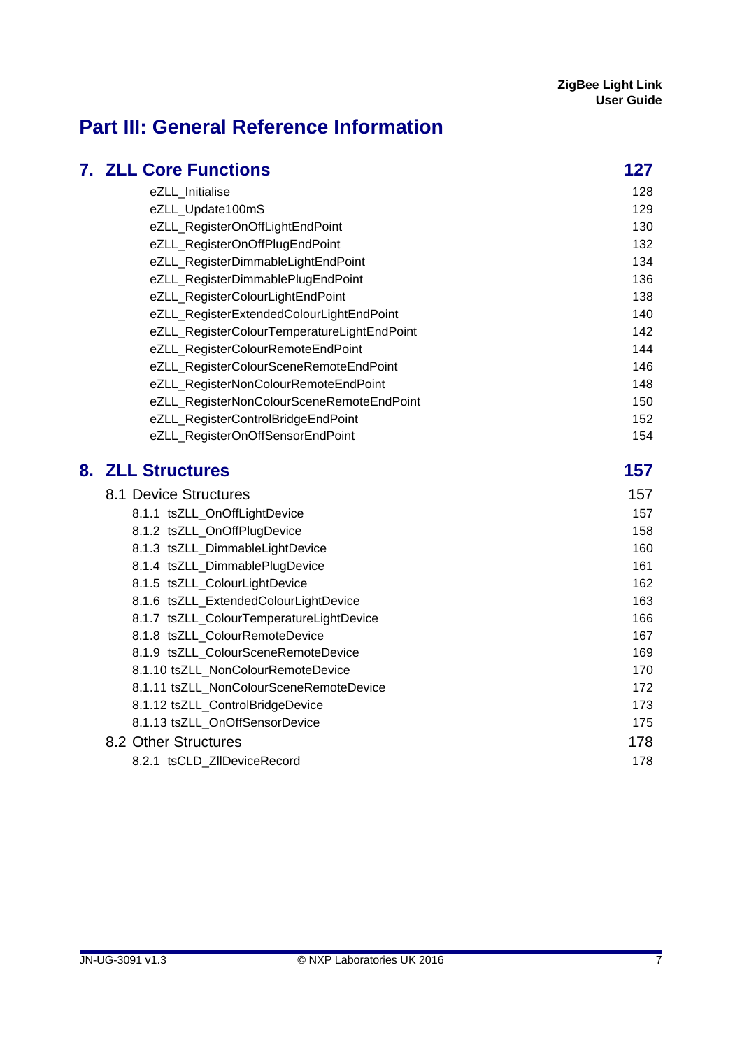# Part III: General Reference Information

| | |
|---|---|
| **7. ZLL Core Functions** | **127** |
| eZLL_Initialise | 128 |
| eZLL_Update100mS | 129 |
| eZLL_RegisterOnOffLightEndPoint | 130 |
| eZLL_RegisterOnOffPlugEndPoint | 132 |
| eZLL_RegisterDimmableLightEndPoint | 134 |
| eZLL_RegisterDimmablePlugEndPoint | 136 |
| eZLL_RegisterColourLightEndPoint | 138 |
| eZLL_RegisterExtendedColourLightEndPoint | 140 |
| eZLL_RegisterColourTemperatureLightEndPoint | 142 |
| eZLL_RegisterColourRemoteEndPoint | 144 |
| eZLL_RegisterColourSceneRemoteEndPoint | 146 |
| eZLL_RegisterNonColourRemoteEndPoint | 148 |
| eZLL_RegisterNonColourSceneRemoteEndPoint | 150 |
| eZLL_RegisterControlBridgeEndPoint | 152 |
| eZLL_RegisterOnOffSensorEndPoint | 154 |
| **8. ZLL Structures** | **157** |
| 8.1 Device Structures | 157 |
| 8.1.1 tsZLL_OnOffLightDevice | 157 |
| 8.1.2 tsZLL_OnOffPlugDevice | 158 |
| 8.1.3 tsZLL_DimmableLightDevice | 160 |
| 8.1.4 tsZLL_DimmablePlugDevice | 161 |
| 8.1.5 tsZLL_ColourLightDevice | 162 |
| 8.1.6 tsZLL_ExtendedColourLightDevice | 163 |
| 8.1.7 tsZLL_ColourTemperatureLightDevice | 166 |
| 8.1.8 tsZLL_ColourRemoteDevice | 167 |
| 8.1.9 tsZLL_ColourSceneRemoteDevice | 169 |
| 8.1.10 tsZLL_NonColourRemoteDevice | 170 |
| 8.1.11 tsZLL_NonColourSceneRemoteDevice | 172 |
| 8.1.12 tsZLL_ControlBridgeDevice | 173 |
| 8.1.13 tsZLL_OnOffSensorDevice | 175 |
| 8.2 Other Structures | 178 |
| 8.2.1 tsCLD_ZllDeviceRecord | 178 |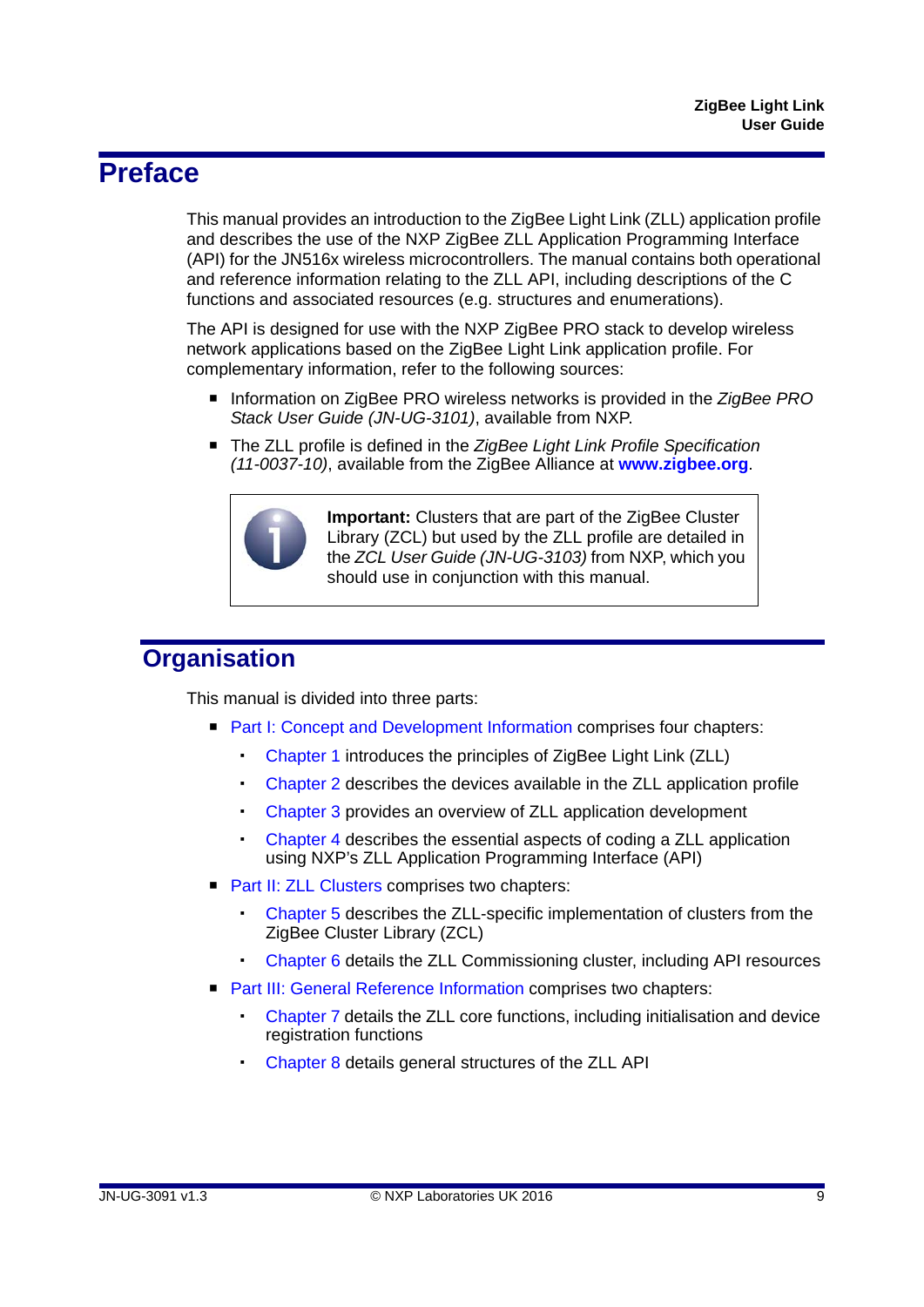# Preface

This manual provides an introduction to the ZigBee Light Link (ZLL) application profile and describes the use of the NXP ZigBee ZLL Application Programming Interface (API) for the JN516x wireless microcontrollers. The manual contains both operational and reference information relating to the ZLL API, including descriptions of the C functions and associated resources (e.g. structures and enumerations).

The API is designed for use with the NXP ZigBee PRO stack to develop wireless network applications based on the ZigBee Light Link application profile. For complementary information, refer to the following sources:

- Information on ZigBee PRO wireless networks is provided in the *ZigBee PRO Stack User Guide (JN-UG-3101)*, available from NXP.
- The ZLL profile is defined in the *ZigBee Light Link Profile Specification (11-0037-10)*, available from the ZigBee Alliance at **www.zigbee.org**.

> **Important:** Clusters that are part of the ZigBee Cluster Library (ZCL) but used by the ZLL profile are detailed in the *ZCL User Guide (JN-UG-3103)* from NXP, which you should use in conjunction with this manual.

## Organisation

This manual is divided into three parts:

- Part I: Concept and Development Information comprises four chapters:
  - Chapter 1 introduces the principles of ZigBee Light Link (ZLL)
  - Chapter 2 describes the devices available in the ZLL application profile
  - Chapter 3 provides an overview of ZLL application development
  - Chapter 4 describes the essential aspects of coding a ZLL application using NXP's ZLL Application Programming Interface (API)
- Part II: ZLL Clusters comprises two chapters:
  - Chapter 5 describes the ZLL-specific implementation of clusters from the ZigBee Cluster Library (ZCL)
  - Chapter 6 details the ZLL Commissioning cluster, including API resources
- Part III: General Reference Information comprises two chapters:
  - Chapter 7 details the ZLL core functions, including initialisation and device registration functions
  - Chapter 8 details general structures of the ZLL API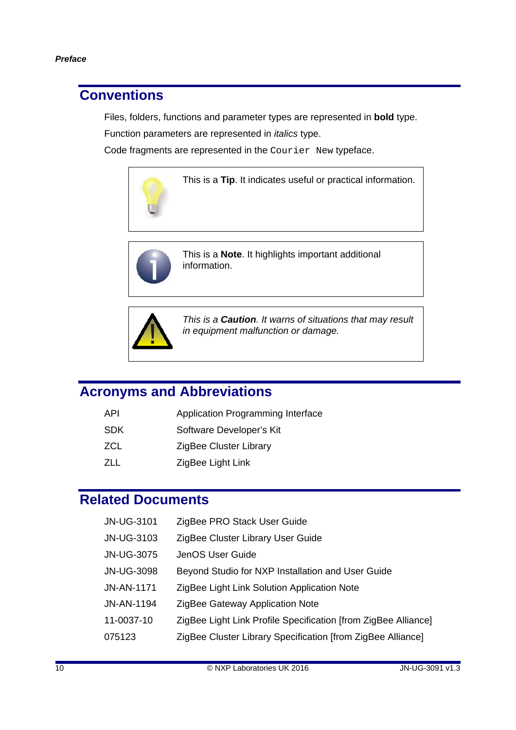## Conventions

Files, folders, functions and parameter types are represented in **bold** type.

Function parameters are represented in *italics* type.

Code fragments are represented in the `Courier New` typeface.

This is a **Tip**. It indicates useful or practical information.

This is a **Note**. It highlights important additional information.

*This is a* ***Caution****. It warns of situations that may result in equipment malfunction or damage.*

## Acronyms and Abbreviations

| | |
|---|---|
| API | Application Programming Interface |
| SDK | Software Developer's Kit |
| ZCL | ZigBee Cluster Library |
| ZLL | ZigBee Light Link |

## Related Documents

| | |
|---|---|
| JN-UG-3101 | ZigBee PRO Stack User Guide |
| JN-UG-3103 | ZigBee Cluster Library User Guide |
| JN-UG-3075 | JenOS User Guide |
| JN-UG-3098 | Beyond Studio for NXP Installation and User Guide |
| JN-AN-1171 | ZigBee Light Link Solution Application Note |
| JN-AN-1194 | ZigBee Gateway Application Note |
| 11-0037-10 | ZigBee Light Link Profile Specification [from ZigBee Alliance] |
| 075123 | ZigBee Cluster Library Specification [from ZigBee Alliance] |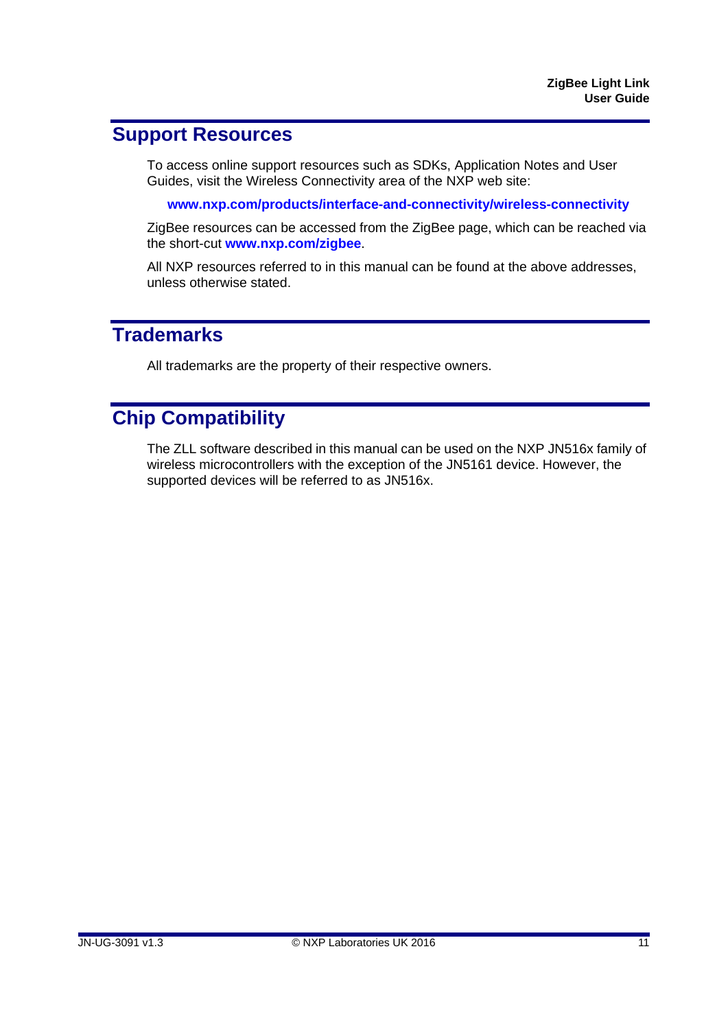# Support Resources

To access online support resources such as SDKs, Application Notes and User Guides, visit the Wireless Connectivity area of the NXP web site:

**www.nxp.com/products/interface-and-connectivity/wireless-connectivity**

ZigBee resources can be accessed from the ZigBee page, which can be reached via the short-cut **www.nxp.com/zigbee**.

All NXP resources referred to in this manual can be found at the above addresses, unless otherwise stated.

# Trademarks

All trademarks are the property of their respective owners.

# Chip Compatibility

The ZLL software described in this manual can be used on the NXP JN516x family of wireless microcontrollers with the exception of the JN5161 device. However, the supported devices will be referred to as JN516x.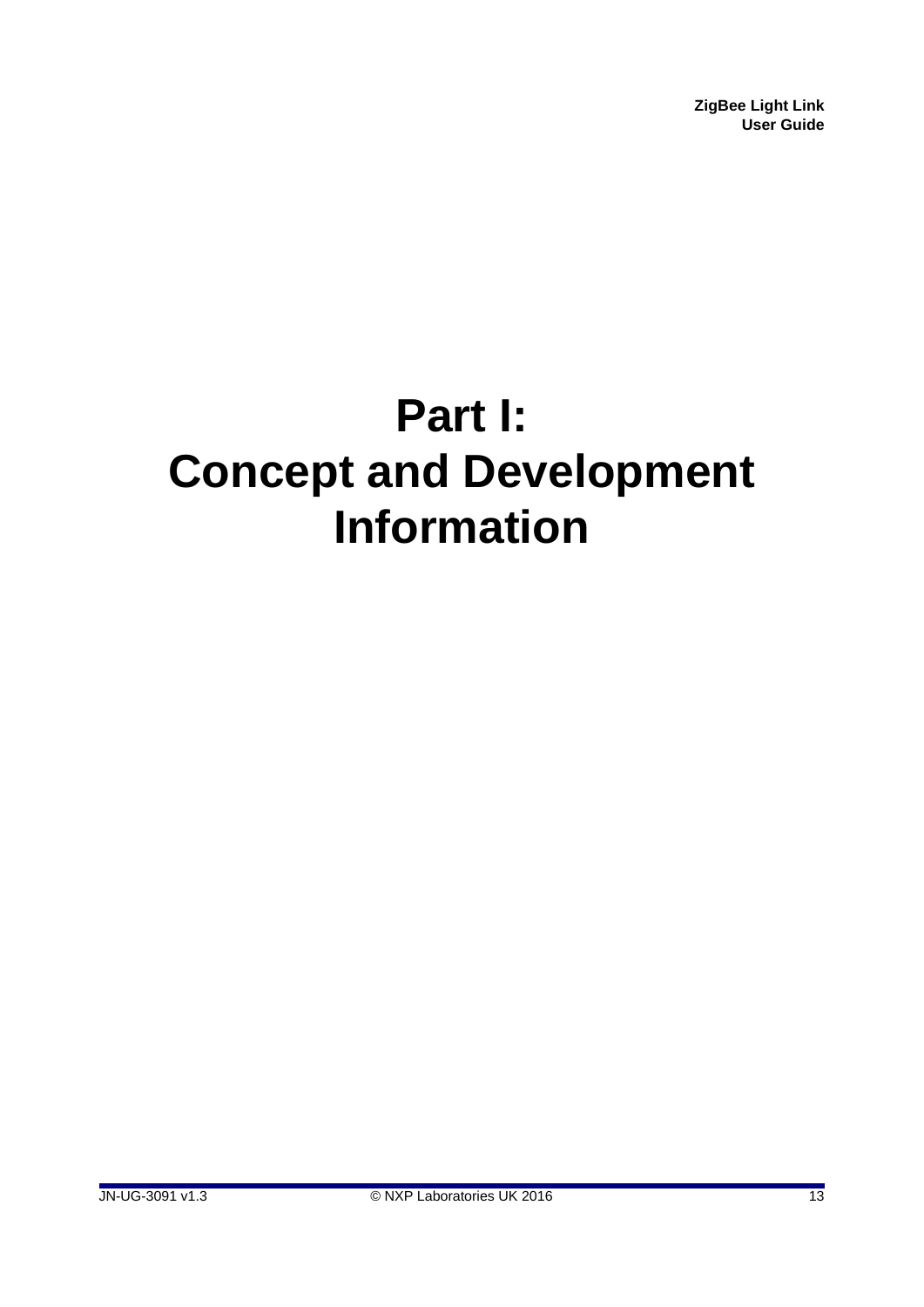# Part I: Concept and Development Information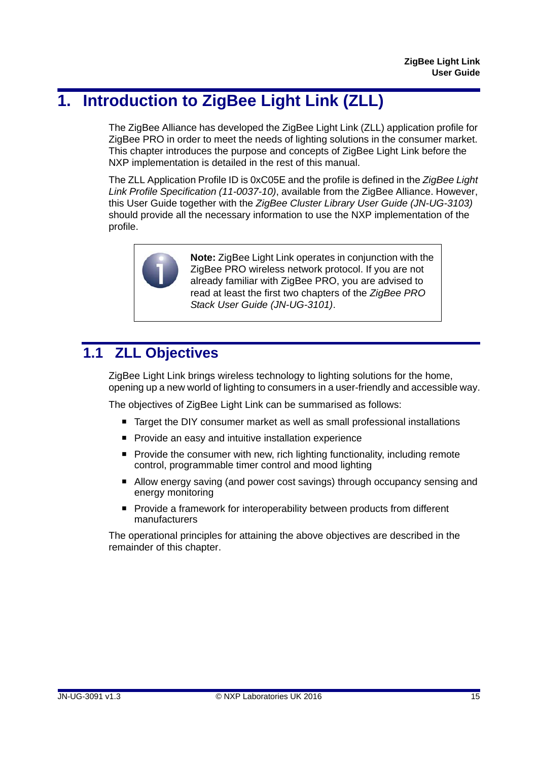# 1. Introduction to ZigBee Light Link (ZLL)

The ZigBee Alliance has developed the ZigBee Light Link (ZLL) application profile for ZigBee PRO in order to meet the needs of lighting solutions in the consumer market. This chapter introduces the purpose and concepts of ZigBee Light Link before the NXP implementation is detailed in the rest of this manual.

The ZLL Application Profile ID is 0xC05E and the profile is defined in the *ZigBee Light Link Profile Specification (11-0037-10)*, available from the ZigBee Alliance. However, this User Guide together with the *ZigBee Cluster Library User Guide (JN-UG-3103)* should provide all the necessary information to use the NXP implementation of the profile.

> **Note:** ZigBee Light Link operates in conjunction with the ZigBee PRO wireless network protocol. If you are not already familiar with ZigBee PRO, you are advised to read at least the first two chapters of the *ZigBee PRO Stack User Guide (JN-UG-3101)*.

## 1.1 ZLL Objectives

ZigBee Light Link brings wireless technology to lighting solutions for the home, opening up a new world of lighting to consumers in a user-friendly and accessible way.

The objectives of ZigBee Light Link can be summarised as follows:

- Target the DIY consumer market as well as small professional installations
- Provide an easy and intuitive installation experience
- Provide the consumer with new, rich lighting functionality, including remote control, programmable timer control and mood lighting
- Allow energy saving (and power cost savings) through occupancy sensing and energy monitoring
- Provide a framework for interoperability between products from different manufacturers

The operational principles for attaining the above objectives are described in the remainder of this chapter.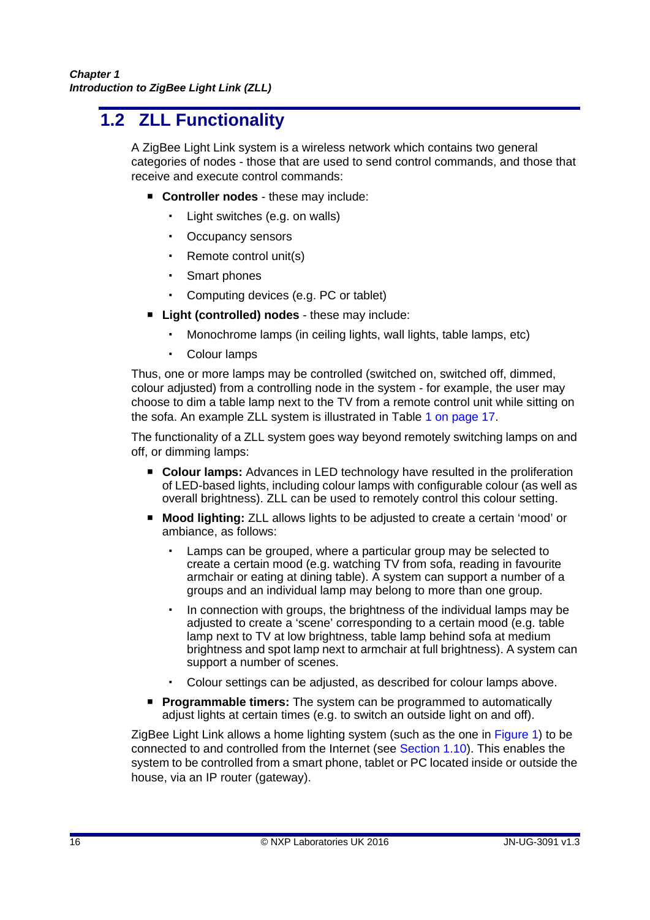## 1.2 ZLL Functionality

A ZigBee Light Link system is a wireless network which contains two general categories of nodes - those that are used to send control commands, and those that receive and execute control commands:

- **Controller nodes** - these may include:
  - Light switches (e.g. on walls)
  - Occupancy sensors
  - Remote control unit(s)
  - Smart phones
  - Computing devices (e.g. PC or tablet)
- **Light (controlled) nodes** - these may include:
  - Monochrome lamps (in ceiling lights, wall lights, table lamps, etc)
  - Colour lamps

Thus, one or more lamps may be controlled (switched on, switched off, dimmed, colour adjusted) from a controlling node in the system - for example, the user may choose to dim a table lamp next to the TV from a remote control unit while sitting on the sofa. An example ZLL system is illustrated in Table 1 on page 17.

The functionality of a ZLL system goes way beyond remotely switching lamps on and off, or dimming lamps:

- **Colour lamps:** Advances in LED technology have resulted in the proliferation of LED-based lights, including colour lamps with configurable colour (as well as overall brightness). ZLL can be used to remotely control this colour setting.
- **Mood lighting:** ZLL allows lights to be adjusted to create a certain 'mood' or ambiance, as follows:
  - Lamps can be grouped, where a particular group may be selected to create a certain mood (e.g. watching TV from sofa, reading in favourite armchair or eating at dining table). A system can support a number of a groups and an individual lamp may belong to more than one group.
  - In connection with groups, the brightness of the individual lamps may be adjusted to create a 'scene' corresponding to a certain mood (e.g. table lamp next to TV at low brightness, table lamp behind sofa at medium brightness and spot lamp next to armchair at full brightness). A system can support a number of scenes.
  - Colour settings can be adjusted, as described for colour lamps above.
- **Programmable timers:** The system can be programmed to automatically adjust lights at certain times (e.g. to switch an outside light on and off).

ZigBee Light Link allows a home lighting system (such as the one in Figure 1) to be connected to and controlled from the Internet (see Section 1.10). This enables the system to be controlled from a smart phone, tablet or PC located inside or outside the house, via an IP router (gateway).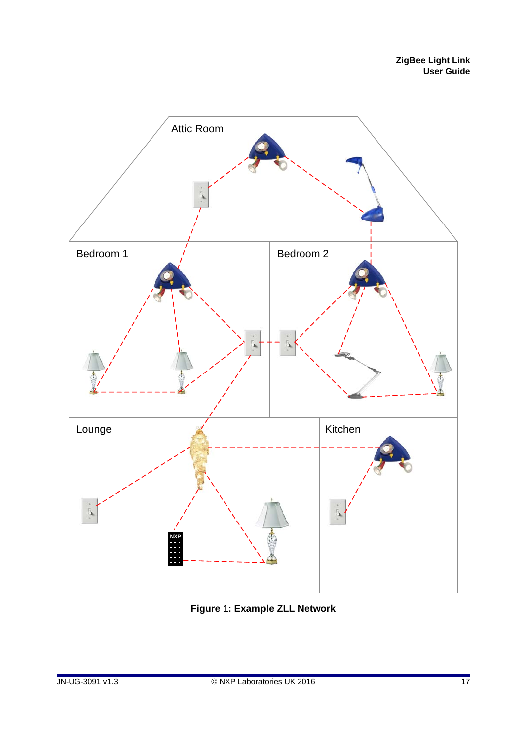**Figure 1: Example ZLL Network**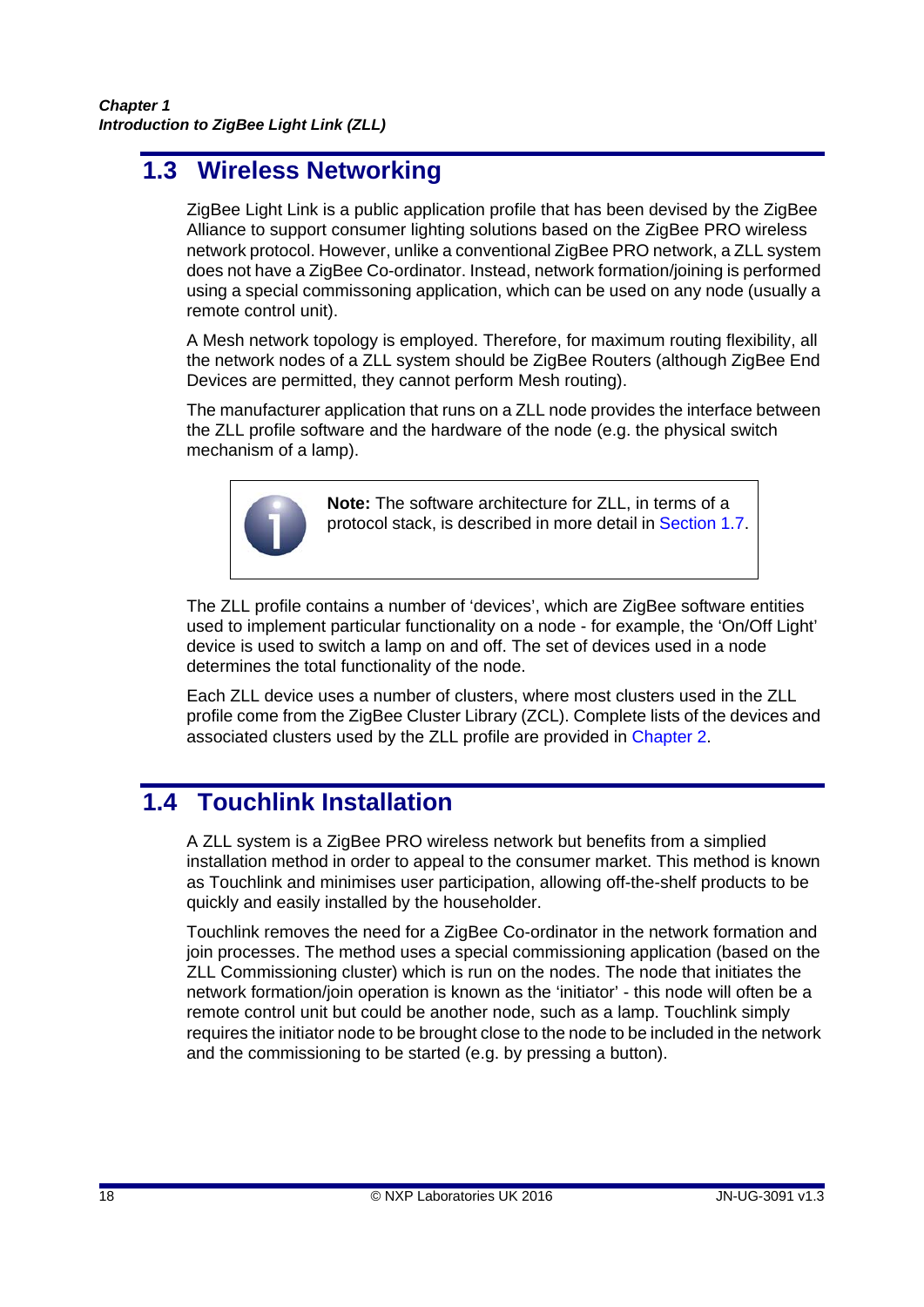## 1.3 Wireless Networking

ZigBee Light Link is a public application profile that has been devised by the ZigBee Alliance to support consumer lighting solutions based on the ZigBee PRO wireless network protocol. However, unlike a conventional ZigBee PRO network, a ZLL system does not have a ZigBee Co-ordinator. Instead, network formation/joining is performed using a special commissoning application, which can be used on any node (usually a remote control unit).

A Mesh network topology is employed. Therefore, for maximum routing flexibility, all the network nodes of a ZLL system should be ZigBee Routers (although ZigBee End Devices are permitted, they cannot perform Mesh routing).

The manufacturer application that runs on a ZLL node provides the interface between the ZLL profile software and the hardware of the node (e.g. the physical switch mechanism of a lamp).

> **Note:** The software architecture for ZLL, in terms of a protocol stack, is described in more detail in Section 1.7.

The ZLL profile contains a number of 'devices', which are ZigBee software entities used to implement particular functionality on a node - for example, the 'On/Off Light' device is used to switch a lamp on and off. The set of devices used in a node determines the total functionality of the node.

Each ZLL device uses a number of clusters, where most clusters used in the ZLL profile come from the ZigBee Cluster Library (ZCL). Complete lists of the devices and associated clusters used by the ZLL profile are provided in Chapter 2.

## 1.4 Touchlink Installation

A ZLL system is a ZigBee PRO wireless network but benefits from a simplied installation method in order to appeal to the consumer market. This method is known as Touchlink and minimises user participation, allowing off-the-shelf products to be quickly and easily installed by the householder.

Touchlink removes the need for a ZigBee Co-ordinator in the network formation and join processes. The method uses a special commissioning application (based on the ZLL Commissioning cluster) which is run on the nodes. The node that initiates the network formation/join operation is known as the 'initiator' - this node will often be a remote control unit but could be another node, such as a lamp. Touchlink simply requires the initiator node to be brought close to the node to be included in the network and the commissioning to be started (e.g. by pressing a button).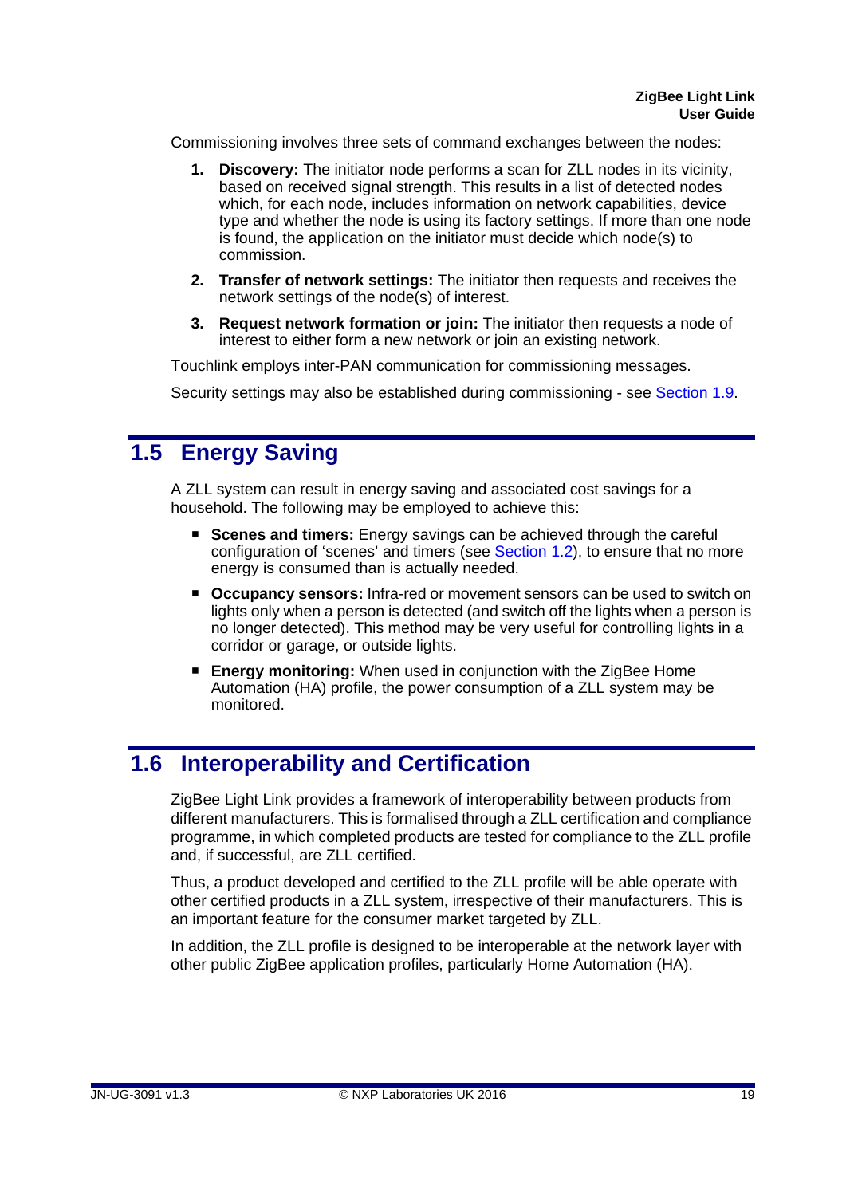Commissioning involves three sets of command exchanges between the nodes:

1. **Discovery:** The initiator node performs a scan for ZLL nodes in its vicinity, based on received signal strength. This results in a list of detected nodes which, for each node, includes information on network capabilities, device type and whether the node is using its factory settings. If more than one node is found, the application on the initiator must decide which node(s) to commission.
2. **Transfer of network settings:** The initiator then requests and receives the network settings of the node(s) of interest.
3. **Request network formation or join:** The initiator then requests a node of interest to either form a new network or join an existing network.

Touchlink employs inter-PAN communication for commissioning messages.

Security settings may also be established during commissioning - see Section 1.9.

## 1.5 Energy Saving

A ZLL system can result in energy saving and associated cost savings for a household. The following may be employed to achieve this:

- **Scenes and timers:** Energy savings can be achieved through the careful configuration of 'scenes' and timers (see Section 1.2), to ensure that no more energy is consumed than is actually needed.
- **Occupancy sensors:** Infra-red or movement sensors can be used to switch on lights only when a person is detected (and switch off the lights when a person is no longer detected). This method may be very useful for controlling lights in a corridor or garage, or outside lights.
- **Energy monitoring:** When used in conjunction with the ZigBee Home Automation (HA) profile, the power consumption of a ZLL system may be monitored.

## 1.6 Interoperability and Certification

ZigBee Light Link provides a framework of interoperability between products from different manufacturers. This is formalised through a ZLL certification and compliance programme, in which completed products are tested for compliance to the ZLL profile and, if successful, are ZLL certified.

Thus, a product developed and certified to the ZLL profile will be able operate with other certified products in a ZLL system, irrespective of their manufacturers. This is an important feature for the consumer market targeted by ZLL.

In addition, the ZLL profile is designed to be interoperable at the network layer with other public ZigBee application profiles, particularly Home Automation (HA).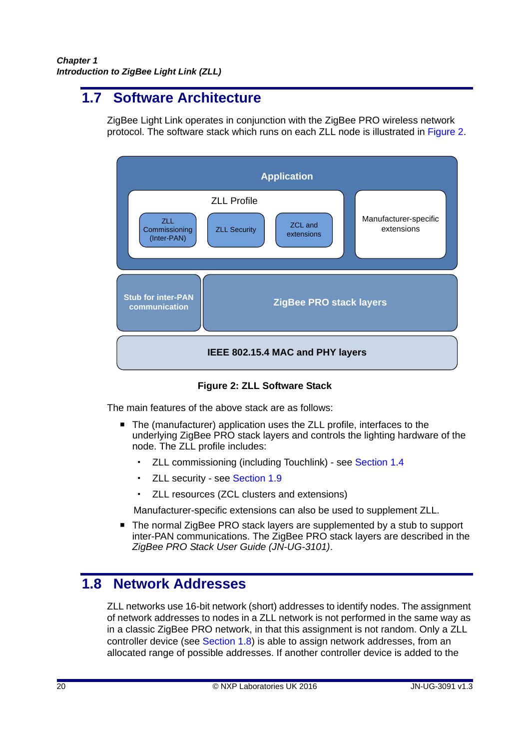## 1.7 Software Architecture

ZigBee Light Link operates in conjunction with the ZigBee PRO wireless network protocol. The software stack which runs on each ZLL node is illustrated in Figure 2.

**Figure 2: ZLL Software Stack**

The main features of the above stack are as follows:

- The (manufacturer) application uses the ZLL profile, interfaces to the underlying ZigBee PRO stack layers and controls the lighting hardware of the node. The ZLL profile includes:
  - ZLL commissioning (including Touchlink) - see Section 1.4
  - ZLL security - see Section 1.9
  - ZLL resources (ZCL clusters and extensions)

  Manufacturer-specific extensions can also be used to supplement ZLL.
- The normal ZigBee PRO stack layers are supplemented by a stub to support inter-PAN communications. The ZigBee PRO stack layers are described in the *ZigBee PRO Stack User Guide (JN-UG-3101)*.

## 1.8 Network Addresses

ZLL networks use 16-bit network (short) addresses to identify nodes. The assignment of network addresses to nodes in a ZLL network is not performed in the same way as in a classic ZigBee PRO network, in that this assignment is not random. Only a ZLL controller device (see Section 1.8) is able to assign network addresses, from an allocated range of possible addresses. If another controller device is added to the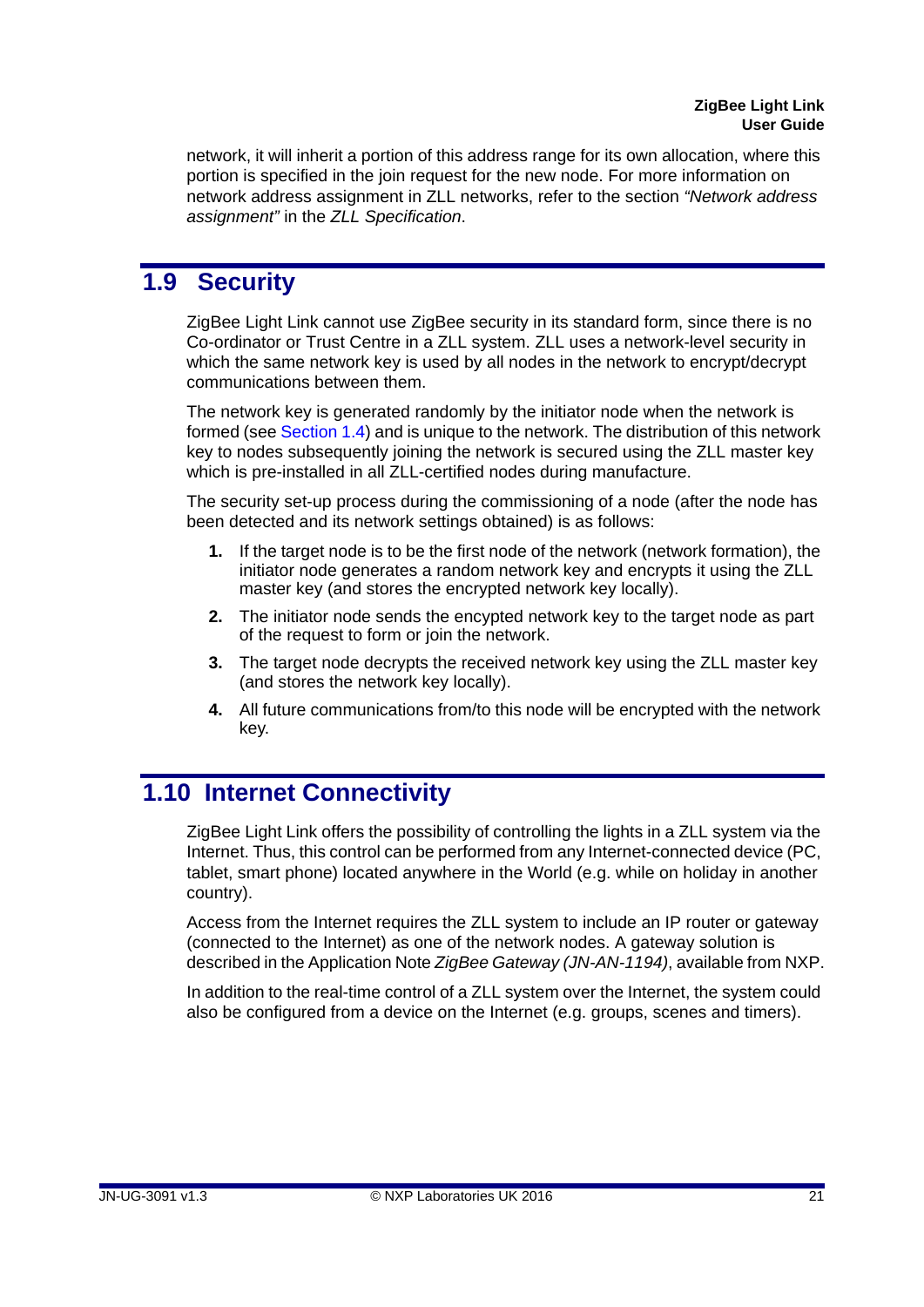network, it will inherit a portion of this address range for its own allocation, where this portion is specified in the join request for the new node. For more information on network address assignment in ZLL networks, refer to the section *"Network address assignment"* in the *ZLL Specification*.

## 1.9 Security

ZigBee Light Link cannot use ZigBee security in its standard form, since there is no Co-ordinator or Trust Centre in a ZLL system. ZLL uses a network-level security in which the same network key is used by all nodes in the network to encrypt/decrypt communications between them.

The network key is generated randomly by the initiator node when the network is formed (see Section 1.4) and is unique to the network. The distribution of this network key to nodes subsequently joining the network is secured using the ZLL master key which is pre-installed in all ZLL-certified nodes during manufacture.

The security set-up process during the commissioning of a node (after the node has been detected and its network settings obtained) is as follows:

1. If the target node is to be the first node of the network (network formation), the initiator node generates a random network key and encrypts it using the ZLL master key (and stores the encrypted network key locally).
2. The initiator node sends the encypted network key to the target node as part of the request to form or join the network.
3. The target node decrypts the received network key using the ZLL master key (and stores the network key locally).
4. All future communications from/to this node will be encrypted with the network key.

## 1.10 Internet Connectivity

ZigBee Light Link offers the possibility of controlling the lights in a ZLL system via the Internet. Thus, this control can be performed from any Internet-connected device (PC, tablet, smart phone) located anywhere in the World (e.g. while on holiday in another country).

Access from the Internet requires the ZLL system to include an IP router or gateway (connected to the Internet) as one of the network nodes. A gateway solution is described in the Application Note *ZigBee Gateway (JN-AN-1194)*, available from NXP.

In addition to the real-time control of a ZLL system over the Internet, the system could also be configured from a device on the Internet (e.g. groups, scenes and timers).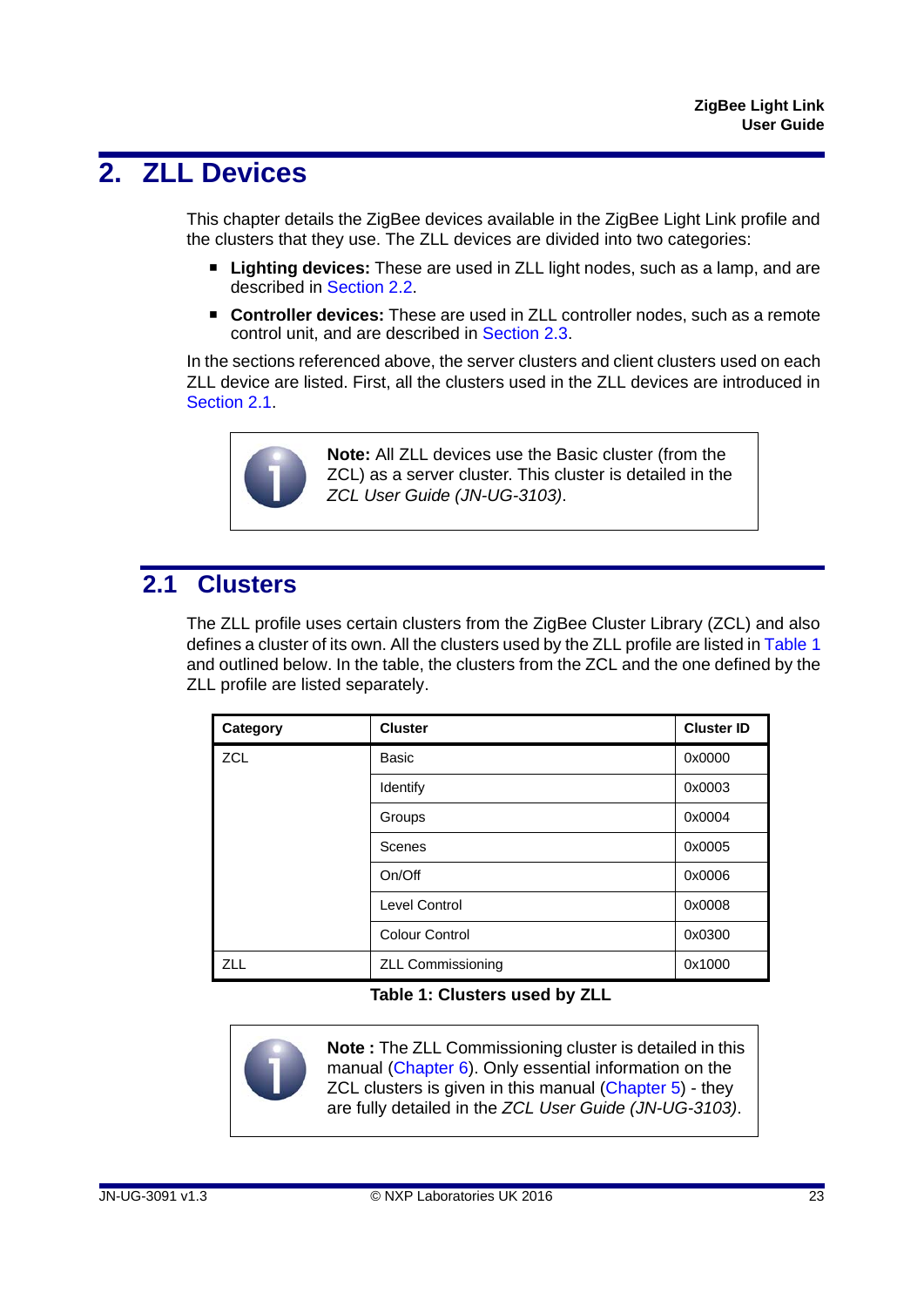# 2. ZLL Devices

This chapter details the ZigBee devices available in the ZigBee Light Link profile and the clusters that they use. The ZLL devices are divided into two categories:

- **Lighting devices:** These are used in ZLL light nodes, such as a lamp, and are described in Section 2.2.
- **Controller devices:** These are used in ZLL controller nodes, such as a remote control unit, and are described in Section 2.3.

In the sections referenced above, the server clusters and client clusters used on each ZLL device are listed. First, all the clusters used in the ZLL devices are introduced in Section 2.1.

> **Note:** All ZLL devices use the Basic cluster (from the ZCL) as a server cluster. This cluster is detailed in the *ZCL User Guide (JN-UG-3103)*.

## 2.1 Clusters

The ZLL profile uses certain clusters from the ZigBee Cluster Library (ZCL) and also defines a cluster of its own. All the clusters used by the ZLL profile are listed in Table 1 and outlined below. In the table, the clusters from the ZCL and the one defined by the ZLL profile are listed separately.

| Category | Cluster | Cluster ID |
|---|---|---|
| ZCL | Basic | 0x0000 |
| | Identify | 0x0003 |
| | Groups | 0x0004 |
| | Scenes | 0x0005 |
| | On/Off | 0x0006 |
| | Level Control | 0x0008 |
| | Colour Control | 0x0300 |
| ZLL | ZLL Commissioning | 0x1000 |

**Table 1: Clusters used by ZLL**

> **Note :** The ZLL Commissioning cluster is detailed in this manual (Chapter 6). Only essential information on the ZCL clusters is given in this manual (Chapter 5) - they are fully detailed in the *ZCL User Guide (JN-UG-3103)*.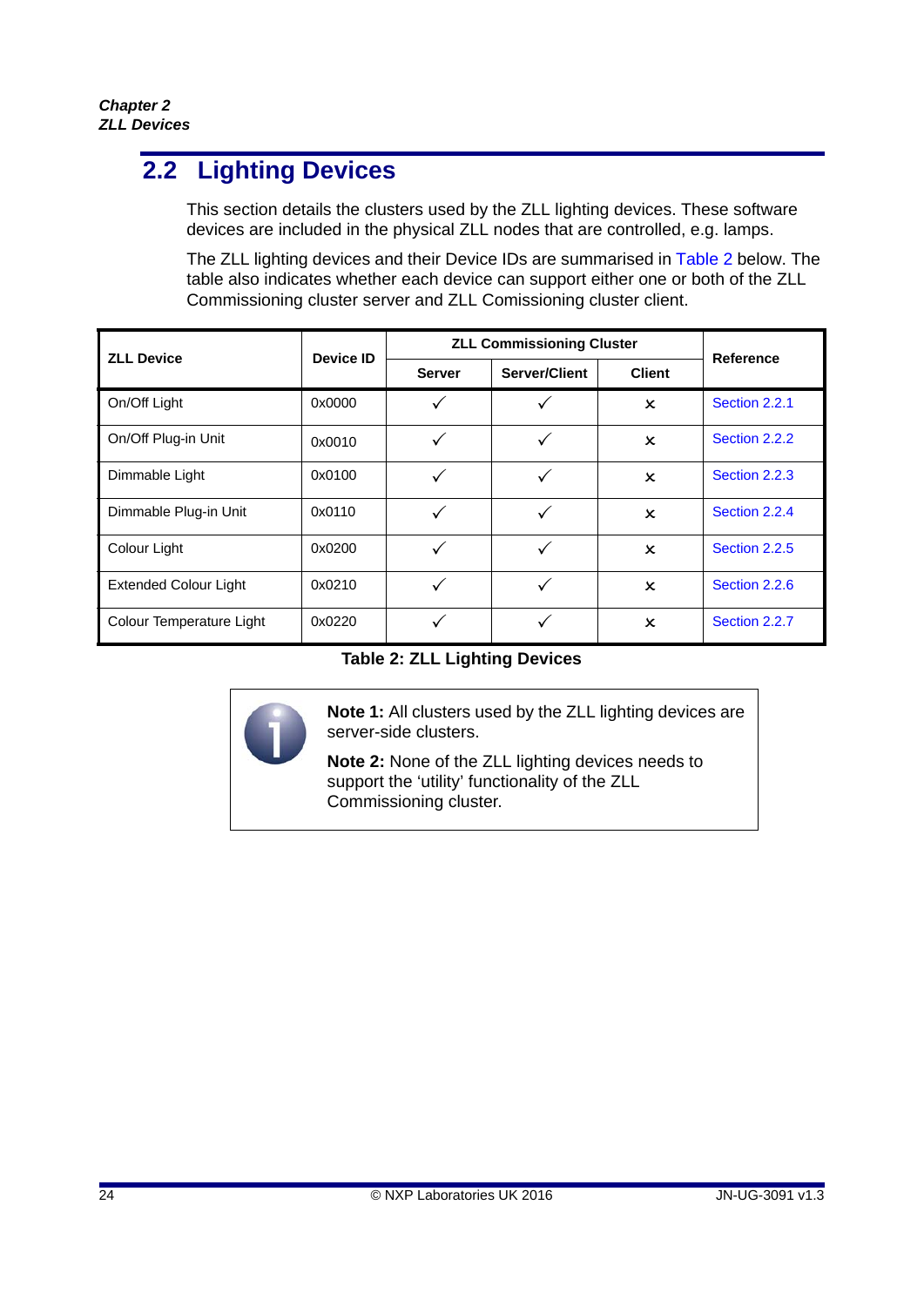## 2.2 Lighting Devices

This section details the clusters used by the ZLL lighting devices. These software devices are included in the physical ZLL nodes that are controlled, e.g. lamps.

The ZLL lighting devices and their Device IDs are summarised in Table 2 below. The table also indicates whether each device can support either one or both of the ZLL Commissioning cluster server and ZLL Comissioning cluster client.

| ZLL Device | Device ID | ZLL Commissioning Cluster | | | Reference |
|---|---|---|---|---|---|
| | | Server | Server/Client | Client | |
| On/Off Light | 0x0000 | ✓ | ✓ | ✗ | Section 2.2.1 |
| On/Off Plug-in Unit | 0x0010 | ✓ | ✓ | ✗ | Section 2.2.2 |
| Dimmable Light | 0x0100 | ✓ | ✓ | ✗ | Section 2.2.3 |
| Dimmable Plug-in Unit | 0x0110 | ✓ | ✓ | ✗ | Section 2.2.4 |
| Colour Light | 0x0200 | ✓ | ✓ | ✗ | Section 2.2.5 |
| Extended Colour Light | 0x0210 | ✓ | ✓ | ✗ | Section 2.2.6 |
| Colour Temperature Light | 0x0220 | ✓ | ✓ | ✗ | Section 2.2.7 |

**Table 2: ZLL Lighting Devices**

**Note 1:** All clusters used by the ZLL lighting devices are server-side clusters.

**Note 2:** None of the ZLL lighting devices needs to support the 'utility' functionality of the ZLL Commissioning cluster.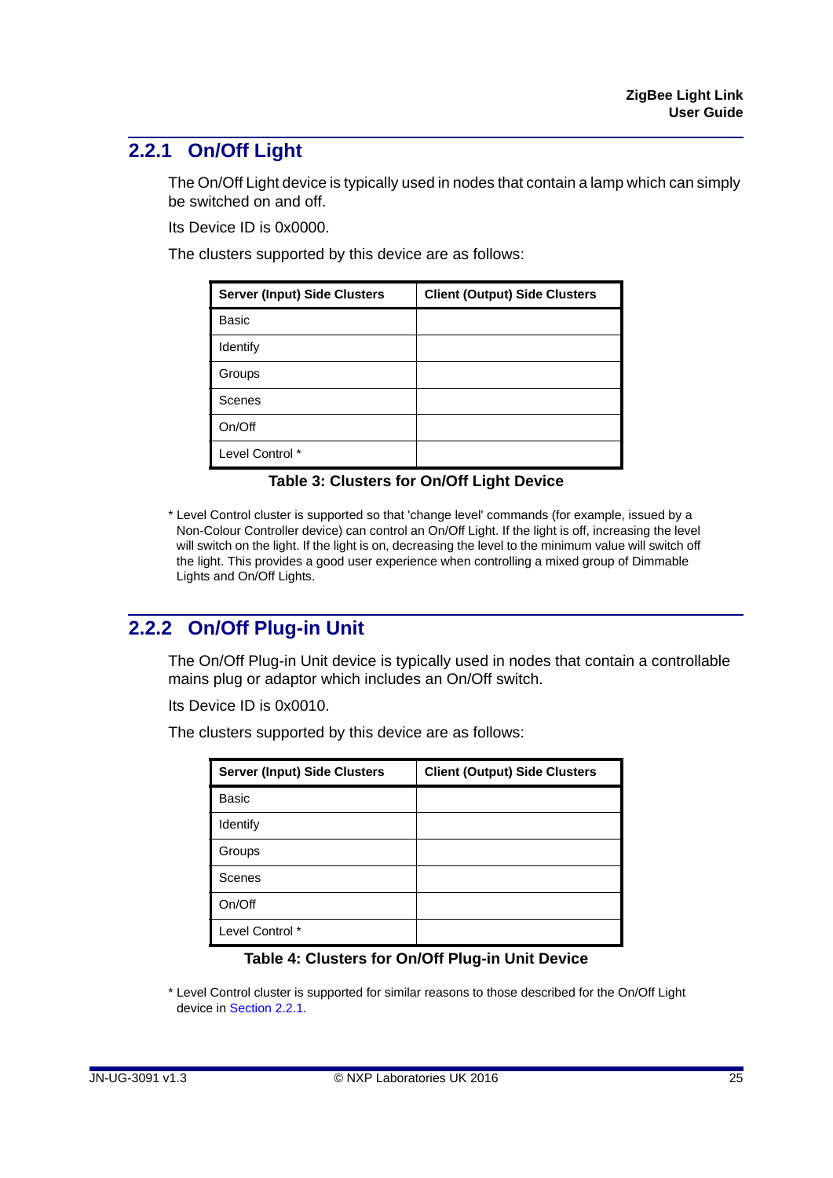### 2.2.1 On/Off Light

The On/Off Light device is typically used in nodes that contain a lamp which can simply be switched on and off.

Its Device ID is 0x0000.

The clusters supported by this device are as follows:

| Server (Input) Side Clusters | Client (Output) Side Clusters |
|---|---|
| Basic | |
| Identify | |
| Groups | |
| Scenes | |
| On/Off | |
| Level Control * | |

**Table 3: Clusters for On/Off Light Device**

* Level Control cluster is supported so that 'change level' commands (for example, issued by a Non-Colour Controller device) can control an On/Off Light. If the light is off, increasing the level will switch on the light. If the light is on, decreasing the level to the minimum value will switch off the light. This provides a good user experience when controlling a mixed group of Dimmable Lights and On/Off Lights.

### 2.2.2 On/Off Plug-in Unit

The On/Off Plug-in Unit device is typically used in nodes that contain a controllable mains plug or adaptor which includes an On/Off switch.

Its Device ID is 0x0010.

The clusters supported by this device are as follows:

| Server (Input) Side Clusters | Client (Output) Side Clusters |
|---|---|
| Basic | |
| Identify | |
| Groups | |
| Scenes | |
| On/Off | |
| Level Control * | |

**Table 4: Clusters for On/Off Plug-in Unit Device**

* Level Control cluster is supported for similar reasons to those described for the On/Off Light device in Section 2.2.1.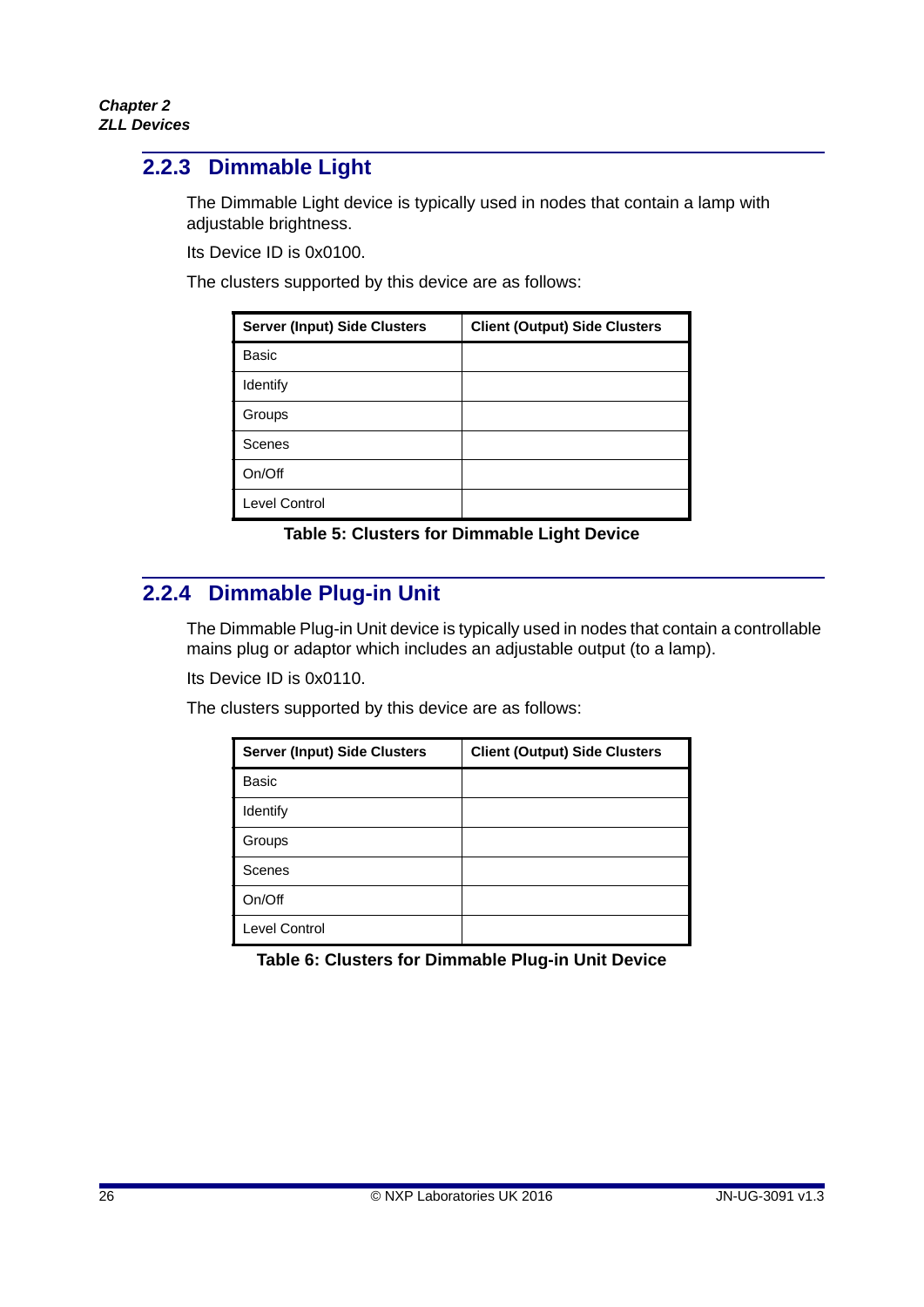### 2.2.3 Dimmable Light

The Dimmable Light device is typically used in nodes that contain a lamp with adjustable brightness.

Its Device ID is 0x0100.

The clusters supported by this device are as follows:

| Server (Input) Side Clusters | Client (Output) Side Clusters |
|---|---|
| Basic | |
| Identify | |
| Groups | |
| Scenes | |
| On/Off | |
| Level Control | |

**Table 5: Clusters for Dimmable Light Device**

### 2.2.4 Dimmable Plug-in Unit

The Dimmable Plug-in Unit device is typically used in nodes that contain a controllable mains plug or adaptor which includes an adjustable output (to a lamp).

Its Device ID is 0x0110.

The clusters supported by this device are as follows:

| Server (Input) Side Clusters | Client (Output) Side Clusters |
|---|---|
| Basic | |
| Identify | |
| Groups | |
| Scenes | |
| On/Off | |
| Level Control | |

**Table 6: Clusters for Dimmable Plug-in Unit Device**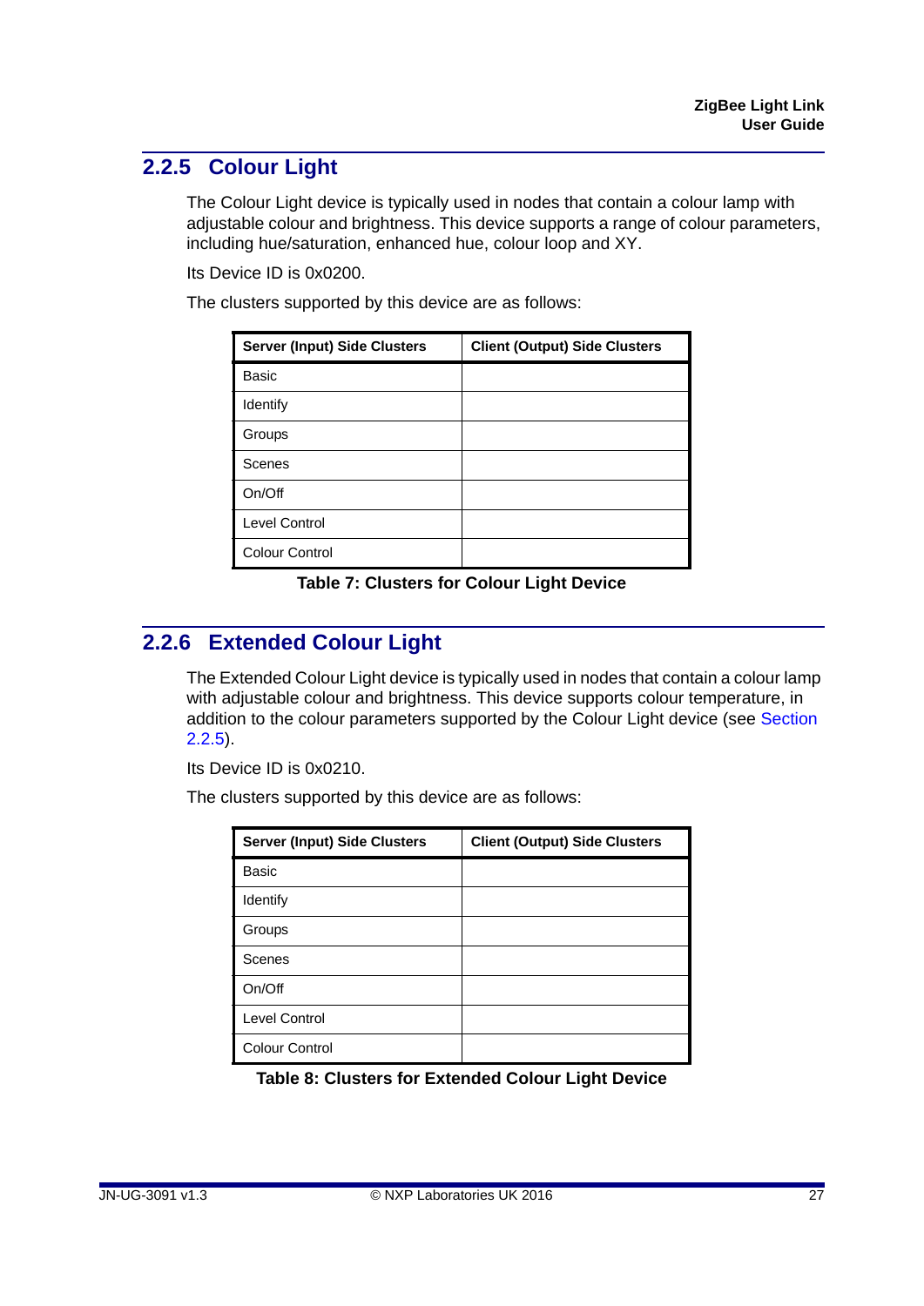### 2.2.5 Colour Light

The Colour Light device is typically used in nodes that contain a colour lamp with adjustable colour and brightness. This device supports a range of colour parameters, including hue/saturation, enhanced hue, colour loop and XY.

Its Device ID is 0x0200.

The clusters supported by this device are as follows:

| Server (Input) Side Clusters | Client (Output) Side Clusters |
|---|---|
| Basic | |
| Identify | |
| Groups | |
| Scenes | |
| On/Off | |
| Level Control | |
| Colour Control | |

**Table 7: Clusters for Colour Light Device**

### 2.2.6 Extended Colour Light

The Extended Colour Light device is typically used in nodes that contain a colour lamp with adjustable colour and brightness. This device supports colour temperature, in addition to the colour parameters supported by the Colour Light device (see Section 2.2.5).

Its Device ID is 0x0210.

The clusters supported by this device are as follows:

| Server (Input) Side Clusters | Client (Output) Side Clusters |
|---|---|
| Basic | |
| Identify | |
| Groups | |
| Scenes | |
| On/Off | |
| Level Control | |
| Colour Control | |

**Table 8: Clusters for Extended Colour Light Device**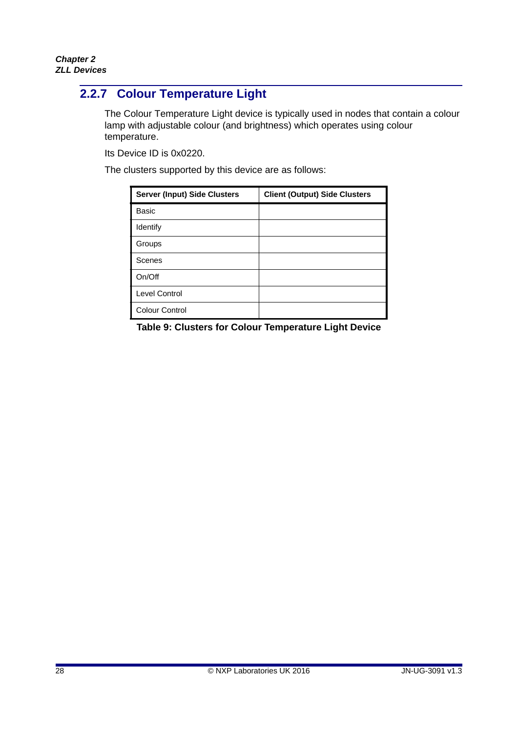### 2.2.7 Colour Temperature Light

The Colour Temperature Light device is typically used in nodes that contain a colour lamp with adjustable colour (and brightness) which operates using colour temperature.

Its Device ID is 0x0220.

The clusters supported by this device are as follows:

| Server (Input) Side Clusters | Client (Output) Side Clusters |
|---|---|
| Basic | |
| Identify | |
| Groups | |
| Scenes | |
| On/Off | |
| Level Control | |
| Colour Control | |

**Table 9: Clusters for Colour Temperature Light Device**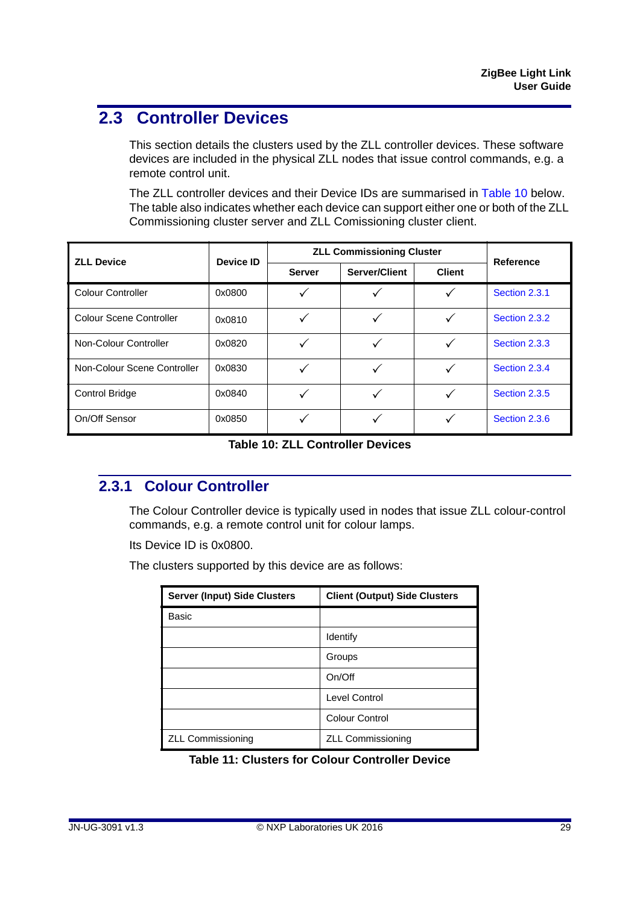## 2.3 Controller Devices

This section details the clusters used by the ZLL controller devices. These software devices are included in the physical ZLL nodes that issue control commands, e.g. a remote control unit.

The ZLL controller devices and their Device IDs are summarised in Table 10 below. The table also indicates whether each device can support either one or both of the ZLL Commissioning cluster server and ZLL Comissioning cluster client.

| ZLL Device | Device ID | ZLL Commissioning Cluster | | | Reference |
|---|---|---|---|---|---|
| | | Server | Server/Client | Client | |
| Colour Controller | 0x0800 | ✓ | ✓ | ✓ | Section 2.3.1 |
| Colour Scene Controller | 0x0810 | ✓ | ✓ | ✓ | Section 2.3.2 |
| Non-Colour Controller | 0x0820 | ✓ | ✓ | ✓ | Section 2.3.3 |
| Non-Colour Scene Controller | 0x0830 | ✓ | ✓ | ✓ | Section 2.3.4 |
| Control Bridge | 0x0840 | ✓ | ✓ | ✓ | Section 2.3.5 |
| On/Off Sensor | 0x0850 | ✓ | ✓ | ✓ | Section 2.3.6 |

**Table 10: ZLL Controller Devices**

### 2.3.1 Colour Controller

The Colour Controller device is typically used in nodes that issue ZLL colour-control commands, e.g. a remote control unit for colour lamps.

Its Device ID is 0x0800.

The clusters supported by this device are as follows:

| Server (Input) Side Clusters | Client (Output) Side Clusters |
|---|---|
| Basic | |
| | Identify |
| | Groups |
| | On/Off |
| | Level Control |
| | Colour Control |
| ZLL Commissioning | ZLL Commissioning |

**Table 11: Clusters for Colour Controller Device**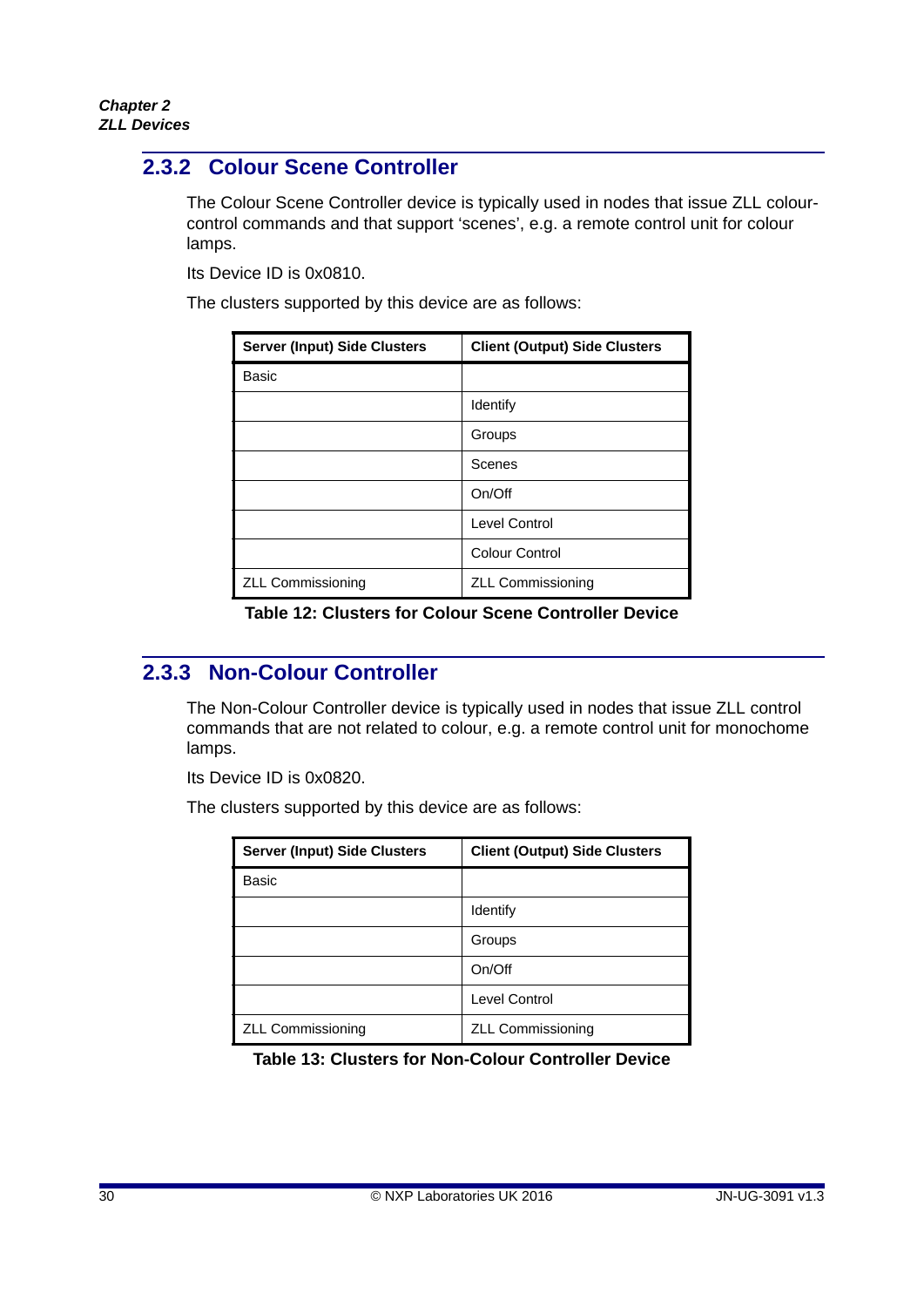### 2.3.2 Colour Scene Controller

The Colour Scene Controller device is typically used in nodes that issue ZLL colour-control commands and that support 'scenes', e.g. a remote control unit for colour lamps.

Its Device ID is 0x0810.

The clusters supported by this device are as follows:

| Server (Input) Side Clusters | Client (Output) Side Clusters |
|---|---|
| Basic | |
| | Identify |
| | Groups |
| | Scenes |
| | On/Off |
| | Level Control |
| | Colour Control |
| ZLL Commissioning | ZLL Commissioning |

**Table 12: Clusters for Colour Scene Controller Device**

### 2.3.3 Non-Colour Controller

The Non-Colour Controller device is typically used in nodes that issue ZLL control commands that are not related to colour, e.g. a remote control unit for monochome lamps.

Its Device ID is 0x0820.

The clusters supported by this device are as follows:

| Server (Input) Side Clusters | Client (Output) Side Clusters |
|---|---|
| Basic | |
| | Identify |
| | Groups |
| | On/Off |
| | Level Control |
| ZLL Commissioning | ZLL Commissioning |

**Table 13: Clusters for Non-Colour Controller Device**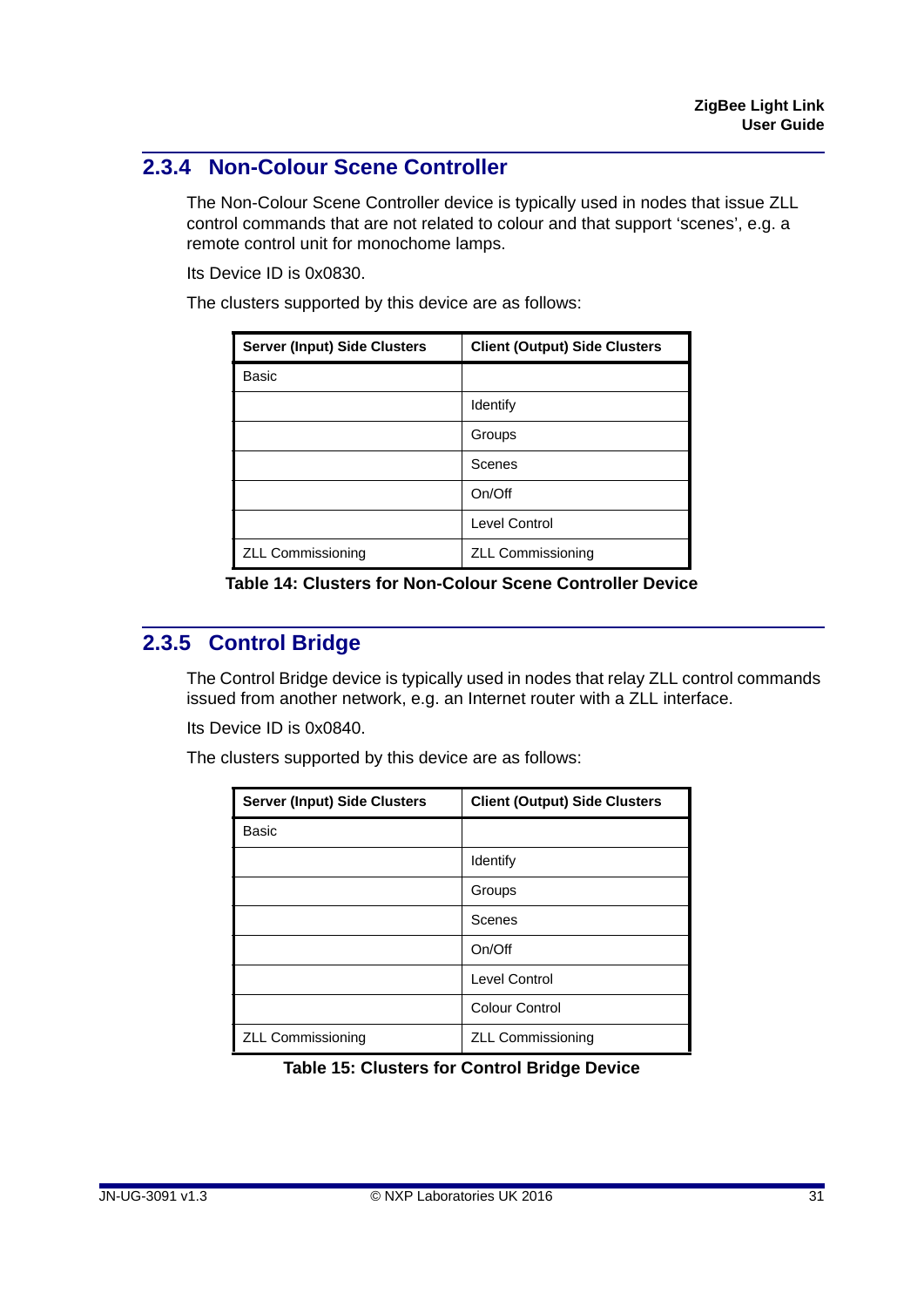### 2.3.4 Non-Colour Scene Controller

The Non-Colour Scene Controller device is typically used in nodes that issue ZLL control commands that are not related to colour and that support ‘scenes’, e.g. a remote control unit for monochome lamps.

Its Device ID is 0x0830.

The clusters supported by this device are as follows:

| Server (Input) Side Clusters | Client (Output) Side Clusters |
|---|---|
| Basic | |
| | Identify |
| | Groups |
| | Scenes |
| | On/Off |
| | Level Control |
| ZLL Commissioning | ZLL Commissioning |

**Table 14: Clusters for Non-Colour Scene Controller Device**

### 2.3.5 Control Bridge

The Control Bridge device is typically used in nodes that relay ZLL control commands issued from another network, e.g. an Internet router with a ZLL interface.

Its Device ID is 0x0840.

The clusters supported by this device are as follows:

| Server (Input) Side Clusters | Client (Output) Side Clusters |
|---|---|
| Basic | |
| | Identify |
| | Groups |
| | Scenes |
| | On/Off |
| | Level Control |
| | Colour Control |
| ZLL Commissioning | ZLL Commissioning |

**Table 15: Clusters for Control Bridge Device**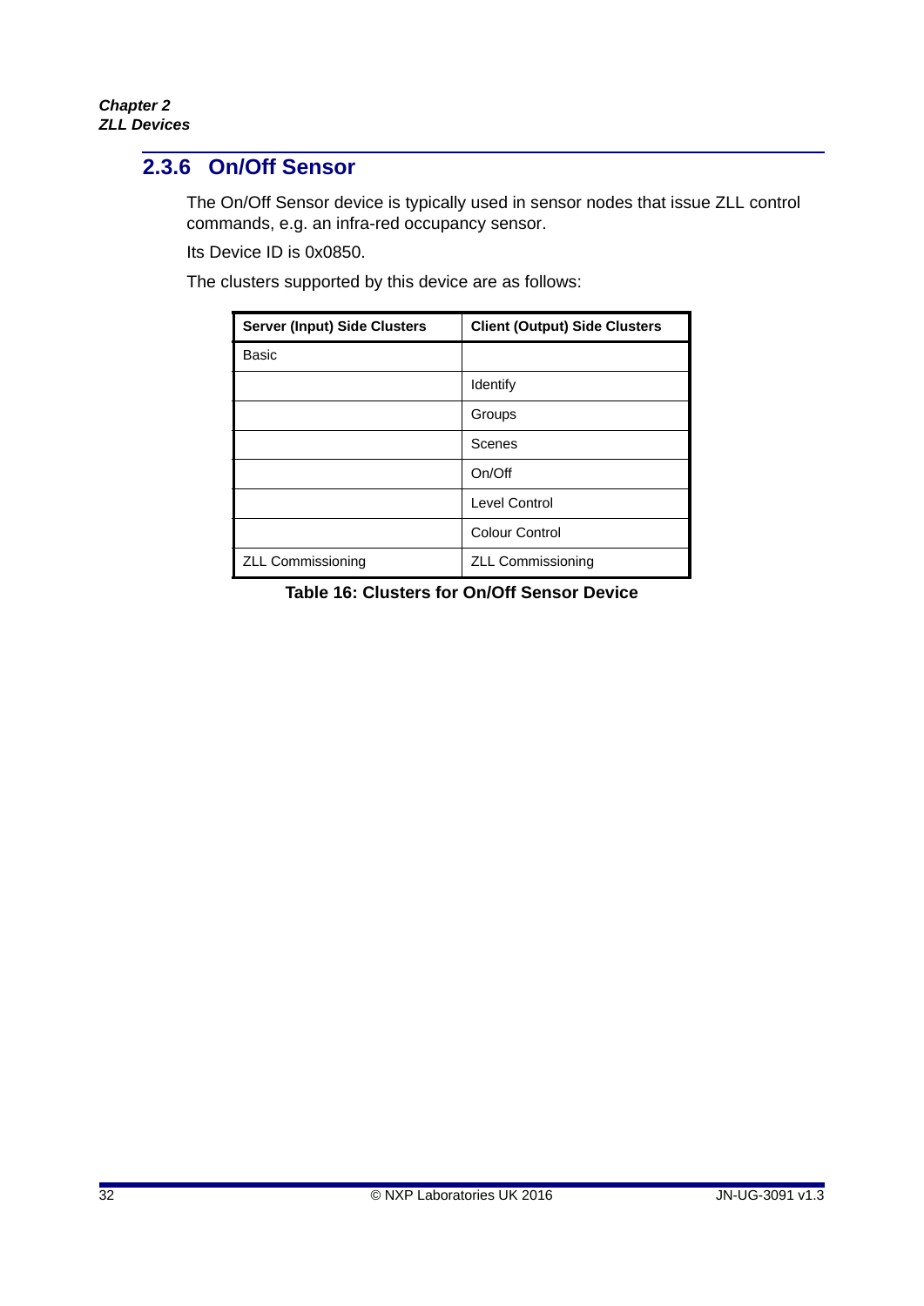### 2.3.6 On/Off Sensor

The On/Off Sensor device is typically used in sensor nodes that issue ZLL control commands, e.g. an infra-red occupancy sensor.

Its Device ID is 0x0850.

The clusters supported by this device are as follows:

| Server (Input) Side Clusters | Client (Output) Side Clusters |
|---|---|
| Basic | |
| | Identify |
| | Groups |
| | Scenes |
| | On/Off |
| | Level Control |
| | Colour Control |
| ZLL Commissioning | ZLL Commissioning |

**Table 16: Clusters for On/Off Sensor Device**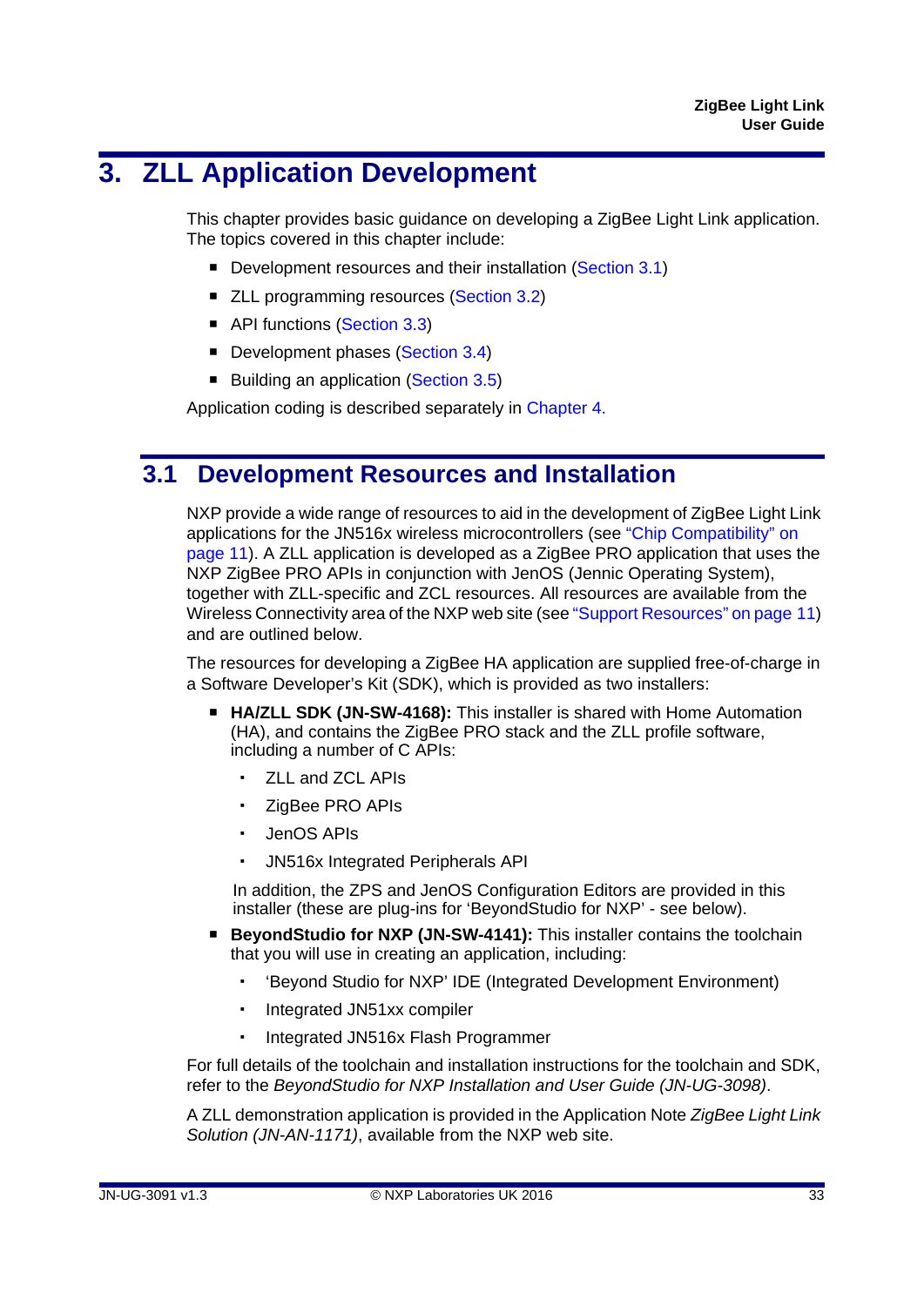# 3. ZLL Application Development

This chapter provides basic guidance on developing a ZigBee Light Link application. The topics covered in this chapter include:

- Development resources and their installation (Section 3.1)
- ZLL programming resources (Section 3.2)
- API functions (Section 3.3)
- Development phases (Section 3.4)
- Building an application (Section 3.5)

Application coding is described separately in Chapter 4.

## 3.1 Development Resources and Installation

NXP provide a wide range of resources to aid in the development of ZigBee Light Link applications for the JN516x wireless microcontrollers (see "Chip Compatibility" on page 11). A ZLL application is developed as a ZigBee PRO application that uses the NXP ZigBee PRO APIs in conjunction with JenOS (Jennic Operating System), together with ZLL-specific and ZCL resources. All resources are available from the Wireless Connectivity area of the NXP web site (see "Support Resources" on page 11) and are outlined below.

The resources for developing a ZigBee HA application are supplied free-of-charge in a Software Developer's Kit (SDK), which is provided as two installers:

- **HA/ZLL SDK (JN-SW-4168):** This installer is shared with Home Automation (HA), and contains the ZigBee PRO stack and the ZLL profile software, including a number of C APIs:
  - ZLL and ZCL APIs
  - ZigBee PRO APIs
  - JenOS APIs
  - JN516x Integrated Peripherals API

  In addition, the ZPS and JenOS Configuration Editors are provided in this installer (these are plug-ins for 'BeyondStudio for NXP' - see below).
- **BeyondStudio for NXP (JN-SW-4141):** This installer contains the toolchain that you will use in creating an application, including:
  - 'Beyond Studio for NXP' IDE (Integrated Development Environment)
  - Integrated JN51xx compiler
  - Integrated JN516x Flash Programmer

For full details of the toolchain and installation instructions for the toolchain and SDK, refer to the *BeyondStudio for NXP Installation and User Guide (JN-UG-3098)*.

A ZLL demonstration application is provided in the Application Note *ZigBee Light Link Solution (JN-AN-1171)*, available from the NXP web site.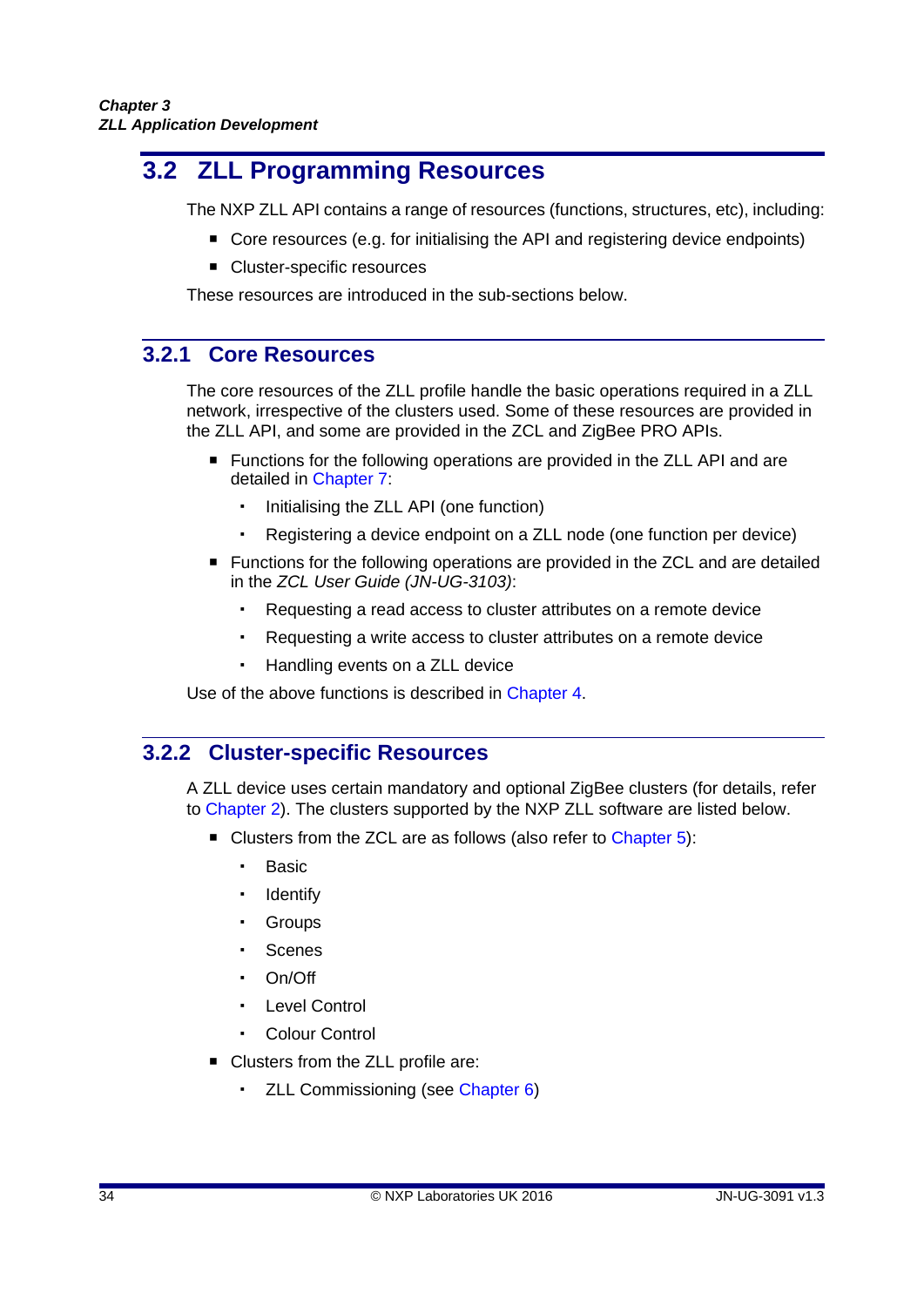## 3.2 ZLL Programming Resources

The NXP ZLL API contains a range of resources (functions, structures, etc), including:

- Core resources (e.g. for initialising the API and registering device endpoints)
- Cluster-specific resources

These resources are introduced in the sub-sections below.

### 3.2.1 Core Resources

The core resources of the ZLL profile handle the basic operations required in a ZLL network, irrespective of the clusters used. Some of these resources are provided in the ZLL API, and some are provided in the ZCL and ZigBee PRO APIs.

- Functions for the following operations are provided in the ZLL API and are detailed in Chapter 7:
  - Initialising the ZLL API (one function)
  - Registering a device endpoint on a ZLL node (one function per device)
- Functions for the following operations are provided in the ZCL and are detailed in the *ZCL User Guide (JN-UG-3103)*:
  - Requesting a read access to cluster attributes on a remote device
  - Requesting a write access to cluster attributes on a remote device
  - Handling events on a ZLL device

Use of the above functions is described in Chapter 4.

### 3.2.2 Cluster-specific Resources

A ZLL device uses certain mandatory and optional ZigBee clusters (for details, refer to Chapter 2). The clusters supported by the NXP ZLL software are listed below.

- Clusters from the ZCL are as follows (also refer to Chapter 5):
  - Basic
  - Identify
  - Groups
  - Scenes
  - On/Off
  - Level Control
  - Colour Control
- Clusters from the ZLL profile are:
  - ZLL Commissioning (see Chapter 6)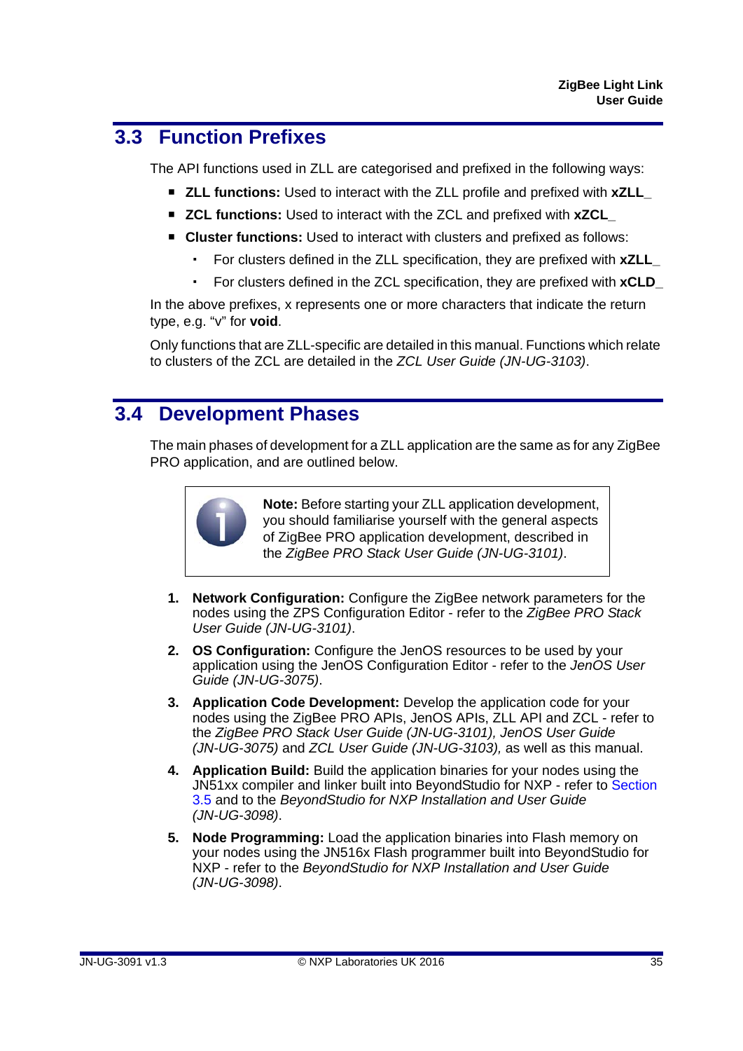## 3.3 Function Prefixes

The API functions used in ZLL are categorised and prefixed in the following ways:

- **ZLL functions:** Used to interact with the ZLL profile and prefixed with **xZLL_**
- **ZCL functions:** Used to interact with the ZCL and prefixed with **xZCL_**
- **Cluster functions:** Used to interact with clusters and prefixed as follows:
    - For clusters defined in the ZLL specification, they are prefixed with **xZLL_**
    - For clusters defined in the ZCL specification, they are prefixed with **xCLD_**

In the above prefixes, x represents one or more characters that indicate the return type, e.g. "v" for **void**.

Only functions that are ZLL-specific are detailed in this manual. Functions which relate to clusters of the ZCL are detailed in the *ZCL User Guide (JN-UG-3103)*.

## 3.4 Development Phases

The main phases of development for a ZLL application are the same as for any ZigBee PRO application, and are outlined below.

> **Note:** Before starting your ZLL application development, you should familiarise yourself with the general aspects of ZigBee PRO application development, described in the *ZigBee PRO Stack User Guide (JN-UG-3101)*.

1. **Network Configuration:** Configure the ZigBee network parameters for the nodes using the ZPS Configuration Editor - refer to the *ZigBee PRO Stack User Guide (JN-UG-3101)*.
2. **OS Configuration:** Configure the JenOS resources to be used by your application using the JenOS Configuration Editor - refer to the *JenOS User Guide (JN-UG-3075)*.
3. **Application Code Development:** Develop the application code for your nodes using the ZigBee PRO APIs, JenOS APIs, ZLL API and ZCL - refer to the *ZigBee PRO Stack User Guide (JN-UG-3101), JenOS User Guide (JN-UG-3075)* and *ZCL User Guide (JN-UG-3103),* as well as this manual.
4. **Application Build:** Build the application binaries for your nodes using the JN51xx compiler and linker built into BeyondStudio for NXP - refer to Section 3.5 and to the *BeyondStudio for NXP Installation and User Guide (JN-UG-3098)*.
5. **Node Programming:** Load the application binaries into Flash memory on your nodes using the JN516x Flash programmer built into BeyondStudio for NXP - refer to the *BeyondStudio for NXP Installation and User Guide (JN-UG-3098)*.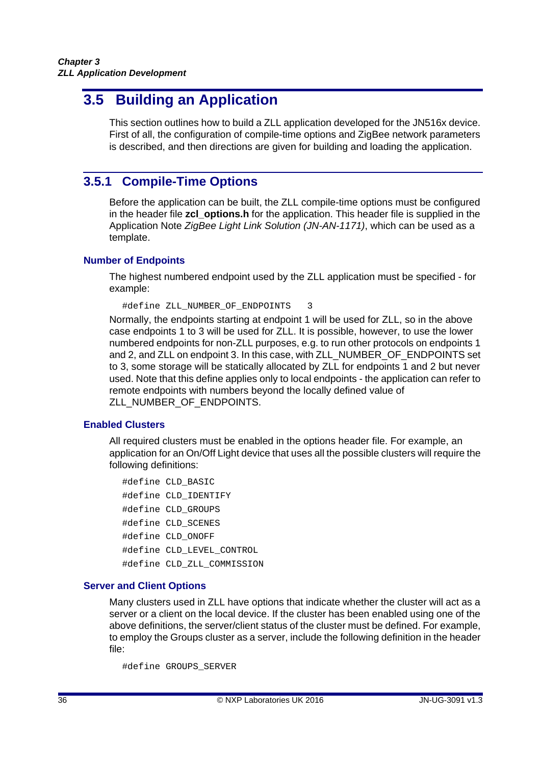## 3.5 Building an Application

This section outlines how to build a ZLL application developed for the JN516x device. First of all, the configuration of compile-time options and ZigBee network parameters is described, and then directions are given for building and loading the application.

### 3.5.1 Compile-Time Options

Before the application can be built, the ZLL compile-time options must be configured in the header file **zcl_options.h** for the application. This header file is supplied in the Application Note *ZigBee Light Link Solution (JN-AN-1171)*, which can be used as a template.

#### Number of Endpoints

The highest numbered endpoint used by the ZLL application must be specified - for example:

```
#define ZLL_NUMBER_OF_ENDPOINTS    3
```

Normally, the endpoints starting at endpoint 1 will be used for ZLL, so in the above case endpoints 1 to 3 will be used for ZLL. It is possible, however, to use the lower numbered endpoints for non-ZLL purposes, e.g. to run other protocols on endpoints 1 and 2, and ZLL on endpoint 3. In this case, with ZLL_NUMBER_OF_ENDPOINTS set to 3, some storage will be statically allocated by ZLL for endpoints 1 and 2 but never used. Note that this define applies only to local endpoints - the application can refer to remote endpoints with numbers beyond the locally defined value of ZLL_NUMBER_OF_ENDPOINTS.

#### Enabled Clusters

All required clusters must be enabled in the options header file. For example, an application for an On/Off Light device that uses all the possible clusters will require the following definitions:

```
#define CLD_BASIC
#define CLD_IDENTIFY
#define CLD_GROUPS
#define CLD_SCENES
#define CLD_ONOFF
#define CLD_LEVEL_CONTROL
#define CLD_ZLL_COMMISSION
```

#### Server and Client Options

Many clusters used in ZLL have options that indicate whether the cluster will act as a server or a client on the local device. If the cluster has been enabled using one of the above definitions, the server/client status of the cluster must be defined. For example, to employ the Groups cluster as a server, include the following definition in the header file:

```
#define GROUPS_SERVER
```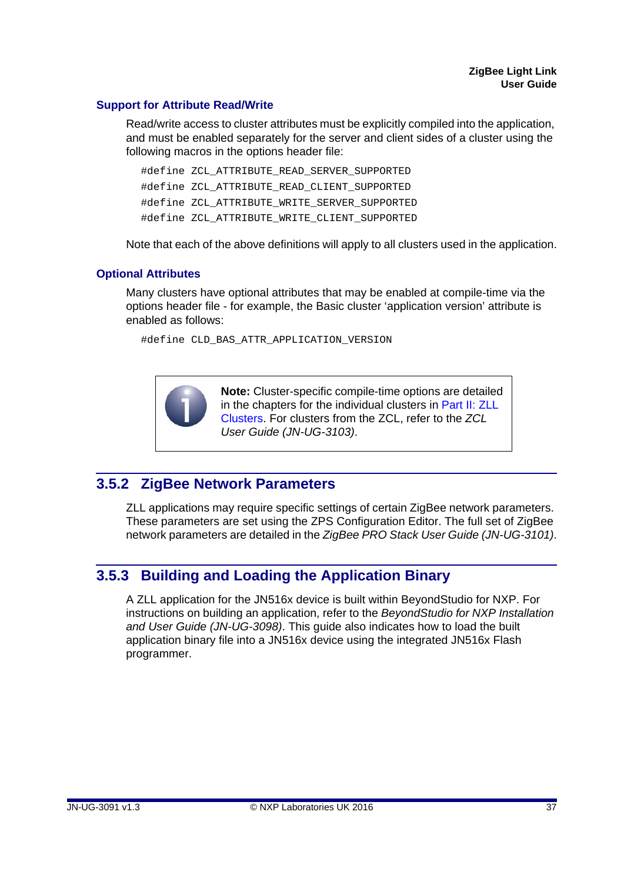#### Support for Attribute Read/Write

Read/write access to cluster attributes must be explicitly compiled into the application, and must be enabled separately for the server and client sides of a cluster using the following macros in the options header file:

```
#define ZCL_ATTRIBUTE_READ_SERVER_SUPPORTED
#define ZCL_ATTRIBUTE_READ_CLIENT_SUPPORTED
#define ZCL_ATTRIBUTE_WRITE_SERVER_SUPPORTED
#define ZCL_ATTRIBUTE_WRITE_CLIENT_SUPPORTED
```

Note that each of the above definitions will apply to all clusters used in the application.

#### Optional Attributes

Many clusters have optional attributes that may be enabled at compile-time via the options header file - for example, the Basic cluster 'application version' attribute is enabled as follows:

```
#define CLD_BAS_ATTR_APPLICATION_VERSION
```

> **Note:** Cluster-specific compile-time options are detailed in the chapters for the individual clusters in Part II: ZLL Clusters. For clusters from the ZCL, refer to the *ZCL User Guide (JN-UG-3103)*.

### 3.5.2 ZigBee Network Parameters

ZLL applications may require specific settings of certain ZigBee network parameters. These parameters are set using the ZPS Configuration Editor. The full set of ZigBee network parameters are detailed in the *ZigBee PRO Stack User Guide (JN-UG-3101)*.

### 3.5.3 Building and Loading the Application Binary

A ZLL application for the JN516x device is built within BeyondStudio for NXP. For instructions on building an application, refer to the *BeyondStudio for NXP Installation and User Guide (JN-UG-3098)*. This guide also indicates how to load the built application binary file into a JN516x device using the integrated JN516x Flash programmer.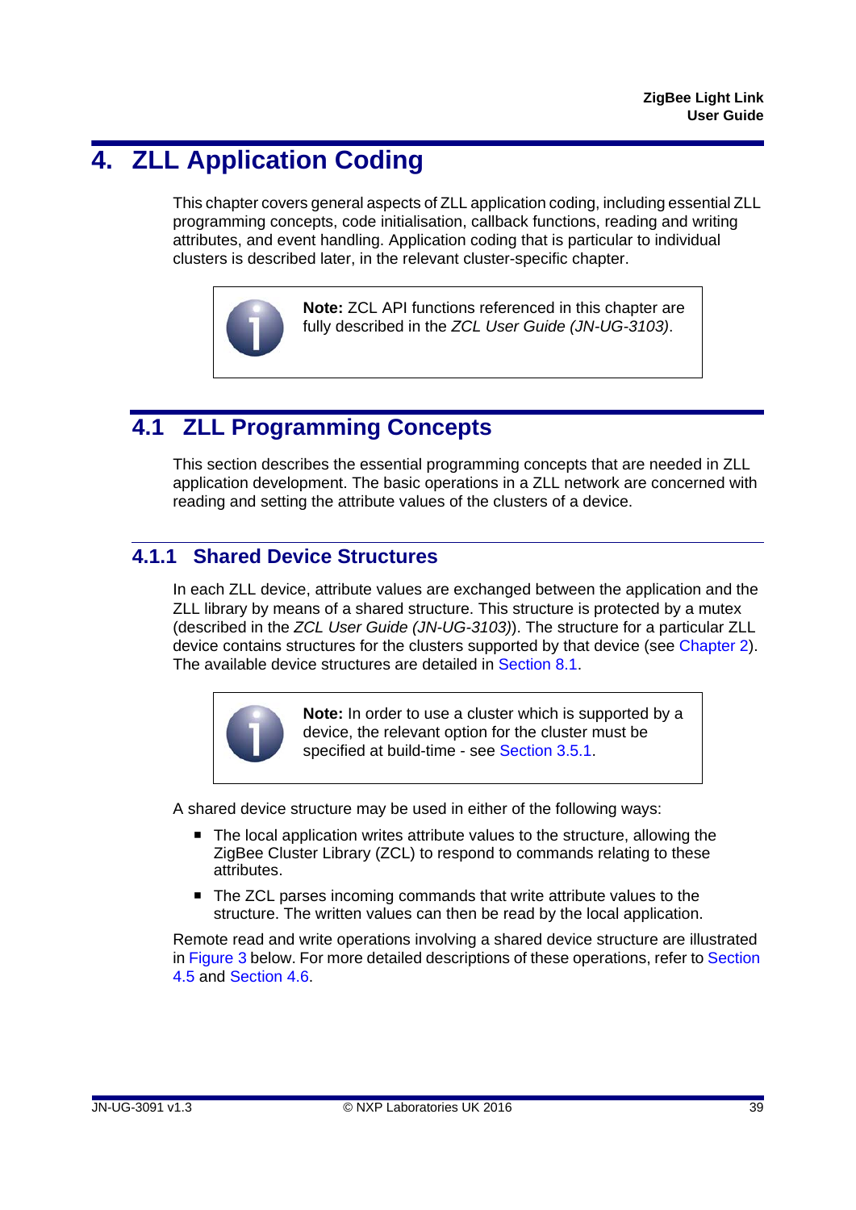# 4. ZLL Application Coding

This chapter covers general aspects of ZLL application coding, including essential ZLL programming concepts, code initialisation, callback functions, reading and writing attributes, and event handling. Application coding that is particular to individual clusters is described later, in the relevant cluster-specific chapter.

> **Note:** ZCL API functions referenced in this chapter are fully described in the *ZCL User Guide (JN-UG-3103)*.

## 4.1 ZLL Programming Concepts

This section describes the essential programming concepts that are needed in ZLL application development. The basic operations in a ZLL network are concerned with reading and setting the attribute values of the clusters of a device.

### 4.1.1 Shared Device Structures

In each ZLL device, attribute values are exchanged between the application and the ZLL library by means of a shared structure. This structure is protected by a mutex (described in the *ZCL User Guide (JN-UG-3103)*). The structure for a particular ZLL device contains structures for the clusters supported by that device (see Chapter 2). The available device structures are detailed in Section 8.1.

> **Note:** In order to use a cluster which is supported by a device, the relevant option for the cluster must be specified at build-time - see Section 3.5.1.

A shared device structure may be used in either of the following ways:

- The local application writes attribute values to the structure, allowing the ZigBee Cluster Library (ZCL) to respond to commands relating to these attributes.
- The ZCL parses incoming commands that write attribute values to the structure. The written values can then be read by the local application.

Remote read and write operations involving a shared device structure are illustrated in Figure 3 below. For more detailed descriptions of these operations, refer to Section 4.5 and Section 4.6.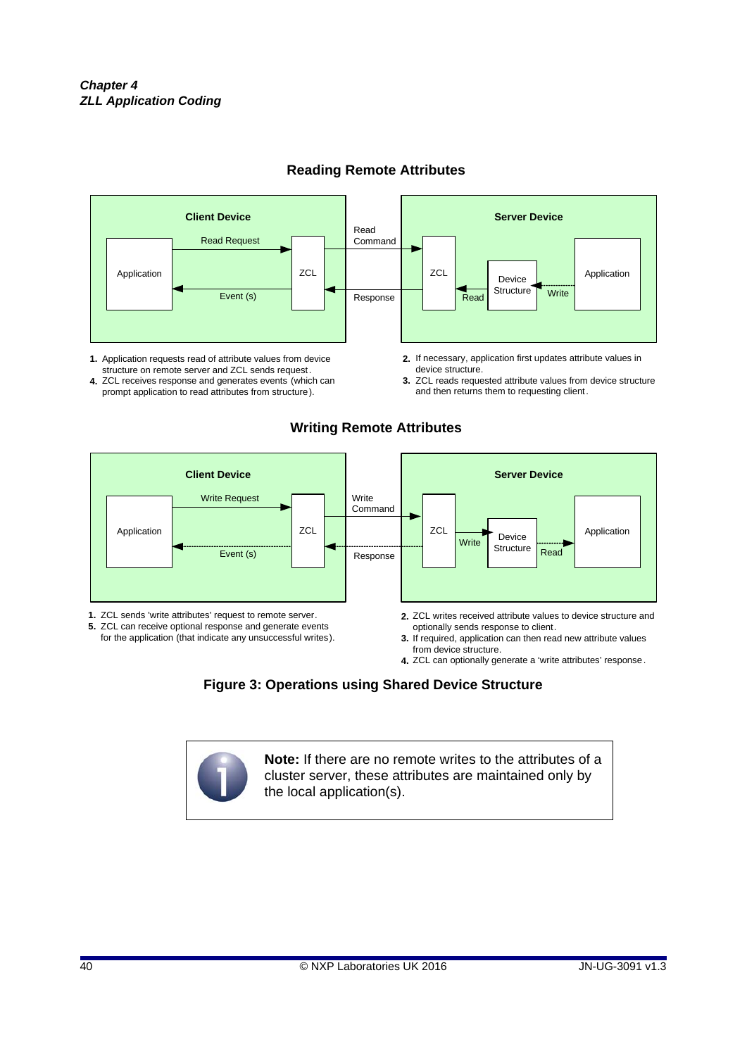## Reading Remote Attributes

Client Device: Application → Read Request → ZCL; ZCL → Event (s) → Application

Read Command → Server Device ZCL; Response ← 

Server Device: Application → Write → Device Structure; Device Structure → Read → ZCL

1. Application requests read of attribute values from device structure on remote server and ZCL sends request.
2. If necessary, application first updates attribute values in device structure.
3. ZCL reads requested attribute values from device structure and then returns them to requesting client.
4. ZCL receives response and generates events (which can prompt application to read attributes from structure).

## Writing Remote Attributes

Client Device: Application → Write Request → ZCL; ZCL → Event (s) → Application

Write Command → Server Device ZCL; Response ←

Server Device: ZCL → Write → Device Structure; Device Structure → Read → Application

1. ZCL sends 'write attributes' request to remote server.
2. ZCL writes received attribute values to device structure and optionally sends response to client.
3. If required, application can then read new attribute values from device structure.
4. ZCL can optionally generate a 'write attributes' response.
5. ZCL can receive optional response and generate events for the application (that indicate any unsuccessful writes).

**Figure 3: Operations using Shared Device Structure**

> **Note:** If there are no remote writes to the attributes of a cluster server, these attributes are maintained only by the local application(s).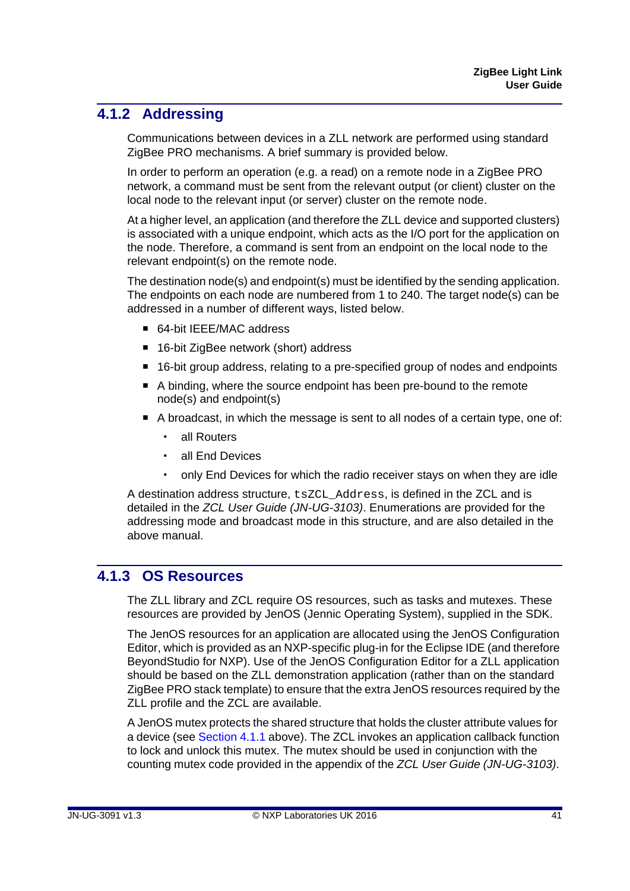### 4.1.2 Addressing

Communications between devices in a ZLL network are performed using standard ZigBee PRO mechanisms. A brief summary is provided below.

In order to perform an operation (e.g. a read) on a remote node in a ZigBee PRO network, a command must be sent from the relevant output (or client) cluster on the local node to the relevant input (or server) cluster on the remote node.

At a higher level, an application (and therefore the ZLL device and supported clusters) is associated with a unique endpoint, which acts as the I/O port for the application on the node. Therefore, a command is sent from an endpoint on the local node to the relevant endpoint(s) on the remote node.

The destination node(s) and endpoint(s) must be identified by the sending application. The endpoints on each node are numbered from 1 to 240. The target node(s) can be addressed in a number of different ways, listed below.

- 64-bit IEEE/MAC address
- 16-bit ZigBee network (short) address
- 16-bit group address, relating to a pre-specified group of nodes and endpoints
- A binding, where the source endpoint has been pre-bound to the remote node(s) and endpoint(s)
- A broadcast, in which the message is sent to all nodes of a certain type, one of:
  - all Routers
  - all End Devices
  - only End Devices for which the radio receiver stays on when they are idle

A destination address structure, `tsZCL_Address`, is defined in the ZCL and is detailed in the *ZCL User Guide (JN-UG-3103)*. Enumerations are provided for the addressing mode and broadcast mode in this structure, and are also detailed in the above manual.

### 4.1.3 OS Resources

The ZLL library and ZCL require OS resources, such as tasks and mutexes. These resources are provided by JenOS (Jennic Operating System), supplied in the SDK.

The JenOS resources for an application are allocated using the JenOS Configuration Editor, which is provided as an NXP-specific plug-in for the Eclipse IDE (and therefore BeyondStudio for NXP). Use of the JenOS Configuration Editor for a ZLL application should be based on the ZLL demonstration application (rather than on the standard ZigBee PRO stack template) to ensure that the extra JenOS resources required by the ZLL profile and the ZCL are available.

A JenOS mutex protects the shared structure that holds the cluster attribute values for a device (see Section 4.1.1 above). The ZCL invokes an application callback function to lock and unlock this mutex. The mutex should be used in conjunction with the counting mutex code provided in the appendix of the *ZCL User Guide (JN-UG-3103)*.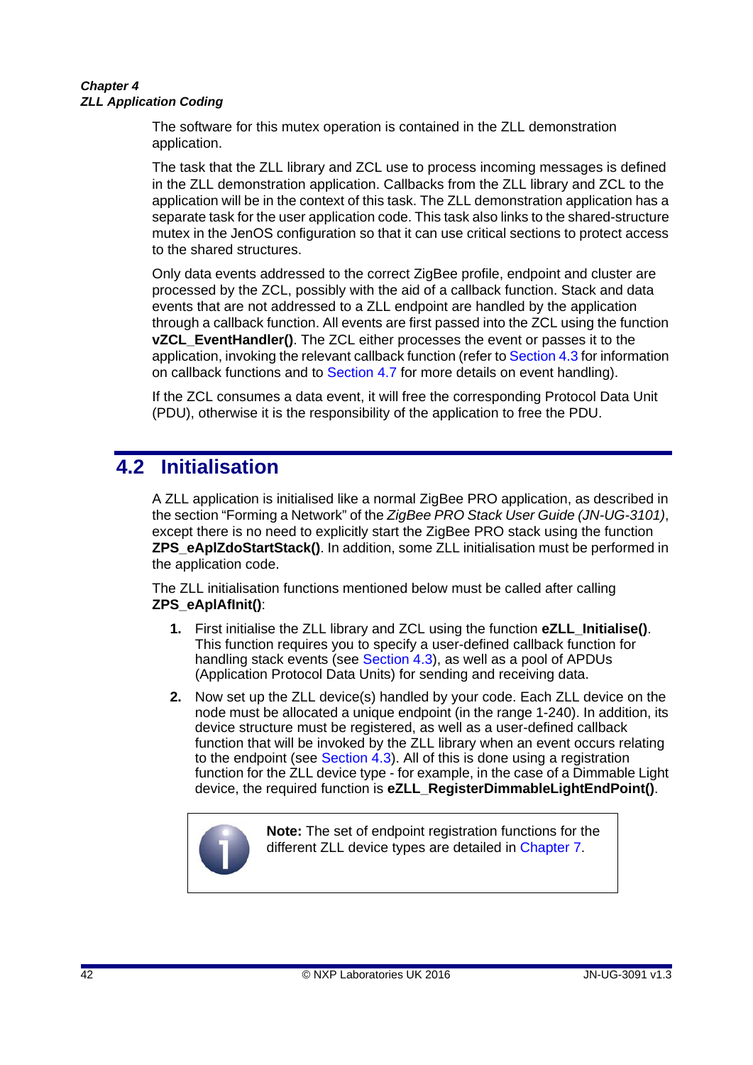The software for this mutex operation is contained in the ZLL demonstration application.

The task that the ZLL library and ZCL use to process incoming messages is defined in the ZLL demonstration application. Callbacks from the ZLL library and ZCL to the application will be in the context of this task. The ZLL demonstration application has a separate task for the user application code. This task also links to the shared-structure mutex in the JenOS configuration so that it can use critical sections to protect access to the shared structures.

Only data events addressed to the correct ZigBee profile, endpoint and cluster are processed by the ZCL, possibly with the aid of a callback function. Stack and data events that are not addressed to a ZLL endpoint are handled by the application through a callback function. All events are first passed into the ZCL using the function **vZCL_EventHandler()**. The ZCL either processes the event or passes it to the application, invoking the relevant callback function (refer to Section 4.3 for information on callback functions and to Section 4.7 for more details on event handling).

If the ZCL consumes a data event, it will free the corresponding Protocol Data Unit (PDU), otherwise it is the responsibility of the application to free the PDU.

## 4.2 Initialisation

A ZLL application is initialised like a normal ZigBee PRO application, as described in the section "Forming a Network" of the *ZigBee PRO Stack User Guide (JN-UG-3101)*, except there is no need to explicitly start the ZigBee PRO stack using the function **ZPS_eAplZdoStartStack()**. In addition, some ZLL initialisation must be performed in the application code.

The ZLL initialisation functions mentioned below must be called after calling **ZPS_eAplAfInit()**:

1. First initialise the ZLL library and ZCL using the function **eZLL_Initialise()**. This function requires you to specify a user-defined callback function for handling stack events (see Section 4.3), as well as a pool of APDUs (Application Protocol Data Units) for sending and receiving data.
2. Now set up the ZLL device(s) handled by your code. Each ZLL device on the node must be allocated a unique endpoint (in the range 1-240). In addition, its device structure must be registered, as well as a user-defined callback function that will be invoked by the ZLL library when an event occurs relating to the endpoint (see Section 4.3). All of this is done using a registration function for the ZLL device type - for example, in the case of a Dimmable Light device, the required function is **eZLL_RegisterDimmableLightEndPoint()**.

> **Note:** The set of endpoint registration functions for the different ZLL device types are detailed in Chapter 7.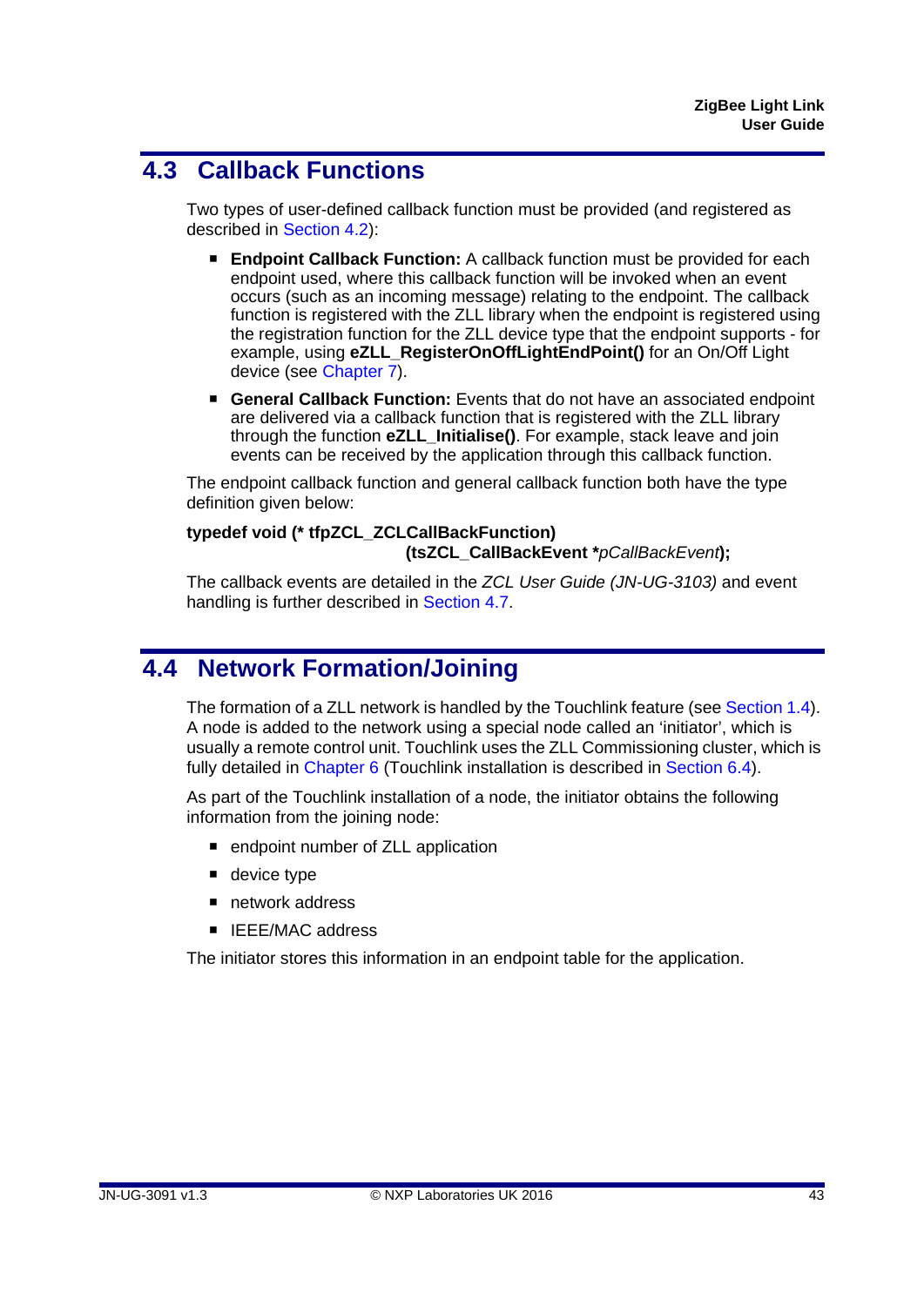## 4.3 Callback Functions

Two types of user-defined callback function must be provided (and registered as described in Section 4.2):

- **Endpoint Callback Function:** A callback function must be provided for each endpoint used, where this callback function will be invoked when an event occurs (such as an incoming message) relating to the endpoint. The callback function is registered with the ZLL library when the endpoint is registered using the registration function for the ZLL device type that the endpoint supports - for example, using **eZLL_RegisterOnOffLightEndPoint()** for an On/Off Light device (see Chapter 7).
- **General Callback Function:** Events that do not have an associated endpoint are delivered via a callback function that is registered with the ZLL library through the function **eZLL_Initialise()**. For example, stack leave and join events can be received by the application through this callback function.

The endpoint callback function and general callback function both have the type definition given below:

**typedef void (* tfpZCL_ZCLCallBackFunction)**
**(tsZCL_CallBackEvent** ***pCallBackEvent*);**

The callback events are detailed in the *ZCL User Guide (JN-UG-3103)* and event handling is further described in Section 4.7.

## 4.4 Network Formation/Joining

The formation of a ZLL network is handled by the Touchlink feature (see Section 1.4). A node is added to the network using a special node called an 'initiator', which is usually a remote control unit. Touchlink uses the ZLL Commissioning cluster, which is fully detailed in Chapter 6 (Touchlink installation is described in Section 6.4).

As part of the Touchlink installation of a node, the initiator obtains the following information from the joining node:

- endpoint number of ZLL application
- device type
- network address
- IEEE/MAC address

The initiator stores this information in an endpoint table for the application.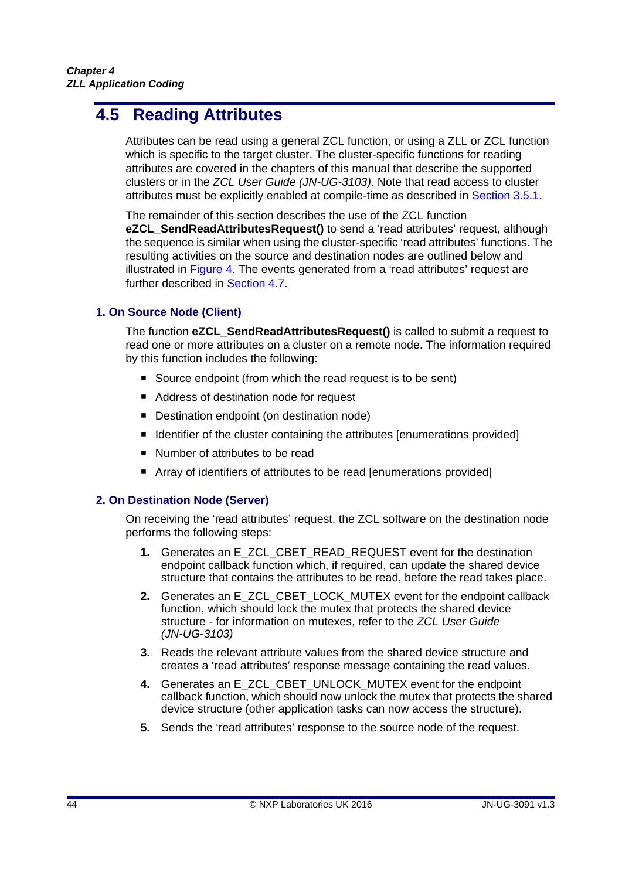## 4.5 Reading Attributes

Attributes can be read using a general ZCL function, or using a ZLL or ZCL function which is specific to the target cluster. The cluster-specific functions for reading attributes are covered in the chapters of this manual that describe the supported clusters or in the *ZCL User Guide (JN-UG-3103)*. Note that read access to cluster attributes must be explicitly enabled at compile-time as described in Section 3.5.1.

The remainder of this section describes the use of the ZCL function **eZCL_SendReadAttributesRequest()** to send a 'read attributes' request, although the sequence is similar when using the cluster-specific 'read attributes' functions. The resulting activities on the source and destination nodes are outlined below and illustrated in Figure 4. The events generated from a 'read attributes' request are further described in Section 4.7.

### 1. On Source Node (Client)

The function **eZCL_SendReadAttributesRequest()** is called to submit a request to read one or more attributes on a cluster on a remote node. The information required by this function includes the following:

- Source endpoint (from which the read request is to be sent)
- Address of destination node for request
- Destination endpoint (on destination node)
- Identifier of the cluster containing the attributes [enumerations provided]
- Number of attributes to be read
- Array of identifiers of attributes to be read [enumerations provided]

### 2. On Destination Node (Server)

On receiving the 'read attributes' request, the ZCL software on the destination node performs the following steps:

1. Generates an E_ZCL_CBET_READ_REQUEST event for the destination endpoint callback function which, if required, can update the shared device structure that contains the attributes to be read, before the read takes place.
2. Generates an E_ZCL_CBET_LOCK_MUTEX event for the endpoint callback function, which should lock the mutex that protects the shared device structure - for information on mutexes, refer to the *ZCL User Guide (JN-UG-3103)*
3. Reads the relevant attribute values from the shared device structure and creates a 'read attributes' response message containing the read values.
4. Generates an E_ZCL_CBET_UNLOCK_MUTEX event for the endpoint callback function, which should now unlock the mutex that protects the shared device structure (other application tasks can now access the structure).
5. Sends the 'read attributes' response to the source node of the request.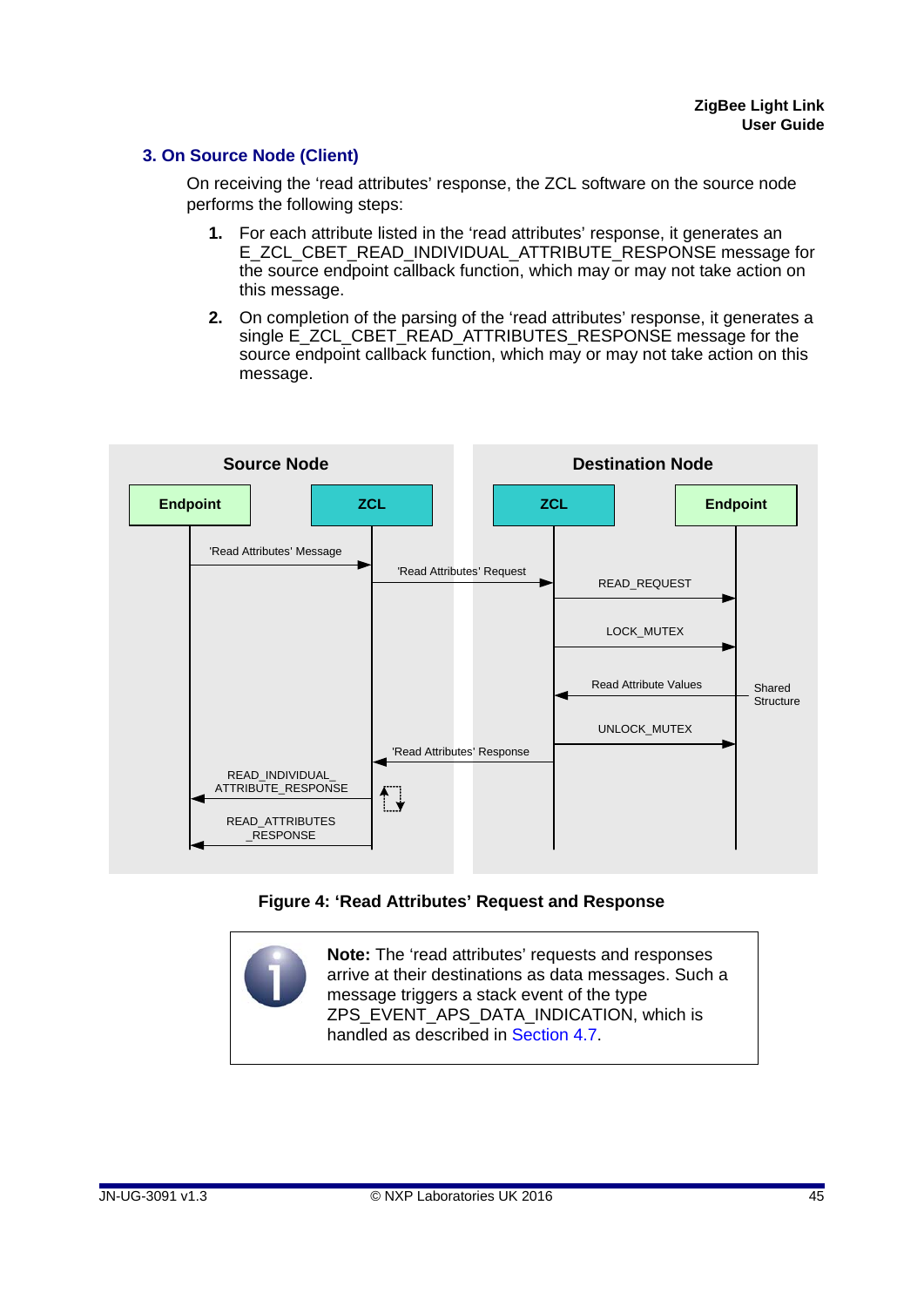### 3. On Source Node (Client)

On receiving the 'read attributes' response, the ZCL software on the source node performs the following steps:

1. For each attribute listed in the 'read attributes' response, it generates an E_ZCL_CBET_READ_INDIVIDUAL_ATTRIBUTE_RESPONSE message for the source endpoint callback function, which may or may not take action on this message.
2. On completion of the parsing of the 'read attributes' response, it generates a single E_ZCL_CBET_READ_ATTRIBUTES_RESPONSE message for the source endpoint callback function, which may or may not take action on this message.

**Figure 4: 'Read Attributes' Request and Response**

**Note:** The 'read attributes' requests and responses arrive at their destinations as data messages. Such a message triggers a stack event of the type ZPS_EVENT_APS_DATA_INDICATION, which is handled as described in Section 4.7.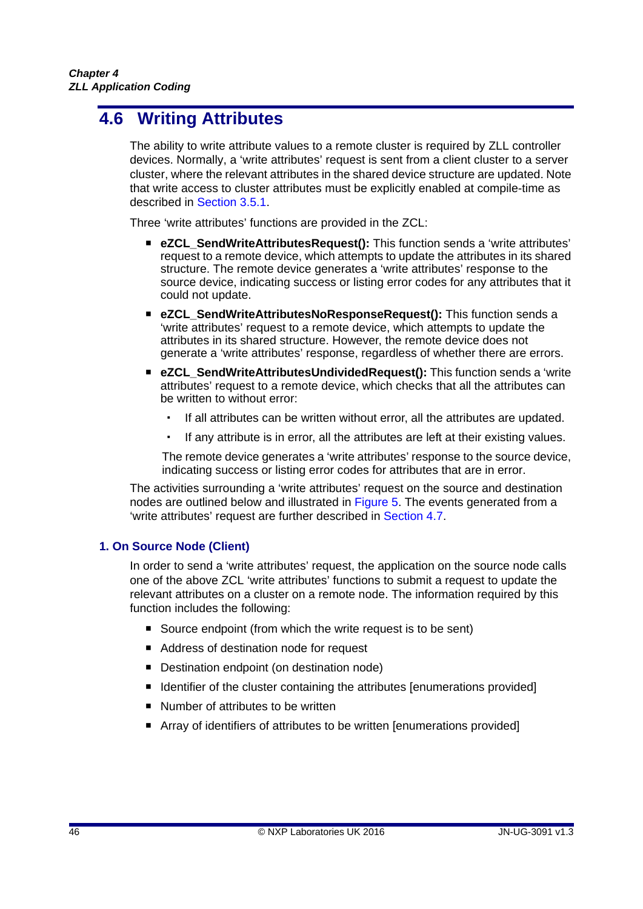## 4.6 Writing Attributes

The ability to write attribute values to a remote cluster is required by ZLL controller devices. Normally, a 'write attributes' request is sent from a client cluster to a server cluster, where the relevant attributes in the shared device structure are updated. Note that write access to cluster attributes must be explicitly enabled at compile-time as described in Section 3.5.1.

Three 'write attributes' functions are provided in the ZCL:

- **eZCL_SendWriteAttributesRequest():** This function sends a 'write attributes' request to a remote device, which attempts to update the attributes in its shared structure. The remote device generates a 'write attributes' response to the source device, indicating success or listing error codes for any attributes that it could not update.
- **eZCL_SendWriteAttributesNoResponseRequest():** This function sends a 'write attributes' request to a remote device, which attempts to update the attributes in its shared structure. However, the remote device does not generate a 'write attributes' response, regardless of whether there are errors.
- **eZCL_SendWriteAttributesUndividedRequest():** This function sends a 'write attributes' request to a remote device, which checks that all the attributes can be written to without error:
  - If all attributes can be written without error, all the attributes are updated.
  - If any attribute is in error, all the attributes are left at their existing values.

  The remote device generates a 'write attributes' response to the source device, indicating success or listing error codes for attributes that are in error.

The activities surrounding a 'write attributes' request on the source and destination nodes are outlined below and illustrated in Figure 5. The events generated from a 'write attributes' request are further described in Section 4.7.

### 1. On Source Node (Client)

In order to send a 'write attributes' request, the application on the source node calls one of the above ZCL 'write attributes' functions to submit a request to update the relevant attributes on a cluster on a remote node. The information required by this function includes the following:

- Source endpoint (from which the write request is to be sent)
- Address of destination node for request
- Destination endpoint (on destination node)
- Identifier of the cluster containing the attributes [enumerations provided]
- Number of attributes to be written
- Array of identifiers of attributes to be written [enumerations provided]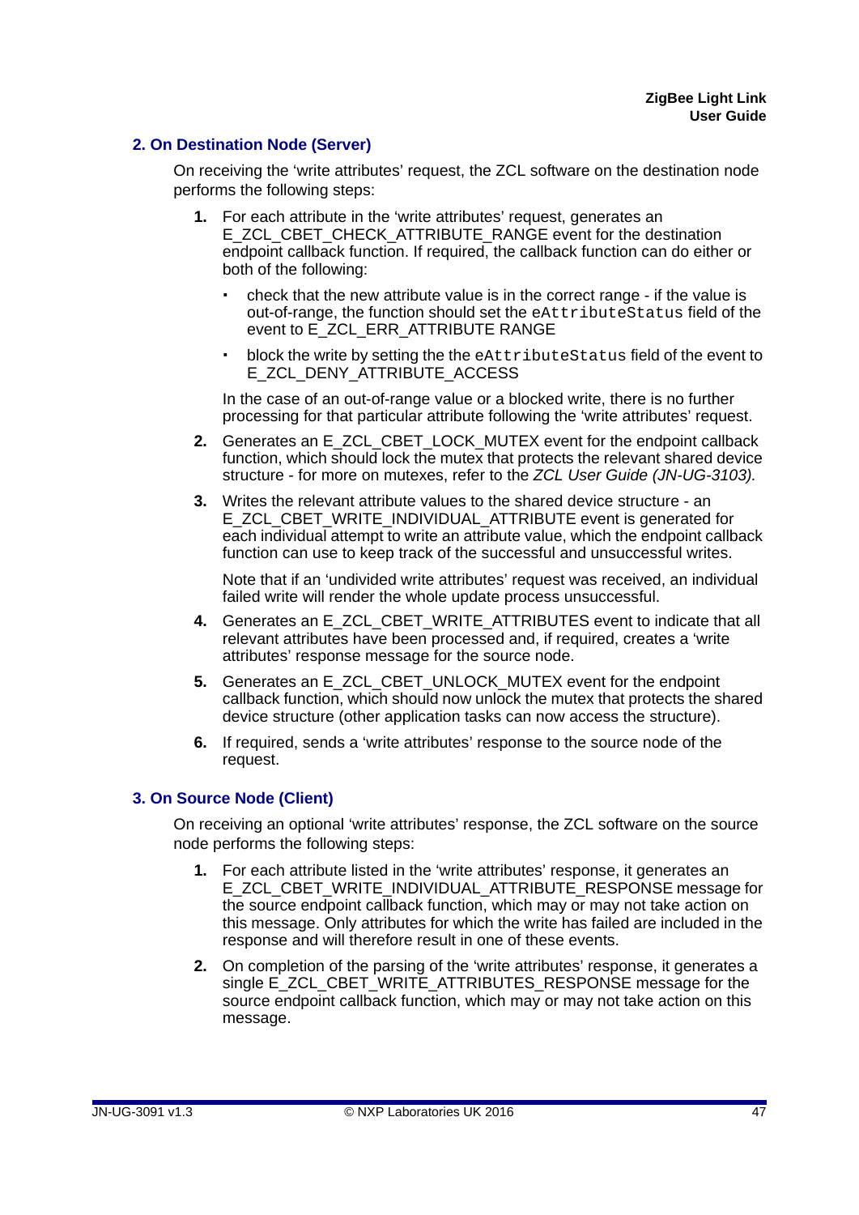### 2. On Destination Node (Server)

On receiving the 'write attributes' request, the ZCL software on the destination node performs the following steps:

1. For each attribute in the 'write attributes' request, generates an E_ZCL_CBET_CHECK_ATTRIBUTE_RANGE event for the destination endpoint callback function. If required, the callback function can do either or both of the following:
   - check that the new attribute value is in the correct range - if the value is out-of-range, the function should set the `eAttributeStatus` field of the event to E_ZCL_ERR_ATTRIBUTE RANGE
   - block the write by setting the the `eAttributeStatus` field of the event to E_ZCL_DENY_ATTRIBUTE_ACCESS

   In the case of an out-of-range value or a blocked write, there is no further processing for that particular attribute following the 'write attributes' request.
2. Generates an E_ZCL_CBET_LOCK_MUTEX event for the endpoint callback function, which should lock the mutex that protects the relevant shared device structure - for more on mutexes, refer to the *ZCL User Guide (JN-UG-3103).*
3. Writes the relevant attribute values to the shared device structure - an E_ZCL_CBET_WRITE_INDIVIDUAL_ATTRIBUTE event is generated for each individual attempt to write an attribute value, which the endpoint callback function can use to keep track of the successful and unsuccessful writes.

   Note that if an 'undivided write attributes' request was received, an individual failed write will render the whole update process unsuccessful.
4. Generates an E_ZCL_CBET_WRITE_ATTRIBUTES event to indicate that all relevant attributes have been processed and, if required, creates a 'write attributes' response message for the source node.
5. Generates an E_ZCL_CBET_UNLOCK_MUTEX event for the endpoint callback function, which should now unlock the mutex that protects the shared device structure (other application tasks can now access the structure).
6. If required, sends a 'write attributes' response to the source node of the request.

### 3. On Source Node (Client)

On receiving an optional 'write attributes' response, the ZCL software on the source node performs the following steps:

1. For each attribute listed in the 'write attributes' response, it generates an E_ZCL_CBET_WRITE_INDIVIDUAL_ATTRIBUTE_RESPONSE message for the source endpoint callback function, which may or may not take action on this message. Only attributes for which the write has failed are included in the response and will therefore result in one of these events.
2. On completion of the parsing of the 'write attributes' response, it generates a single E_ZCL_CBET_WRITE_ATTRIBUTES_RESPONSE message for the source endpoint callback function, which may or may not take action on this message.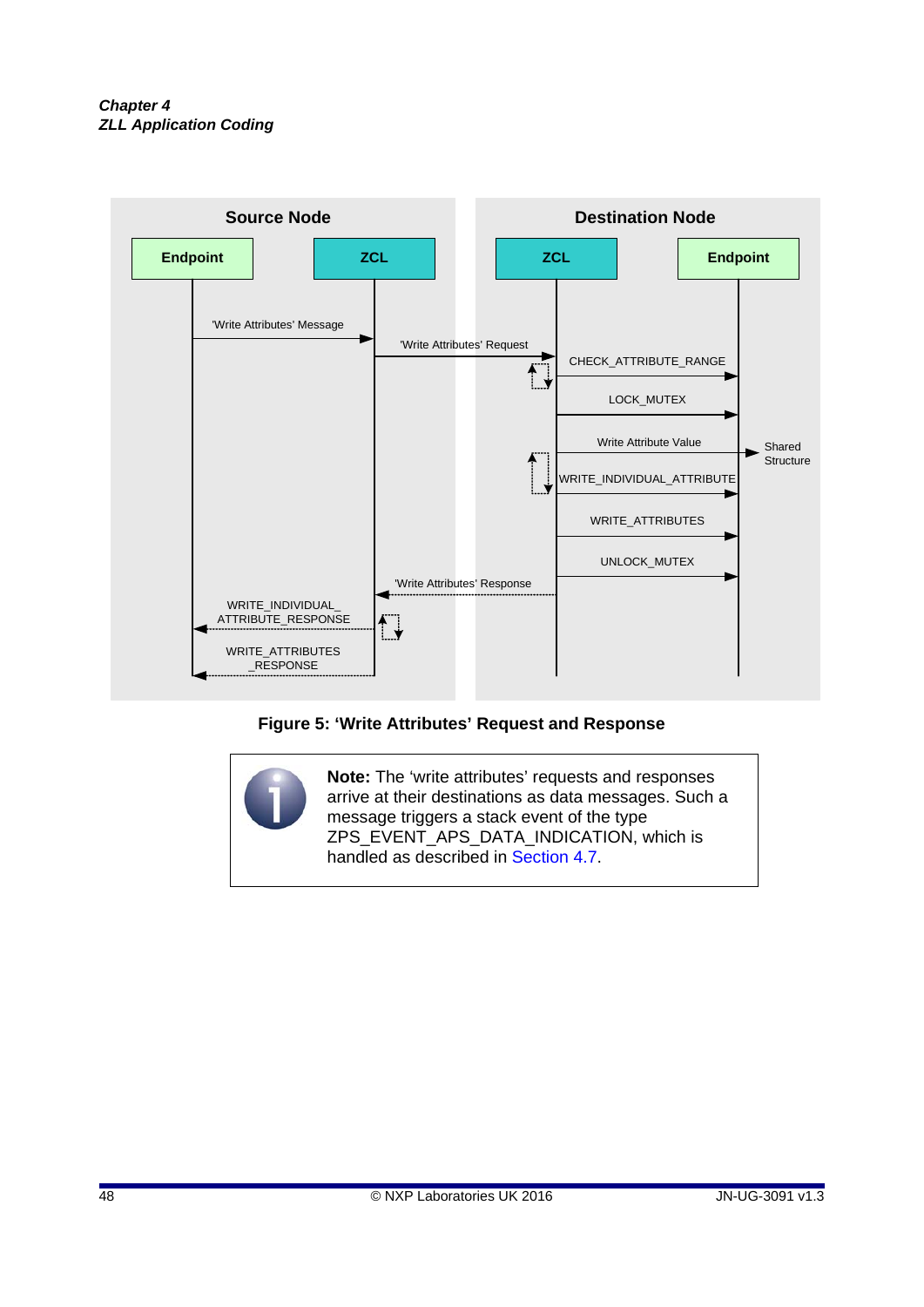Source Node

| Endpoint | ZCL |
|---|---|

Destination Node

| ZCL | Endpoint |
|---|---|

'Write Attributes' Message

'Write Attributes' Request

CHECK_ATTRIBUTE_RANGE

LOCK_MUTEX

Write Attribute Value

Shared Structure

WRITE_INDIVIDUAL_ATTRIBUTE

WRITE_ATTRIBUTES

UNLOCK_MUTEX

'Write Attributes' Response

WRITE_INDIVIDUAL_ATTRIBUTE_RESPONSE

WRITE_ATTRIBUTES_RESPONSE

**Figure 5: 'Write Attributes' Request and Response**

> **Note:** The 'write attributes' requests and responses arrive at their destinations as data messages. Such a message triggers a stack event of the type ZPS_EVENT_APS_DATA_INDICATION, which is handled as described in Section 4.7.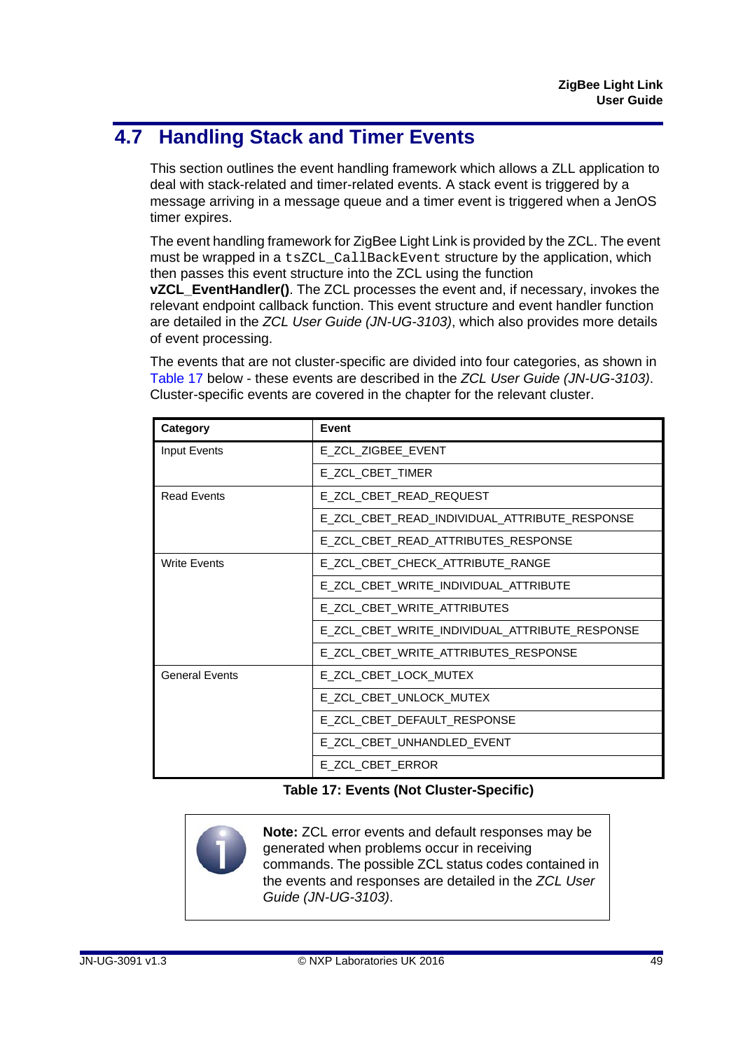## 4.7 Handling Stack and Timer Events

This section outlines the event handling framework which allows a ZLL application to deal with stack-related and timer-related events. A stack event is triggered by a message arriving in a message queue and a timer event is triggered when a JenOS timer expires.

The event handling framework for ZigBee Light Link is provided by the ZCL. The event must be wrapped in a `tsZCL_CallBackEvent` structure by the application, which then passes this event structure into the ZCL using the function **vZCL_EventHandler()**. The ZCL processes the event and, if necessary, invokes the relevant endpoint callback function. This event structure and event handler function are detailed in the *ZCL User Guide (JN-UG-3103)*, which also provides more details of event processing.

The events that are not cluster-specific are divided into four categories, as shown in Table 17 below - these events are described in the *ZCL User Guide (JN-UG-3103)*. Cluster-specific events are covered in the chapter for the relevant cluster.

| Category | Event |
|---|---|
| Input Events | E_ZCL_ZIGBEE_EVENT |
| | E_ZCL_CBET_TIMER |
| Read Events | E_ZCL_CBET_READ_REQUEST |
| | E_ZCL_CBET_READ_INDIVIDUAL_ATTRIBUTE_RESPONSE |
| | E_ZCL_CBET_READ_ATTRIBUTES_RESPONSE |
| Write Events | E_ZCL_CBET_CHECK_ATTRIBUTE_RANGE |
| | E_ZCL_CBET_WRITE_INDIVIDUAL_ATTRIBUTE |
| | E_ZCL_CBET_WRITE_ATTRIBUTES |
| | E_ZCL_CBET_WRITE_INDIVIDUAL_ATTRIBUTE_RESPONSE |
| | E_ZCL_CBET_WRITE_ATTRIBUTES_RESPONSE |
| General Events | E_ZCL_CBET_LOCK_MUTEX |
| | E_ZCL_CBET_UNLOCK_MUTEX |
| | E_ZCL_CBET_DEFAULT_RESPONSE |
| | E_ZCL_CBET_UNHANDLED_EVENT |
| | E_ZCL_CBET_ERROR |

**Table 17: Events (Not Cluster-Specific)**

> **Note:** ZCL error events and default responses may be generated when problems occur in receiving commands. The possible ZCL status codes contained in the events and responses are detailed in the *ZCL User Guide (JN-UG-3103)*.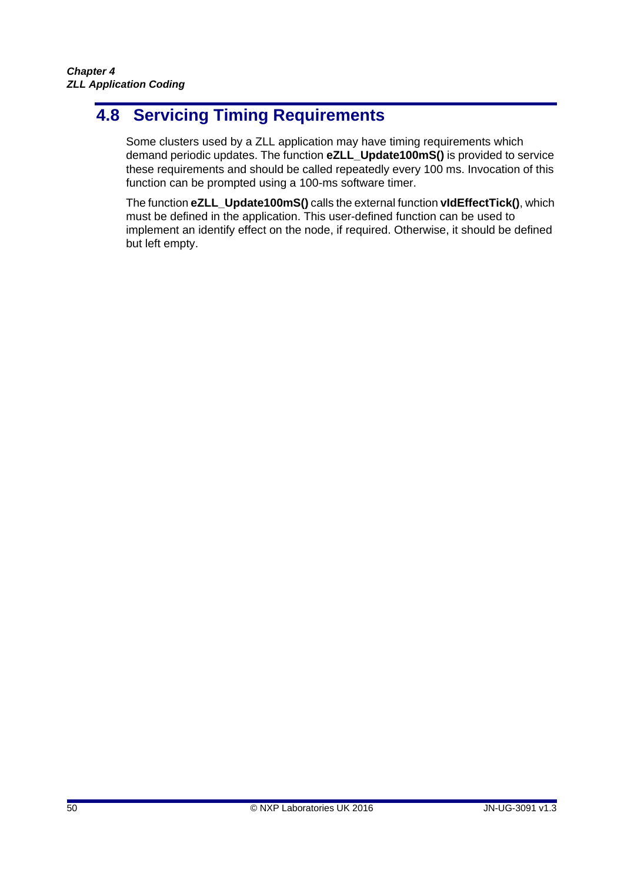## 4.8 Servicing Timing Requirements

Some clusters used by a ZLL application may have timing requirements which demand periodic updates. The function **eZLL_Update100mS()** is provided to service these requirements and should be called repeatedly every 100 ms. Invocation of this function can be prompted using a 100-ms software timer.

The function **eZLL_Update100mS()** calls the external function **vIdEffectTick()**, which must be defined in the application. This user-defined function can be used to implement an identify effect on the node, if required. Otherwise, it should be defined but left empty.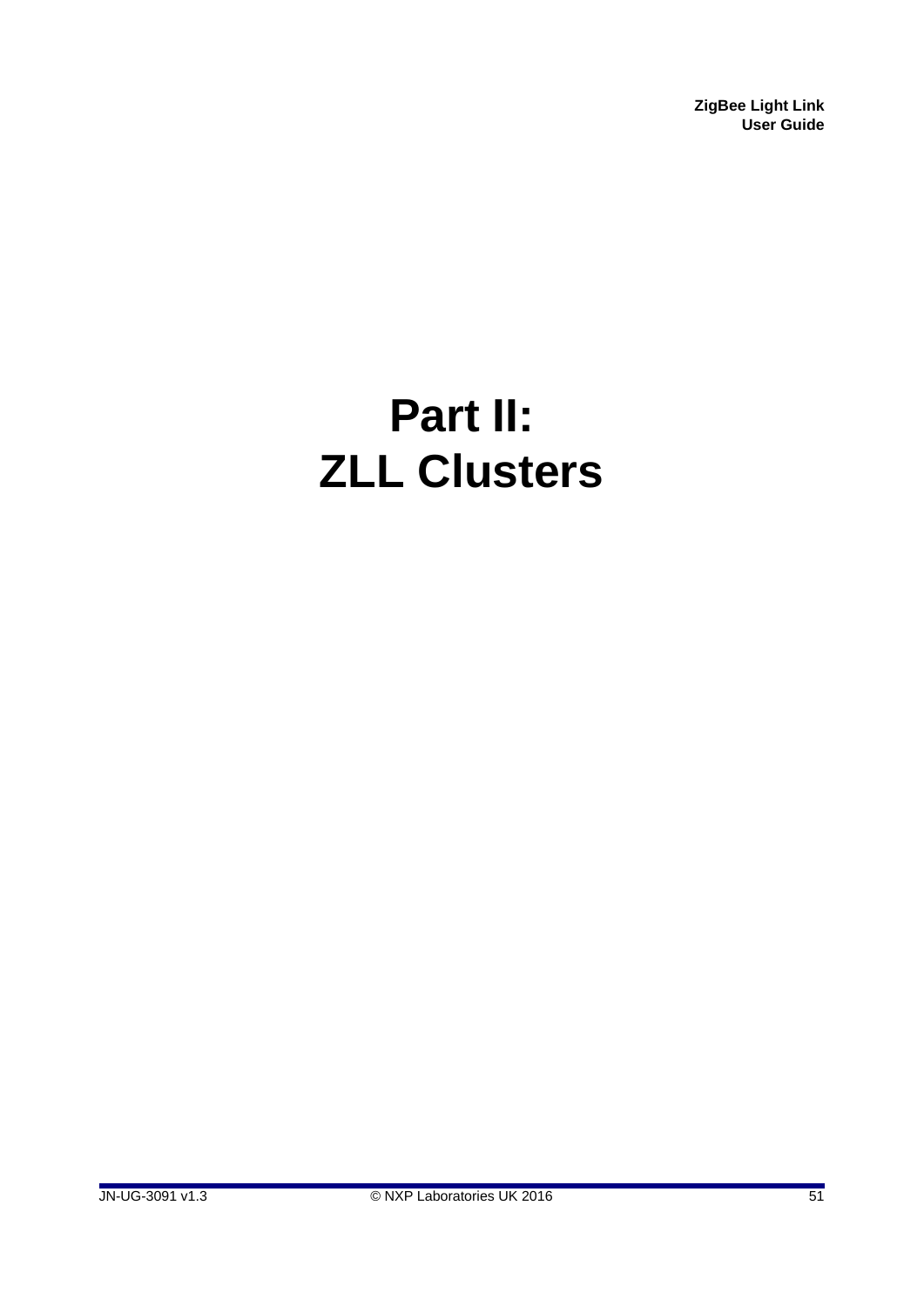# Part II: ZLL Clusters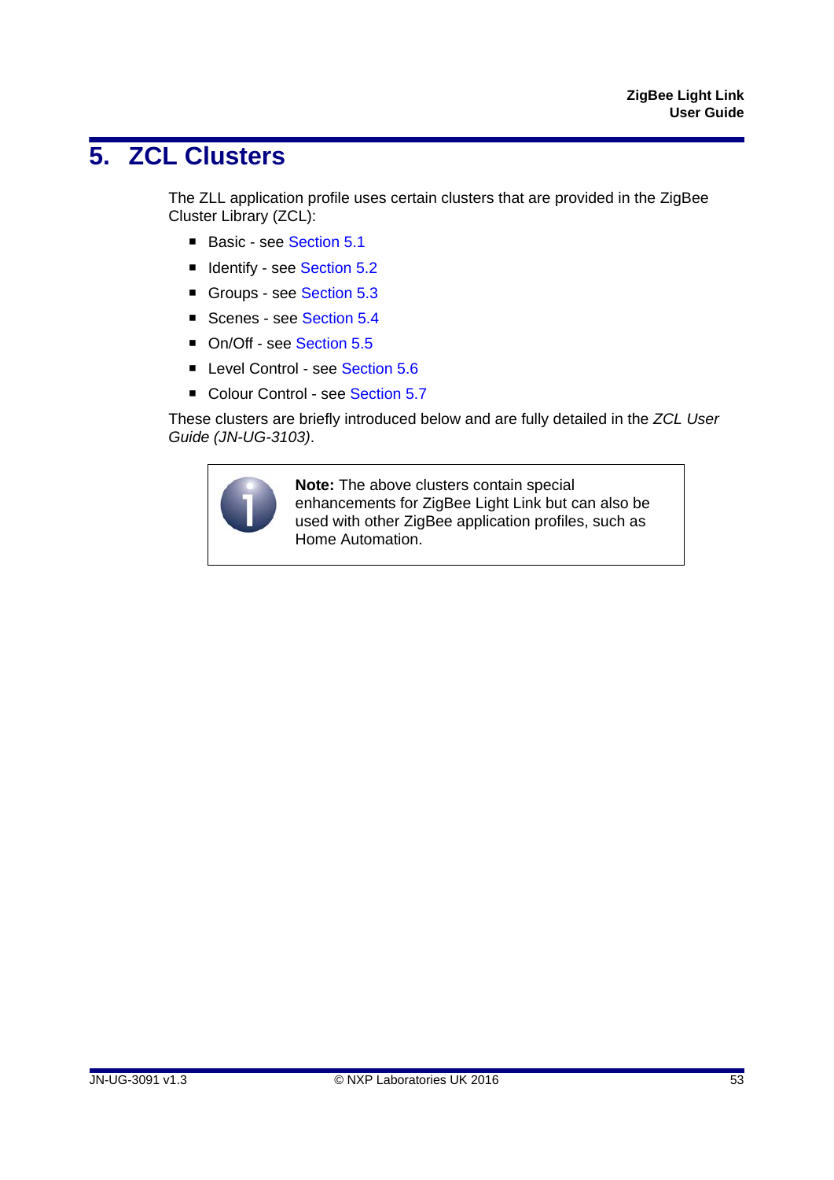# 5. ZCL Clusters

The ZLL application profile uses certain clusters that are provided in the ZigBee Cluster Library (ZCL):

- Basic - see Section 5.1
- Identify - see Section 5.2
- Groups - see Section 5.3
- Scenes - see Section 5.4
- On/Off - see Section 5.5
- Level Control - see Section 5.6
- Colour Control - see Section 5.7

These clusters are briefly introduced below and are fully detailed in the *ZCL User Guide (JN-UG-3103)*.

> **Note:** The above clusters contain special enhancements for ZigBee Light Link but can also be used with other ZigBee application profiles, such as Home Automation.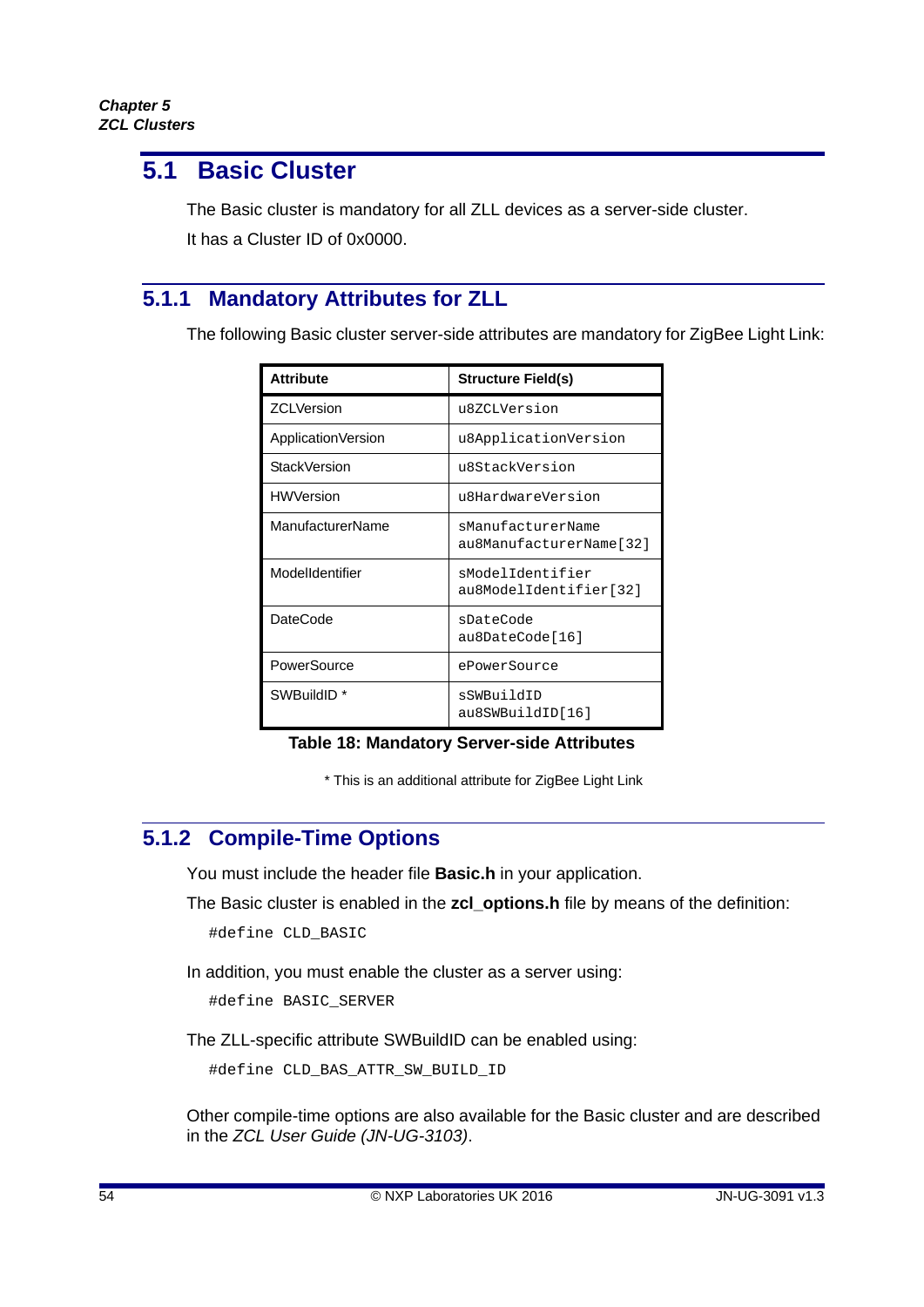## 5.1 Basic Cluster

The Basic cluster is mandatory for all ZLL devices as a server-side cluster.

It has a Cluster ID of 0x0000.

### 5.1.1 Mandatory Attributes for ZLL

The following Basic cluster server-side attributes are mandatory for ZigBee Light Link:

| Attribute | Structure Field(s) |
|---|---|
| ZCLVersion | `u8ZCLVersion` |
| ApplicationVersion | `u8ApplicationVersion` |
| StackVersion | `u8StackVersion` |
| HWVersion | `u8HardwareVersion` |
| ManufacturerName | `sManufacturerName` `au8ManufacturerName[32]` |
| ModelIdentifier | `sModelIdentifier` `au8ModelIdentifier[32]` |
| DateCode | `sDateCode` `au8DateCode[16]` |
| PowerSource | `ePowerSource` |
| SWBuildID * | `sSWBuildID` `au8SWBuildID[16]` |

**Table 18: Mandatory Server-side Attributes**

* This is an additional attribute for ZigBee Light Link

### 5.1.2 Compile-Time Options

You must include the header file **Basic.h** in your application.

The Basic cluster is enabled in the **zcl_options.h** file by means of the definition:

```
#define CLD_BASIC
```

In addition, you must enable the cluster as a server using:

```
#define BASIC_SERVER
```

The ZLL-specific attribute SWBuildID can be enabled using:

```
#define CLD_BAS_ATTR_SW_BUILD_ID
```

Other compile-time options are also available for the Basic cluster and are described in the *ZCL User Guide (JN-UG-3103)*.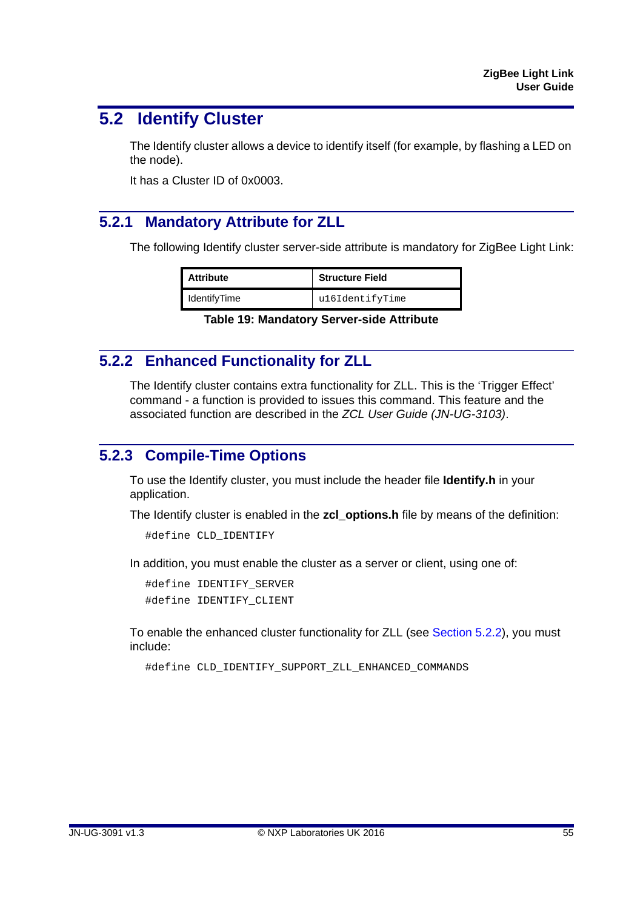## 5.2 Identify Cluster

The Identify cluster allows a device to identify itself (for example, by flashing a LED on the node).

It has a Cluster ID of 0x0003.

### 5.2.1 Mandatory Attribute for ZLL

The following Identify cluster server-side attribute is mandatory for ZigBee Light Link:

| Attribute | Structure Field |
|---|---|
| IdentifyTime | `u16IdentifyTime` |

**Table 19: Mandatory Server-side Attribute**

### 5.2.2 Enhanced Functionality for ZLL

The Identify cluster contains extra functionality for ZLL. This is the 'Trigger Effect' command - a function is provided to issues this command. This feature and the associated function are described in the *ZCL User Guide (JN-UG-3103)*.

### 5.2.3 Compile-Time Options

To use the Identify cluster, you must include the header file **Identify.h** in your application.

The Identify cluster is enabled in the **zcl_options.h** file by means of the definition:

```
#define CLD_IDENTIFY
```

In addition, you must enable the cluster as a server or client, using one of:

```
#define IDENTIFY_SERVER
#define IDENTIFY_CLIENT
```

To enable the enhanced cluster functionality for ZLL (see Section 5.2.2), you must include:

```
#define CLD_IDENTIFY_SUPPORT_ZLL_ENHANCED_COMMANDS
```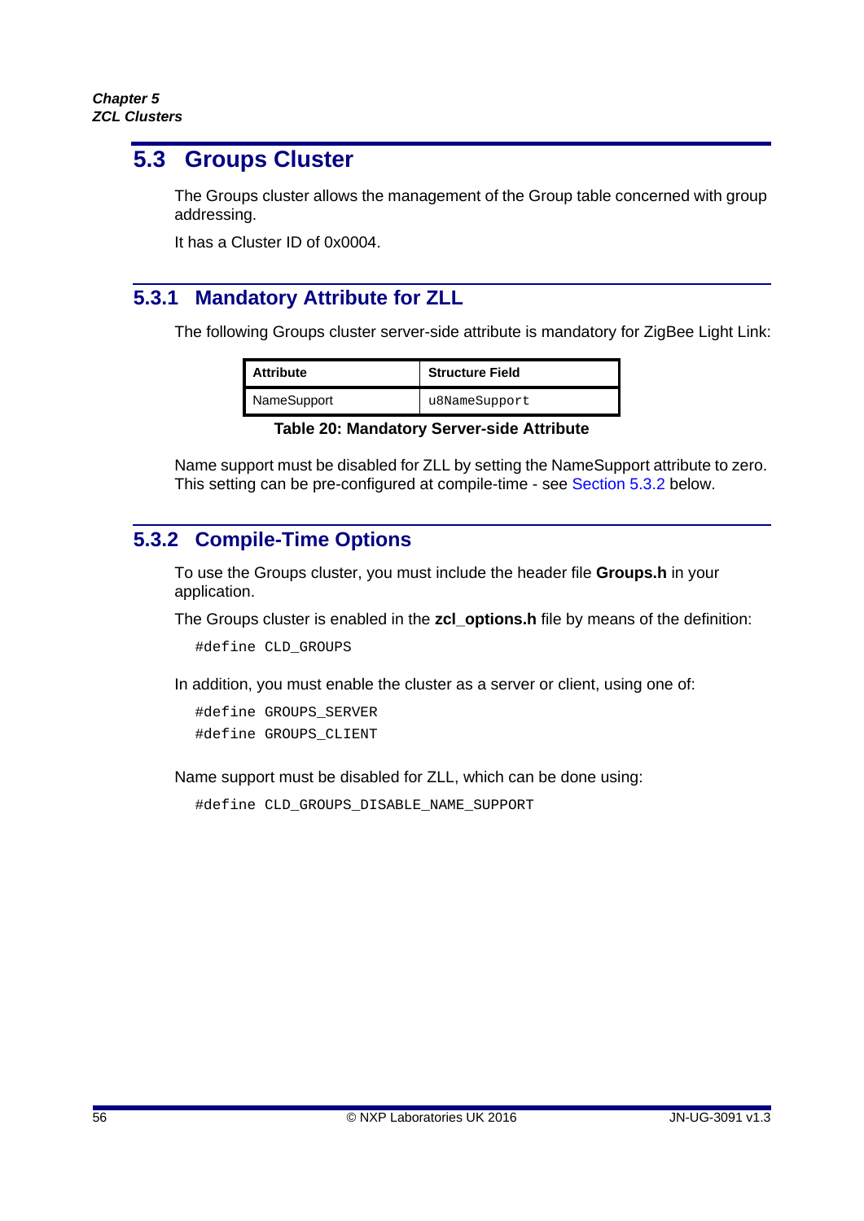## 5.3 Groups Cluster

The Groups cluster allows the management of the Group table concerned with group addressing.

It has a Cluster ID of 0x0004.

### 5.3.1 Mandatory Attribute for ZLL

The following Groups cluster server-side attribute is mandatory for ZigBee Light Link:

| Attribute | Structure Field |
|---|---|
| NameSupport | `u8NameSupport` |

**Table 20: Mandatory Server-side Attribute**

Name support must be disabled for ZLL by setting the NameSupport attribute to zero. This setting can be pre-configured at compile-time - see Section 5.3.2 below.

### 5.3.2 Compile-Time Options

To use the Groups cluster, you must include the header file **Groups.h** in your application.

The Groups cluster is enabled in the **zcl_options.h** file by means of the definition:

```
#define CLD_GROUPS
```

In addition, you must enable the cluster as a server or client, using one of:

```
#define GROUPS_SERVER
#define GROUPS_CLIENT
```

Name support must be disabled for ZLL, which can be done using:

```
#define CLD_GROUPS_DISABLE_NAME_SUPPORT
```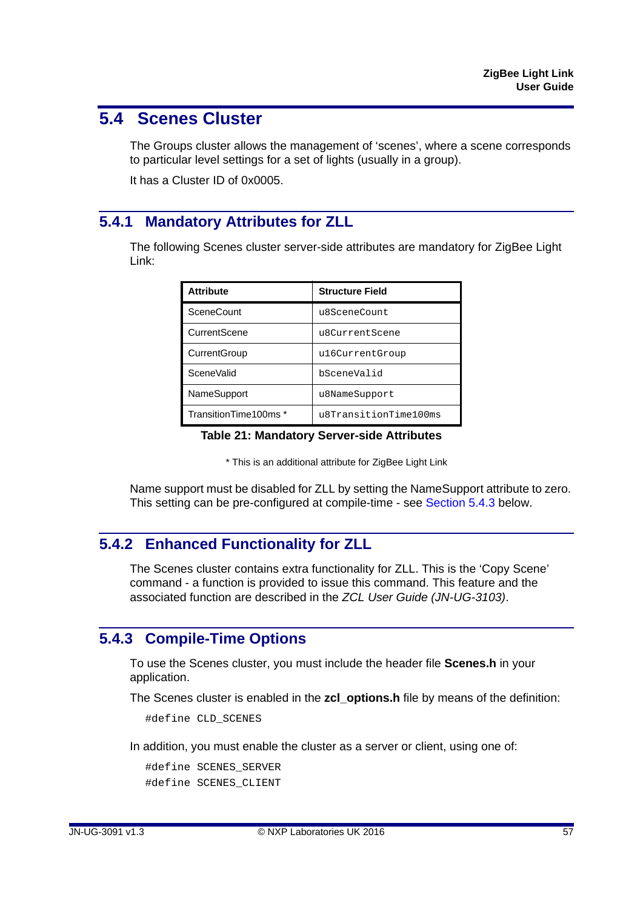## 5.4 Scenes Cluster

The Groups cluster allows the management of 'scenes', where a scene corresponds to particular level settings for a set of lights (usually in a group).

It has a Cluster ID of 0x0005.

### 5.4.1 Mandatory Attributes for ZLL

The following Scenes cluster server-side attributes are mandatory for ZigBee Light Link:

| Attribute | Structure Field |
|---|---|
| SceneCount | `u8SceneCount` |
| CurrentScene | `u8CurrentScene` |
| CurrentGroup | `u16CurrentGroup` |
| SceneValid | `bSceneValid` |
| NameSupport | `u8NameSupport` |
| TransitionTime100ms * | `u8TransitionTime100ms` |

**Table 21: Mandatory Server-side Attributes**

* This is an additional attribute for ZigBee Light Link

Name support must be disabled for ZLL by setting the NameSupport attribute to zero. This setting can be pre-configured at compile-time - see Section 5.4.3 below.

### 5.4.2 Enhanced Functionality for ZLL

The Scenes cluster contains extra functionality for ZLL. This is the 'Copy Scene' command - a function is provided to issue this command. This feature and the associated function are described in the *ZCL User Guide (JN-UG-3103)*.

### 5.4.3 Compile-Time Options

To use the Scenes cluster, you must include the header file **Scenes.h** in your application.

The Scenes cluster is enabled in the **zcl_options.h** file by means of the definition:

```
#define CLD_SCENES
```

In addition, you must enable the cluster as a server or client, using one of:

```
#define SCENES_SERVER
#define SCENES_CLIENT
```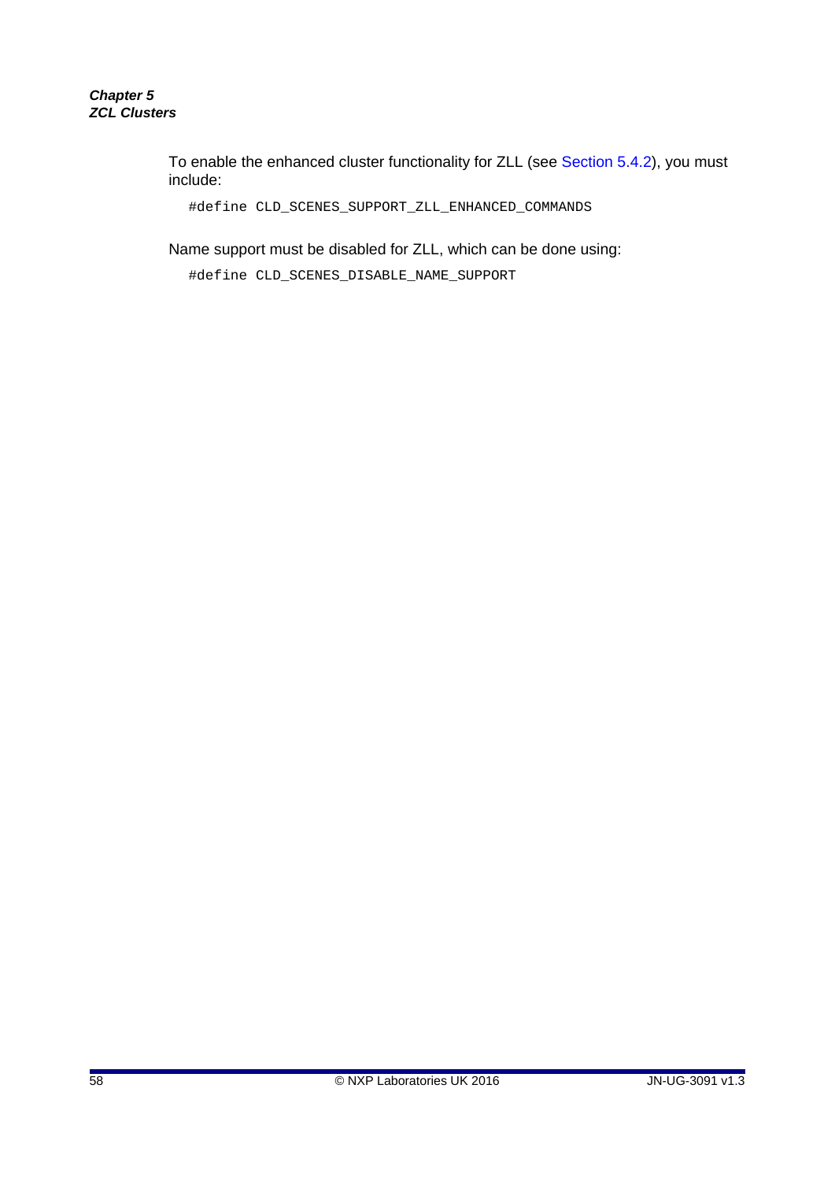To enable the enhanced cluster functionality for ZLL (see Section 5.4.2), you must include:

```
#define CLD_SCENES_SUPPORT_ZLL_ENHANCED_COMMANDS
```

Name support must be disabled for ZLL, which can be done using:

```
#define CLD_SCENES_DISABLE_NAME_SUPPORT
```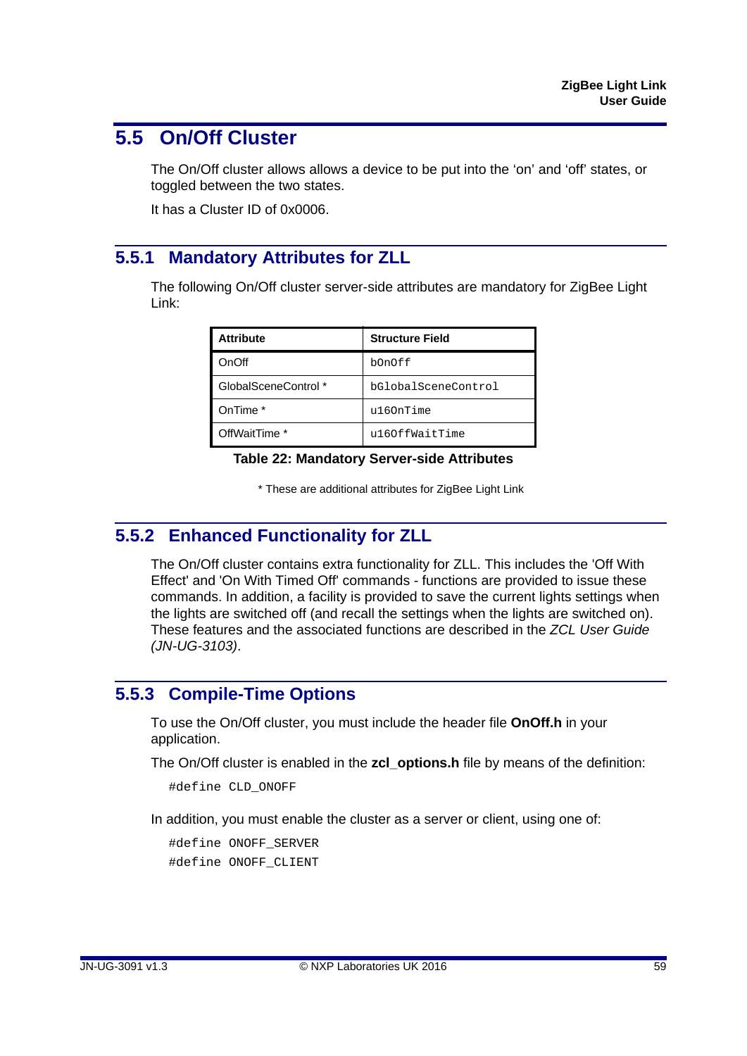## 5.5 On/Off Cluster

The On/Off cluster allows allows a device to be put into the 'on' and 'off' states, or toggled between the two states.

It has a Cluster ID of 0x0006.

### 5.5.1 Mandatory Attributes for ZLL

The following On/Off cluster server-side attributes are mandatory for ZigBee Light Link:

| Attribute | Structure Field |
|---|---|
| OnOff | `bOnOff` |
| GlobalSceneControl * | `bGlobalSceneControl` |
| OnTime * | `u16OnTime` |
| OffWaitTime * | `u16OffWaitTime` |

**Table 22: Mandatory Server-side Attributes**

* These are additional attributes for ZigBee Light Link

### 5.5.2 Enhanced Functionality for ZLL

The On/Off cluster contains extra functionality for ZLL. This includes the 'Off With Effect' and 'On With Timed Off' commands - functions are provided to issue these commands. In addition, a facility is provided to save the current lights settings when the lights are switched off (and recall the settings when the lights are switched on). These features and the associated functions are described in the *ZCL User Guide (JN-UG-3103)*.

### 5.5.3 Compile-Time Options

To use the On/Off cluster, you must include the header file **OnOff.h** in your application.

The On/Off cluster is enabled in the **zcl_options.h** file by means of the definition:

```
#define CLD_ONOFF
```

In addition, you must enable the cluster as a server or client, using one of:

```
#define ONOFF_SERVER
#define ONOFF_CLIENT
```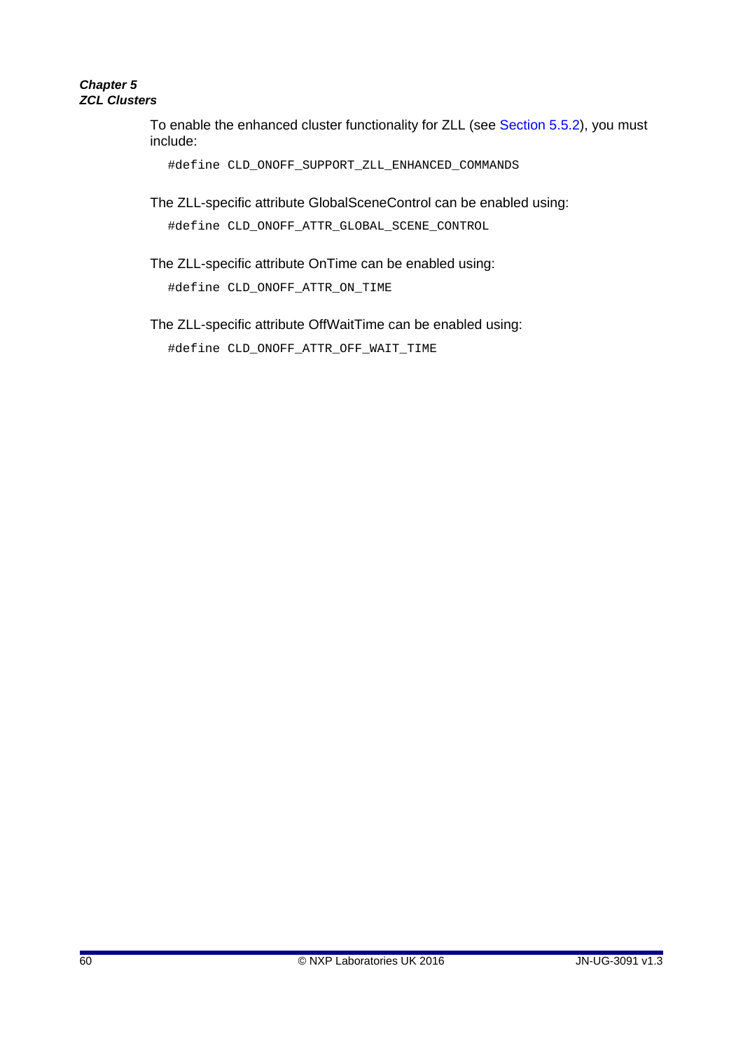To enable the enhanced cluster functionality for ZLL (see Section 5.5.2), you must include:

```
#define CLD_ONOFF_SUPPORT_ZLL_ENHANCED_COMMANDS
```

The ZLL-specific attribute GlobalSceneControl can be enabled using:

```
#define CLD_ONOFF_ATTR_GLOBAL_SCENE_CONTROL
```

The ZLL-specific attribute OnTime can be enabled using:

```
#define CLD_ONOFF_ATTR_ON_TIME
```

The ZLL-specific attribute OffWaitTime can be enabled using:

```
#define CLD_ONOFF_ATTR_OFF_WAIT_TIME
```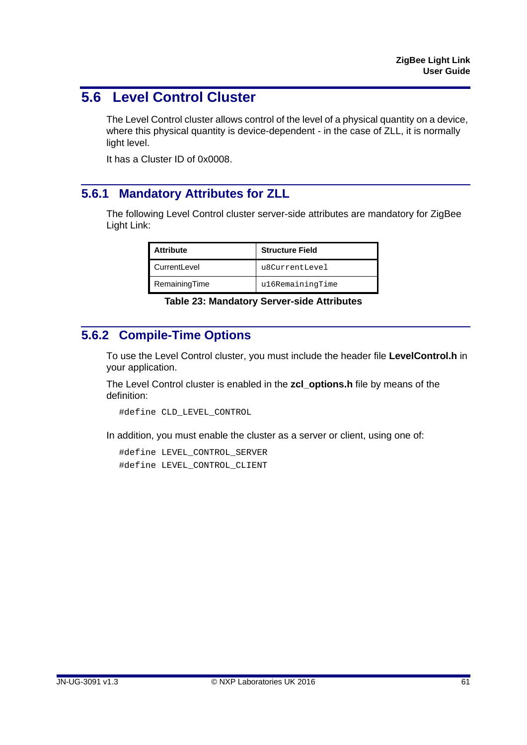## 5.6 Level Control Cluster

The Level Control cluster allows control of the level of a physical quantity on a device, where this physical quantity is device-dependent - in the case of ZLL, it is normally light level.

It has a Cluster ID of 0x0008.

### 5.6.1 Mandatory Attributes for ZLL

The following Level Control cluster server-side attributes are mandatory for ZigBee Light Link:

| Attribute | Structure Field |
| --- | --- |
| CurrentLevel | `u8CurrentLevel` |
| RemainingTime | `u16RemainingTime` |

**Table 23: Mandatory Server-side Attributes**

### 5.6.2 Compile-Time Options

To use the Level Control cluster, you must include the header file **LevelControl.h** in your application.

The Level Control cluster is enabled in the **zcl_options.h** file by means of the definition:

```
#define CLD_LEVEL_CONTROL
```

In addition, you must enable the cluster as a server or client, using one of:

```
#define LEVEL_CONTROL_SERVER
#define LEVEL_CONTROL_CLIENT
```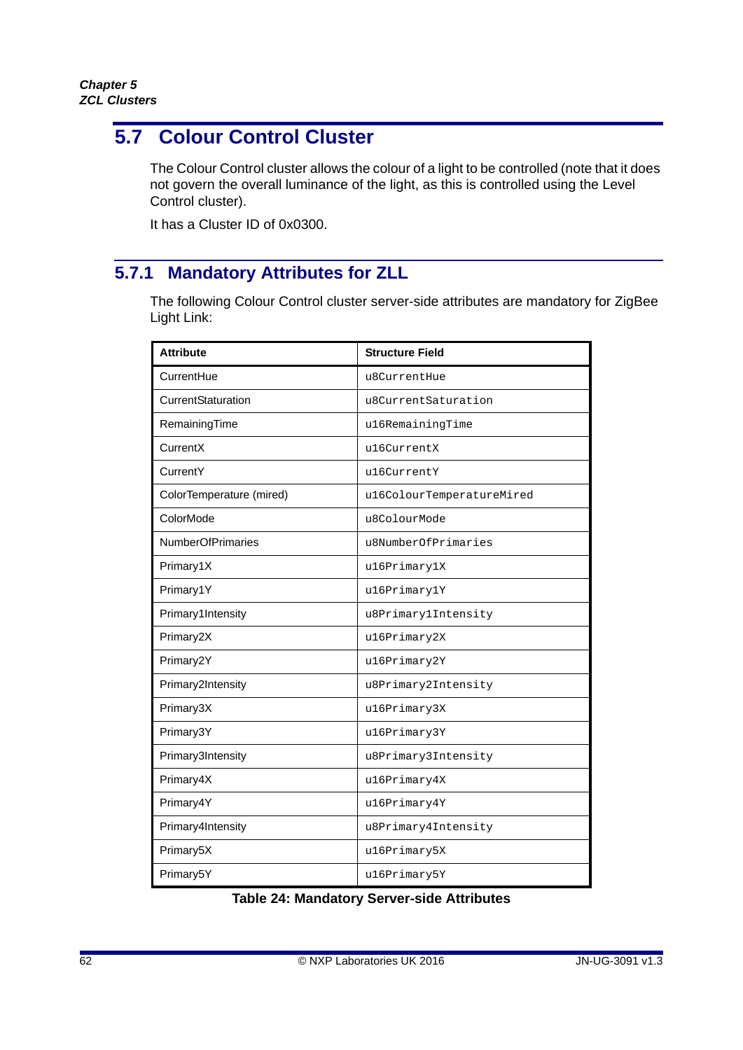## 5.7 Colour Control Cluster

The Colour Control cluster allows the colour of a light to be controlled (note that it does not govern the overall luminance of the light, as this is controlled using the Level Control cluster).

It has a Cluster ID of 0x0300.

### 5.7.1 Mandatory Attributes for ZLL

The following Colour Control cluster server-side attributes are mandatory for ZigBee Light Link:

| Attribute | Structure Field |
|---|---|
| CurrentHue | u8CurrentHue |
| CurrentStaturation | u8CurrentSaturation |
| RemainingTime | u16RemainingTime |
| CurrentX | u16CurrentX |
| CurrentY | u16CurrentY |
| ColorTemperature (mired) | u16ColourTemperatureMired |
| ColorMode | u8ColourMode |
| NumberOfPrimaries | u8NumberOfPrimaries |
| Primary1X | u16Primary1X |
| Primary1Y | u16Primary1Y |
| Primary1Intensity | u8Primary1Intensity |
| Primary2X | u16Primary2X |
| Primary2Y | u16Primary2Y |
| Primary2Intensity | u8Primary2Intensity |
| Primary3X | u16Primary3X |
| Primary3Y | u16Primary3Y |
| Primary3Intensity | u8Primary3Intensity |
| Primary4X | u16Primary4X |
| Primary4Y | u16Primary4Y |
| Primary4Intensity | u8Primary4Intensity |
| Primary5X | u16Primary5X |
| Primary5Y | u16Primary5Y |

**Table 24: Mandatory Server-side Attributes**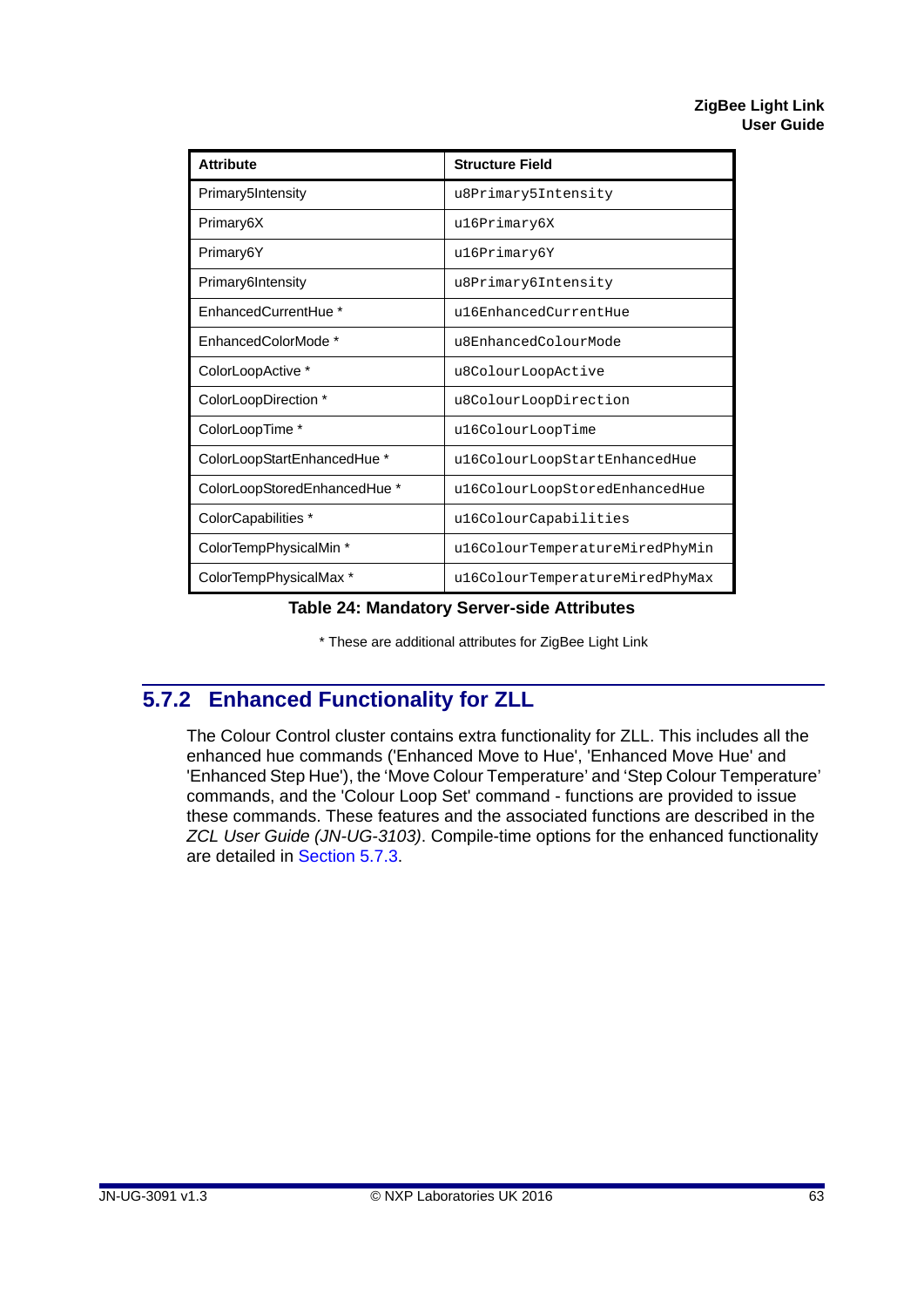| Attribute | Structure Field |
| --- | --- |
| Primary5Intensity | u8Primary5Intensity |
| Primary6X | u16Primary6X |
| Primary6Y | u16Primary6Y |
| Primary6Intensity | u8Primary6Intensity |
| EnhancedCurrentHue * | u16EnhancedCurrentHue |
| EnhancedColorMode * | u8EnhancedColourMode |
| ColorLoopActive * | u8ColourLoopActive |
| ColorLoopDirection * | u8ColourLoopDirection |
| ColorLoopTime * | u16ColourLoopTime |
| ColorLoopStartEnhancedHue * | u16ColourLoopStartEnhancedHue |
| ColorLoopStoredEnhancedHue * | u16ColourLoopStoredEnhancedHue |
| ColorCapabilities * | u16ColourCapabilities |
| ColorTempPhysicalMin * | u16ColourTemperatureMiredPhyMin |
| ColorTempPhysicalMax * | u16ColourTemperatureMiredPhyMax |

**Table 24: Mandatory Server-side Attributes**

* These are additional attributes for ZigBee Light Link

## 5.7.2 Enhanced Functionality for ZLL

The Colour Control cluster contains extra functionality for ZLL. This includes all the enhanced hue commands ('Enhanced Move to Hue', 'Enhanced Move Hue' and 'Enhanced Step Hue'), the 'Move Colour Temperature' and 'Step Colour Temperature' commands, and the 'Colour Loop Set' command - functions are provided to issue these commands. These features and the associated functions are described in the *ZCL User Guide (JN-UG-3103)*. Compile-time options for the enhanced functionality are detailed in Section 5.7.3.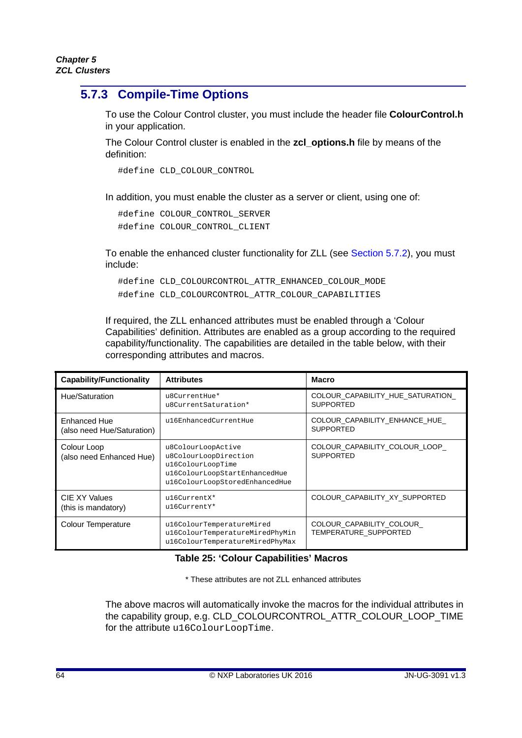### 5.7.3 Compile-Time Options

To use the Colour Control cluster, you must include the header file **ColourControl.h** in your application.

The Colour Control cluster is enabled in the **zcl_options.h** file by means of the definition:

```
#define CLD_COLOUR_CONTROL
```

In addition, you must enable the cluster as a server or client, using one of:

```
#define COLOUR_CONTROL_SERVER
#define COLOUR_CONTROL_CLIENT
```

To enable the enhanced cluster functionality for ZLL (see Section 5.7.2), you must include:

```
#define CLD_COLOURCONTROL_ATTR_ENHANCED_COLOUR_MODE
#define CLD_COLOURCONTROL_ATTR_COLOUR_CAPABILITIES
```

If required, the ZLL enhanced attributes must be enabled through a 'Colour Capabilities' definition. Attributes are enabled as a group according to the required capability/functionality. The capabilities are detailed in the table below, with their corresponding attributes and macros.

| Capability/Functionality | Attributes | Macro |
|---|---|---|
| Hue/Saturation | `u8CurrentHue*`<br>`u8CurrentSaturation*` | COLOUR_CAPABILITY_HUE_SATURATION_SUPPORTED |
| Enhanced Hue<br>(also need Hue/Saturation) | `u16EnhancedCurrentHue` | COLOUR_CAPABILITY_ENHANCE_HUE_SUPPORTED |
| Colour Loop<br>(also need Enhanced Hue) | `u8ColourLoopActive`<br>`u8ColourLoopDirection`<br>`u16ColourLoopTime`<br>`u16ColourLoopStartEnhancedHue`<br>`u16ColourLoopStoredEnhancedHue` | COLOUR_CAPABILITY_COLOUR_LOOP_SUPPORTED |
| CIE XY Values<br>(this is mandatory) | `u16CurrentX*`<br>`u16CurrentY*` | COLOUR_CAPABILITY_XY_SUPPORTED |
| Colour Temperature | `u16ColourTemperatureMired`<br>`u16ColourTemperatureMiredPhyMin`<br>`u16ColourTemperatureMiredPhyMax` | COLOUR_CAPABILITY_COLOUR_TEMPERATURE_SUPPORTED |

**Table 25: 'Colour Capabilities' Macros**

* These attributes are not ZLL enhanced attributes

The above macros will automatically invoke the macros for the individual attributes in the capability group, e.g. CLD_COLOURCONTROL_ATTR_COLOUR_LOOP_TIME for the attribute `u16ColourLoopTime`.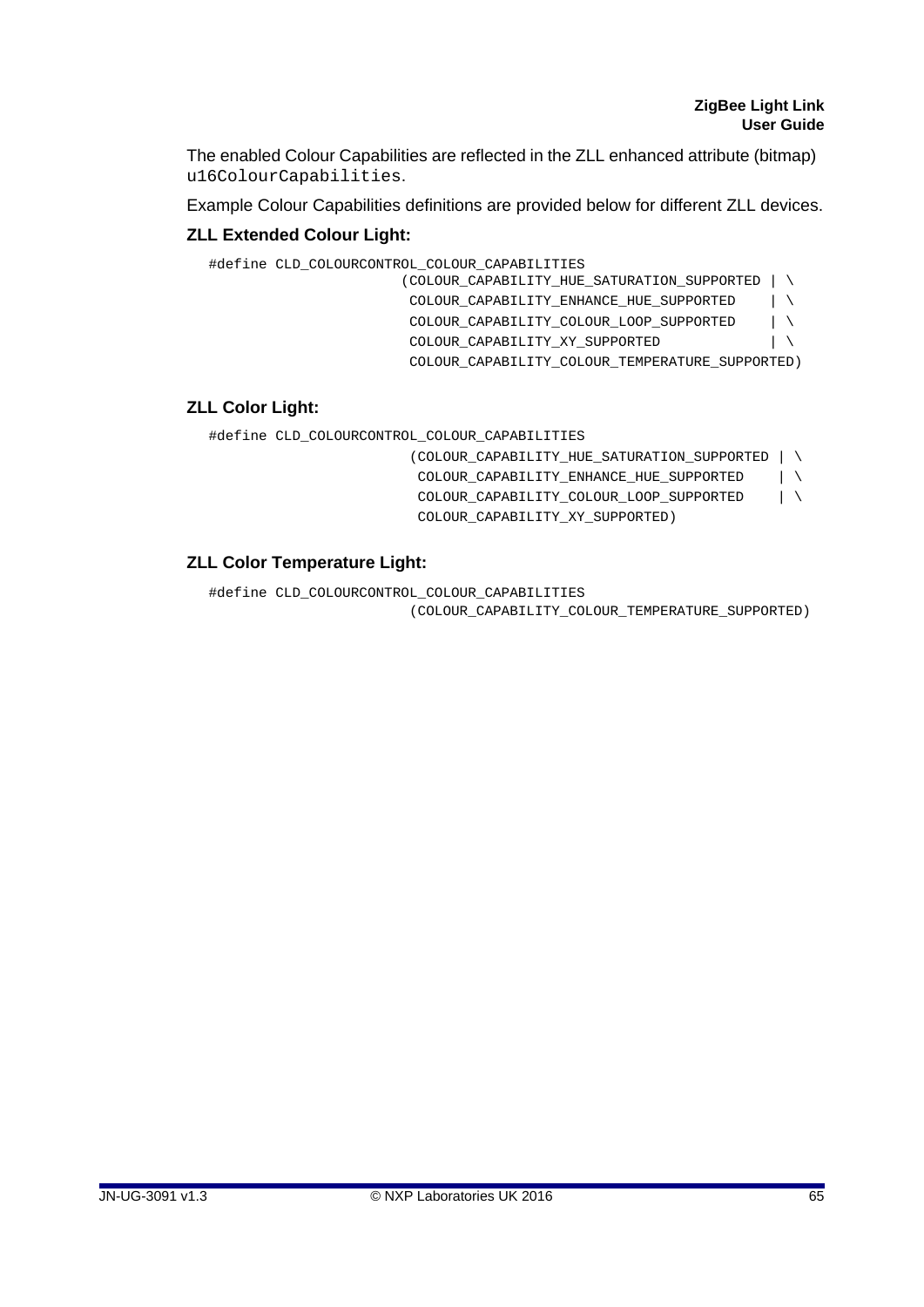The enabled Colour Capabilities are reflected in the ZLL enhanced attribute (bitmap) `u16ColourCapabilities`.

Example Colour Capabilities definitions are provided below for different ZLL devices.

**ZLL Extended Colour Light:**

```
#define CLD_COLOURCONTROL_COLOUR_CAPABILITIES
                        (COLOUR_CAPABILITY_HUE_SATURATION_SUPPORTED | \
                         COLOUR_CAPABILITY_ENHANCE_HUE_SUPPORTED    | \
                         COLOUR_CAPABILITY_COLOUR_LOOP_SUPPORTED    | \
                         COLOUR_CAPABILITY_XY_SUPPORTED             | \
                         COLOUR_CAPABILITY_COLOUR_TEMPERATURE_SUPPORTED)
```

**ZLL Color Light:**

```
#define CLD_COLOURCONTROL_COLOUR_CAPABILITIES
                        (COLOUR_CAPABILITY_HUE_SATURATION_SUPPORTED | \
                         COLOUR_CAPABILITY_ENHANCE_HUE_SUPPORTED    | \
                         COLOUR_CAPABILITY_COLOUR_LOOP_SUPPORTED    | \
                         COLOUR_CAPABILITY_XY_SUPPORTED)
```

**ZLL Color Temperature Light:**

```
#define CLD_COLOURCONTROL_COLOUR_CAPABILITIES
                        (COLOUR_CAPABILITY_COLOUR_TEMPERATURE_SUPPORTED)
```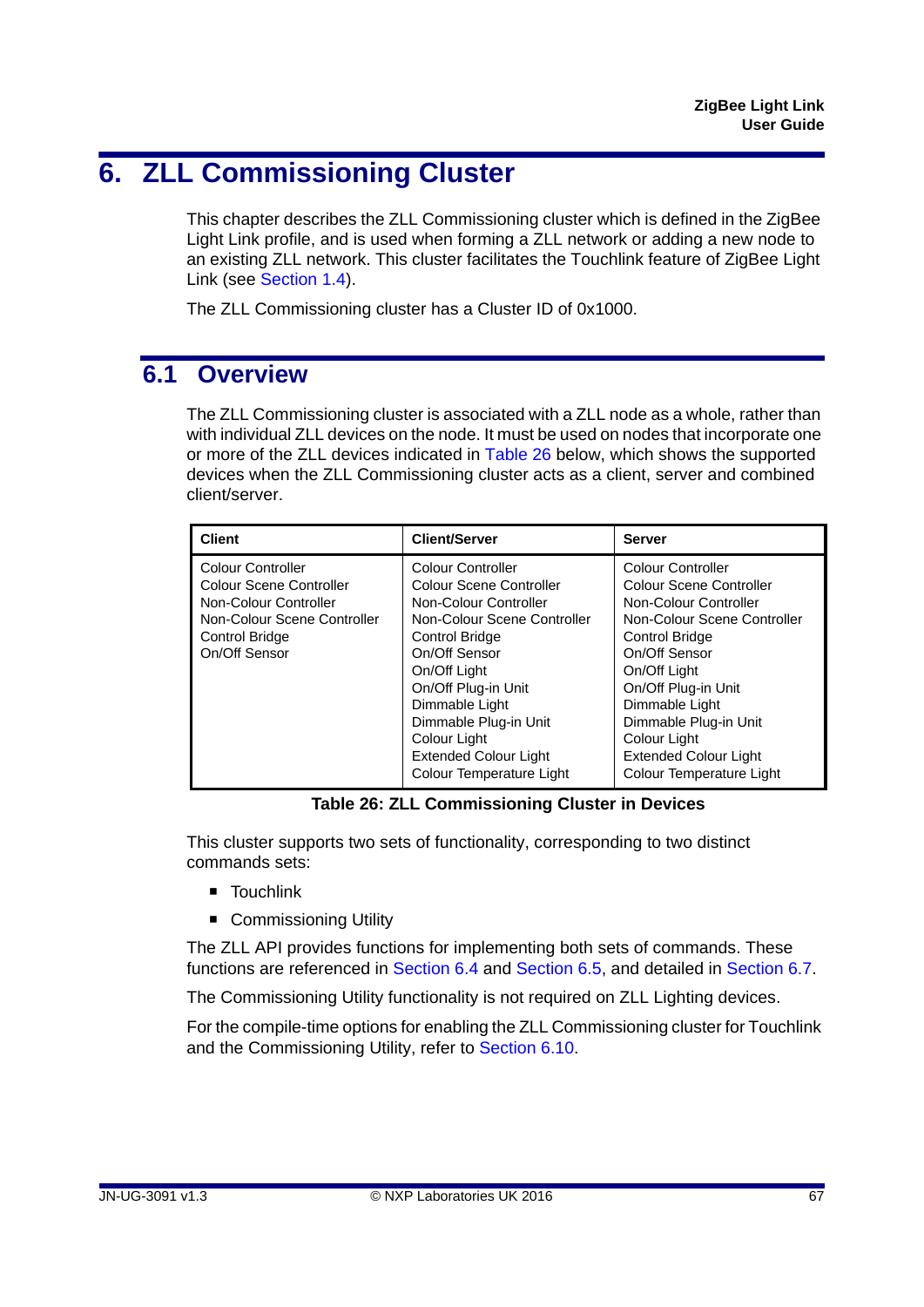# 6. ZLL Commissioning Cluster

This chapter describes the ZLL Commissioning cluster which is defined in the ZigBee Light Link profile, and is used when forming a ZLL network or adding a new node to an existing ZLL network. This cluster facilitates the Touchlink feature of ZigBee Light Link (see Section 1.4).

The ZLL Commissioning cluster has a Cluster ID of 0x1000.

## 6.1 Overview

The ZLL Commissioning cluster is associated with a ZLL node as a whole, rather than with individual ZLL devices on the node. It must be used on nodes that incorporate one or more of the ZLL devices indicated in Table 26 below, which shows the supported devices when the ZLL Commissioning cluster acts as a client, server and combined client/server.

| Client | Client/Server | Server |
|---|---|---|
| Colour Controller<br>Colour Scene Controller<br>Non-Colour Controller<br>Non-Colour Scene Controller<br>Control Bridge<br>On/Off Sensor | Colour Controller<br>Colour Scene Controller<br>Non-Colour Controller<br>Non-Colour Scene Controller<br>Control Bridge<br>On/Off Sensor<br>On/Off Light<br>On/Off Plug-in Unit<br>Dimmable Light<br>Dimmable Plug-in Unit<br>Colour Light<br>Extended Colour Light<br>Colour Temperature Light | Colour Controller<br>Colour Scene Controller<br>Non-Colour Controller<br>Non-Colour Scene Controller<br>Control Bridge<br>On/Off Sensor<br>On/Off Light<br>On/Off Plug-in Unit<br>Dimmable Light<br>Dimmable Plug-in Unit<br>Colour Light<br>Extended Colour Light<br>Colour Temperature Light |

**Table 26: ZLL Commissioning Cluster in Devices**

This cluster supports two sets of functionality, corresponding to two distinct commands sets:

- Touchlink
- Commissioning Utility

The ZLL API provides functions for implementing both sets of commands. These functions are referenced in Section 6.4 and Section 6.5, and detailed in Section 6.7.

The Commissioning Utility functionality is not required on ZLL Lighting devices.

For the compile-time options for enabling the ZLL Commissioning cluster for Touchlink and the Commissioning Utility, refer to Section 6.10.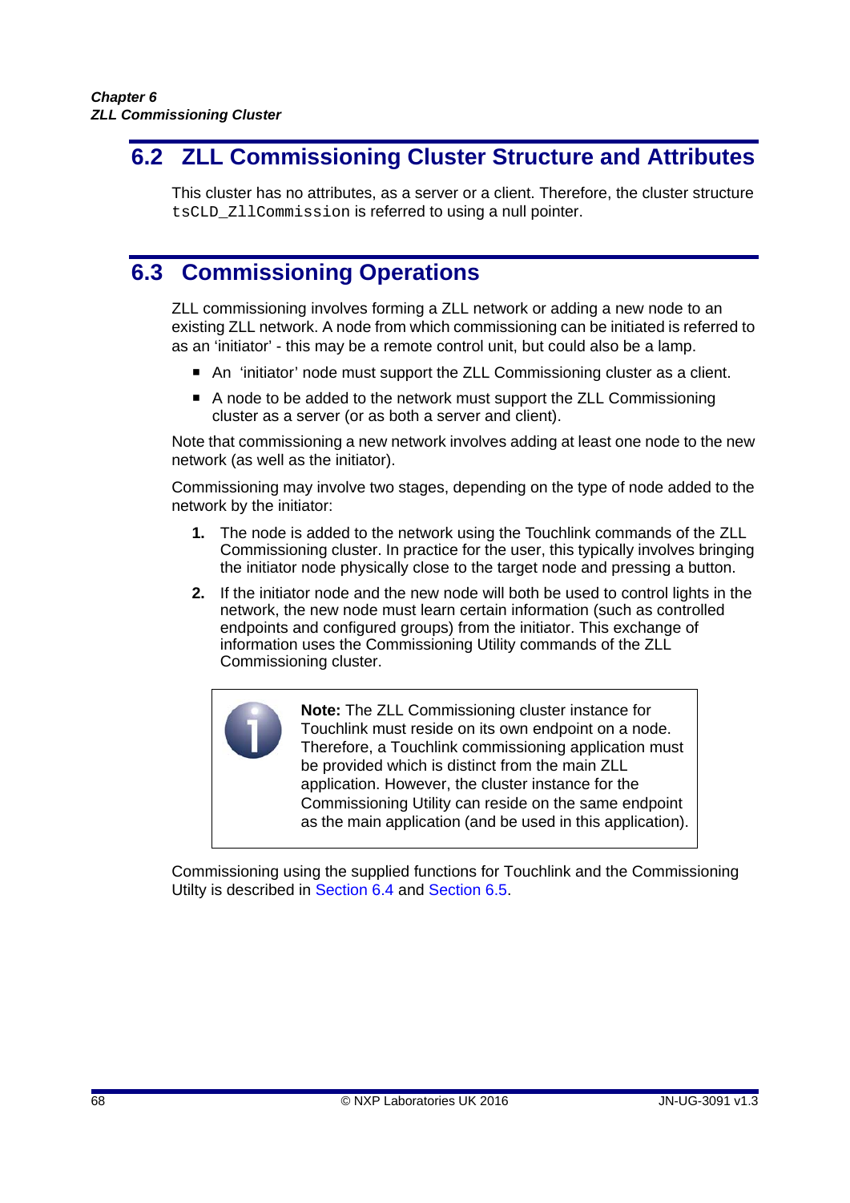## 6.2 ZLL Commissioning Cluster Structure and Attributes

This cluster has no attributes, as a server or a client. Therefore, the cluster structure `tsCLD_ZllCommission` is referred to using a null pointer.

## 6.3 Commissioning Operations

ZLL commissioning involves forming a ZLL network or adding a new node to an existing ZLL network. A node from which commissioning can be initiated is referred to as an 'initiator' - this may be a remote control unit, but could also be a lamp.

- An 'initiator' node must support the ZLL Commissioning cluster as a client.
- A node to be added to the network must support the ZLL Commissioning cluster as a server (or as both a server and client).

Note that commissioning a new network involves adding at least one node to the new network (as well as the initiator).

Commissioning may involve two stages, depending on the type of node added to the network by the initiator:

1. The node is added to the network using the Touchlink commands of the ZLL Commissioning cluster. In practice for the user, this typically involves bringing the initiator node physically close to the target node and pressing a button.
2. If the initiator node and the new node will both be used to control lights in the network, the new node must learn certain information (such as controlled endpoints and configured groups) from the initiator. This exchange of information uses the Commissioning Utility commands of the ZLL Commissioning cluster.

> **Note:** The ZLL Commissioning cluster instance for Touchlink must reside on its own endpoint on a node. Therefore, a Touchlink commissioning application must be provided which is distinct from the main ZLL application. However, the cluster instance for the Commissioning Utility can reside on the same endpoint as the main application (and be used in this application).

Commissioning using the supplied functions for Touchlink and the Commissioning Utilty is described in Section 6.4 and Section 6.5.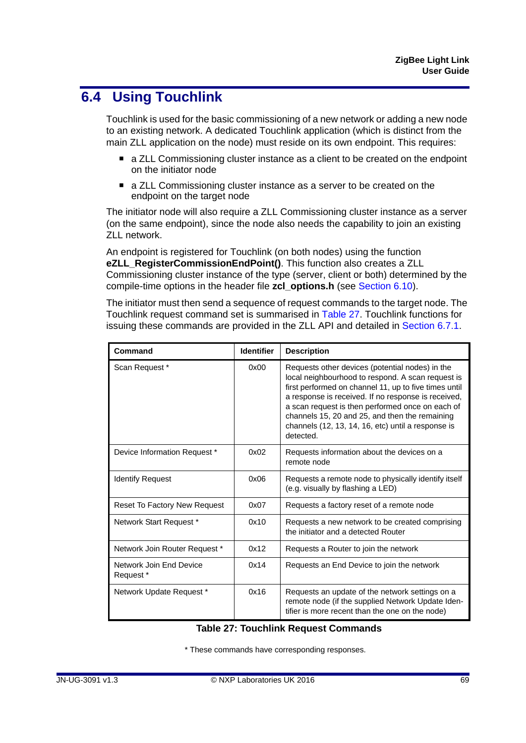## 6.4 Using Touchlink

Touchlink is used for the basic commissioning of a new network or adding a new node to an existing network. A dedicated Touchlink application (which is distinct from the main ZLL application on the node) must reside on its own endpoint. This requires:

- a ZLL Commissioning cluster instance as a client to be created on the endpoint on the initiator node
- a ZLL Commissioning cluster instance as a server to be created on the endpoint on the target node

The initiator node will also require a ZLL Commissioning cluster instance as a server (on the same endpoint), since the node also needs the capability to join an existing ZLL network.

An endpoint is registered for Touchlink (on both nodes) using the function **eZLL_RegisterCommissionEndPoint()**. This function also creates a ZLL Commissioning cluster instance of the type (server, client or both) determined by the compile-time options in the header file **zcl_options.h** (see Section 6.10).

The initiator must then send a sequence of request commands to the target node. The Touchlink request command set is summarised in Table 27. Touchlink functions for issuing these commands are provided in the ZLL API and detailed in Section 6.7.1.

| Command | Identifier | Description |
|---|---|---|
| Scan Request * | 0x00 | Requests other devices (potential nodes) in the local neighbourhood to respond. A scan request is first performed on channel 11, up to five times until a response is received. If no response is received, a scan request is then performed once on each of channels 15, 20 and 25, and then the remaining channels (12, 13, 14, 16, etc) until a response is detected. |
| Device Information Request * | 0x02 | Requests information about the devices on a remote node |
| Identify Request | 0x06 | Requests a remote node to physically identify itself (e.g. visually by flashing a LED) |
| Reset To Factory New Request | 0x07 | Requests a factory reset of a remote node |
| Network Start Request * | 0x10 | Requests a new network to be created comprising the initiator and a detected Router |
| Network Join Router Request * | 0x12 | Requests a Router to join the network |
| Network Join End Device Request * | 0x14 | Requests an End Device to join the network |
| Network Update Request * | 0x16 | Requests an update of the network settings on a remote node (if the supplied Network Update Identifier is more recent than the one on the node) |

**Table 27: Touchlink Request Commands**

* These commands have corresponding responses.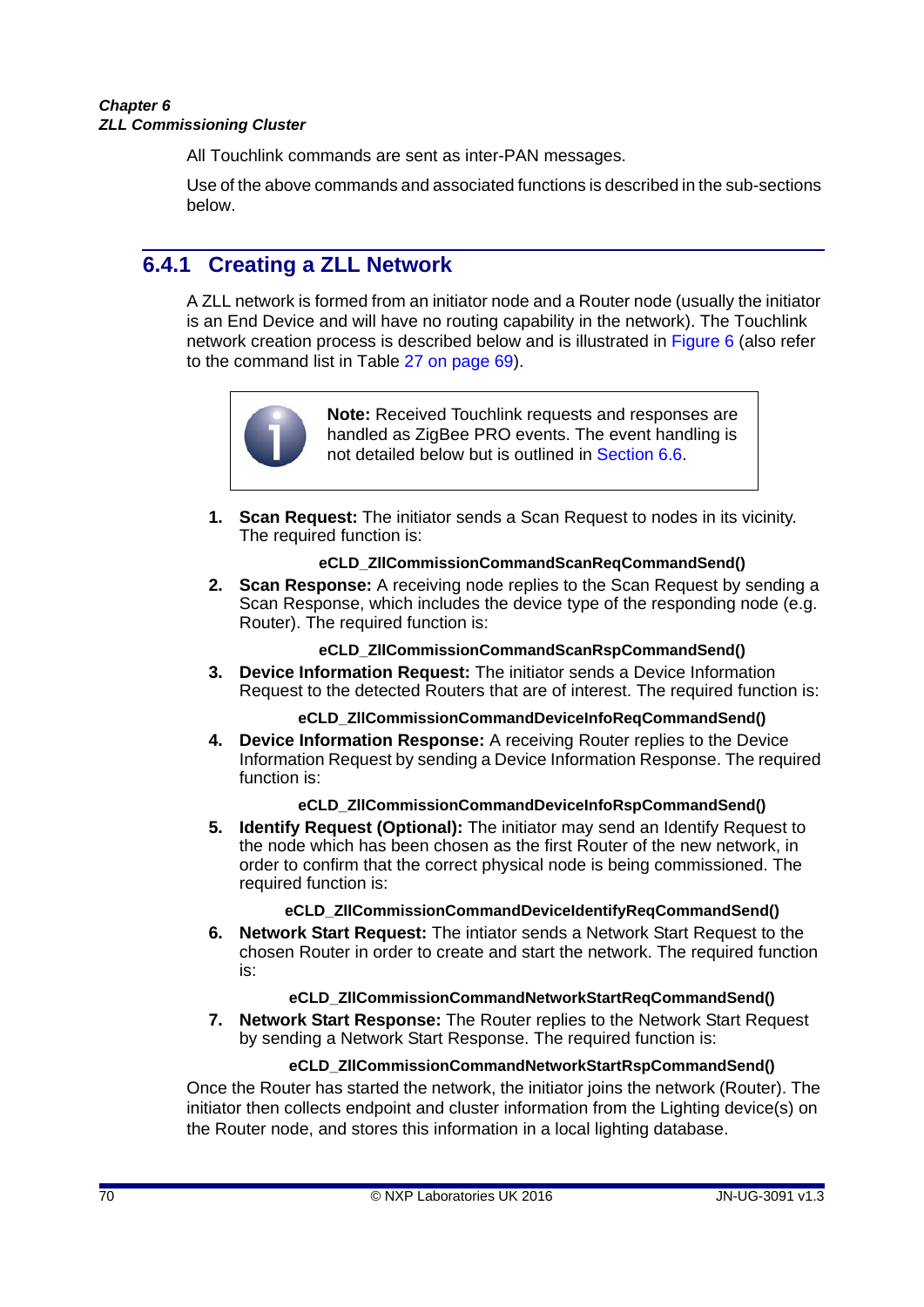All Touchlink commands are sent as inter-PAN messages.

Use of the above commands and associated functions is described in the sub-sections below.

## 6.4.1 Creating a ZLL Network

A ZLL network is formed from an initiator node and a Router node (usually the initiator is an End Device and will have no routing capability in the network). The Touchlink network creation process is described below and is illustrated in Figure 6 (also refer to the command list in Table 27 on page 69).

> **Note:** Received Touchlink requests and responses are handled as ZigBee PRO events. The event handling is not detailed below but is outlined in Section 6.6.

1. **Scan Request:** The initiator sends a Scan Request to nodes in its vicinity. The required function is:

   **eCLD_ZllCommissionCommandScanReqCommandSend()**

2. **Scan Response:** A receiving node replies to the Scan Request by sending a Scan Response, which includes the device type of the responding node (e.g. Router). The required function is:

   **eCLD_ZllCommissionCommandScanRspCommandSend()**

3. **Device Information Request:** The initiator sends a Device Information Request to the detected Routers that are of interest. The required function is:

   **eCLD_ZllCommissionCommandDeviceInfoReqCommandSend()**

4. **Device Information Response:** A receiving Router replies to the Device Information Request by sending a Device Information Response. The required function is:

   **eCLD_ZllCommissionCommandDeviceInfoRspCommandSend()**

5. **Identify Request (Optional):** The initiator may send an Identify Request to the node which has been chosen as the first Router of the new network, in order to confirm that the correct physical node is being commissioned. The required function is:

   **eCLD_ZllCommissionCommandDeviceIdentifyReqCommandSend()**

6. **Network Start Request:** The initiator sends a Network Start Request to the chosen Router in order to create and start the network. The required function is:

   **eCLD_ZllCommissionCommandNetworkStartReqCommandSend()**

7. **Network Start Response:** The Router replies to the Network Start Request by sending a Network Start Response. The required function is:

   **eCLD_ZllCommissionCommandNetworkStartRspCommandSend()**

Once the Router has started the network, the initiator joins the network (Router). The initiator then collects endpoint and cluster information from the Lighting device(s) on the Router node, and stores this information in a local lighting database.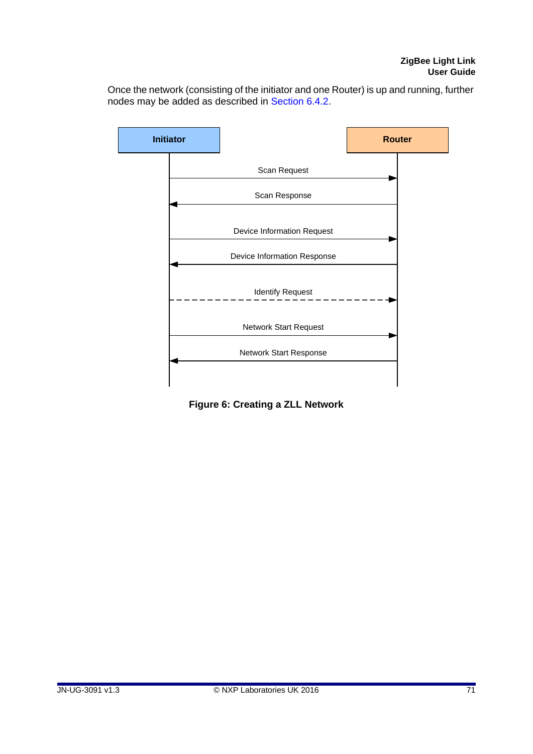Once the network (consisting of the initiator and one Router) is up and running, further nodes may be added as described in Section 6.4.2.

**Figure 6: Creating a ZLL Network**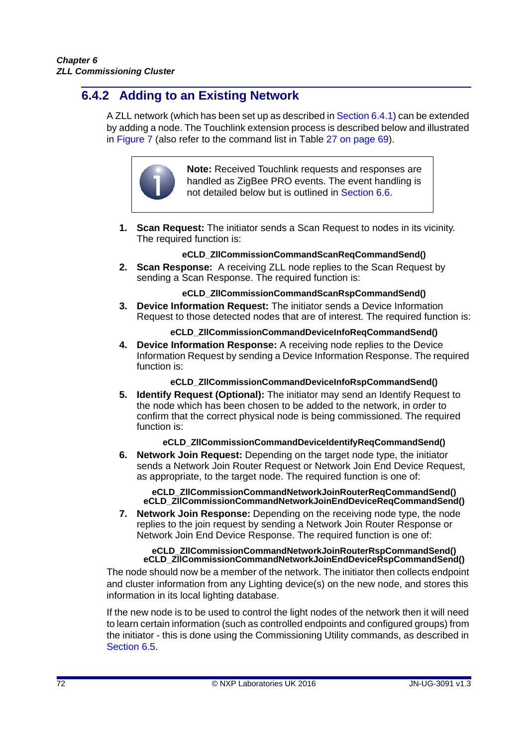### 6.4.2 Adding to an Existing Network

A ZLL network (which has been set up as described in Section 6.4.1) can be extended by adding a node. The Touchlink extension process is described below and illustrated in Figure 7 (also refer to the command list in Table 27 on page 69).

> **Note:** Received Touchlink requests and responses are handled as ZigBee PRO events. The event handling is not detailed below but is outlined in Section 6.6.

1. **Scan Request:** The initiator sends a Scan Request to nodes in its vicinity. The required function is:

   **eCLD_ZllCommissionCommandScanReqCommandSend()**

2. **Scan Response:** A receiving ZLL node replies to the Scan Request by sending a Scan Response. The required function is:

   **eCLD_ZllCommissionCommandScanRspCommandSend()**

3. **Device Information Request:** The initiator sends a Device Information Request to those detected nodes that are of interest. The required function is:

   **eCLD_ZllCommissionCommandDeviceInfoReqCommandSend()**

4. **Device Information Response:** A receiving node replies to the Device Information Request by sending a Device Information Response. The required function is:

   **eCLD_ZllCommissionCommandDeviceInfoRspCommandSend()**

5. **Identify Request (Optional):** The initiator may send an Identify Request to the node which has been chosen to be added to the network, in order to confirm that the correct physical node is being commissioned. The required function is:

   **eCLD_ZllCommissionCommandDeviceIdentifyReqCommandSend()**

6. **Network Join Request:** Depending on the target node type, the initiator sends a Network Join Router Request or Network Join End Device Request, as appropriate, to the target node. The required function is one of:

   **eCLD_ZllCommissionCommandNetworkJoinRouterReqCommandSend()**
   **eCLD_ZllCommissionCommandNetworkJoinEndDeviceReqCommandSend()**

7. **Network Join Response:** Depending on the receiving node type, the node replies to the join request by sending a Network Join Router Response or Network Join End Device Response. The required function is one of:

   **eCLD_ZllCommissionCommandNetworkJoinRouterRspCommandSend()**
   **eCLD_ZllCommissionCommandNetworkJoinEndDeviceRspCommandSend()**

The node should now be a member of the network. The initiator then collects endpoint and cluster information from any Lighting device(s) on the new node, and stores this information in its local lighting database.

If the new node is to be used to control the light nodes of the network then it will need to learn certain information (such as controlled endpoints and configured groups) from the initiator - this is done using the Commissioning Utility commands, as described in Section 6.5.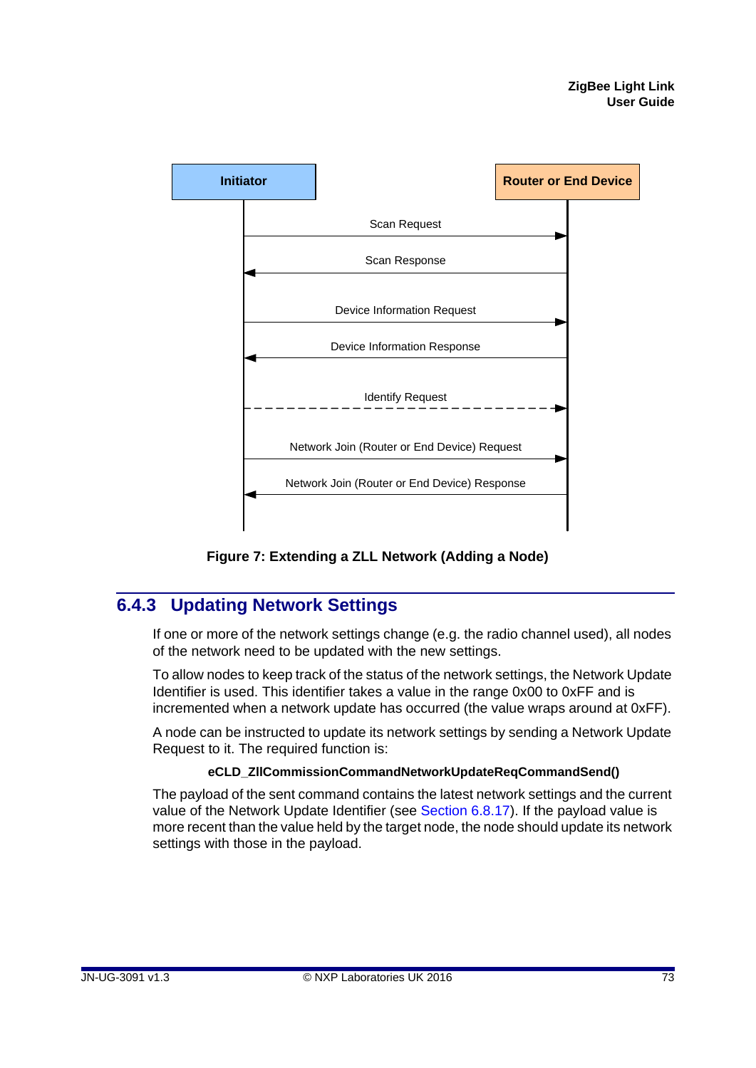Initiator | Router or End Device

Scan Request →

← Scan Response

Device Information Request →

← Device Information Response

Identify Request (dashed) →

Network Join (Router or End Device) Request →

← Network Join (Router or End Device) Response

**Figure 7: Extending a ZLL Network (Adding a Node)**

### 6.4.3 Updating Network Settings

If one or more of the network settings change (e.g. the radio channel used), all nodes of the network need to be updated with the new settings.

To allow nodes to keep track of the status of the network settings, the Network Update Identifier is used. This identifier takes a value in the range 0x00 to 0xFF and is incremented when a network update has occurred (the value wraps around at 0xFF).

A node can be instructed to update its network settings by sending a Network Update Request to it. The required function is:

**eCLD_ZllCommissionCommandNetworkUpdateReqCommandSend()**

The payload of the sent command contains the latest network settings and the current value of the Network Update Identifier (see Section 6.8.17). If the payload value is more recent than the value held by the target node, the node should update its network settings with those in the payload.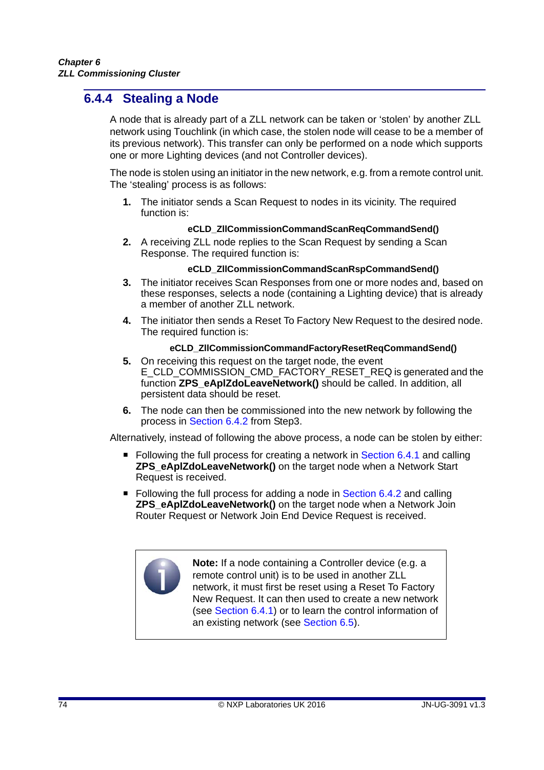### 6.4.4 Stealing a Node

A node that is already part of a ZLL network can be taken or 'stolen' by another ZLL network using Touchlink (in which case, the stolen node will cease to be a member of its previous network). This transfer can only be performed on a node which supports one or more Lighting devices (and not Controller devices).

The node is stolen using an initiator in the new network, e.g. from a remote control unit. The 'stealing' process is as follows:

1. The initiator sends a Scan Request to nodes in its vicinity. The required function is:

   **eCLD_ZllCommissionCommandScanReqCommandSend()**

2. A receiving ZLL node replies to the Scan Request by sending a Scan Response. The required function is:

   **eCLD_ZllCommissionCommandScanRspCommandSend()**

3. The initiator receives Scan Responses from one or more nodes and, based on these responses, selects a node (containing a Lighting device) that is already a member of another ZLL network.

4. The initiator then sends a Reset To Factory New Request to the desired node. The required function is:

   **eCLD_ZllCommissionCommandFactoryResetReqCommandSend()**

5. On receiving this request on the target node, the event E_CLD_COMMISSION_CMD_FACTORY_RESET_REQ is generated and the function **ZPS_eAplZdoLeaveNetwork()** should be called. In addition, all persistent data should be reset.

6. The node can then be commissioned into the new network by following the process in Section 6.4.2 from Step3.

Alternatively, instead of following the above process, a node can be stolen by either:

- Following the full process for creating a network in Section 6.4.1 and calling **ZPS_eAplZdoLeaveNetwork()** on the target node when a Network Start Request is received.
- Following the full process for adding a node in Section 6.4.2 and calling **ZPS_eAplZdoLeaveNetwork()** on the target node when a Network Join Router Request or Network Join End Device Request is received.

> **Note:** If a node containing a Controller device (e.g. a remote control unit) is to be used in another ZLL network, it must first be reset using a Reset To Factory New Request. It can then used to create a new network (see Section 6.4.1) or to learn the control information of an existing network (see Section 6.5).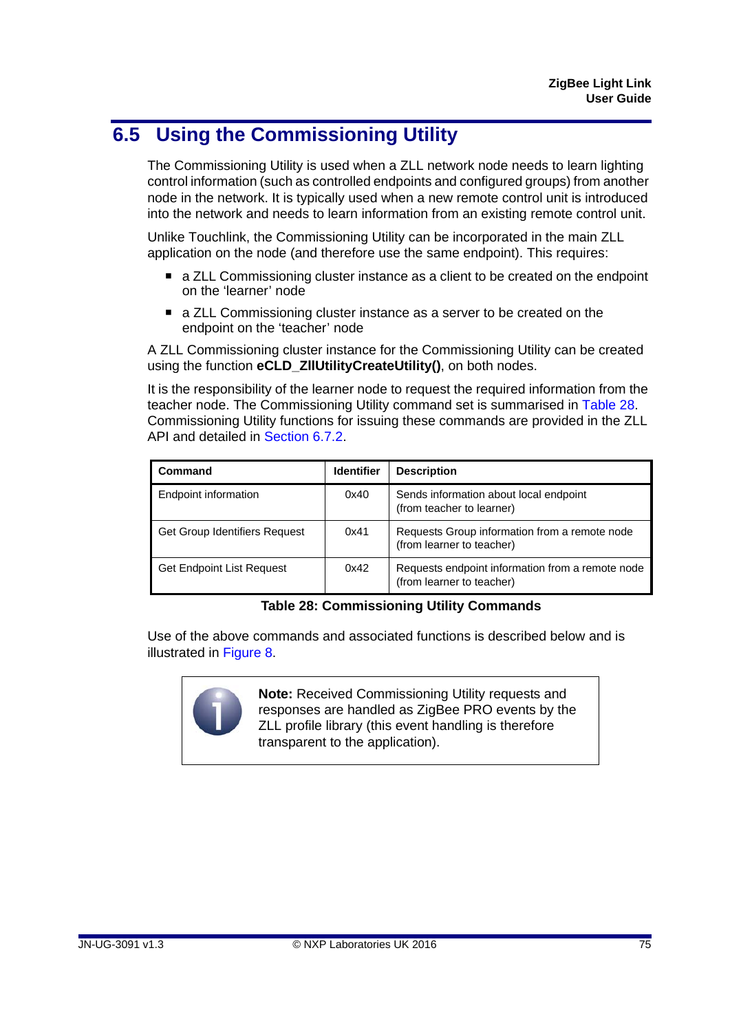## 6.5 Using the Commissioning Utility

The Commissioning Utility is used when a ZLL network node needs to learn lighting control information (such as controlled endpoints and configured groups) from another node in the network. It is typically used when a new remote control unit is introduced into the network and needs to learn information from an existing remote control unit.

Unlike Touchlink, the Commissioning Utility can be incorporated in the main ZLL application on the node (and therefore use the same endpoint). This requires:

- a ZLL Commissioning cluster instance as a client to be created on the endpoint on the 'learner' node
- a ZLL Commissioning cluster instance as a server to be created on the endpoint on the 'teacher' node

A ZLL Commissioning cluster instance for the Commissioning Utility can be created using the function **eCLD_ZllUtilityCreateUtility()**, on both nodes.

It is the responsibility of the learner node to request the required information from the teacher node. The Commissioning Utility command set is summarised in Table 28. Commissioning Utility functions for issuing these commands are provided in the ZLL API and detailed in Section 6.7.2.

| Command | Identifier | Description |
|---|---|---|
| Endpoint information | 0x40 | Sends information about local endpoint (from teacher to learner) |
| Get Group Identifiers Request | 0x41 | Requests Group information from a remote node (from learner to teacher) |
| Get Endpoint List Request | 0x42 | Requests endpoint information from a remote node (from learner to teacher) |

**Table 28: Commissioning Utility Commands**

Use of the above commands and associated functions is described below and is illustrated in Figure 8.

> **Note:** Received Commissioning Utility requests and responses are handled as ZigBee PRO events by the ZLL profile library (this event handling is therefore transparent to the application).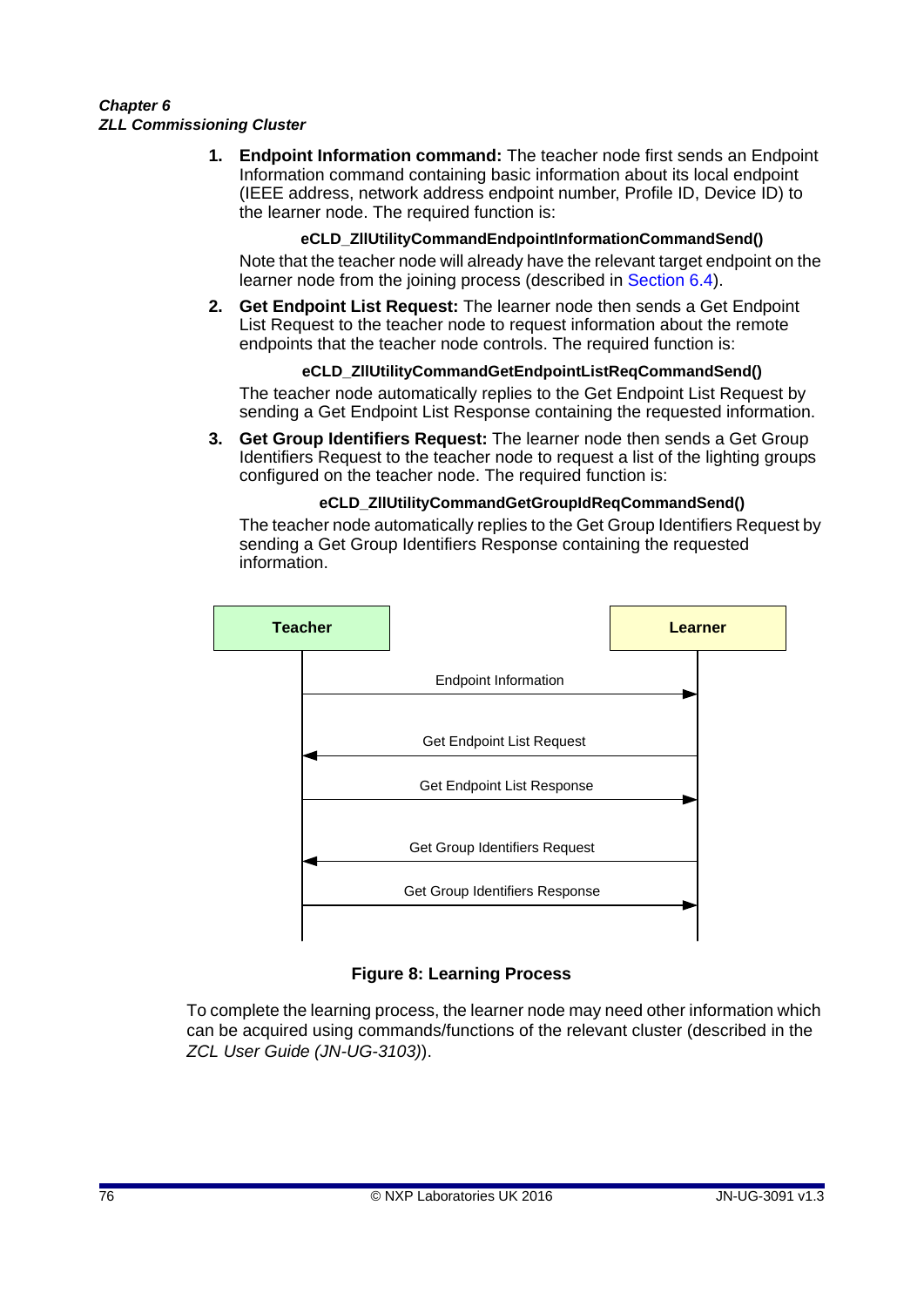1. **Endpoint Information command:** The teacher node first sends an Endpoint Information command containing basic information about its local endpoint (IEEE address, network address endpoint number, Profile ID, Device ID) to the learner node. The required function is:

   **eCLD_ZllUtilityCommandEndpointInformationCommandSend()**

   Note that the teacher node will already have the relevant target endpoint on the learner node from the joining process (described in Section 6.4).

2. **Get Endpoint List Request:** The learner node then sends a Get Endpoint List Request to the teacher node to request information about the remote endpoints that the teacher node controls. The required function is:

   **eCLD_ZllUtilityCommandGetEndpointListReqCommandSend()**

   The teacher node automatically replies to the Get Endpoint List Request by sending a Get Endpoint List Response containing the requested information.

3. **Get Group Identifiers Request:** The learner node then sends a Get Group Identifiers Request to the teacher node to request a list of the lighting groups configured on the teacher node. The required function is:

   **eCLD_ZllUtilityCommandGetGroupIdReqCommandSend()**

   The teacher node automatically replies to the Get Group Identifiers Request by sending a Get Group Identifiers Response containing the requested information.

Teacher | Learner

- Endpoint Information (Teacher → Learner)
- Get Endpoint List Request (Learner → Teacher)
- Get Endpoint List Response (Teacher → Learner)
- Get Group Identifiers Request (Learner → Teacher)
- Get Group Identifiers Response (Teacher → Learner)

**Figure 8: Learning Process**

To complete the learning process, the learner node may need other information which can be acquired using commands/functions of the relevant cluster (described in the *ZCL User Guide (JN-UG-3103)*).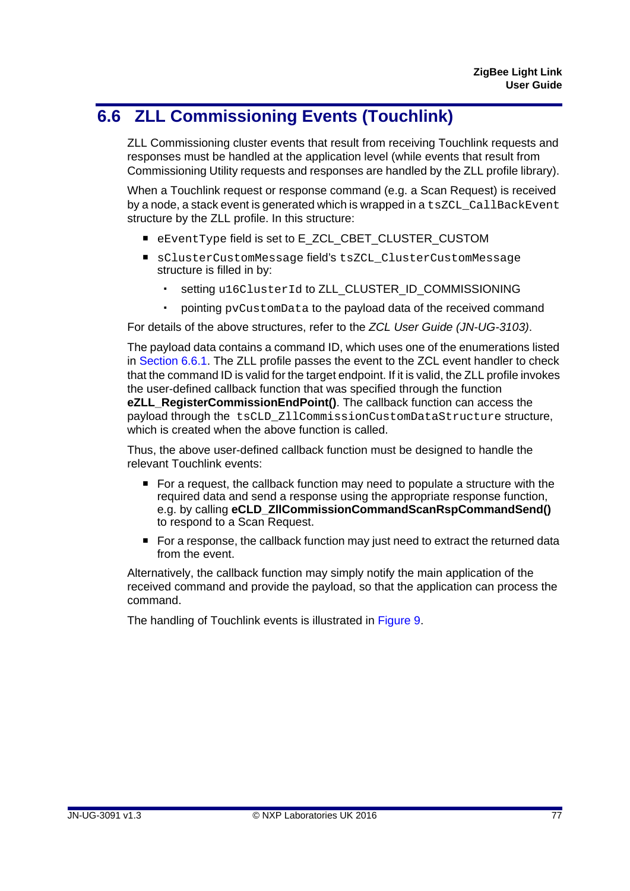## 6.6 ZLL Commissioning Events (Touchlink)

ZLL Commissioning cluster events that result from receiving Touchlink requests and responses must be handled at the application level (while events that result from Commissioning Utility requests and responses are handled by the ZLL profile library).

When a Touchlink request or response command (e.g. a Scan Request) is received by a node, a stack event is generated which is wrapped in a `tsZCL_CallBackEvent` structure by the ZLL profile. In this structure:

- `eEventType` field is set to E_ZCL_CBET_CLUSTER_CUSTOM
- `sClusterCustomMessage` field's `tsZCL_ClusterCustomMessage` structure is filled in by:
  - setting `u16ClusterId` to ZLL_CLUSTER_ID_COMMISSIONING
  - pointing `pvCustomData` to the payload data of the received command

For details of the above structures, refer to the *ZCL User Guide (JN-UG-3103)*.

The payload data contains a command ID, which uses one of the enumerations listed in Section 6.6.1. The ZLL profile passes the event to the ZCL event handler to check that the command ID is valid for the target endpoint. If it is valid, the ZLL profile invokes the user-defined callback function that was specified through the function **eZLL_RegisterCommissionEndPoint()**. The callback function can access the payload through the `tsCLD_ZllCommissionCustomDataStructure` structure, which is created when the above function is called.

Thus, the above user-defined callback function must be designed to handle the relevant Touchlink events:

- For a request, the callback function may need to populate a structure with the required data and send a response using the appropriate response function, e.g. by calling **eCLD_ZllCommissionCommandScanRspCommandSend()** to respond to a Scan Request.
- For a response, the callback function may just need to extract the returned data from the event.

Alternatively, the callback function may simply notify the main application of the received command and provide the payload, so that the application can process the command.

The handling of Touchlink events is illustrated in Figure 9.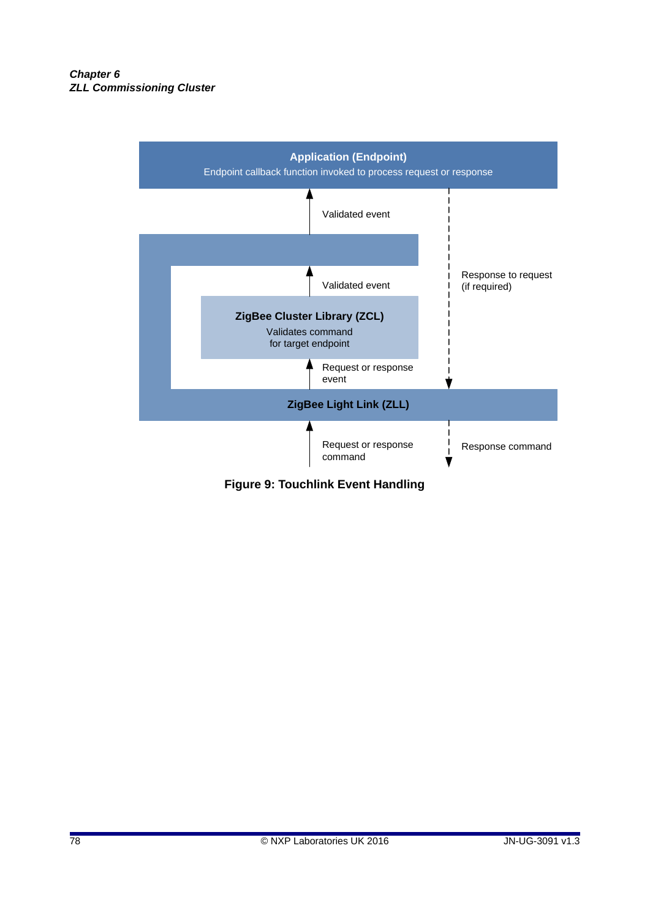**Application (Endpoint)**
Endpoint callback function invoked to process request or response

Validated event

Response to request (if required)

Validated event

**ZigBee Cluster Library (ZCL)**
Validates command for target endpoint

Request or response event

**ZigBee Light Link (ZLL)**

Request or response command

Response command

**Figure 9: Touchlink Event Handling**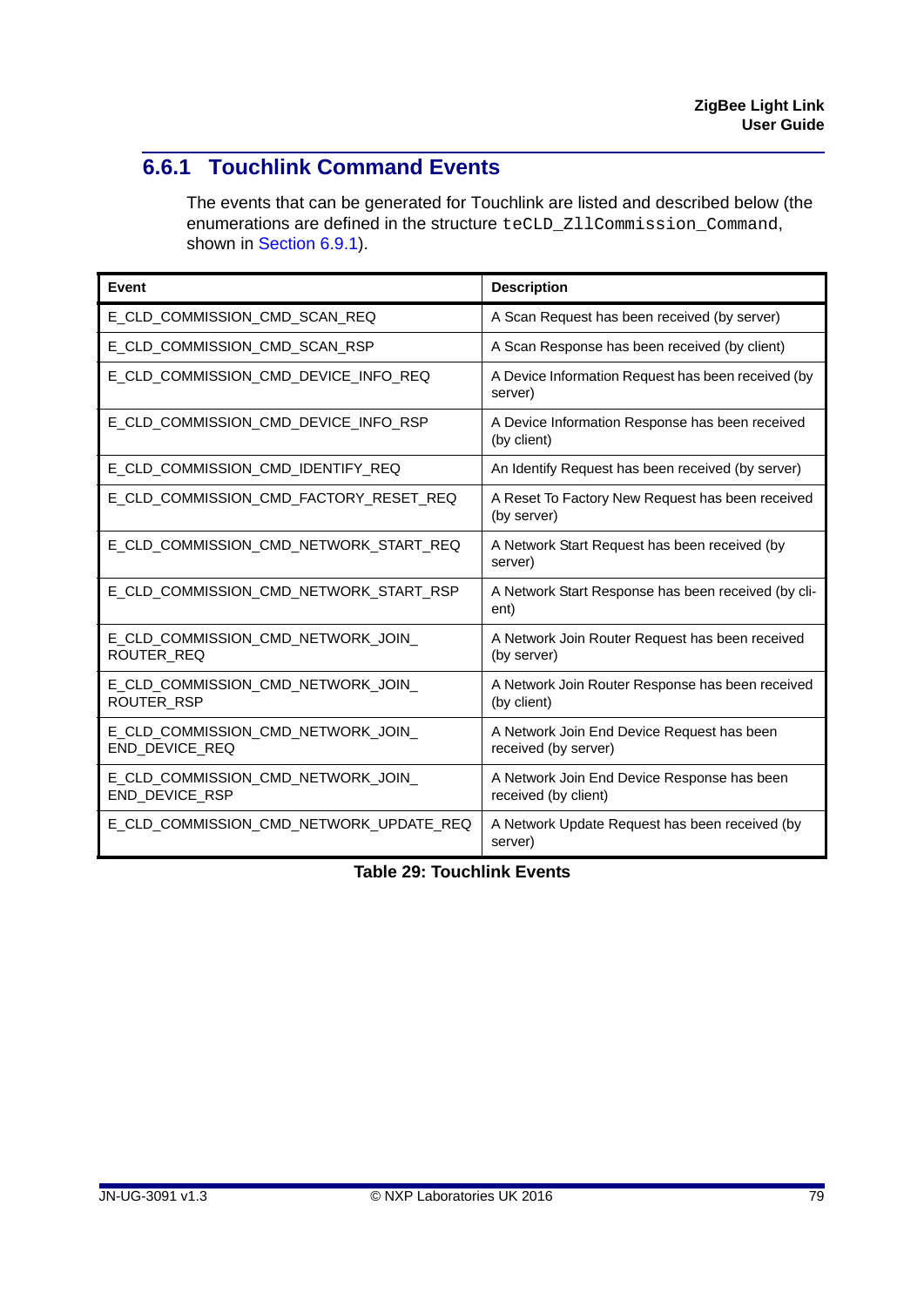### 6.6.1 Touchlink Command Events

The events that can be generated for Touchlink are listed and described below (the enumerations are defined in the structure `teCLD_ZllCommission_Command`, shown in Section 6.9.1).

| Event | Description |
|---|---|
| E_CLD_COMMISSION_CMD_SCAN_REQ | A Scan Request has been received (by server) |
| E_CLD_COMMISSION_CMD_SCAN_RSP | A Scan Response has been received (by client) |
| E_CLD_COMMISSION_CMD_DEVICE_INFO_REQ | A Device Information Request has been received (by server) |
| E_CLD_COMMISSION_CMD_DEVICE_INFO_RSP | A Device Information Response has been received (by client) |
| E_CLD_COMMISSION_CMD_IDENTIFY_REQ | An Identify Request has been received (by server) |
| E_CLD_COMMISSION_CMD_FACTORY_RESET_REQ | A Reset To Factory New Request has been received (by server) |
| E_CLD_COMMISSION_CMD_NETWORK_START_REQ | A Network Start Request has been received (by server) |
| E_CLD_COMMISSION_CMD_NETWORK_START_RSP | A Network Start Response has been received (by client) |
| E_CLD_COMMISSION_CMD_NETWORK_JOIN_ROUTER_REQ | A Network Join Router Request has been received (by server) |
| E_CLD_COMMISSION_CMD_NETWORK_JOIN_ROUTER_RSP | A Network Join Router Response has been received (by client) |
| E_CLD_COMMISSION_CMD_NETWORK_JOIN_END_DEVICE_REQ | A Network Join End Device Request has been received (by server) |
| E_CLD_COMMISSION_CMD_NETWORK_JOIN_END_DEVICE_RSP | A Network Join End Device Response has been received (by client) |
| E_CLD_COMMISSION_CMD_NETWORK_UPDATE_REQ | A Network Update Request has been received (by server) |

**Table 29: Touchlink Events**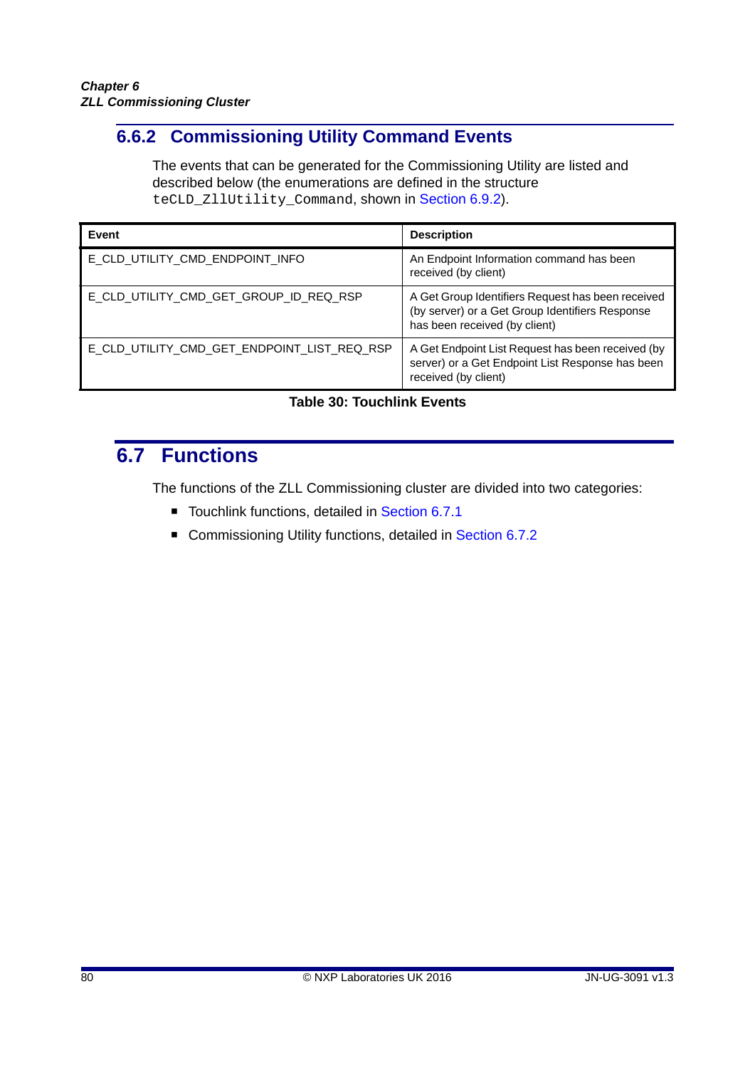### 6.6.2 Commissioning Utility Command Events

The events that can be generated for the Commissioning Utility are listed and described below (the enumerations are defined in the structure `teCLD_ZllUtility_Command`, shown in Section 6.9.2).

| Event | Description |
|---|---|
| E_CLD_UTILITY_CMD_ENDPOINT_INFO | An Endpoint Information command has been received (by client) |
| E_CLD_UTILITY_CMD_GET_GROUP_ID_REQ_RSP | A Get Group Identifiers Request has been received (by server) or a Get Group Identifiers Response has been received (by client) |
| E_CLD_UTILITY_CMD_GET_ENDPOINT_LIST_REQ_RSP | A Get Endpoint List Request has been received (by server) or a Get Endpoint List Response has been received (by client) |

**Table 30: Touchlink Events**

## 6.7 Functions

The functions of the ZLL Commissioning cluster are divided into two categories:

- Touchlink functions, detailed in Section 6.7.1
- Commissioning Utility functions, detailed in Section 6.7.2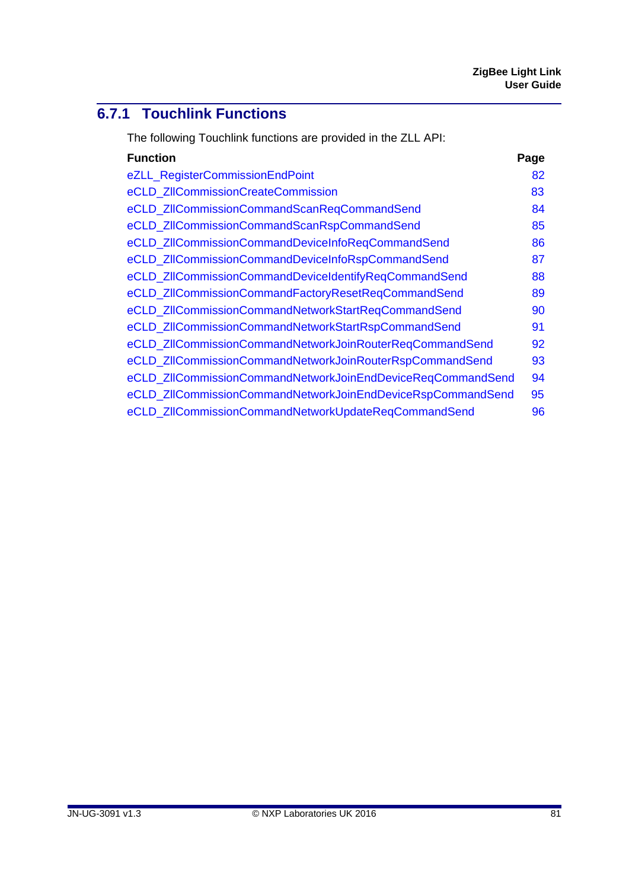### 6.7.1 Touchlink Functions

The following Touchlink functions are provided in the ZLL API:

| Function | Page |
|---|---|
| eZLL_RegisterCommissionEndPoint | 82 |
| eCLD_ZllCommissionCreateCommission | 83 |
| eCLD_ZllCommissionCommandScanReqCommandSend | 84 |
| eCLD_ZllCommissionCommandScanRspCommandSend | 85 |
| eCLD_ZllCommissionCommandDeviceInfoReqCommandSend | 86 |
| eCLD_ZllCommissionCommandDeviceInfoRspCommandSend | 87 |
| eCLD_ZllCommissionCommandDeviceIdentifyReqCommandSend | 88 |
| eCLD_ZllCommissionCommandFactoryResetReqCommandSend | 89 |
| eCLD_ZllCommissionCommandNetworkStartReqCommandSend | 90 |
| eCLD_ZllCommissionCommandNetworkStartRspCommandSend | 91 |
| eCLD_ZllCommissionCommandNetworkJoinRouterReqCommandSend | 92 |
| eCLD_ZllCommissionCommandNetworkJoinRouterRspCommandSend | 93 |
| eCLD_ZllCommissionCommandNetworkJoinEndDeviceReqCommandSend | 94 |
| eCLD_ZllCommissionCommandNetworkJoinEndDeviceRspCommandSend | 95 |
| eCLD_ZllCommissionCommandNetworkUpdateReqCommandSend | 96 |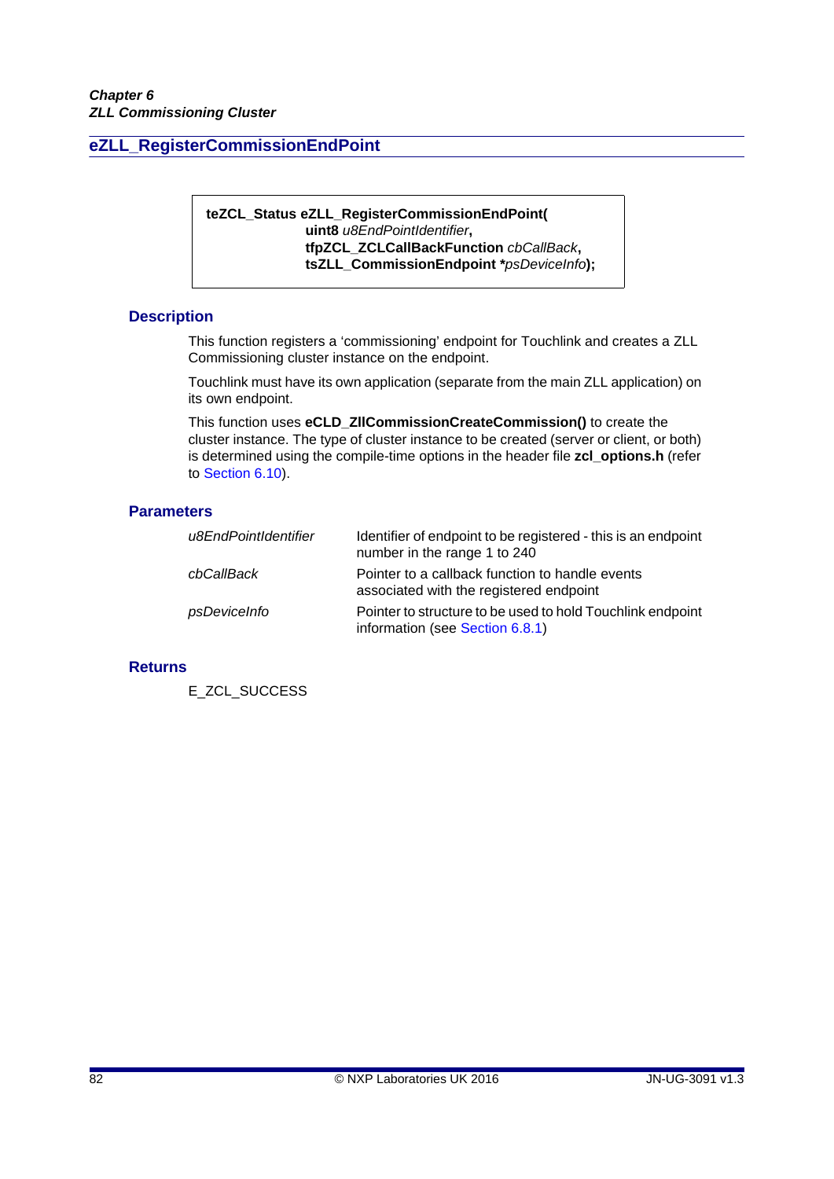## eZLL_RegisterCommissionEndPoint

```
teZCL_Status eZLL_RegisterCommissionEndPoint(
                uint8 u8EndPointIdentifier,
                tfpZCL_ZCLCallBackFunction cbCallBack,
                tsZLL_CommissionEndpoint *psDeviceInfo);
```

### Description

This function registers a 'commissioning' endpoint for Touchlink and creates a ZLL Commissioning cluster instance on the endpoint.

Touchlink must have its own application (separate from the main ZLL application) on its own endpoint.

This function uses **eCLD_ZllCommissionCreateCommission()** to create the cluster instance. The type of cluster instance to be created (server or client, or both) is determined using the compile-time options in the header file **zcl_options.h** (refer to Section 6.10).

### Parameters

| | |
|---|---|
| *u8EndPointIdentifier* | Identifier of endpoint to be registered - this is an endpoint number in the range 1 to 240 |
| *cbCallBack* | Pointer to a callback function to handle events associated with the registered endpoint |
| *psDeviceInfo* | Pointer to structure to be used to hold Touchlink endpoint information (see Section 6.8.1) |

### Returns

E_ZCL_SUCCESS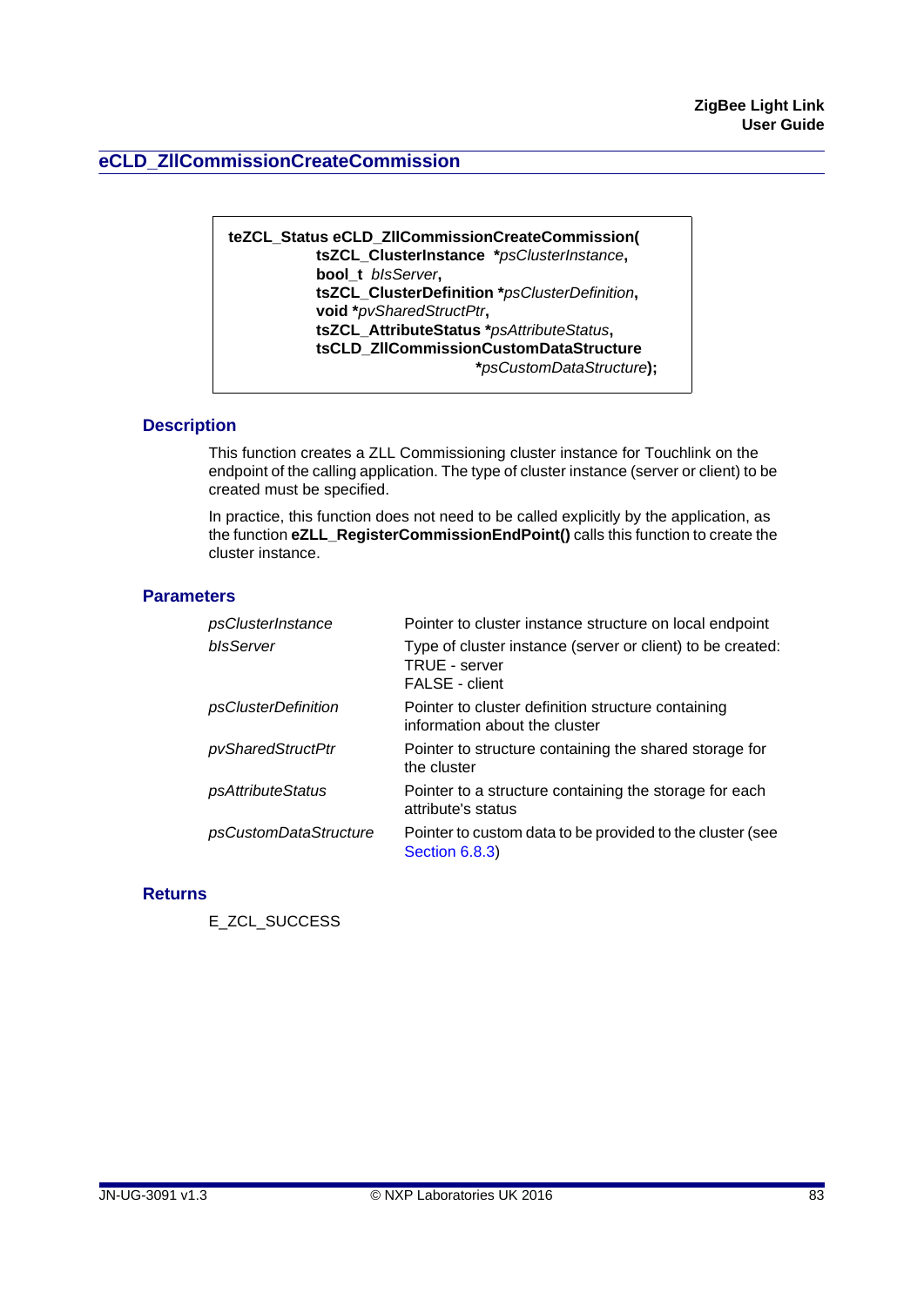## eCLD_ZllCommissionCreateCommission

```
teZCL_Status eCLD_ZllCommissionCreateCommission(
            tsZCL_ClusterInstance *psClusterInstance,
            bool_t bIsServer,
            tsZCL_ClusterDefinition *psClusterDefinition,
            void *pvSharedStructPtr,
            tsZCL_AttributeStatus *psAttributeStatus,
            tsCLD_ZllCommissionCustomDataStructure
                                    *psCustomDataStructure);
```

### Description

This function creates a ZLL Commissioning cluster instance for Touchlink on the endpoint of the calling application. The type of cluster instance (server or client) to be created must be specified.

In practice, this function does not need to be called explicitly by the application, as the function **eZLL_RegisterCommissionEndPoint()** calls this function to create the cluster instance.

### Parameters

| | |
|---|---|
| *psClusterInstance* | Pointer to cluster instance structure on local endpoint |
| *bIsServer* | Type of cluster instance (server or client) to be created:<br>TRUE - server<br>FALSE - client |
| *psClusterDefinition* | Pointer to cluster definition structure containing information about the cluster |
| *pvSharedStructPtr* | Pointer to structure containing the shared storage for the cluster |
| *psAttributeStatus* | Pointer to a structure containing the storage for each attribute's status |
| *psCustomDataStructure* | Pointer to custom data to be provided to the cluster (see Section 6.8.3) |

### Returns

E_ZCL_SUCCESS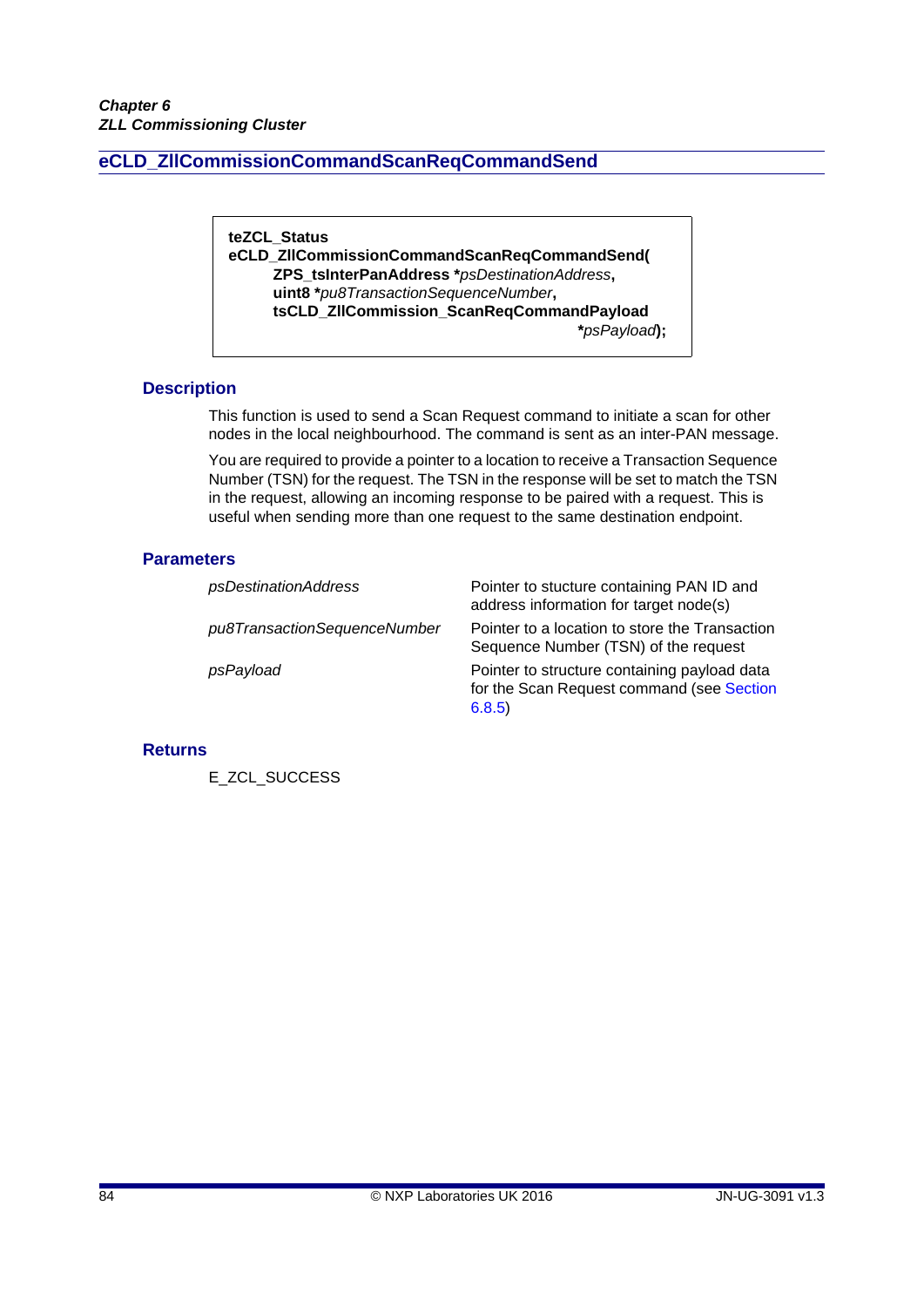## eCLD_ZllCommissionCommandScanReqCommandSend

```
teZCL_Status
eCLD_ZllCommissionCommandScanReqCommandSend(
        ZPS_tsInterPanAddress *psDestinationAddress,
        uint8 *pu8TransactionSequenceNumber,
        tsCLD_ZllCommission_ScanReqCommandPayload
                                                *psPayload);
```

### Description

This function is used to send a Scan Request command to initiate a scan for other nodes in the local neighbourhood. The command is sent as an inter-PAN message.

You are required to provide a pointer to a location to receive a Transaction Sequence Number (TSN) for the request. The TSN in the response will be set to match the TSN in the request, allowing an incoming response to be paired with a request. This is useful when sending more than one request to the same destination endpoint.

### Parameters

| | |
|---|---|
| *psDestinationAddress* | Pointer to stucture containing PAN ID and address information for target node(s) |
| *pu8TransactionSequenceNumber* | Pointer to a location to store the Transaction Sequence Number (TSN) of the request |
| *psPayload* | Pointer to structure containing payload data for the Scan Request command (see Section 6.8.5) |

### Returns

E_ZCL_SUCCESS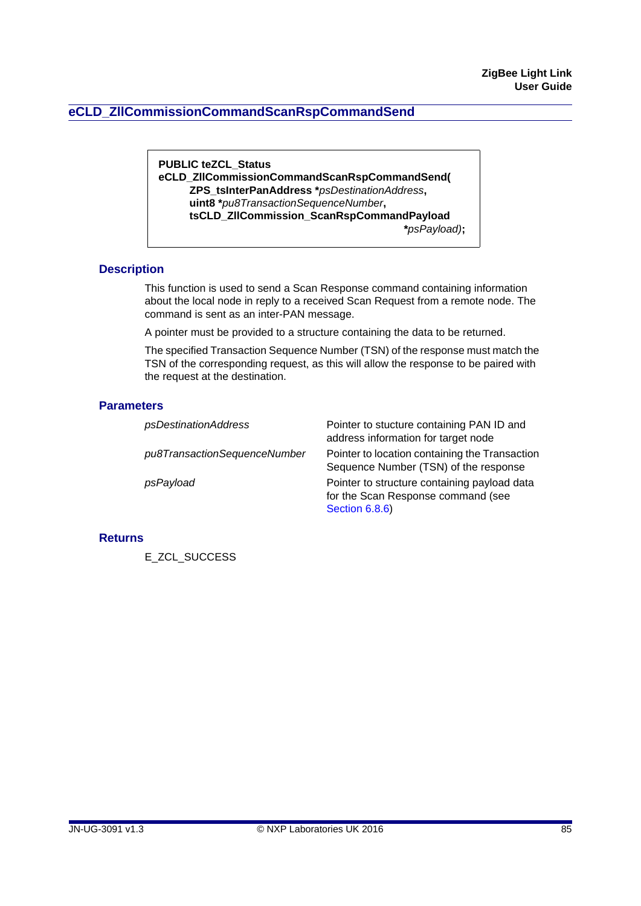## eCLD_ZllCommissionCommandScanRspCommandSend

```
PUBLIC teZCL_Status
eCLD_ZllCommissionCommandScanRspCommandSend(
        ZPS_tsInterPanAddress *psDestinationAddress,
        uint8 *pu8TransactionSequenceNumber,
        tsCLD_ZllCommission_ScanRspCommandPayload
                                        *psPayload);
```

### Description

This function is used to send a Scan Response command containing information about the local node in reply to a received Scan Request from a remote node. The command is sent as an inter-PAN message.

A pointer must be provided to a structure containing the data to be returned.

The specified Transaction Sequence Number (TSN) of the response must match the TSN of the corresponding request, as this will allow the response to be paired with the request at the destination.

### Parameters

| | |
|---|---|
| *psDestinationAddress* | Pointer to stucture containing PAN ID and address information for target node |
| *pu8TransactionSequenceNumber* | Pointer to location containing the Transaction Sequence Number (TSN) of the response |
| *psPayload* | Pointer to structure containing payload data for the Scan Response command (see Section 6.8.6) |

### Returns

E_ZCL_SUCCESS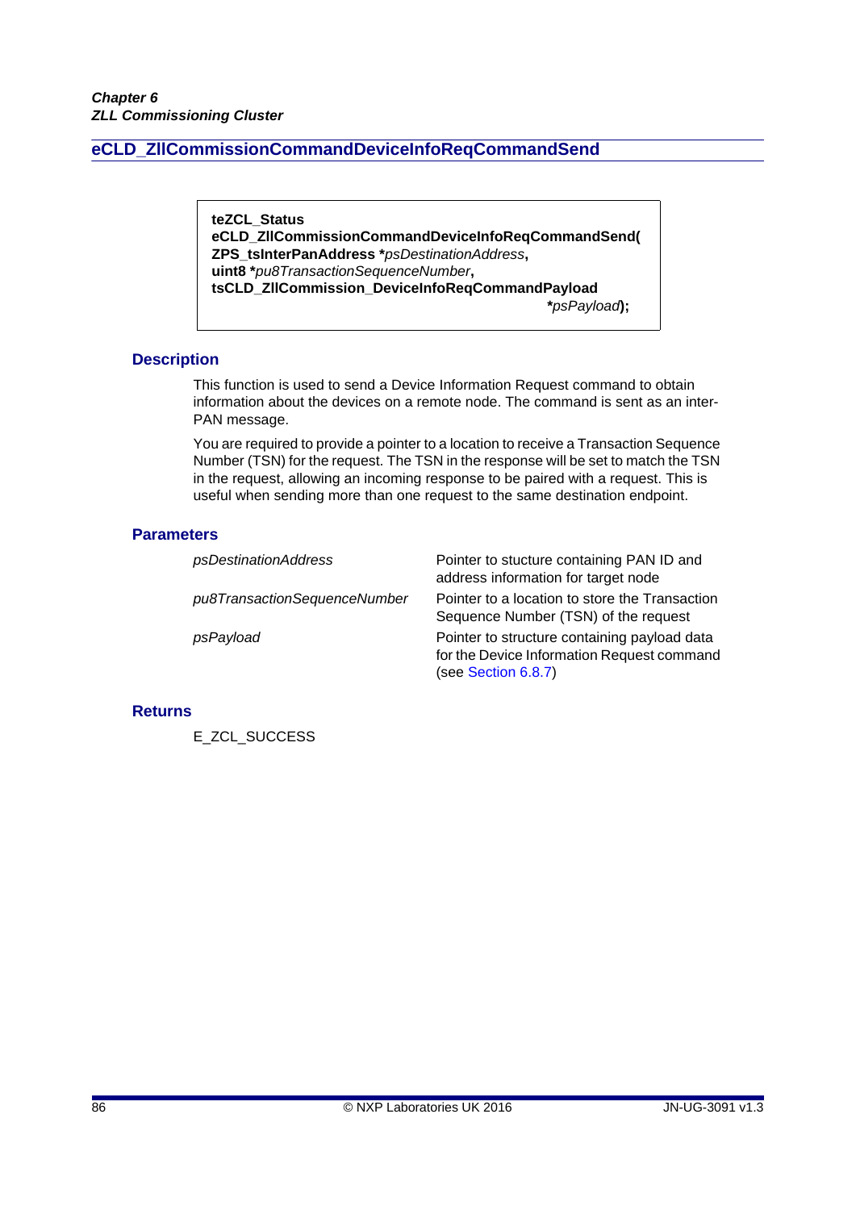## eCLD_ZllCommissionCommandDeviceInfoReqCommandSend

```
teZCL_Status
eCLD_ZllCommissionCommandDeviceInfoReqCommandSend(
ZPS_tsInterPanAddress *psDestinationAddress,
uint8 *pu8TransactionSequenceNumber,
tsCLD_ZllCommission_DeviceInfoReqCommandPayload
                                        *psPayload);
```

### Description

This function is used to send a Device Information Request command to obtain information about the devices on a remote node. The command is sent as an inter-PAN message.

You are required to provide a pointer to a location to receive a Transaction Sequence Number (TSN) for the request. The TSN in the response will be set to match the TSN in the request, allowing an incoming response to be paired with a request. This is useful when sending more than one request to the same destination endpoint.

### Parameters

| | |
|---|---|
| *psDestinationAddress* | Pointer to stucture containing PAN ID and address information for target node |
| *pu8TransactionSequenceNumber* | Pointer to a location to store the Transaction Sequence Number (TSN) of the request |
| *psPayload* | Pointer to structure containing payload data for the Device Information Request command (see Section 6.8.7) |

### Returns

E_ZCL_SUCCESS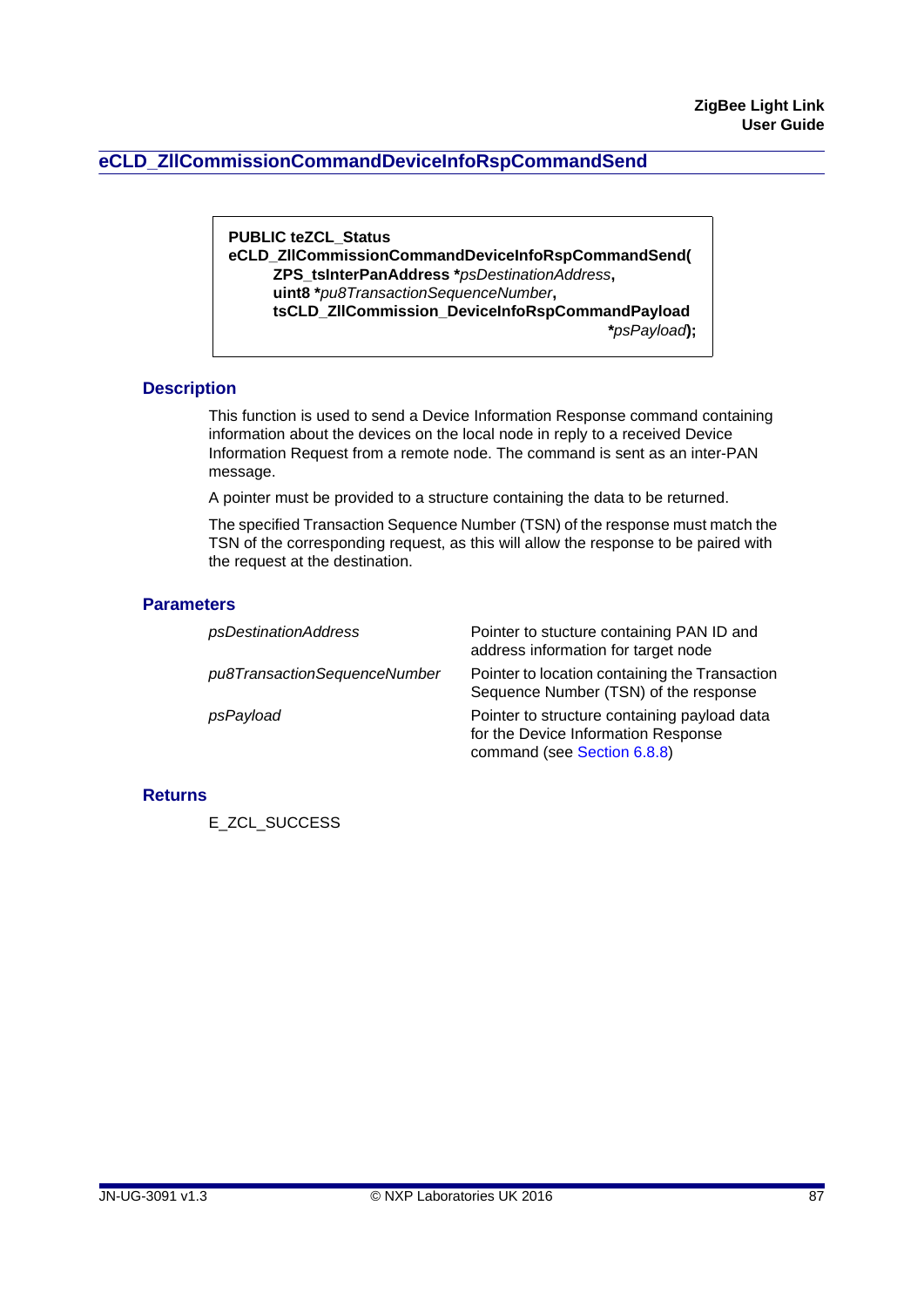## eCLD_ZllCommissionCommandDeviceInfoRspCommandSend

```
PUBLIC teZCL_Status
eCLD_ZllCommissionCommandDeviceInfoRspCommandSend(
        ZPS_tsInterPanAddress *psDestinationAddress,
        uint8 *pu8TransactionSequenceNumber,
        tsCLD_ZllCommission_DeviceInfoRspCommandPayload
                                                *psPayload);
```

### Description

This function is used to send a Device Information Response command containing information about the devices on the local node in reply to a received Device Information Request from a remote node. The command is sent as an inter-PAN message.

A pointer must be provided to a structure containing the data to be returned.

The specified Transaction Sequence Number (TSN) of the response must match the TSN of the corresponding request, as this will allow the response to be paired with the request at the destination.

### Parameters

| | |
|---|---|
| *psDestinationAddress* | Pointer to stucture containing PAN ID and address information for target node |
| *pu8TransactionSequenceNumber* | Pointer to location containing the Transaction Sequence Number (TSN) of the response |
| *psPayload* | Pointer to structure containing payload data for the Device Information Response command (see Section 6.8.8) |

### Returns

E_ZCL_SUCCESS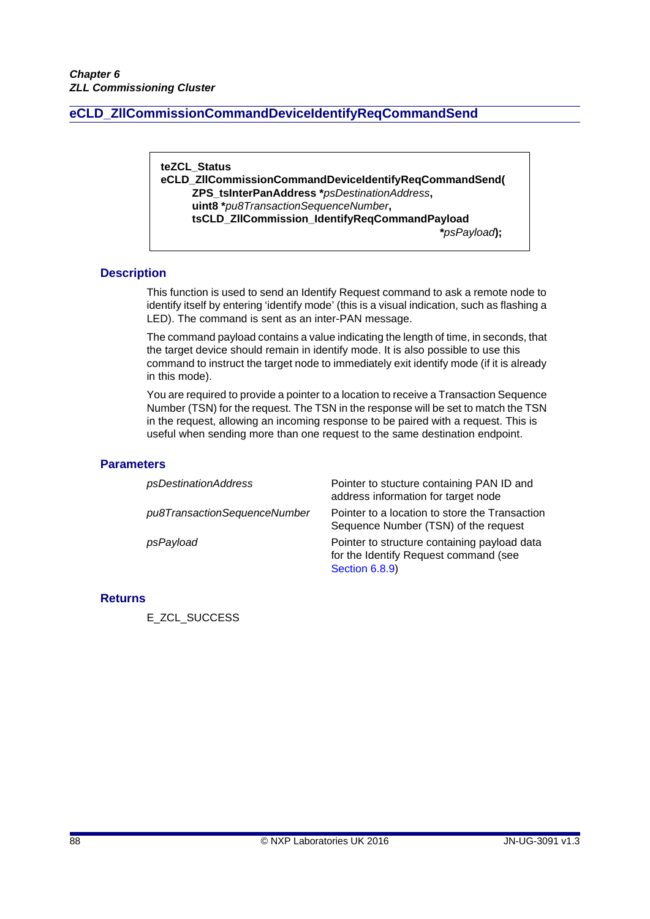## eCLD_ZllCommissionCommandDeviceIdentifyReqCommandSend

```
teZCL_Status
eCLD_ZllCommissionCommandDeviceIdentifyReqCommandSend(
        ZPS_tsInterPanAddress *psDestinationAddress,
        uint8 *pu8TransactionSequenceNumber,
        tsCLD_ZllCommission_IdentifyReqCommandPayload
                                                *psPayload);
```

### Description

This function is used to send an Identify Request command to ask a remote node to identify itself by entering 'identify mode' (this is a visual indication, such as flashing a LED). The command is sent as an inter-PAN message.

The command payload contains a value indicating the length of time, in seconds, that the target device should remain in identify mode. It is also possible to use this command to instruct the target node to immediately exit identify mode (if it is already in this mode).

You are required to provide a pointer to a location to receive a Transaction Sequence Number (TSN) for the request. The TSN in the response will be set to match the TSN in the request, allowing an incoming response to be paired with a request. This is useful when sending more than one request to the same destination endpoint.

### Parameters

| | |
|---|---|
| *psDestinationAddress* | Pointer to stucture containing PAN ID and address information for target node |
| *pu8TransactionSequenceNumber* | Pointer to a location to store the Transaction Sequence Number (TSN) of the request |
| *psPayload* | Pointer to structure containing payload data for the Identify Request command (see Section 6.8.9) |

### Returns

E_ZCL_SUCCESS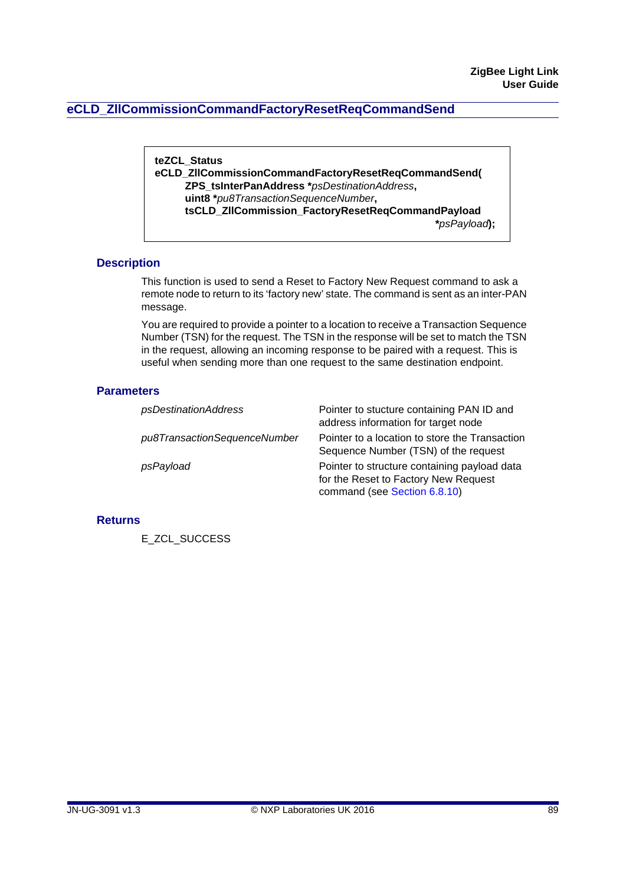## eCLD_ZllCommissionCommandFactoryResetReqCommandSend

```
teZCL_Status
eCLD_ZllCommissionCommandFactoryResetReqCommandSend(
        ZPS_tsInterPanAddress *psDestinationAddress,
        uint8 *pu8TransactionSequenceNumber,
        tsCLD_ZllCommission_FactoryResetReqCommandPayload
                                                    *psPayload);
```

### Description

This function is used to send a Reset to Factory New Request command to ask a remote node to return to its 'factory new' state. The command is sent as an inter-PAN message.

You are required to provide a pointer to a location to receive a Transaction Sequence Number (TSN) for the request. The TSN in the response will be set to match the TSN in the request, allowing an incoming response to be paired with a request. This is useful when sending more than one request to the same destination endpoint.

### Parameters

| | |
|---|---|
| *psDestinationAddress* | Pointer to stucture containing PAN ID and address information for target node |
| *pu8TransactionSequenceNumber* | Pointer to a location to store the Transaction Sequence Number (TSN) of the request |
| *psPayload* | Pointer to structure containing payload data for the Reset to Factory New Request command (see Section 6.8.10) |

### Returns

E_ZCL_SUCCESS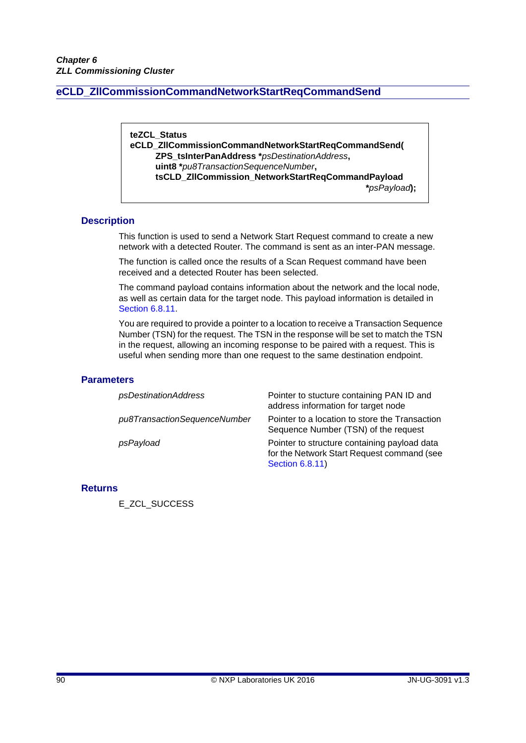## eCLD_ZllCommissionCommandNetworkStartReqCommandSend

```
teZCL_Status
eCLD_ZllCommissionCommandNetworkStartReqCommandSend(
        ZPS_tsInterPanAddress *psDestinationAddress,
        uint8 *pu8TransactionSequenceNumber,
        tsCLD_ZllCommission_NetworkStartReqCommandPayload
                                                    *psPayload);
```

### Description

This function is used to send a Network Start Request command to create a new network with a detected Router. The command is sent as an inter-PAN message.

The function is called once the results of a Scan Request command have been received and a detected Router has been selected.

The command payload contains information about the network and the local node, as well as certain data for the target node. This payload information is detailed in Section 6.8.11.

You are required to provide a pointer to a location to receive a Transaction Sequence Number (TSN) for the request. The TSN in the response will be set to match the TSN in the request, allowing an incoming response to be paired with a request. This is useful when sending more than one request to the same destination endpoint.

### Parameters

| | |
|---|---|
| *psDestinationAddress* | Pointer to stucture containing PAN ID and address information for target node |
| *pu8TransactionSequenceNumber* | Pointer to a location to store the Transaction Sequence Number (TSN) of the request |
| *psPayload* | Pointer to structure containing payload data for the Network Start Request command (see Section 6.8.11) |

### Returns

E_ZCL_SUCCESS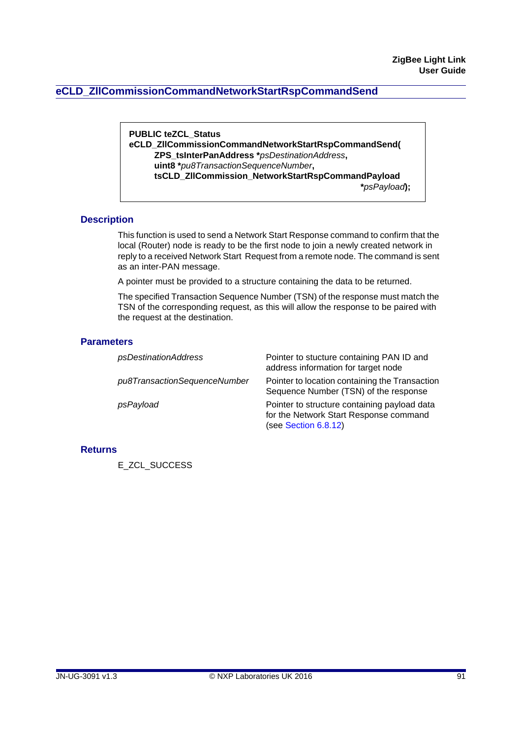## eCLD_ZllCommissionCommandNetworkStartRspCommandSend

```
PUBLIC teZCL_Status
eCLD_ZllCommissionCommandNetworkStartRspCommandSend(
        ZPS_tsInterPanAddress *psDestinationAddress,
        uint8 *pu8TransactionSequenceNumber,
        tsCLD_ZllCommission_NetworkStartRspCommandPayload
                                                *psPayload);
```

### Description

This function is used to send a Network Start Response command to confirm that the local (Router) node is ready to be the first node to join a newly created network in reply to a received Network Start Request from a remote node. The command is sent as an inter-PAN message.

A pointer must be provided to a structure containing the data to be returned.

The specified Transaction Sequence Number (TSN) of the response must match the TSN of the corresponding request, as this will allow the response to be paired with the request at the destination.

### Parameters

| | |
|---|---|
| *psDestinationAddress* | Pointer to stucture containing PAN ID and address information for target node |
| *pu8TransactionSequenceNumber* | Pointer to location containing the Transaction Sequence Number (TSN) of the response |
| *psPayload* | Pointer to structure containing payload data for the Network Start Response command (see Section 6.8.12) |

### Returns

E_ZCL_SUCCESS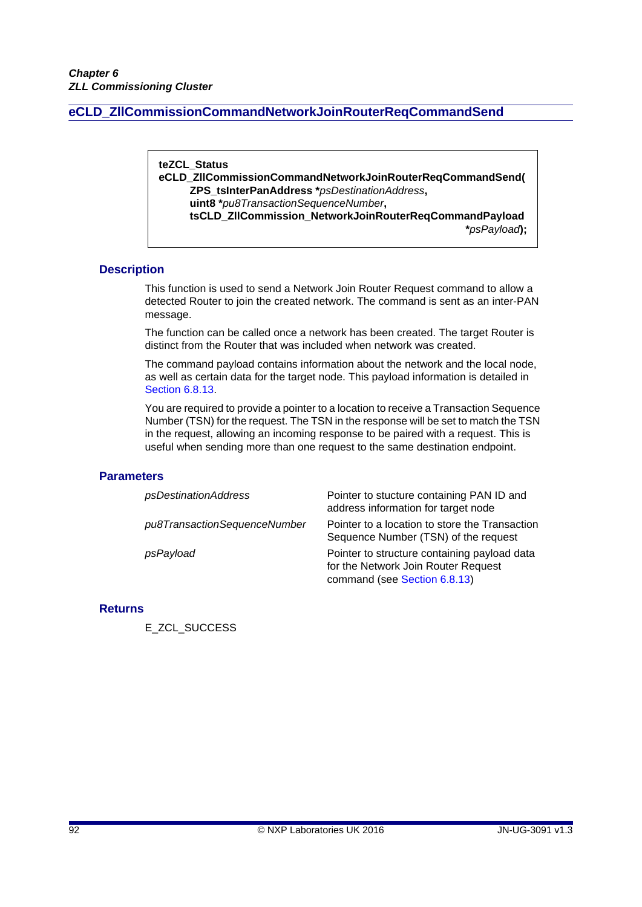## eCLD_ZllCommissionCommandNetworkJoinRouterReqCommandSend

```
teZCL_Status
eCLD_ZllCommissionCommandNetworkJoinRouterReqCommandSend(
        ZPS_tsInterPanAddress *psDestinationAddress,
        uint8 *pu8TransactionSequenceNumber,
        tsCLD_ZllCommission_NetworkJoinRouterReqCommandPayload
                                                        *psPayload);
```

### Description

This function is used to send a Network Join Router Request command to allow a detected Router to join the created network. The command is sent as an inter-PAN message.

The function can be called once a network has been created. The target Router is distinct from the Router that was included when network was created.

The command payload contains information about the network and the local node, as well as certain data for the target node. This payload information is detailed in Section 6.8.13.

You are required to provide a pointer to a location to receive a Transaction Sequence Number (TSN) for the request. The TSN in the response will be set to match the TSN in the request, allowing an incoming response to be paired with a request. This is useful when sending more than one request to the same destination endpoint.

### Parameters

| | |
|---|---|
| *psDestinationAddress* | Pointer to stucture containing PAN ID and address information for target node |
| *pu8TransactionSequenceNumber* | Pointer to a location to store the Transaction Sequence Number (TSN) of the request |
| *psPayload* | Pointer to structure containing payload data for the Network Join Router Request command (see Section 6.8.13) |

### Returns

E_ZCL_SUCCESS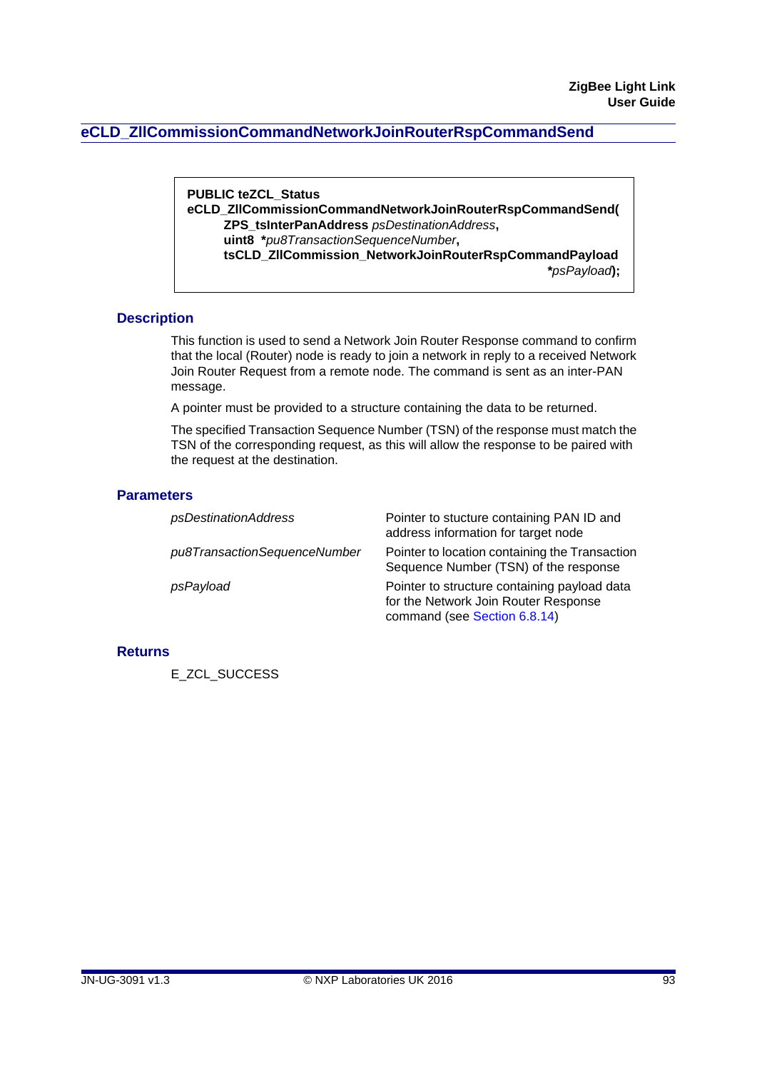## eCLD_ZllCommissionCommandNetworkJoinRouterRspCommandSend

```
PUBLIC teZCL_Status
eCLD_ZllCommissionCommandNetworkJoinRouterRspCommandSend(
        ZPS_tsInterPanAddress psDestinationAddress,
        uint8 *pu8TransactionSequenceNumber,
        tsCLD_ZllCommission_NetworkJoinRouterRspCommandPayload
                                                        *psPayload);
```

### Description

This function is used to send a Network Join Router Response command to confirm that the local (Router) node is ready to join a network in reply to a received Network Join Router Request from a remote node. The command is sent as an inter-PAN message.

A pointer must be provided to a structure containing the data to be returned.

The specified Transaction Sequence Number (TSN) of the response must match the TSN of the corresponding request, as this will allow the response to be paired with the request at the destination.

### Parameters

| | |
|---|---|
| *psDestinationAddress* | Pointer to stucture containing PAN ID and address information for target node |
| *pu8TransactionSequenceNumber* | Pointer to location containing the Transaction Sequence Number (TSN) of the response |
| *psPayload* | Pointer to structure containing payload data for the Network Join Router Response command (see Section 6.8.14) |

### Returns

E_ZCL_SUCCESS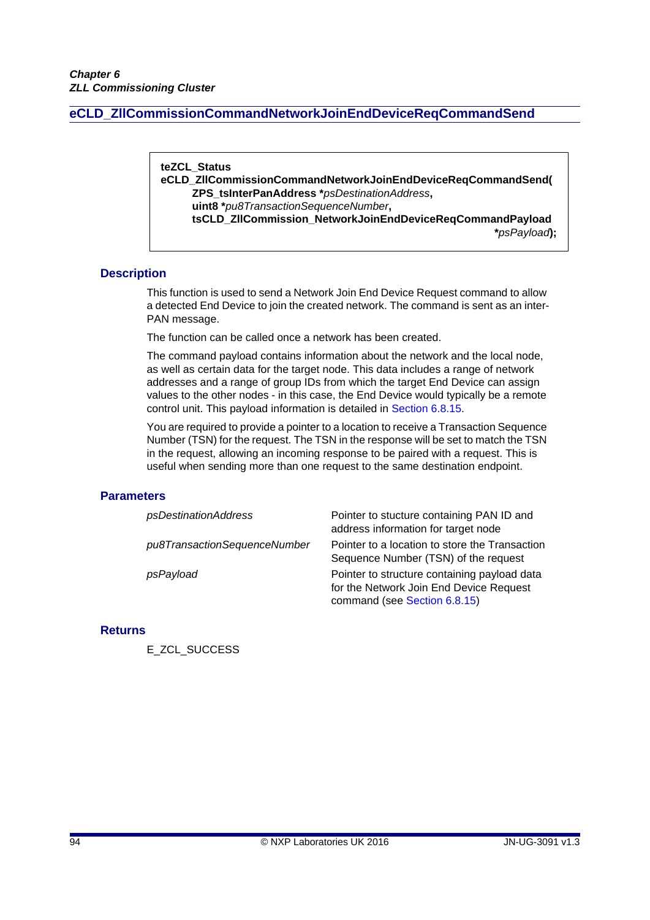## eCLD_ZllCommissionCommandNetworkJoinEndDeviceReqCommandSend

```
teZCL_Status
eCLD_ZllCommissionCommandNetworkJoinEndDeviceReqCommandSend(
        ZPS_tsInterPanAddress *psDestinationAddress,
        uint8 *pu8TransactionSequenceNumber,
        tsCLD_ZllCommission_NetworkJoinEndDeviceReqCommandPayload
                                                   *psPayload);
```

### Description

This function is used to send a Network Join End Device Request command to allow a detected End Device to join the created network. The command is sent as an inter-PAN message.

The function can be called once a network has been created.

The command payload contains information about the network and the local node, as well as certain data for the target node. This data includes a range of network addresses and a range of group IDs from which the target End Device can assign values to the other nodes - in this case, the End Device would typically be a remote control unit. This payload information is detailed in Section 6.8.15.

You are required to provide a pointer to a location to receive a Transaction Sequence Number (TSN) for the request. The TSN in the response will be set to match the TSN in the request, allowing an incoming response to be paired with a request. This is useful when sending more than one request to the same destination endpoint.

### Parameters

| | |
|---|---|
| *psDestinationAddress* | Pointer to stucture containing PAN ID and address information for target node |
| *pu8TransactionSequenceNumber* | Pointer to a location to store the Transaction Sequence Number (TSN) of the request |
| *psPayload* | Pointer to structure containing payload data for the Network Join End Device Request command (see Section 6.8.15) |

### Returns

E_ZCL_SUCCESS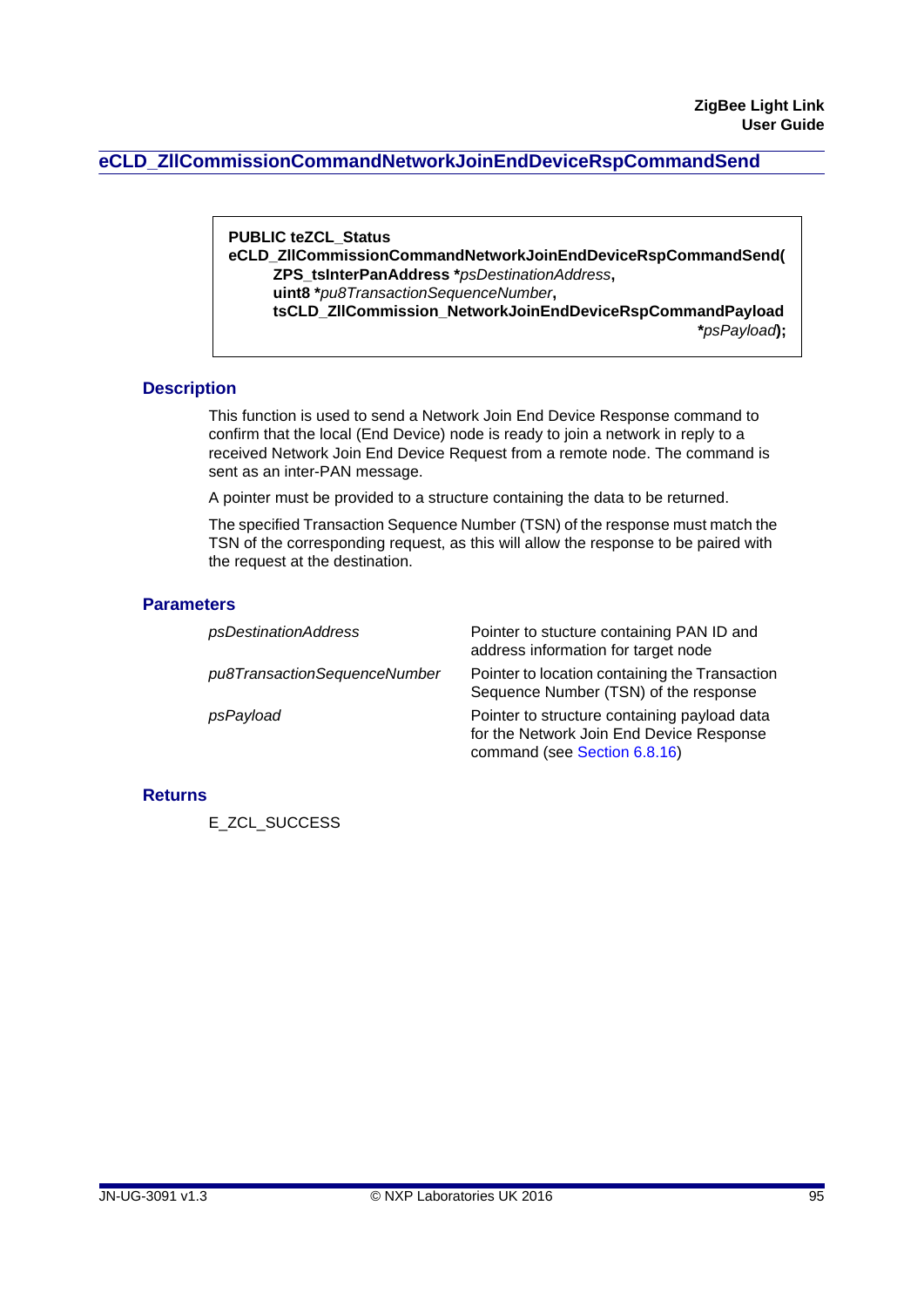## eCLD_ZllCommissionCommandNetworkJoinEndDeviceRspCommandSend

```
PUBLIC teZCL_Status
eCLD_ZllCommissionCommandNetworkJoinEndDeviceRspCommandSend(
        ZPS_tsInterPanAddress *psDestinationAddress,
        uint8 *pu8TransactionSequenceNumber,
        tsCLD_ZllCommission_NetworkJoinEndDeviceRspCommandPayload
                                                    *psPayload);
```

### Description

This function is used to send a Network Join End Device Response command to confirm that the local (End Device) node is ready to join a network in reply to a received Network Join End Device Request from a remote node. The command is sent as an inter-PAN message.

A pointer must be provided to a structure containing the data to be returned.

The specified Transaction Sequence Number (TSN) of the response must match the TSN of the corresponding request, as this will allow the response to be paired with the request at the destination.

### Parameters

| | |
|---|---|
| *psDestinationAddress* | Pointer to stucture containing PAN ID and address information for target node |
| *pu8TransactionSequenceNumber* | Pointer to location containing the Transaction Sequence Number (TSN) of the response |
| *psPayload* | Pointer to structure containing payload data for the Network Join End Device Response command (see Section 6.8.16) |

### Returns

E_ZCL_SUCCESS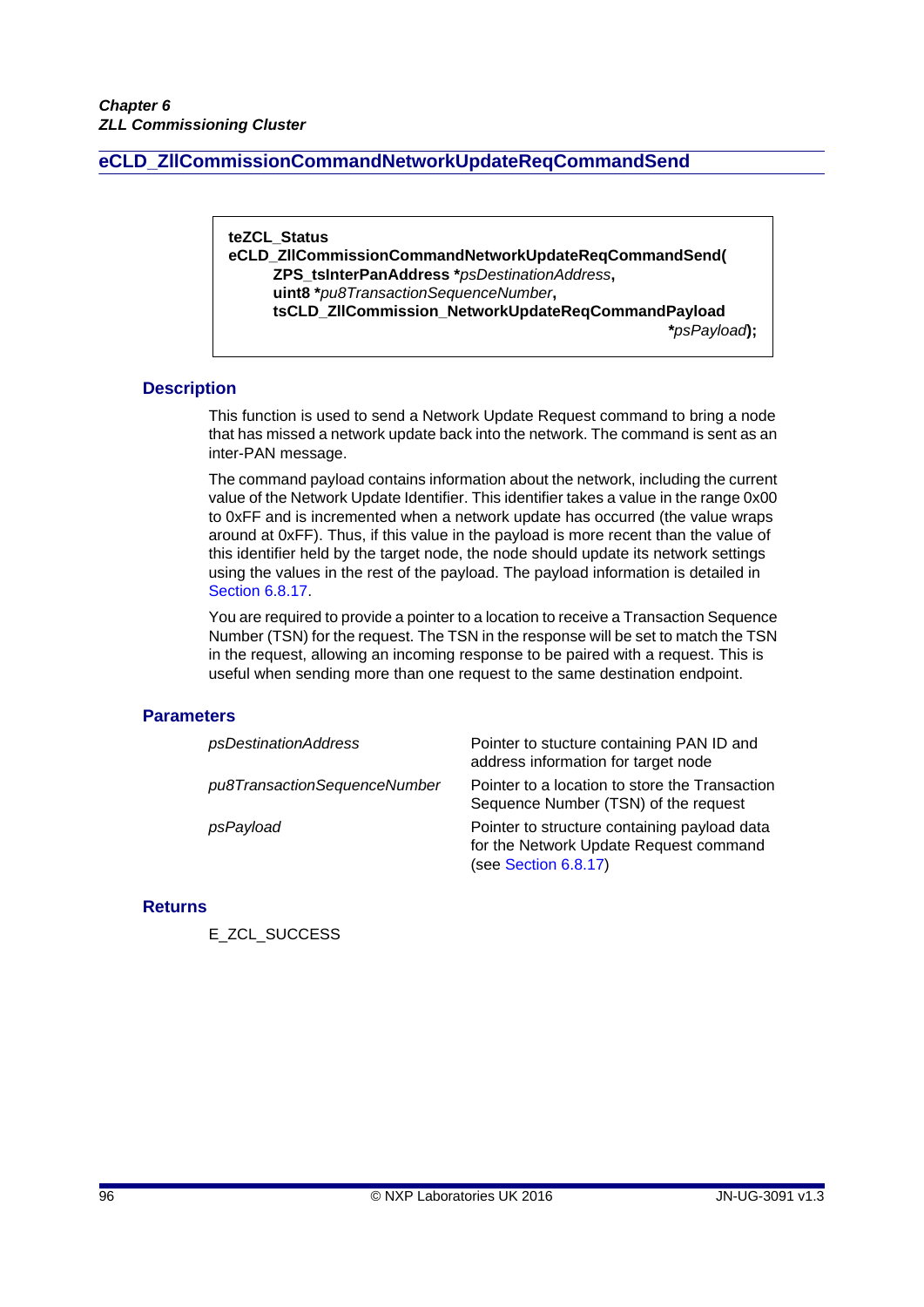## eCLD_ZllCommissionCommandNetworkUpdateReqCommandSend

```
teZCL_Status
eCLD_ZllCommissionCommandNetworkUpdateReqCommandSend(
        ZPS_tsInterPanAddress *psDestinationAddress,
        uint8 *pu8TransactionSequenceNumber,
        tsCLD_ZllCommission_NetworkUpdateReqCommandPayload
                                                *psPayload);
```

### Description

This function is used to send a Network Update Request command to bring a node that has missed a network update back into the network. The command is sent as an inter-PAN message.

The command payload contains information about the network, including the current value of the Network Update Identifier. This identifier takes a value in the range 0x00 to 0xFF and is incremented when a network update has occurred (the value wraps around at 0xFF). Thus, if this value in the payload is more recent than the value of this identifier held by the target node, the node should update its network settings using the values in the rest of the payload. The payload information is detailed in Section 6.8.17.

You are required to provide a pointer to a location to receive a Transaction Sequence Number (TSN) for the request. The TSN in the response will be set to match the TSN in the request, allowing an incoming response to be paired with a request. This is useful when sending more than one request to the same destination endpoint.

### Parameters

| | |
|---|---|
| *psDestinationAddress* | Pointer to stucture containing PAN ID and address information for target node |
| *pu8TransactionSequenceNumber* | Pointer to a location to store the Transaction Sequence Number (TSN) of the request |
| *psPayload* | Pointer to structure containing payload data for the Network Update Request command (see Section 6.8.17) |

### Returns

E_ZCL_SUCCESS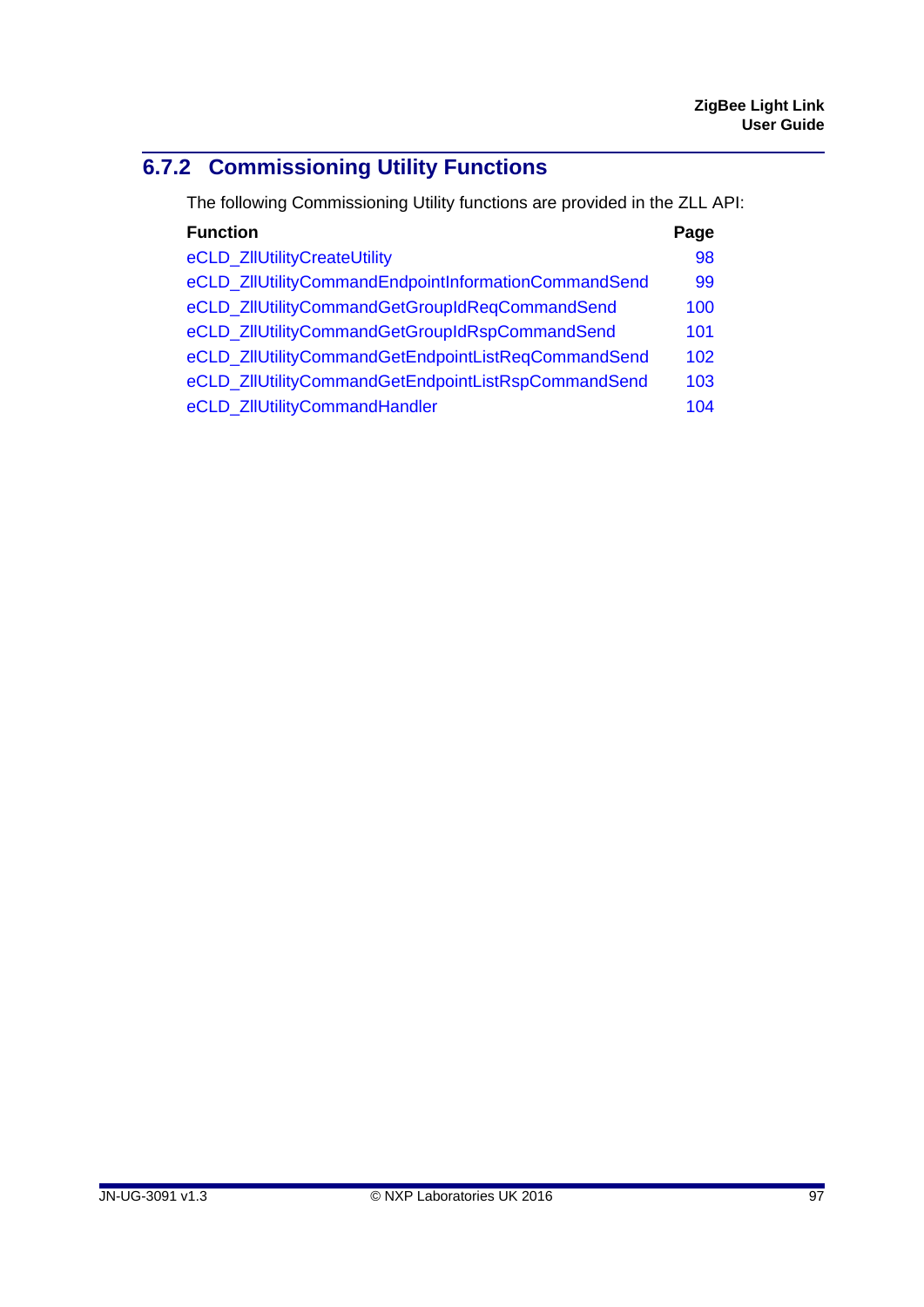### 6.7.2 Commissioning Utility Functions

The following Commissioning Utility functions are provided in the ZLL API:

| Function | Page |
|---|---|
| eCLD_ZllUtilityCreateUtility | 98 |
| eCLD_ZllUtilityCommandEndpointInformationCommandSend | 99 |
| eCLD_ZllUtilityCommandGetGroupIdReqCommandSend | 100 |
| eCLD_ZllUtilityCommandGetGroupIdRspCommandSend | 101 |
| eCLD_ZllUtilityCommandGetEndpointListReqCommandSend | 102 |
| eCLD_ZllUtilityCommandGetEndpointListRspCommandSend | 103 |
| eCLD_ZllUtilityCommandHandler | 104 |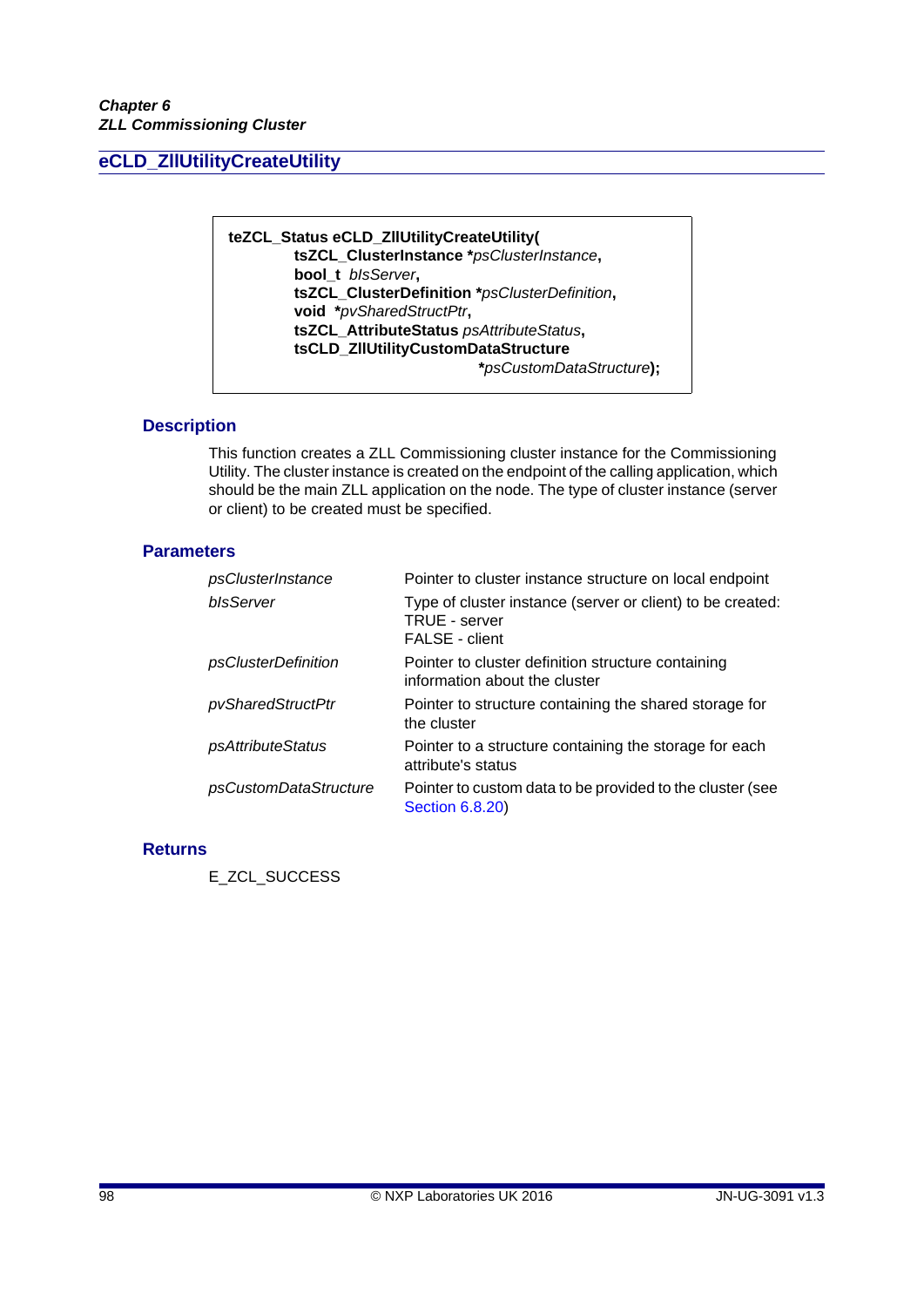## eCLD_ZllUtilityCreateUtility

```
teZCL_Status eCLD_ZllUtilityCreateUtility(
        tsZCL_ClusterInstance *psClusterInstance,
        bool_t bIsServer,
        tsZCL_ClusterDefinition *psClusterDefinition,
        void *pvSharedStructPtr,
        tsZCL_AttributeStatus psAttributeStatus,
        tsCLD_ZllUtilityCustomDataStructure
                                *psCustomDataStructure);
```

### Description

This function creates a ZLL Commissioning cluster instance for the Commissioning Utility. The cluster instance is created on the endpoint of the calling application, which should be the main ZLL application on the node. The type of cluster instance (server or client) to be created must be specified.

### Parameters

| | |
|---|---|
| *psClusterInstance* | Pointer to cluster instance structure on local endpoint |
| *bIsServer* | Type of cluster instance (server or client) to be created:<br>TRUE - server<br>FALSE - client |
| *psClusterDefinition* | Pointer to cluster definition structure containing information about the cluster |
| *pvSharedStructPtr* | Pointer to structure containing the shared storage for the cluster |
| *psAttributeStatus* | Pointer to a structure containing the storage for each attribute's status |
| *psCustomDataStructure* | Pointer to custom data to be provided to the cluster (see Section 6.8.20) |

### Returns

E_ZCL_SUCCESS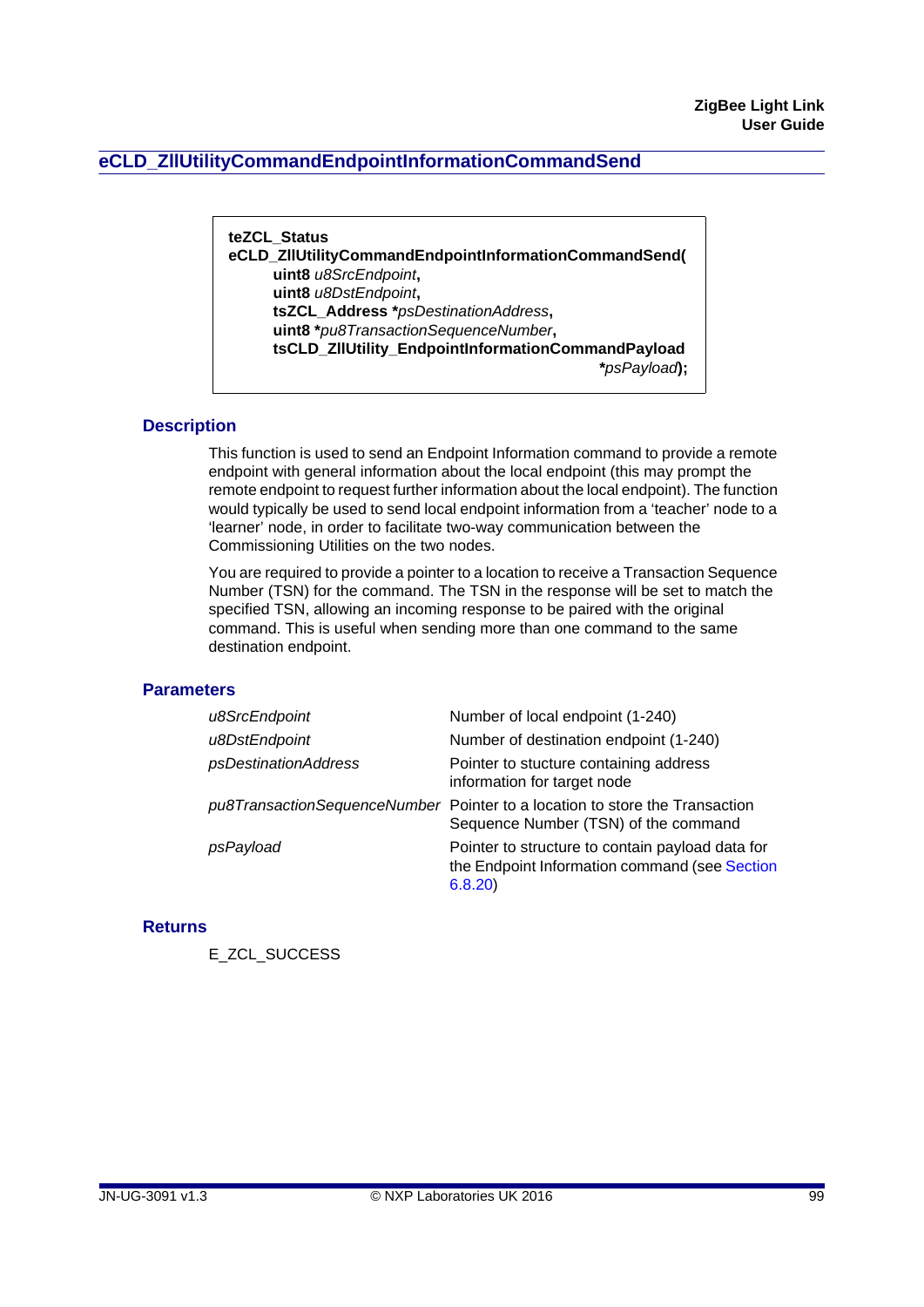## eCLD_ZllUtilityCommandEndpointInformationCommandSend

```
teZCL_Status
eCLD_ZllUtilityCommandEndpointInformationCommandSend(
        uint8 u8SrcEndpoint,
        uint8 u8DstEndpoint,
        tsZCL_Address *psDestinationAddress,
        uint8 *pu8TransactionSequenceNumber,
        tsCLD_ZllUtility_EndpointInformationCommandPayload
                                                    *psPayload);
```

### Description

This function is used to send an Endpoint Information command to provide a remote endpoint with general information about the local endpoint (this may prompt the remote endpoint to request further information about the local endpoint). The function would typically be used to send local endpoint information from a 'teacher' node to a 'learner' node, in order to facilitate two-way communication between the Commissioning Utilities on the two nodes.

You are required to provide a pointer to a location to receive a Transaction Sequence Number (TSN) for the command. The TSN in the response will be set to match the specified TSN, allowing an incoming response to be paired with the original command. This is useful when sending more than one command to the same destination endpoint.

### Parameters

| | |
|---|---|
| *u8SrcEndpoint* | Number of local endpoint (1-240) |
| *u8DstEndpoint* | Number of destination endpoint (1-240) |
| *psDestinationAddress* | Pointer to stucture containing address information for target node |
| *pu8TransactionSequenceNumber* | Pointer to a location to store the Transaction Sequence Number (TSN) of the command |
| *psPayload* | Pointer to structure to contain payload data for the Endpoint Information command (see Section 6.8.20) |

### Returns

E_ZCL_SUCCESS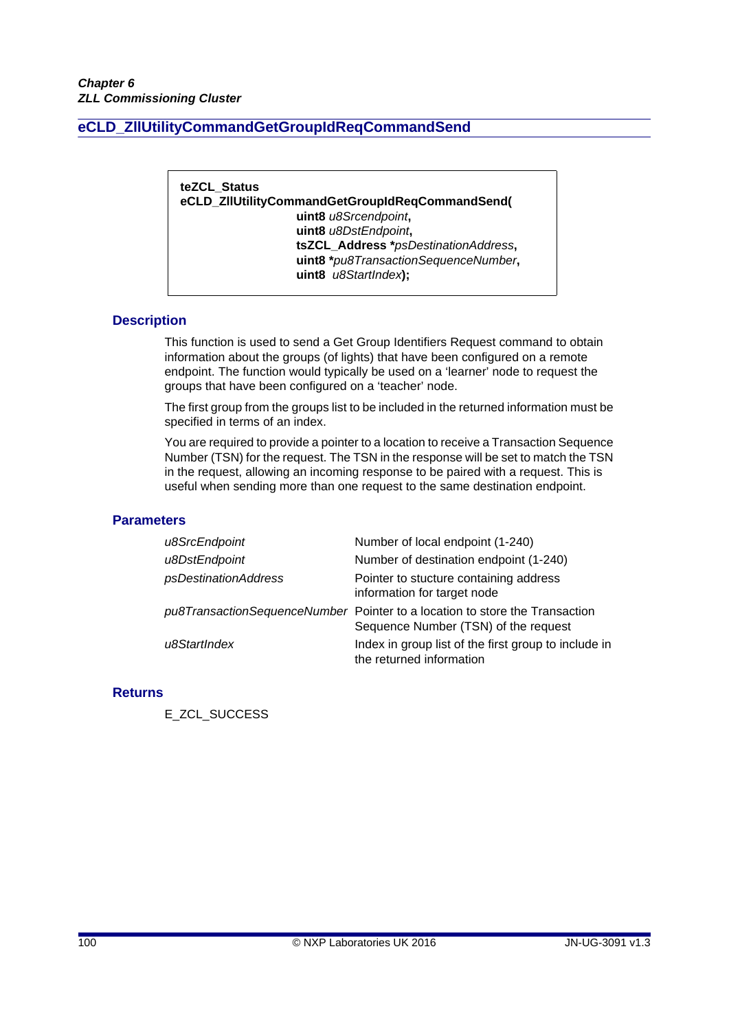## eCLD_ZllUtilityCommandGetGroupIdReqCommandSend

```
teZCL_Status
eCLD_ZllUtilityCommandGetGroupIdReqCommandSend(
                    uint8 u8Srcendpoint,
                    uint8 u8DstEndpoint,
                    tsZCL_Address *psDestinationAddress,
                    uint8 *pu8TransactionSequenceNumber,
                    uint8  u8StartIndex);
```

### Description

This function is used to send a Get Group Identifiers Request command to obtain information about the groups (of lights) that have been configured on a remote endpoint. The function would typically be used on a 'learner' node to request the groups that have been configured on a 'teacher' node.

The first group from the groups list to be included in the returned information must be specified in terms of an index.

You are required to provide a pointer to a location to receive a Transaction Sequence Number (TSN) for the request. The TSN in the response will be set to match the TSN in the request, allowing an incoming response to be paired with a request. This is useful when sending more than one request to the same destination endpoint.

### Parameters

| | |
|---|---|
| *u8SrcEndpoint* | Number of local endpoint (1-240) |
| *u8DstEndpoint* | Number of destination endpoint (1-240) |
| *psDestinationAddress* | Pointer to stucture containing address information for target node |
| *pu8TransactionSequenceNumber* | Pointer to a location to store the Transaction Sequence Number (TSN) of the request |
| *u8StartIndex* | Index in group list of the first group to include in the returned information |

### Returns

E_ZCL_SUCCESS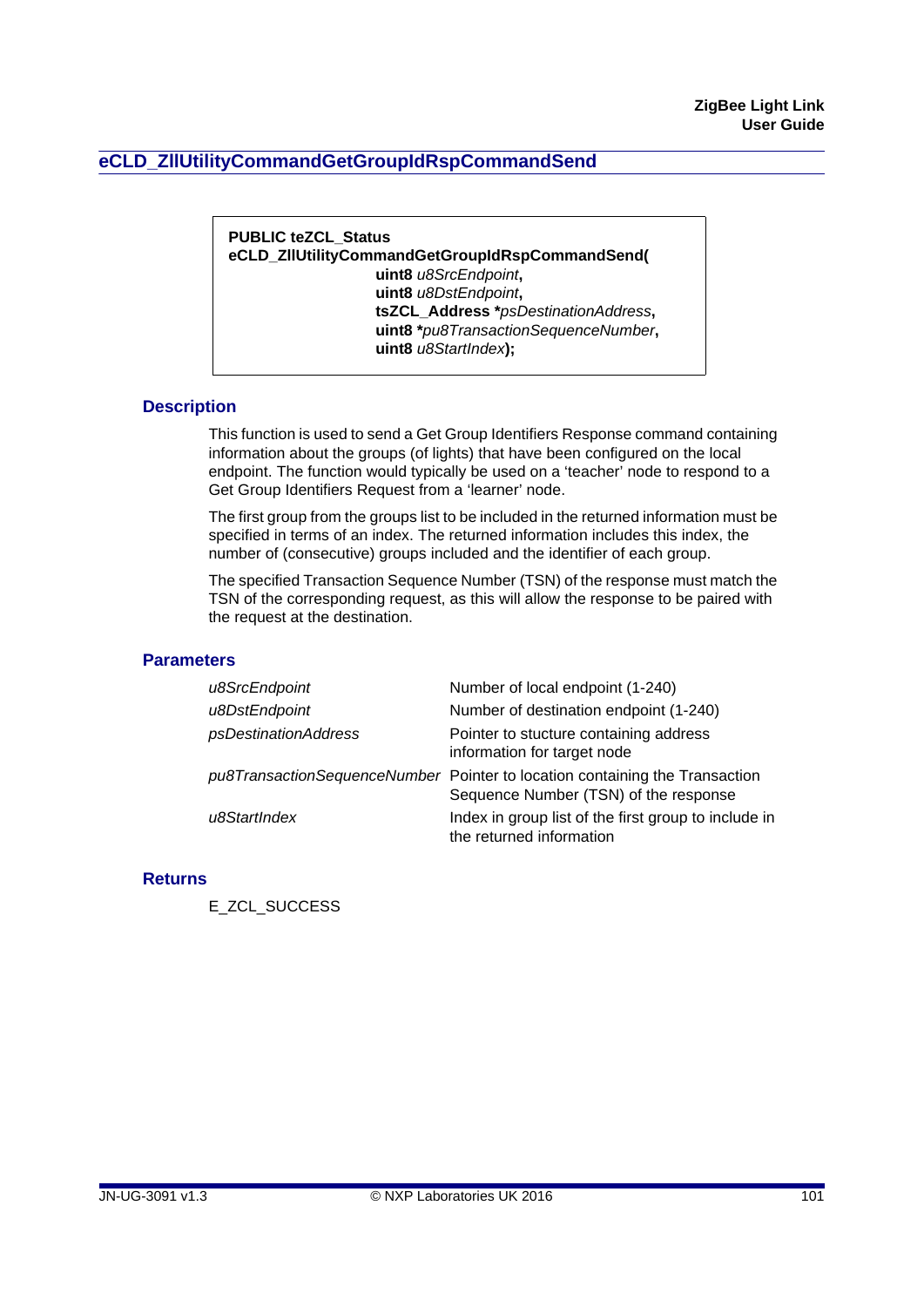## eCLD_ZllUtilityCommandGetGroupIdRspCommandSend

```
PUBLIC teZCL_Status
eCLD_ZllUtilityCommandGetGroupIdRspCommandSend(
                    uint8 u8SrcEndpoint,
                    uint8 u8DstEndpoint,
                    tsZCL_Address *psDestinationAddress,
                    uint8 *pu8TransactionSequenceNumber,
                    uint8 u8StartIndex);
```

### Description

This function is used to send a Get Group Identifiers Response command containing information about the groups (of lights) that have been configured on the local endpoint. The function would typically be used on a 'teacher' node to respond to a Get Group Identifiers Request from a 'learner' node.

The first group from the groups list to be included in the returned information must be specified in terms of an index. The returned information includes this index, the number of (consecutive) groups included and the identifier of each group.

The specified Transaction Sequence Number (TSN) of the response must match the TSN of the corresponding request, as this will allow the response to be paired with the request at the destination.

### Parameters

| | |
|---|---|
| *u8SrcEndpoint* | Number of local endpoint (1-240) |
| *u8DstEndpoint* | Number of destination endpoint (1-240) |
| *psDestinationAddress* | Pointer to stucture containing address information for target node |
| *pu8TransactionSequenceNumber* | Pointer to location containing the Transaction Sequence Number (TSN) of the response |
| *u8StartIndex* | Index in group list of the first group to include in the returned information |

### Returns

E_ZCL_SUCCESS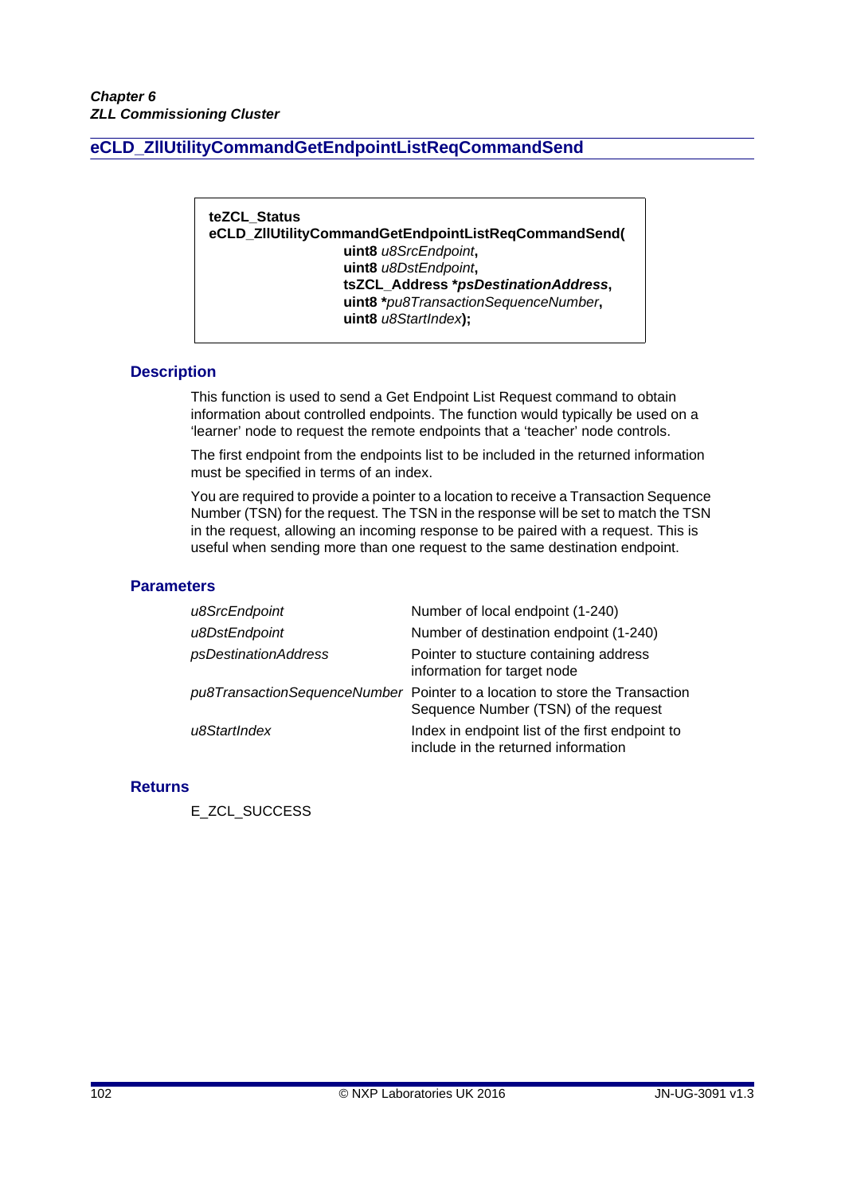## eCLD_ZllUtilityCommandGetEndpointListReqCommandSend

```
teZCL_Status
eCLD_ZllUtilityCommandGetEndpointListReqCommandSend(
                    uint8 u8SrcEndpoint,
                    uint8 u8DstEndpoint,
                    tsZCL_Address *psDestinationAddress,
                    uint8 *pu8TransactionSequenceNumber,
                    uint8 u8StartIndex);
```

### Description

This function is used to send a Get Endpoint List Request command to obtain information about controlled endpoints. The function would typically be used on a 'learner' node to request the remote endpoints that a 'teacher' node controls.

The first endpoint from the endpoints list to be included in the returned information must be specified in terms of an index.

You are required to provide a pointer to a location to receive a Transaction Sequence Number (TSN) for the request. The TSN in the response will be set to match the TSN in the request, allowing an incoming response to be paired with a request. This is useful when sending more than one request to the same destination endpoint.

### Parameters

| | |
|---|---|
| *u8SrcEndpoint* | Number of local endpoint (1-240) |
| *u8DstEndpoint* | Number of destination endpoint (1-240) |
| *psDestinationAddress* | Pointer to stucture containing address information for target node |
| *pu8TransactionSequenceNumber* | Pointer to a location to store the Transaction Sequence Number (TSN) of the request |
| *u8StartIndex* | Index in endpoint list of the first endpoint to include in the returned information |

### Returns

E_ZCL_SUCCESS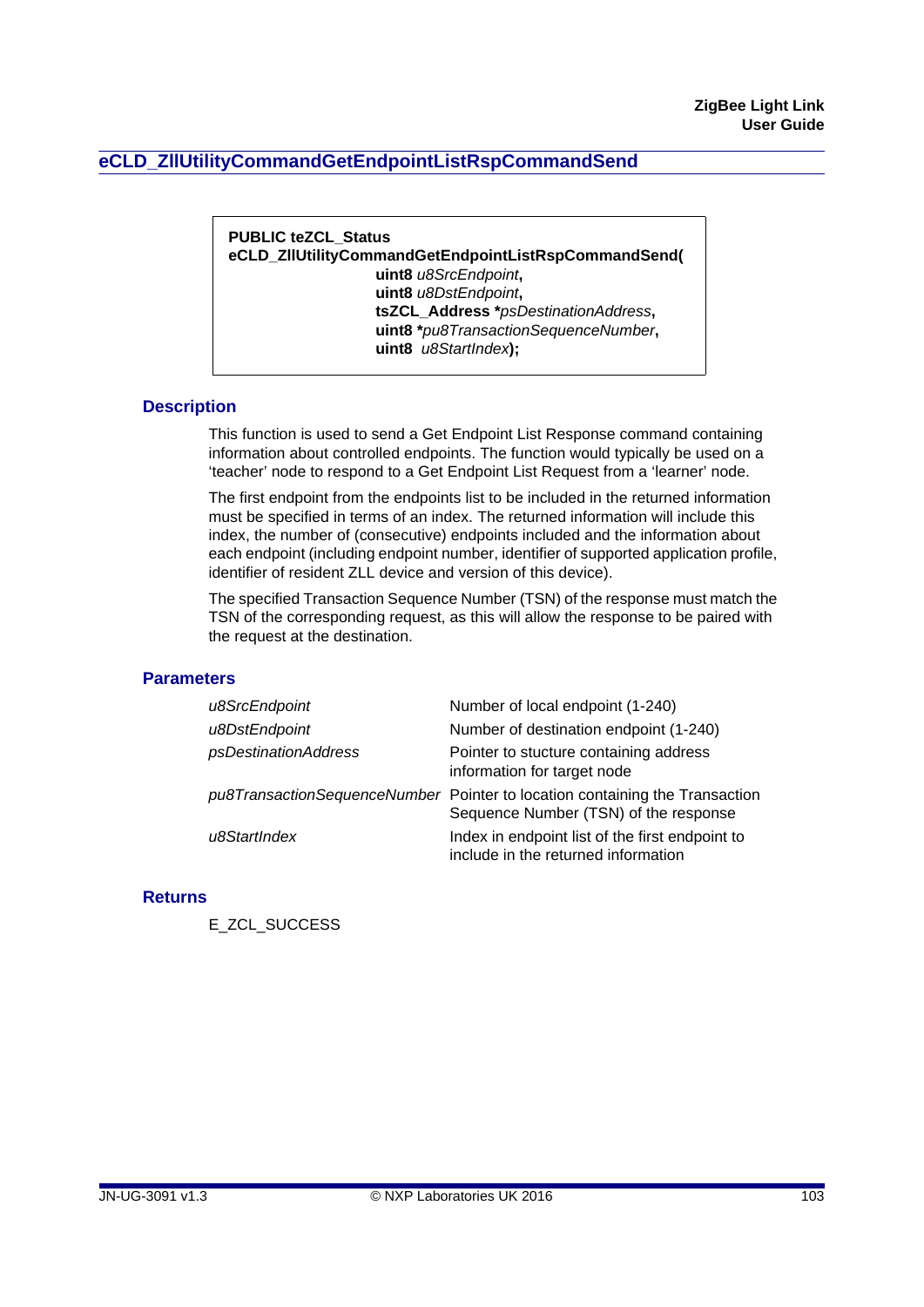## eCLD_ZllUtilityCommandGetEndpointListRspCommandSend

```
PUBLIC teZCL_Status
eCLD_ZllUtilityCommandGetEndpointListRspCommandSend(
                    uint8 u8SrcEndpoint,
                    uint8 u8DstEndpoint,
                    tsZCL_Address *psDestinationAddress,
                    uint8 *pu8TransactionSequenceNumber,
                    uint8  u8StartIndex);
```

### Description

This function is used to send a Get Endpoint List Response command containing information about controlled endpoints. The function would typically be used on a 'teacher' node to respond to a Get Endpoint List Request from a 'learner' node.

The first endpoint from the endpoints list to be included in the returned information must be specified in terms of an index. The returned information will include this index, the number of (consecutive) endpoints included and the information about each endpoint (including endpoint number, identifier of supported application profile, identifier of resident ZLL device and version of this device).

The specified Transaction Sequence Number (TSN) of the response must match the TSN of the corresponding request, as this will allow the response to be paired with the request at the destination.

### Parameters

| | |
|---|---|
| *u8SrcEndpoint* | Number of local endpoint (1-240) |
| *u8DstEndpoint* | Number of destination endpoint (1-240) |
| *psDestinationAddress* | Pointer to stucture containing address information for target node |
| *pu8TransactionSequenceNumber* | Pointer to location containing the Transaction Sequence Number (TSN) of the response |
| *u8StartIndex* | Index in endpoint list of the first endpoint to include in the returned information |

### Returns

E_ZCL_SUCCESS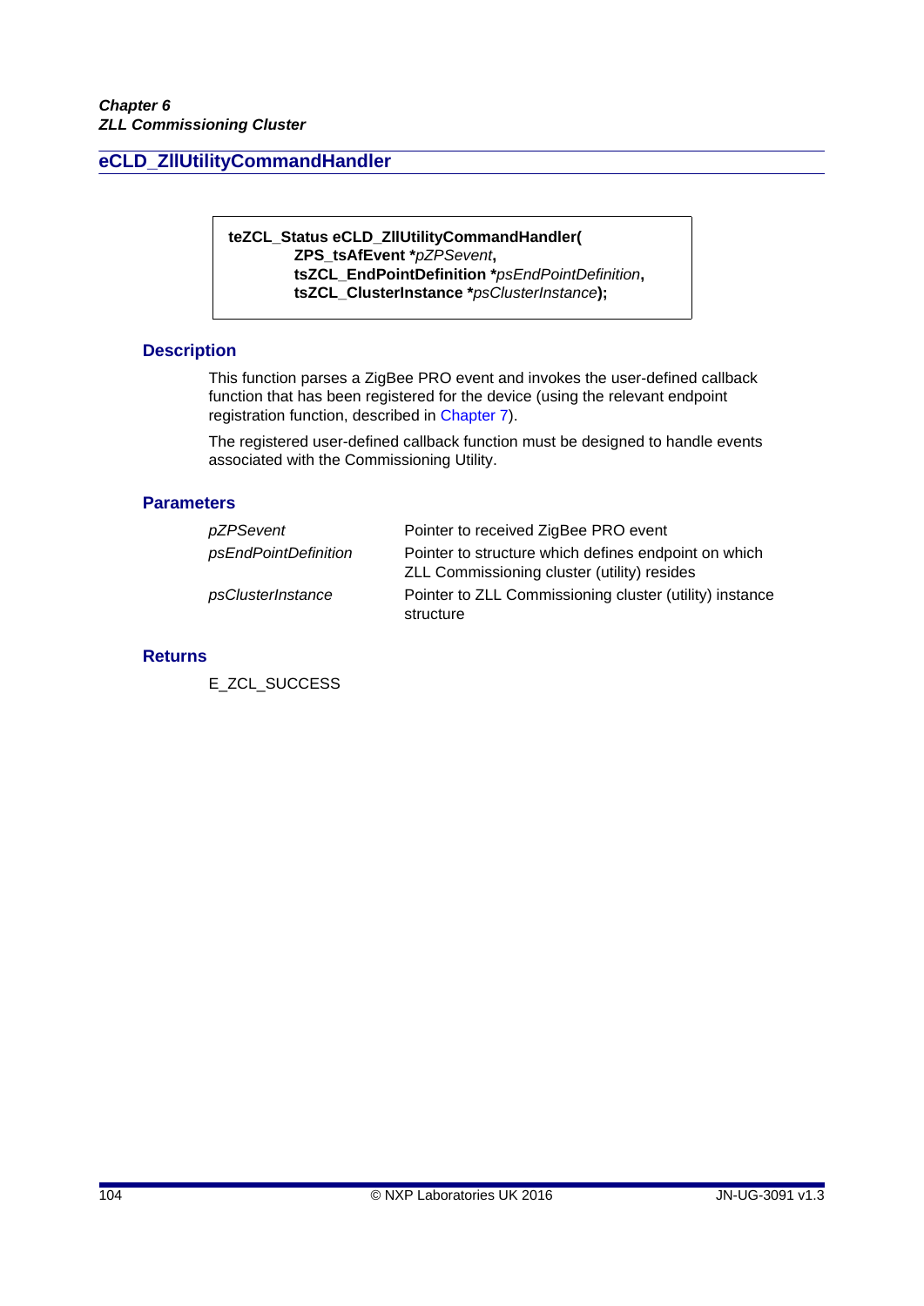## eCLD_ZllUtilityCommandHandler

```
teZCL_Status eCLD_ZllUtilityCommandHandler(
        ZPS_tsAfEvent *pZPSevent,
        tsZCL_EndPointDefinition *psEndPointDefinition,
        tsZCL_ClusterInstance *psClusterInstance);
```

### Description

This function parses a ZigBee PRO event and invokes the user-defined callback function that has been registered for the device (using the relevant endpoint registration function, described in Chapter 7).

The registered user-defined callback function must be designed to handle events associated with the Commissioning Utility.

### Parameters

| | |
|---|---|
| *pZPSevent* | Pointer to received ZigBee PRO event |
| *psEndPointDefinition* | Pointer to structure which defines endpoint on which ZLL Commissioning cluster (utility) resides |
| *psClusterInstance* | Pointer to ZLL Commissioning cluster (utility) instance structure |

### Returns

E_ZCL_SUCCESS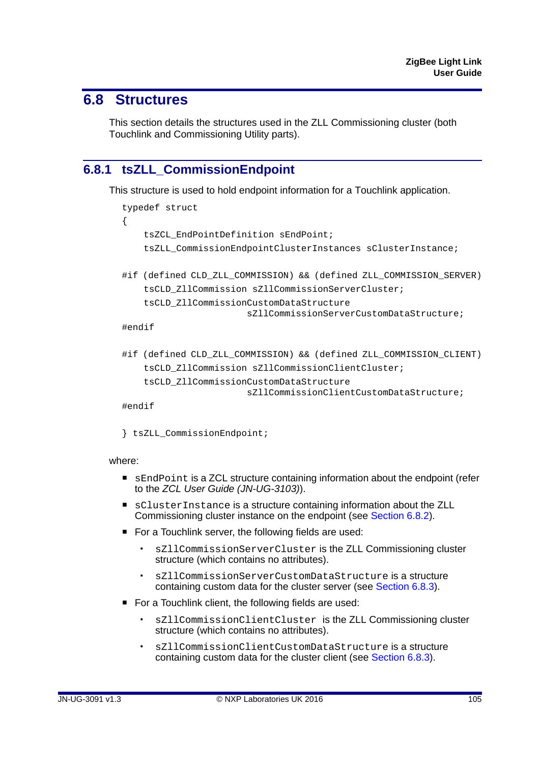## 6.8 Structures

This section details the structures used in the ZLL Commissioning cluster (both Touchlink and Commissioning Utility parts).

### 6.8.1 tsZLL_CommissionEndpoint

This structure is used to hold endpoint information for a Touchlink application.

```
typedef struct
{
    tsZCL_EndPointDefinition sEndPoint;
    tsZLL_CommissionEndpointClusterInstances sClusterInstance;

#if (defined CLD_ZLL_COMMISSION) && (defined ZLL_COMMISSION_SERVER)
    tsCLD_ZllCommission sZllCommissionServerCluster;
    tsCLD_ZllCommissionCustomDataStructure
                       sZllCommissionServerCustomDataStructure;
#endif

#if (defined CLD_ZLL_COMMISSION) && (defined ZLL_COMMISSION_CLIENT)
    tsCLD_ZllCommission sZllCommissionClientCluster;
    tsCLD_ZllCommissionCustomDataStructure
                       sZllCommissionClientCustomDataStructure;
#endif

} tsZLL_CommissionEndpoint;
```

where:

- `sEndPoint` is a ZCL structure containing information about the endpoint (refer to the *ZCL User Guide (JN-UG-3103)*).
- `sClusterInstance` is a structure containing information about the ZLL Commissioning cluster instance on the endpoint (see Section 6.8.2).
- For a Touchlink server, the following fields are used:
  - `sZllCommissionServerCluster` is the ZLL Commissioning cluster structure (which contains no attributes).
  - `sZllCommissionServerCustomDataStructure` is a structure containing custom data for the cluster server (see Section 6.8.3).
- For a Touchlink client, the following fields are used:
  - `sZllCommissionClientCluster` is the ZLL Commissioning cluster structure (which contains no attributes).
  - `sZllCommissionClientCustomDataStructure` is a structure containing custom data for the cluster client (see Section 6.8.3).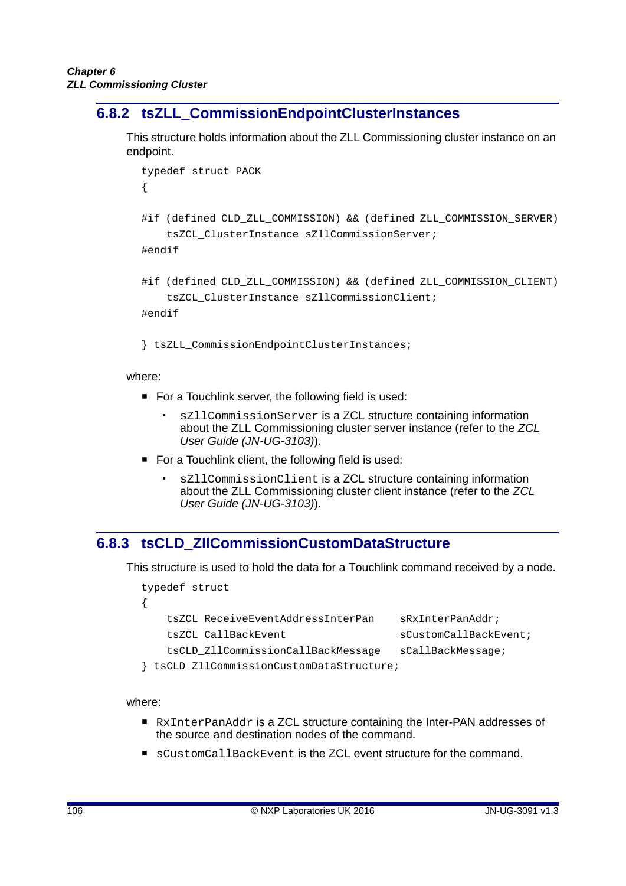### 6.8.2 tsZLL_CommissionEndpointClusterInstances

This structure holds information about the ZLL Commissioning cluster instance on an endpoint.

```
typedef struct PACK
{

#if (defined CLD_ZLL_COMMISSION) && (defined ZLL_COMMISSION_SERVER)
    tsZCL_ClusterInstance sZllCommissionServer;
#endif

#if (defined CLD_ZLL_COMMISSION) && (defined ZLL_COMMISSION_CLIENT)
    tsZCL_ClusterInstance sZllCommissionClient;
#endif

} tsZLL_CommissionEndpointClusterInstances;
```

where:

- For a Touchlink server, the following field is used:
  - `sZllCommissionServer` is a ZCL structure containing information about the ZLL Commissioning cluster server instance (refer to the *ZCL User Guide (JN-UG-3103)*).
- For a Touchlink client, the following field is used:
  - `sZllCommissionClient` is a ZCL structure containing information about the ZLL Commissioning cluster client instance (refer to the *ZCL User Guide (JN-UG-3103)*).

### 6.8.3 tsCLD_ZllCommissionCustomDataStructure

This structure is used to hold the data for a Touchlink command received by a node.

```
typedef struct
{
    tsZCL_ReceiveEventAddressInterPan     sRxInterPanAddr;
    tsZCL_CallBackEvent                   sCustomCallBackEvent;
    tsCLD_ZllCommissionCallBackMessage    sCallBackMessage;
} tsCLD_ZllCommissionCustomDataStructure;
```

where:

- `RxInterPanAddr` is a ZCL structure containing the Inter-PAN addresses of the source and destination nodes of the command.
- `sCustomCallBackEvent` is the ZCL event structure for the command.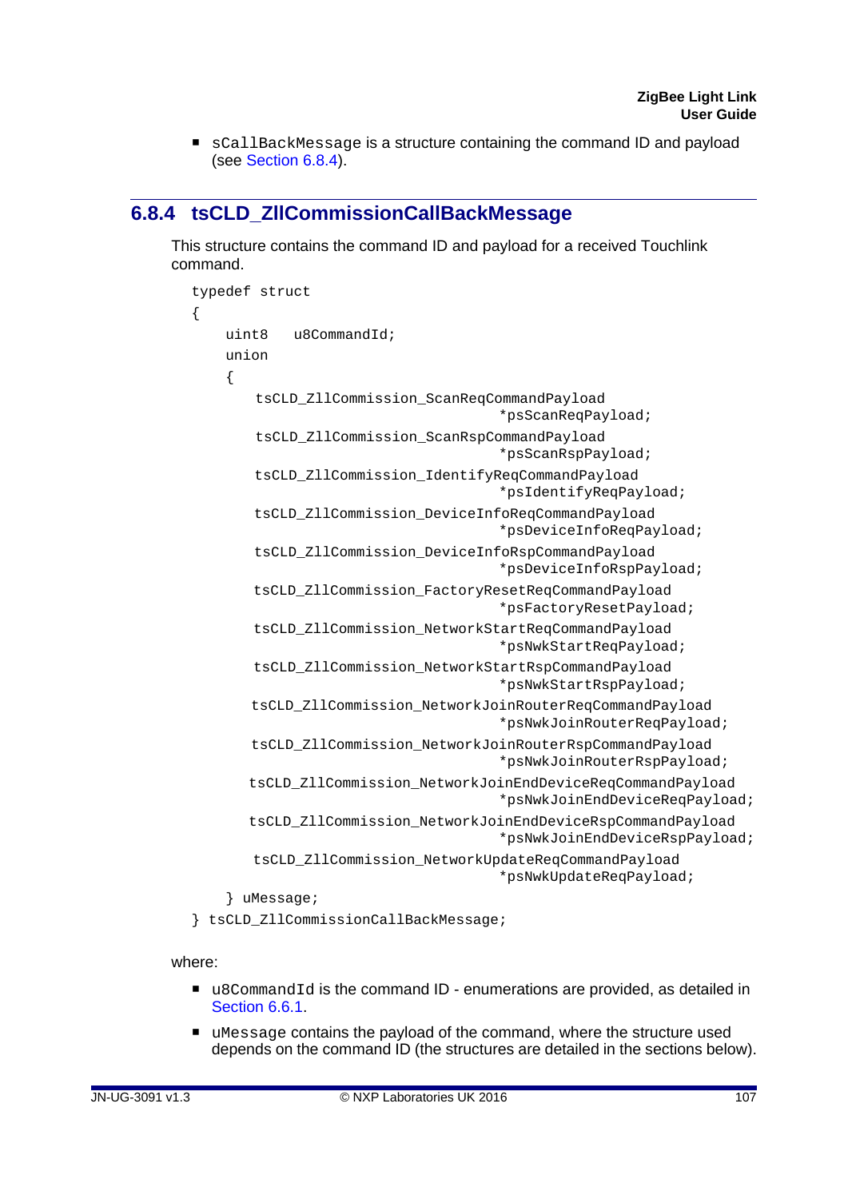- sCallBackMessage is a structure containing the command ID and payload (see Section 6.8.4).

### 6.8.4 tsCLD_ZllCommissionCallBackMessage

This structure contains the command ID and payload for a received Touchlink command.

```
typedef struct
{
    uint8   u8CommandId;
    union
    {
       tsCLD_ZllCommission_ScanReqCommandPayload
                                     *psScanReqPayload;
       tsCLD_ZllCommission_ScanRspCommandPayload
                                     *psScanRspPayload;
       tsCLD_ZllCommission_IdentifyReqCommandPayload
                                     *psIdentifyReqPayload;
       tsCLD_ZllCommission_DeviceInfoReqCommandPayload
                                     *psDeviceInfoReqPayload;
       tsCLD_ZllCommission_DeviceInfoRspCommandPayload
                                     *psDeviceInfoRspPayload;
       tsCLD_ZllCommission_FactoryResetReqCommandPayload
                                     *psFactoryResetPayload;
       tsCLD_ZllCommission_NetworkStartReqCommandPayload
                                     *psNwkStartReqPayload;
       tsCLD_ZllCommission_NetworkStartRspCommandPayload
                                     *psNwkStartRspPayload;
       tsCLD_ZllCommission_NetworkJoinRouterReqCommandPayload
                                     *psNwkJoinRouterReqPayload;
       tsCLD_ZllCommission_NetworkJoinRouterRspCommandPayload
                                     *psNwkJoinRouterRspPayload;
       tsCLD_ZllCommission_NetworkJoinEndDeviceReqCommandPayload
                                     *psNwkJoinEndDeviceReqPayload;
       tsCLD_ZllCommission_NetworkJoinEndDeviceRspCommandPayload
                                     *psNwkJoinEndDeviceRspPayload;
       tsCLD_ZllCommission_NetworkUpdateReqCommandPayload
                                     *psNwkUpdateReqPayload;
    } uMessage;
} tsCLD_ZllCommissionCallBackMessage;
```

where:

- u8CommandId is the command ID - enumerations are provided, as detailed in Section 6.6.1.
- uMessage contains the payload of the command, where the structure used depends on the command ID (the structures are detailed in the sections below).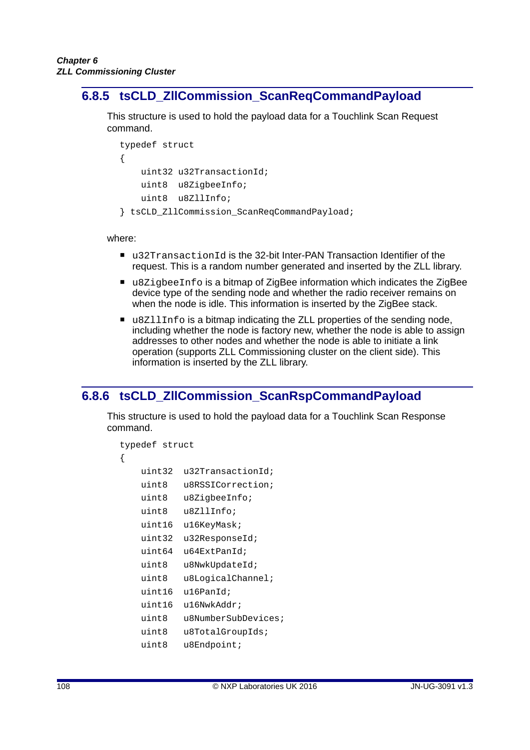### 6.8.5 tsCLD_ZllCommission_ScanReqCommandPayload

This structure is used to hold the payload data for a Touchlink Scan Request command.

```
typedef struct
{
    uint32 u32TransactionId;
    uint8  u8ZigbeeInfo;
    uint8  u8ZllInfo;
} tsCLD_ZllCommission_ScanReqCommandPayload;
```

where:

- `u32TransactionId` is the 32-bit Inter-PAN Transaction Identifier of the request. This is a random number generated and inserted by the ZLL library.
- `u8ZigbeeInfo` is a bitmap of ZigBee information which indicates the ZigBee device type of the sending node and whether the radio receiver remains on when the node is idle. This information is inserted by the ZigBee stack.
- `u8ZllInfo` is a bitmap indicating the ZLL properties of the sending node, including whether the node is factory new, whether the node is able to assign addresses to other nodes and whether the node is able to initiate a link operation (supports ZLL Commissioning cluster on the client side). This information is inserted by the ZLL library.

### 6.8.6 tsCLD_ZllCommission_ScanRspCommandPayload

This structure is used to hold the payload data for a Touchlink Scan Response command.

```
typedef struct
{
    uint32  u32TransactionId;
    uint8   u8RSSICorrection;
    uint8   u8ZigbeeInfo;
    uint8   u8ZllInfo;
    uint16  u16KeyMask;
    uint32  u32ResponseId;
    uint64  u64ExtPanId;
    uint8   u8NwkUpdateId;
    uint8   u8LogicalChannel;
    uint16  u16PanId;
    uint16  u16NwkAddr;
    uint8   u8NumberSubDevices;
    uint8   u8TotalGroupIds;
    uint8   u8Endpoint;
```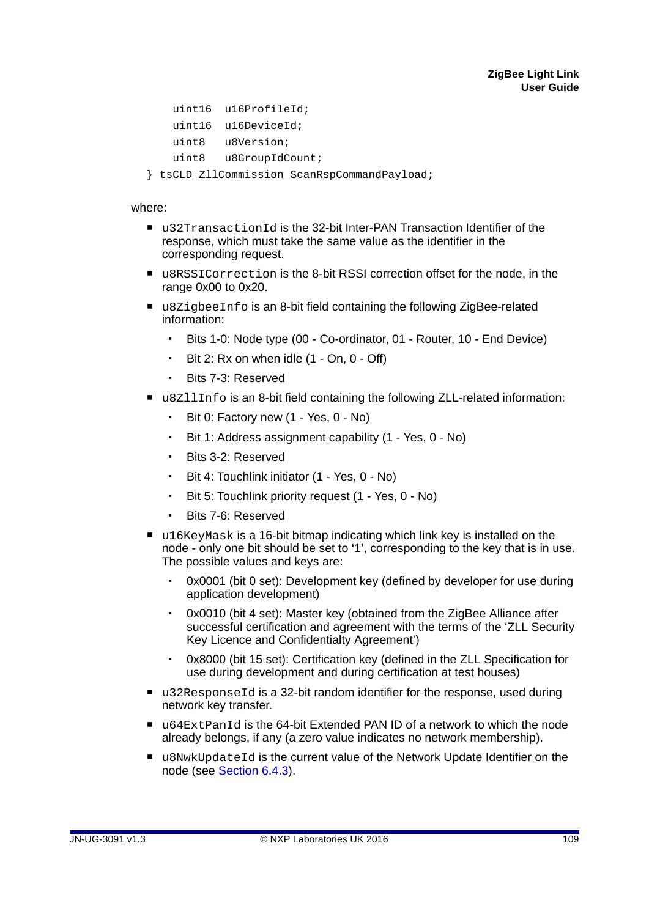```
    uint16  u16ProfileId;
    uint16  u16DeviceId;
    uint8   u8Version;
    uint8   u8GroupIdCount;
} tsCLD_ZllCommission_ScanRspCommandPayload;
```

where:

- `u32TransactionId` is the 32-bit Inter-PAN Transaction Identifier of the response, which must take the same value as the identifier in the corresponding request.
- `u8RSSICorrection` is the 8-bit RSSI correction offset for the node, in the range 0x00 to 0x20.
- `u8ZigbeeInfo` is an 8-bit field containing the following ZigBee-related information:
  - Bits 1-0: Node type (00 - Co-ordinator, 01 - Router, 10 - End Device)
  - Bit 2: Rx on when idle (1 - On, 0 - Off)
  - Bits 7-3: Reserved
- `u8ZllInfo` is an 8-bit field containing the following ZLL-related information:
  - Bit 0: Factory new (1 - Yes, 0 - No)
  - Bit 1: Address assignment capability (1 - Yes, 0 - No)
  - Bits 3-2: Reserved
  - Bit 4: Touchlink initiator (1 - Yes, 0 - No)
  - Bit 5: Touchlink priority request (1 - Yes, 0 - No)
  - Bits 7-6: Reserved
- `u16KeyMask` is a 16-bit bitmap indicating which link key is installed on the node - only one bit should be set to ‘1’, corresponding to the key that is in use. The possible values and keys are:
  - 0x0001 (bit 0 set): Development key (defined by developer for use during application development)
  - 0x0010 (bit 4 set): Master key (obtained from the ZigBee Alliance after successful certification and agreement with the terms of the ‘ZLL Security Key Licence and Confidentialty Agreement’)
  - 0x8000 (bit 15 set): Certification key (defined in the ZLL Specification for use during development and during certification at test houses)
- `u32ResponseId` is a 32-bit random identifier for the response, used during network key transfer.
- `u64ExtPanId` is the 64-bit Extended PAN ID of a network to which the node already belongs, if any (a zero value indicates no network membership).
- `u8NwkUpdateId` is the current value of the Network Update Identifier on the node (see Section 6.4.3).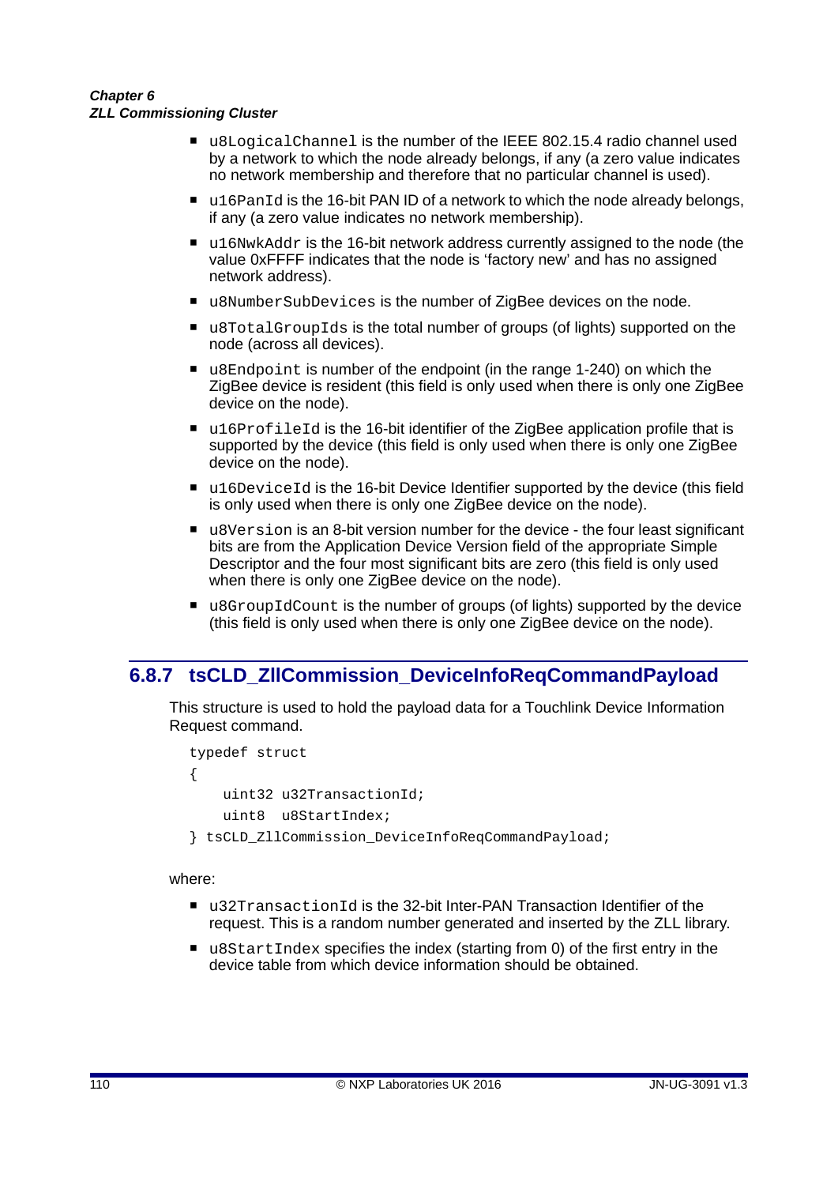- `u8LogicalChannel` is the number of the IEEE 802.15.4 radio channel used by a network to which the node already belongs, if any (a zero value indicates no network membership and therefore that no particular channel is used).
- `u16PanId` is the 16-bit PAN ID of a network to which the node already belongs, if any (a zero value indicates no network membership).
- `u16NwkAddr` is the 16-bit network address currently assigned to the node (the value 0xFFFF indicates that the node is 'factory new' and has no assigned network address).
- `u8NumberSubDevices` is the number of ZigBee devices on the node.
- `u8TotalGroupIds` is the total number of groups (of lights) supported on the node (across all devices).
- `u8Endpoint` is number of the endpoint (in the range 1-240) on which the ZigBee device is resident (this field is only used when there is only one ZigBee device on the node).
- `u16ProfileId` is the 16-bit identifier of the ZigBee application profile that is supported by the device (this field is only used when there is only one ZigBee device on the node).
- `u16DeviceId` is the 16-bit Device Identifier supported by the device (this field is only used when there is only one ZigBee device on the node).
- `u8Version` is an 8-bit version number for the device - the four least significant bits are from the Application Device Version field of the appropriate Simple Descriptor and the four most significant bits are zero (this field is only used when there is only one ZigBee device on the node).
- `u8GroupIdCount` is the number of groups (of lights) supported by the device (this field is only used when there is only one ZigBee device on the node).

## 6.8.7 tsCLD_ZllCommission_DeviceInfoReqCommandPayload

This structure is used to hold the payload data for a Touchlink Device Information Request command.

```
typedef struct
{
    uint32 u32TransactionId;
    uint8  u8StartIndex;
} tsCLD_ZllCommission_DeviceInfoReqCommandPayload;
```

where:

- `u32TransactionId` is the 32-bit Inter-PAN Transaction Identifier of the request. This is a random number generated and inserted by the ZLL library.
- `u8StartIndex` specifies the index (starting from 0) of the first entry in the device table from which device information should be obtained.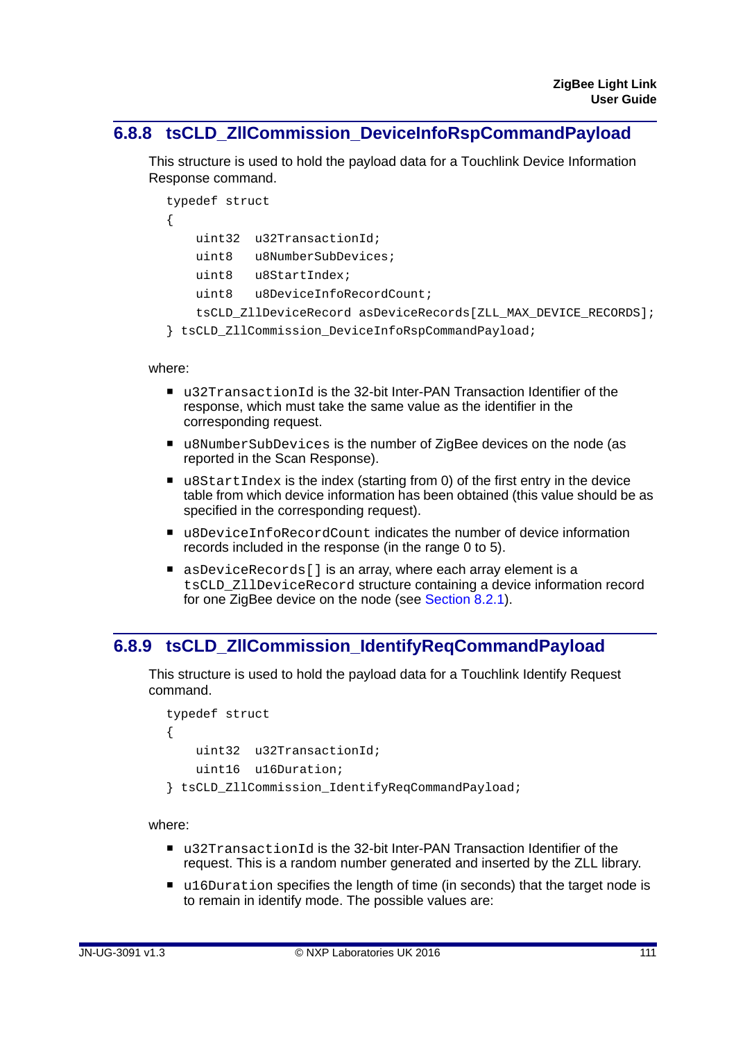### 6.8.8 tsCLD_ZllCommission_DeviceInfoRspCommandPayload

This structure is used to hold the payload data for a Touchlink Device Information Response command.

```
typedef struct
{
    uint32  u32TransactionId;
    uint8   u8NumberSubDevices;
    uint8   u8StartIndex;
    uint8   u8DeviceInfoRecordCount;
    tsCLD_ZllDeviceRecord asDeviceRecords[ZLL_MAX_DEVICE_RECORDS];
} tsCLD_ZllCommission_DeviceInfoRspCommandPayload;
```

where:

- `u32TransactionId` is the 32-bit Inter-PAN Transaction Identifier of the response, which must take the same value as the identifier in the corresponding request.
- `u8NumberSubDevices` is the number of ZigBee devices on the node (as reported in the Scan Response).
- `u8StartIndex` is the index (starting from 0) of the first entry in the device table from which device information has been obtained (this value should be as specified in the corresponding request).
- `u8DeviceInfoRecordCount` indicates the number of device information records included in the response (in the range 0 to 5).
- `asDeviceRecords[]` is an array, where each array element is a `tsCLD_ZllDeviceRecord` structure containing a device information record for one ZigBee device on the node (see Section 8.2.1).

### 6.8.9 tsCLD_ZllCommission_IdentifyReqCommandPayload

This structure is used to hold the payload data for a Touchlink Identify Request command.

```
typedef struct
{
    uint32  u32TransactionId;
    uint16  u16Duration;
} tsCLD_ZllCommission_IdentifyReqCommandPayload;
```

where:

- `u32TransactionId` is the 32-bit Inter-PAN Transaction Identifier of the request. This is a random number generated and inserted by the ZLL library.
- `u16Duration` specifies the length of time (in seconds) that the target node is to remain in identify mode. The possible values are: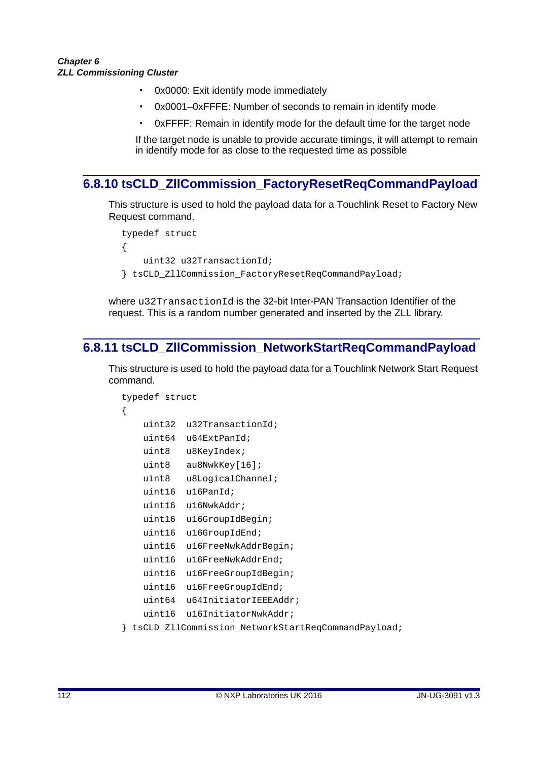- 0x0000: Exit identify mode immediately
- 0x0001–0xFFFE: Number of seconds to remain in identify mode
- 0xFFFF: Remain in identify mode for the default time for the target node

If the target node is unable to provide accurate timings, it will attempt to remain in identify mode for as close to the requested time as possible

## 6.8.10 tsCLD_ZllCommission_FactoryResetReqCommandPayload

This structure is used to hold the payload data for a Touchlink Reset to Factory New Request command.

```
typedef struct
{
    uint32 u32TransactionId;
} tsCLD_ZllCommission_FactoryResetReqCommandPayload;
```

where `u32TransactionId` is the 32-bit Inter-PAN Transaction Identifier of the request. This is a random number generated and inserted by the ZLL library.

## 6.8.11 tsCLD_ZllCommission_NetworkStartReqCommandPayload

This structure is used to hold the payload data for a Touchlink Network Start Request command.

```
typedef struct
{
    uint32  u32TransactionId;
    uint64  u64ExtPanId;
    uint8   u8KeyIndex;
    uint8   au8NwkKey[16];
    uint8   u8LogicalChannel;
    uint16  u16PanId;
    uint16  u16NwkAddr;
    uint16  u16GroupIdBegin;
    uint16  u16GroupIdEnd;
    uint16  u16FreeNwkAddrBegin;
    uint16  u16FreeNwkAddrEnd;
    uint16  u16FreeGroupIdBegin;
    uint16  u16FreeGroupIdEnd;
    uint64  u64InitiatorIEEEAddr;
    uint16  u16InitiatorNwkAddr;
} tsCLD_ZllCommission_NetworkStartReqCommandPayload;
```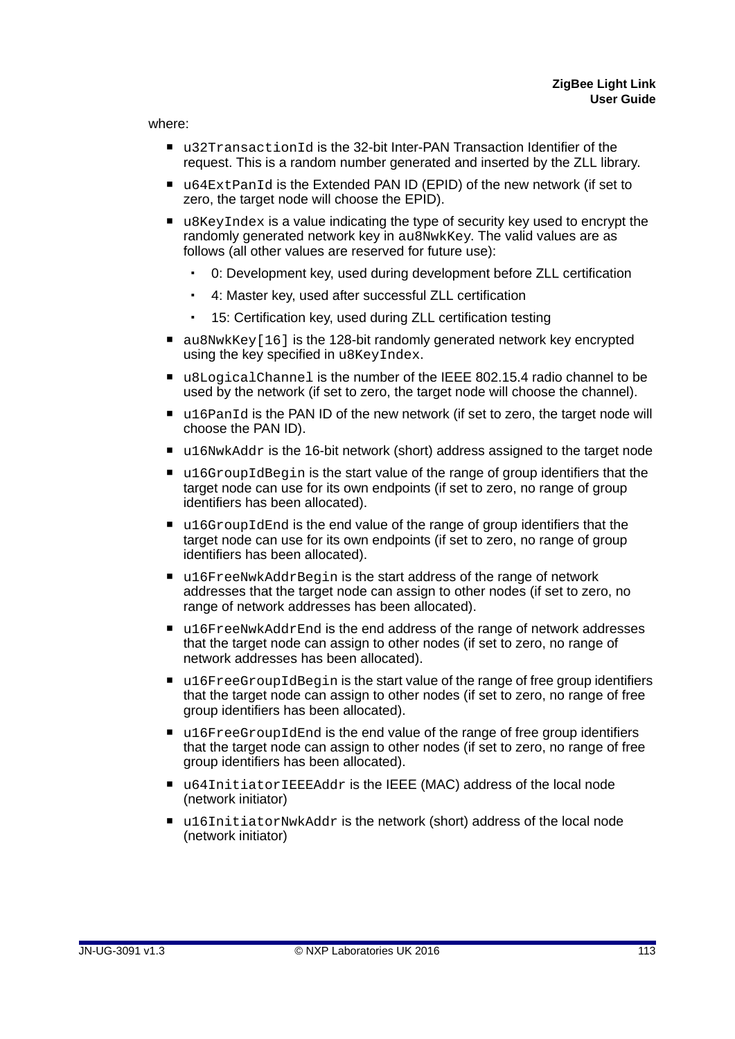where:

- `u32TransactionId` is the 32-bit Inter-PAN Transaction Identifier of the request. This is a random number generated and inserted by the ZLL library.
- `u64ExtPanId` is the Extended PAN ID (EPID) of the new network (if set to zero, the target node will choose the EPID).
- `u8KeyIndex` is a value indicating the type of security key used to encrypt the randomly generated network key in `au8NwkKey`. The valid values are as follows (all other values are reserved for future use):
    - 0: Development key, used during development before ZLL certification
    - 4: Master key, used after successful ZLL certification
    - 15: Certification key, used during ZLL certification testing
- `au8NwkKey[16]` is the 128-bit randomly generated network key encrypted using the key specified in `u8KeyIndex`.
- `u8LogicalChannel` is the number of the IEEE 802.15.4 radio channel to be used by the network (if set to zero, the target node will choose the channel).
- `u16PanId` is the PAN ID of the new network (if set to zero, the target node will choose the PAN ID).
- `u16NwkAddr` is the 16-bit network (short) address assigned to the target node
- `u16GroupIdBegin` is the start value of the range of group identifiers that the target node can use for its own endpoints (if set to zero, no range of group identifiers has been allocated).
- `u16GroupIdEnd` is the end value of the range of group identifiers that the target node can use for its own endpoints (if set to zero, no range of group identifiers has been allocated).
- `u16FreeNwkAddrBegin` is the start address of the range of network addresses that the target node can assign to other nodes (if set to zero, no range of network addresses has been allocated).
- `u16FreeNwkAddrEnd` is the end address of the range of network addresses that the target node can assign to other nodes (if set to zero, no range of network addresses has been allocated).
- `u16FreeGroupIdBegin` is the start value of the range of free group identifiers that the target node can assign to other nodes (if set to zero, no range of free group identifiers has been allocated).
- `u16FreeGroupIdEnd` is the end value of the range of free group identifiers that the target node can assign to other nodes (if set to zero, no range of free group identifiers has been allocated).
- `u64InitiatorIEEEAddr` is the IEEE (MAC) address of the local node (network initiator)
- `u16InitiatorNwkAddr` is the network (short) address of the local node (network initiator)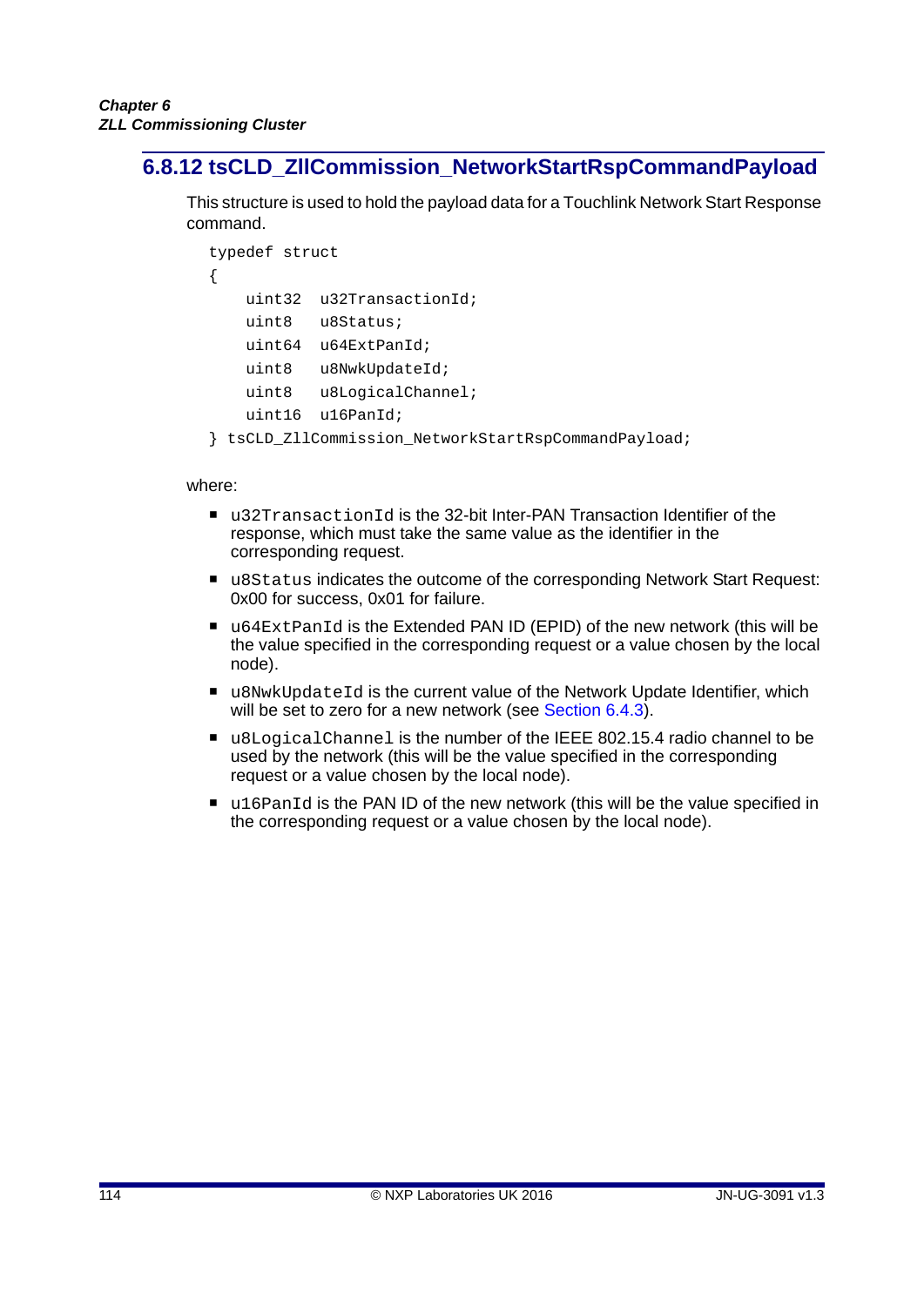### 6.8.12 tsCLD_ZllCommission_NetworkStartRspCommandPayload

This structure is used to hold the payload data for a Touchlink Network Start Response command.

```
typedef struct
{
    uint32  u32TransactionId;
    uint8   u8Status;
    uint64  u64ExtPanId;
    uint8   u8NwkUpdateId;
    uint8   u8LogicalChannel;
    uint16  u16PanId;
} tsCLD_ZllCommission_NetworkStartRspCommandPayload;
```

where:

- `u32TransactionId` is the 32-bit Inter-PAN Transaction Identifier of the response, which must take the same value as the identifier in the corresponding request.
- `u8Status` indicates the outcome of the corresponding Network Start Request: 0x00 for success, 0x01 for failure.
- `u64ExtPanId` is the Extended PAN ID (EPID) of the new network (this will be the value specified in the corresponding request or a value chosen by the local node).
- `u8NwkUpdateId` is the current value of the Network Update Identifier, which will be set to zero for a new network (see Section 6.4.3).
- `u8LogicalChannel` is the number of the IEEE 802.15.4 radio channel to be used by the network (this will be the value specified in the corresponding request or a value chosen by the local node).
- `u16PanId` is the PAN ID of the new network (this will be the value specified in the corresponding request or a value chosen by the local node).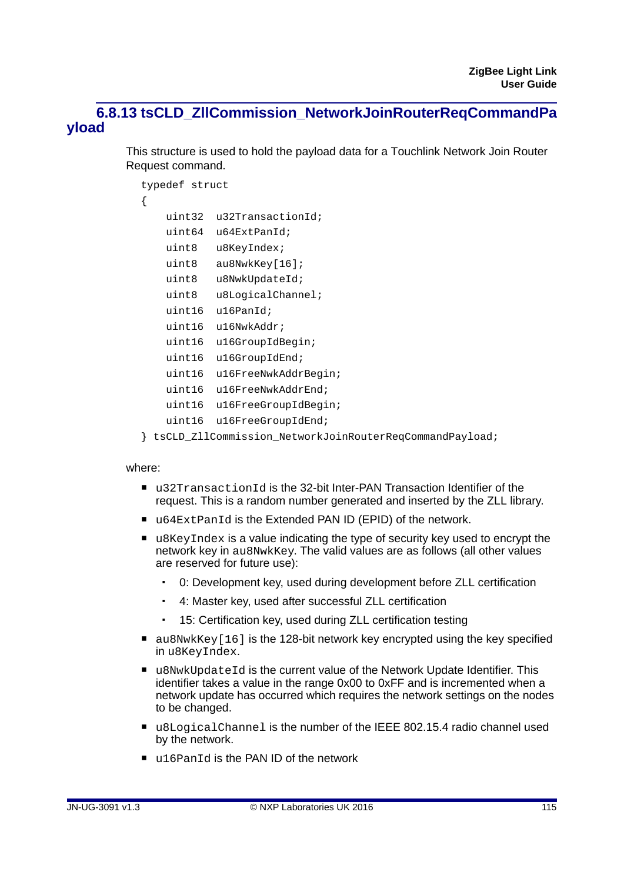### 6.8.13 tsCLD_ZllCommission_NetworkJoinRouterReqCommandPayload

This structure is used to hold the payload data for a Touchlink Network Join Router Request command.

```
typedef struct
{
    uint32  u32TransactionId;
    uint64  u64ExtPanId;
    uint8   u8KeyIndex;
    uint8   au8NwkKey[16];
    uint8   u8NwkUpdateId;
    uint8   u8LogicalChannel;
    uint16  u16PanId;
    uint16  u16NwkAddr;
    uint16  u16GroupIdBegin;
    uint16  u16GroupIdEnd;
    uint16  u16FreeNwkAddrBegin;
    uint16  u16FreeNwkAddrEnd;
    uint16  u16FreeGroupIdBegin;
    uint16  u16FreeGroupIdEnd;
} tsCLD_ZllCommission_NetworkJoinRouterReqCommandPayload;
```

where:

- `u32TransactionId` is the 32-bit Inter-PAN Transaction Identifier of the request. This is a random number generated and inserted by the ZLL library.
- `u64ExtPanId` is the Extended PAN ID (EPID) of the network.
- `u8KeyIndex` is a value indicating the type of security key used to encrypt the network key in `au8NwkKey`. The valid values are as follows (all other values are reserved for future use):
  - 0: Development key, used during development before ZLL certification
  - 4: Master key, used after successful ZLL certification
  - 15: Certification key, used during ZLL certification testing
- `au8NwkKey[16]` is the 128-bit network key encrypted using the key specified in `u8KeyIndex`.
- `u8NwkUpdateId` is the current value of the Network Update Identifier. This identifier takes a value in the range 0x00 to 0xFF and is incremented when a network update has occurred which requires the network settings on the nodes to be changed.
- `u8LogicalChannel` is the number of the IEEE 802.15.4 radio channel used by the network.
- `u16PanId` is the PAN ID of the network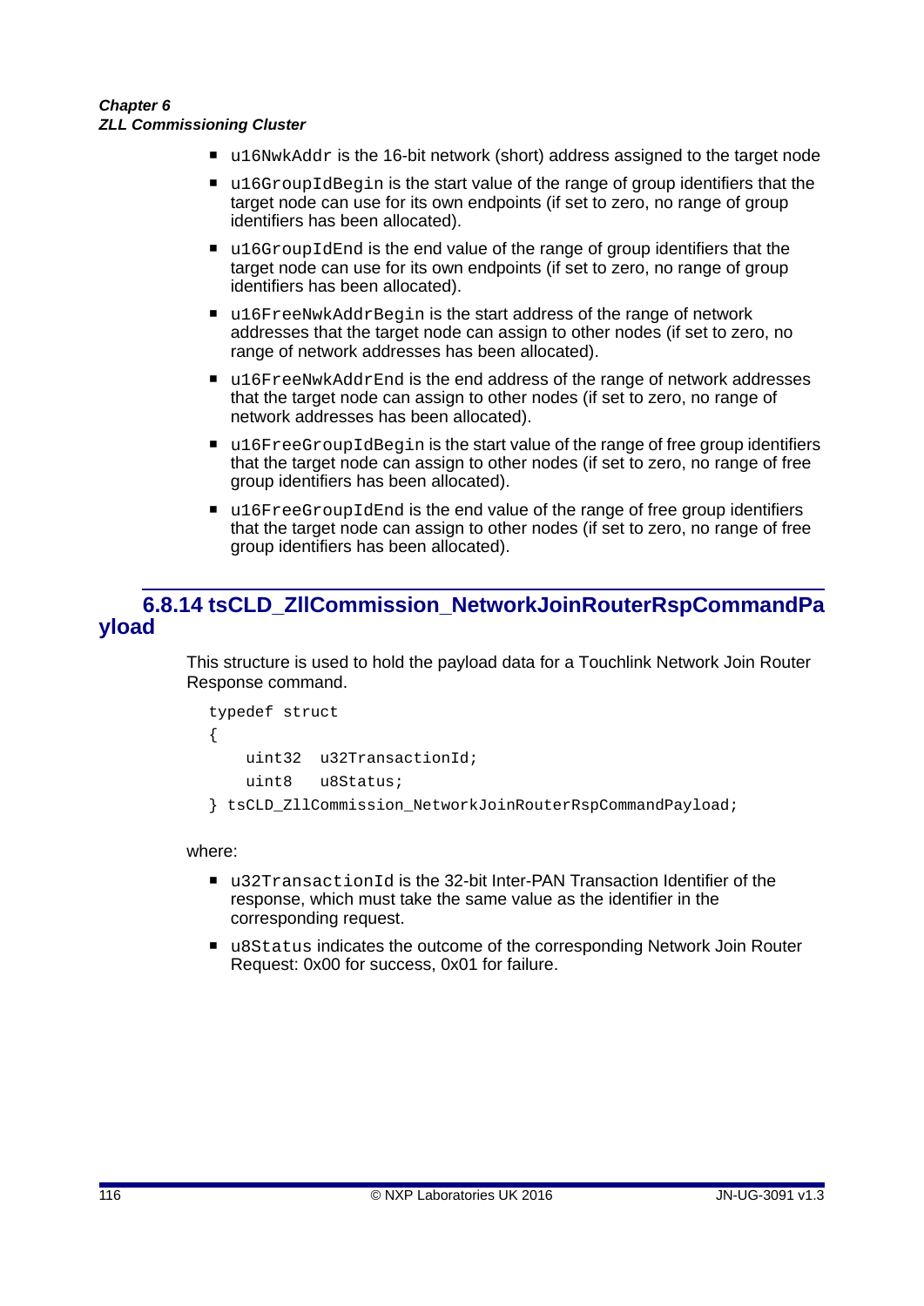- `u16NwkAddr` is the 16-bit network (short) address assigned to the target node
- `u16GroupIdBegin` is the start value of the range of group identifiers that the target node can use for its own endpoints (if set to zero, no range of group identifiers has been allocated).
- `u16GroupIdEnd` is the end value of the range of group identifiers that the target node can use for its own endpoints (if set to zero, no range of group identifiers has been allocated).
- `u16FreeNwkAddrBegin` is the start address of the range of network addresses that the target node can assign to other nodes (if set to zero, no range of network addresses has been allocated).
- `u16FreeNwkAddrEnd` is the end address of the range of network addresses that the target node can assign to other nodes (if set to zero, no range of network addresses has been allocated).
- `u16FreeGroupIdBegin` is the start value of the range of free group identifiers that the target node can assign to other nodes (if set to zero, no range of free group identifiers has been allocated).
- `u16FreeGroupIdEnd` is the end value of the range of free group identifiers that the target node can assign to other nodes (if set to zero, no range of free group identifiers has been allocated).

### 6.8.14 tsCLD_ZllCommission_NetworkJoinRouterRspCommandPayload

This structure is used to hold the payload data for a Touchlink Network Join Router Response command.

```
typedef struct
{
    uint32  u32TransactionId;
    uint8   u8Status;
} tsCLD_ZllCommission_NetworkJoinRouterRspCommandPayload;
```

where:

- `u32TransactionId` is the 32-bit Inter-PAN Transaction Identifier of the response, which must take the same value as the identifier in the corresponding request.
- `u8Status` indicates the outcome of the corresponding Network Join Router Request: 0x00 for success, 0x01 for failure.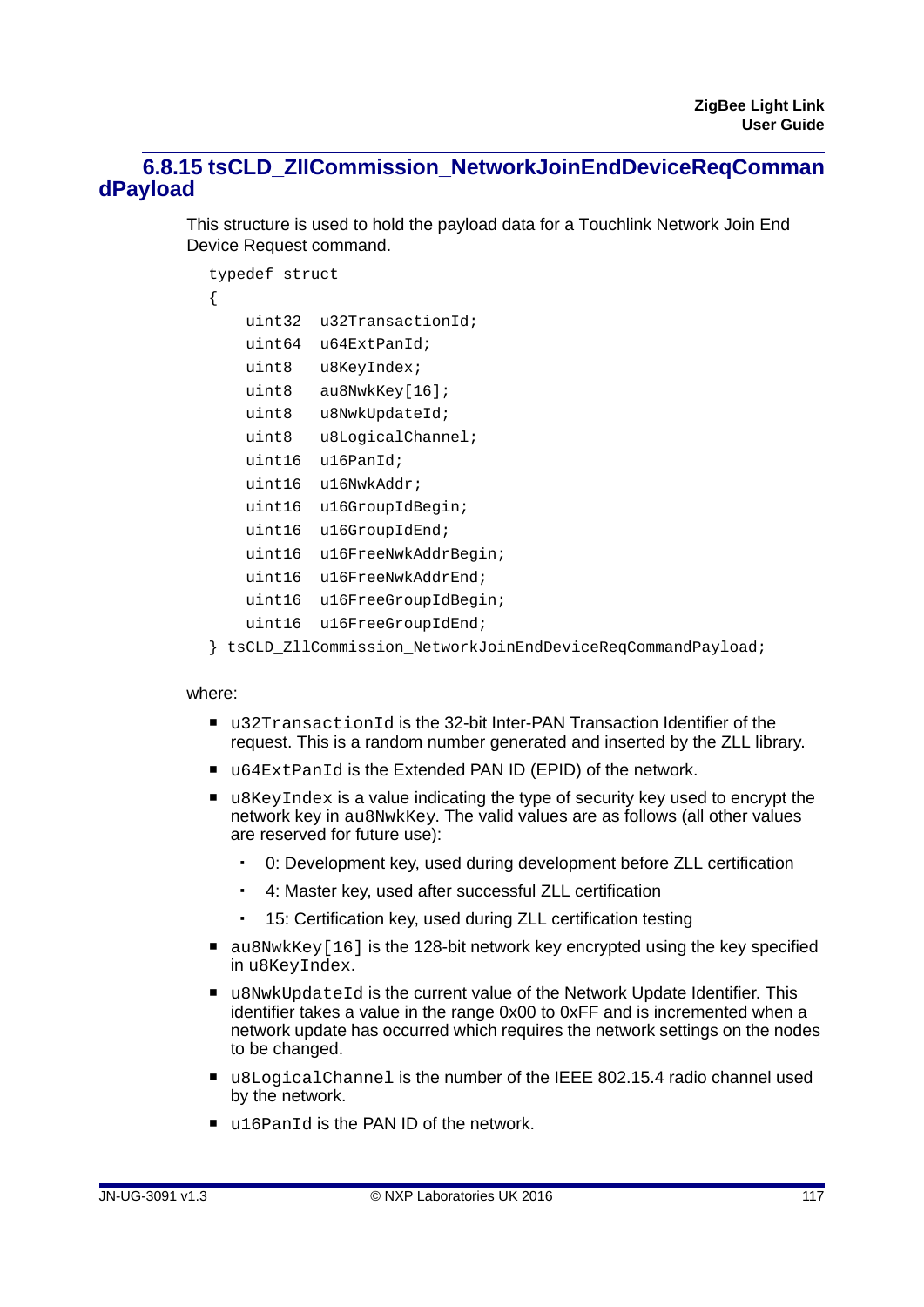### 6.8.15 tsCLD_ZllCommission_NetworkJoinEndDeviceReqCommandPayload

This structure is used to hold the payload data for a Touchlink Network Join End Device Request command.

```
typedef struct
{
    uint32  u32TransactionId;
    uint64  u64ExtPanId;
    uint8   u8KeyIndex;
    uint8   au8NwkKey[16];
    uint8   u8NwkUpdateId;
    uint8   u8LogicalChannel;
    uint16  u16PanId;
    uint16  u16NwkAddr;
    uint16  u16GroupIdBegin;
    uint16  u16GroupIdEnd;
    uint16  u16FreeNwkAddrBegin;
    uint16  u16FreeNwkAddrEnd;
    uint16  u16FreeGroupIdBegin;
    uint16  u16FreeGroupIdEnd;
} tsCLD_ZllCommission_NetworkJoinEndDeviceReqCommandPayload;
```

where:

- `u32TransactionId` is the 32-bit Inter-PAN Transaction Identifier of the request. This is a random number generated and inserted by the ZLL library.
- `u64ExtPanId` is the Extended PAN ID (EPID) of the network.
- `u8KeyIndex` is a value indicating the type of security key used to encrypt the network key in `au8NwkKey`. The valid values are as follows (all other values are reserved for future use):
  - 0: Development key, used during development before ZLL certification
  - 4: Master key, used after successful ZLL certification
  - 15: Certification key, used during ZLL certification testing
- `au8NwkKey[16]` is the 128-bit network key encrypted using the key specified in `u8KeyIndex`.
- `u8NwkUpdateId` is the current value of the Network Update Identifier. This identifier takes a value in the range 0x00 to 0xFF and is incremented when a network update has occurred which requires the network settings on the nodes to be changed.
- `u8LogicalChannel` is the number of the IEEE 802.15.4 radio channel used by the network.
- `u16PanId` is the PAN ID of the network.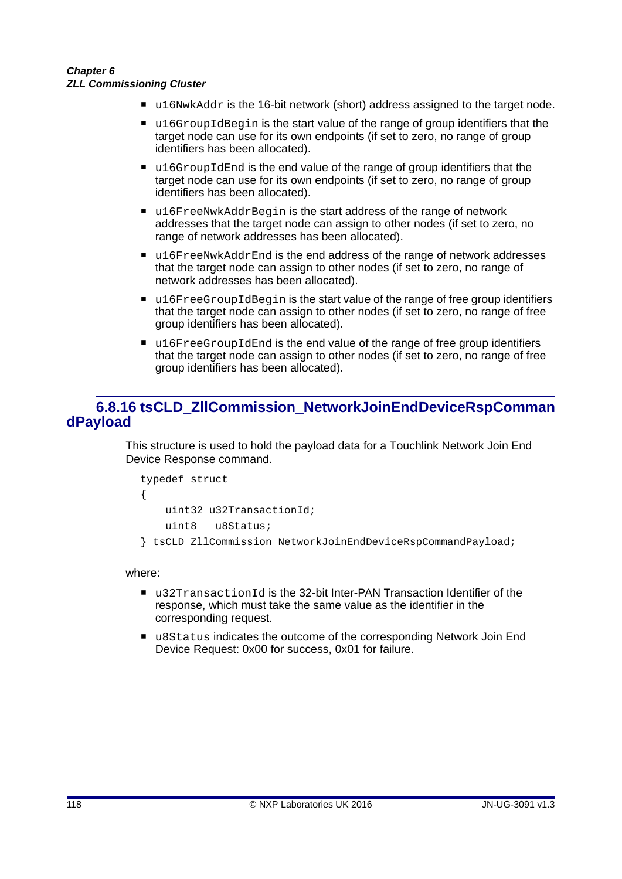- `u16NwkAddr` is the 16-bit network (short) address assigned to the target node.
- `u16GroupIdBegin` is the start value of the range of group identifiers that the target node can use for its own endpoints (if set to zero, no range of group identifiers has been allocated).
- `u16GroupIdEnd` is the end value of the range of group identifiers that the target node can use for its own endpoints (if set to zero, no range of group identifiers has been allocated).
- `u16FreeNwkAddrBegin` is the start address of the range of network addresses that the target node can assign to other nodes (if set to zero, no range of network addresses has been allocated).
- `u16FreeNwkAddrEnd` is the end address of the range of network addresses that the target node can assign to other nodes (if set to zero, no range of network addresses has been allocated).
- `u16FreeGroupIdBegin` is the start value of the range of free group identifiers that the target node can assign to other nodes (if set to zero, no range of free group identifiers has been allocated).
- `u16FreeGroupIdEnd` is the end value of the range of free group identifiers that the target node can assign to other nodes (if set to zero, no range of free group identifiers has been allocated).

## 6.8.16 tsCLD_ZllCommission_NetworkJoinEndDeviceRspCommandPayload

This structure is used to hold the payload data for a Touchlink Network Join End Device Response command.

```
typedef struct
{
    uint32 u32TransactionId;
    uint8   u8Status;
} tsCLD_ZllCommission_NetworkJoinEndDeviceRspCommandPayload;
```

where:

- `u32TransactionId` is the 32-bit Inter-PAN Transaction Identifier of the response, which must take the same value as the identifier in the corresponding request.
- `u8Status` indicates the outcome of the corresponding Network Join End Device Request: 0x00 for success, 0x01 for failure.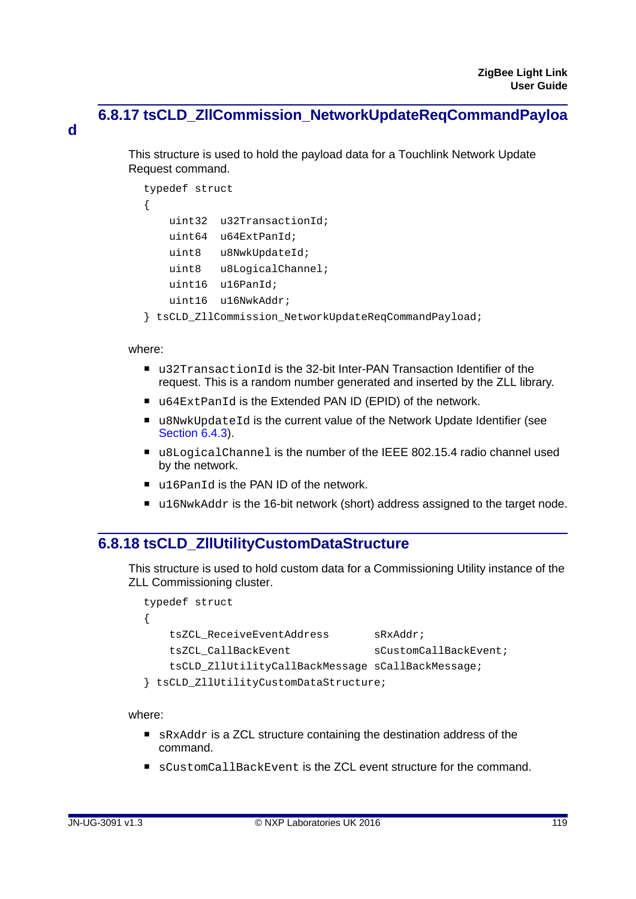### 6.8.17 tsCLD_ZllCommission_NetworkUpdateReqCommandPayload

This structure is used to hold the payload data for a Touchlink Network Update Request command.

```
typedef struct
{
    uint32  u32TransactionId;
    uint64  u64ExtPanId;
    uint8   u8NwkUpdateId;
    uint8   u8LogicalChannel;
    uint16  u16PanId;
    uint16  u16NwkAddr;
} tsCLD_ZllCommission_NetworkUpdateReqCommandPayload;
```

where:

- `u32TransactionId` is the 32-bit Inter-PAN Transaction Identifier of the request. This is a random number generated and inserted by the ZLL library.
- `u64ExtPanId` is the Extended PAN ID (EPID) of the network.
- `u8NwkUpdateId` is the current value of the Network Update Identifier (see Section 6.4.3).
- `u8LogicalChannel` is the number of the IEEE 802.15.4 radio channel used by the network.
- `u16PanId` is the PAN ID of the network.
- `u16NwkAddr` is the 16-bit network (short) address assigned to the target node.

### 6.8.18 tsCLD_ZllUtilityCustomDataStructure

This structure is used to hold custom data for a Commissioning Utility instance of the ZLL Commissioning cluster.

```
typedef struct
{
    tsZCL_ReceiveEventAddress       sRxAddr;
    tsZCL_CallBackEvent             sCustomCallBackEvent;
    tsCLD_ZllUtilityCallBackMessage sCallBackMessage;
} tsCLD_ZllUtilityCustomDataStructure;
```

where:

- `sRxAddr` is a ZCL structure containing the destination address of the command.
- `sCustomCallBackEvent` is the ZCL event structure for the command.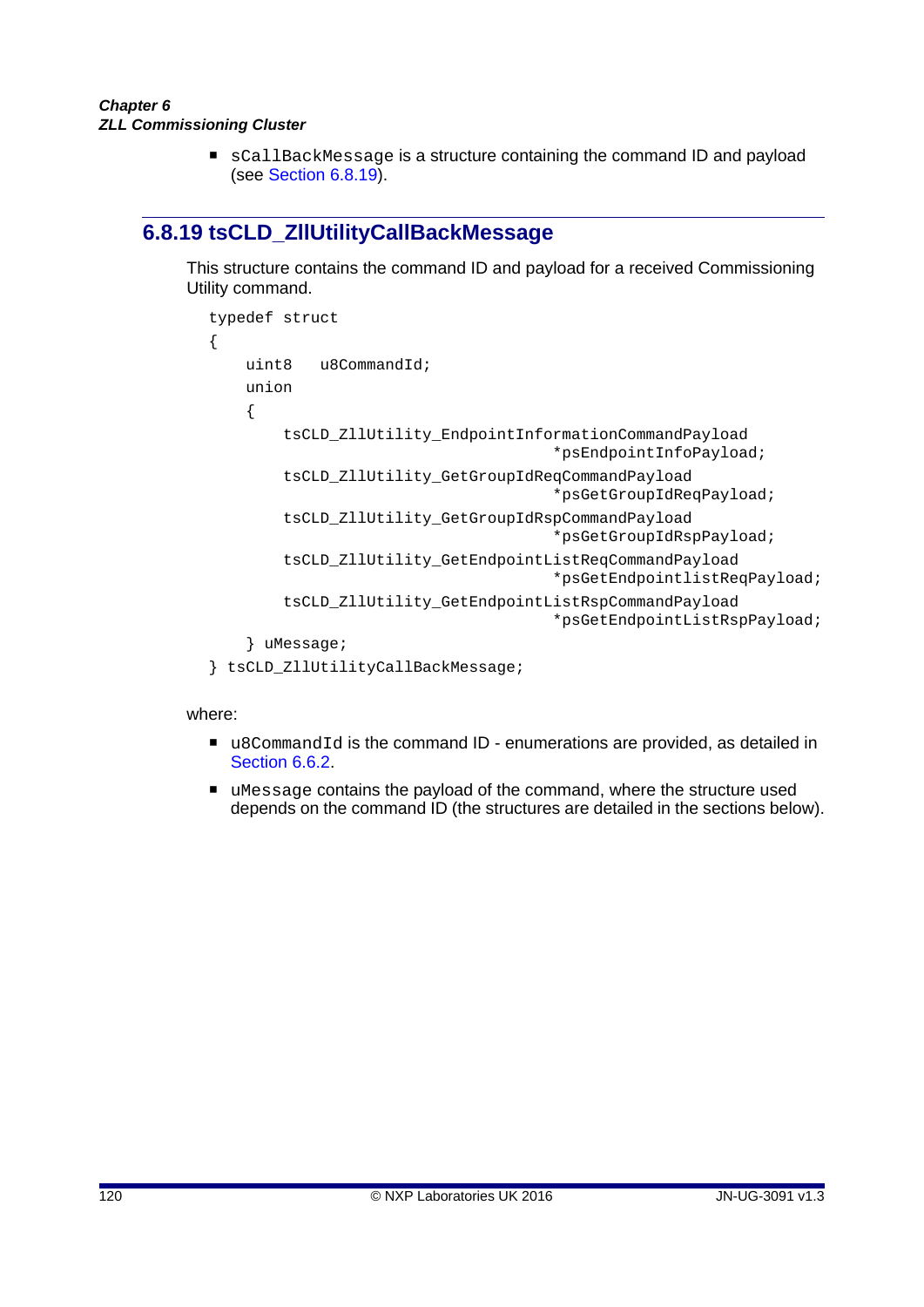- `sCallBackMessage` is a structure containing the command ID and payload (see Section 6.8.19).

## 6.8.19 tsCLD_ZllUtilityCallBackMessage

This structure contains the command ID and payload for a received Commissioning Utility command.

```
typedef struct
{
    uint8   u8CommandId;
    union
    {
        tsCLD_ZllUtility_EndpointInformationCommandPayload
                                        *psEndpointInfoPayload;
        tsCLD_ZllUtility_GetGroupIdReqCommandPayload
                                        *psGetGroupIdReqPayload;
        tsCLD_ZllUtility_GetGroupIdRspCommandPayload
                                        *psGetGroupIdRspPayload;
        tsCLD_ZllUtility_GetEndpointListReqCommandPayload
                                        *psGetEndpointlistReqPayload;
        tsCLD_ZllUtility_GetEndpointListRspCommandPayload
                                        *psGetEndpointListRspPayload;
    } uMessage;
} tsCLD_ZllUtilityCallBackMessage;
```

where:

- `u8CommandId` is the command ID - enumerations are provided, as detailed in Section 6.6.2.
- `uMessage` contains the payload of the command, where the structure used depends on the command ID (the structures are detailed in the sections below).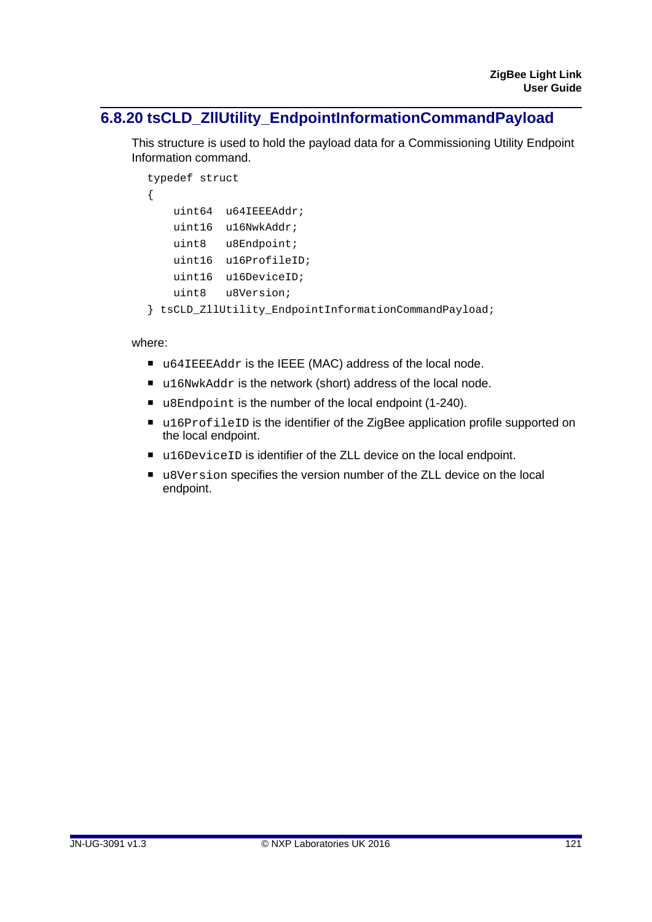### 6.8.20 tsCLD_ZllUtility_EndpointInformationCommandPayload

This structure is used to hold the payload data for a Commissioning Utility Endpoint Information command.

```
typedef struct
{
    uint64  u64IEEEAddr;
    uint16  u16NwkAddr;
    uint8   u8Endpoint;
    uint16  u16ProfileID;
    uint16  u16DeviceID;
    uint8   u8Version;
} tsCLD_ZllUtility_EndpointInformationCommandPayload;
```

where:

- `u64IEEEAddr` is the IEEE (MAC) address of the local node.
- `u16NwkAddr` is the network (short) address of the local node.
- `u8Endpoint` is the number of the local endpoint (1-240).
- `u16ProfileID` is the identifier of the ZigBee application profile supported on the local endpoint.
- `u16DeviceID` is identifier of the ZLL device on the local endpoint.
- `u8Version` specifies the version number of the ZLL device on the local endpoint.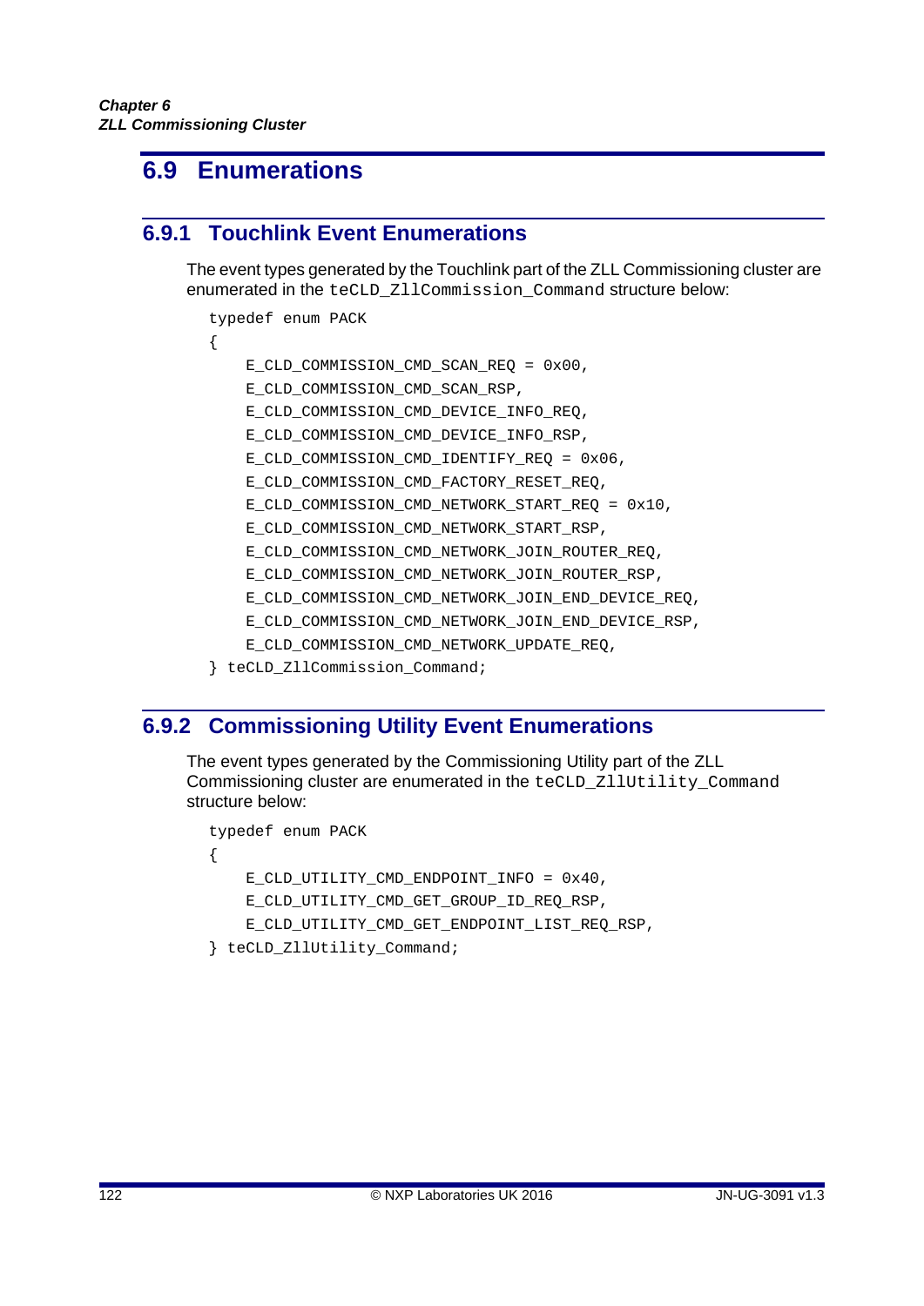## 6.9 Enumerations

### 6.9.1 Touchlink Event Enumerations

The event types generated by the Touchlink part of the ZLL Commissioning cluster are enumerated in the `teCLD_ZllCommission_Command` structure below:

```
typedef enum PACK
{
    E_CLD_COMMISSION_CMD_SCAN_REQ = 0x00,
    E_CLD_COMMISSION_CMD_SCAN_RSP,
    E_CLD_COMMISSION_CMD_DEVICE_INFO_REQ,
    E_CLD_COMMISSION_CMD_DEVICE_INFO_RSP,
    E_CLD_COMMISSION_CMD_IDENTIFY_REQ = 0x06,
    E_CLD_COMMISSION_CMD_FACTORY_RESET_REQ,
    E_CLD_COMMISSION_CMD_NETWORK_START_REQ = 0x10,
    E_CLD_COMMISSION_CMD_NETWORK_START_RSP,
    E_CLD_COMMISSION_CMD_NETWORK_JOIN_ROUTER_REQ,
    E_CLD_COMMISSION_CMD_NETWORK_JOIN_ROUTER_RSP,
    E_CLD_COMMISSION_CMD_NETWORK_JOIN_END_DEVICE_REQ,
    E_CLD_COMMISSION_CMD_NETWORK_JOIN_END_DEVICE_RSP,
    E_CLD_COMMISSION_CMD_NETWORK_UPDATE_REQ,
} teCLD_ZllCommission_Command;
```

### 6.9.2 Commissioning Utility Event Enumerations

The event types generated by the Commissioning Utility part of the ZLL Commissioning cluster are enumerated in the `teCLD_ZllUtility_Command` structure below:

```
typedef enum PACK
{
    E_CLD_UTILITY_CMD_ENDPOINT_INFO = 0x40,
    E_CLD_UTILITY_CMD_GET_GROUP_ID_REQ_RSP,
    E_CLD_UTILITY_CMD_GET_ENDPOINT_LIST_REQ_RSP,
} teCLD_ZllUtility_Command;
```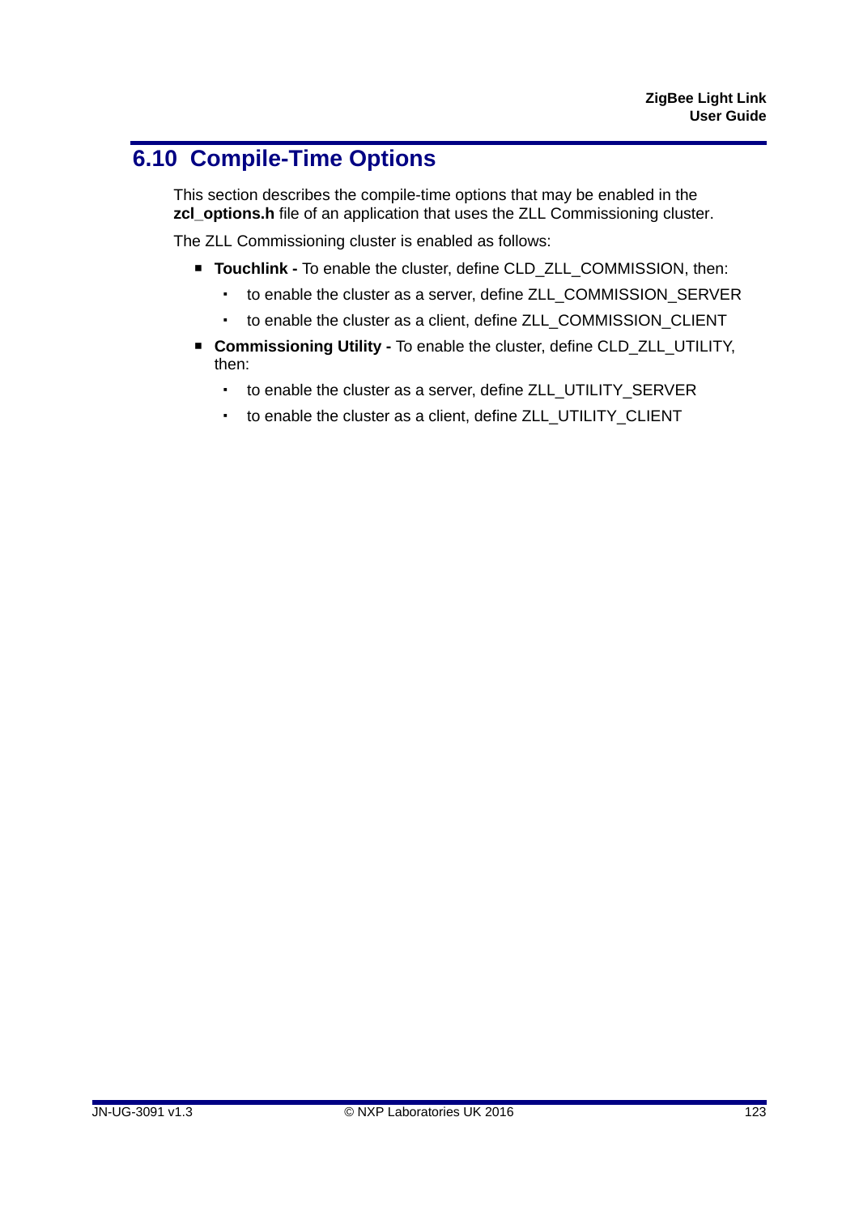## 6.10 Compile-Time Options

This section describes the compile-time options that may be enabled in the **zcl_options.h** file of an application that uses the ZLL Commissioning cluster.

The ZLL Commissioning cluster is enabled as follows:

- **Touchlink -** To enable the cluster, define CLD_ZLL_COMMISSION, then:
  - to enable the cluster as a server, define ZLL_COMMISSION_SERVER
  - to enable the cluster as a client, define ZLL_COMMISSION_CLIENT
- **Commissioning Utility -** To enable the cluster, define CLD_ZLL_UTILITY, then:
  - to enable the cluster as a server, define ZLL_UTILITY_SERVER
  - to enable the cluster as a client, define ZLL_UTILITY_CLIENT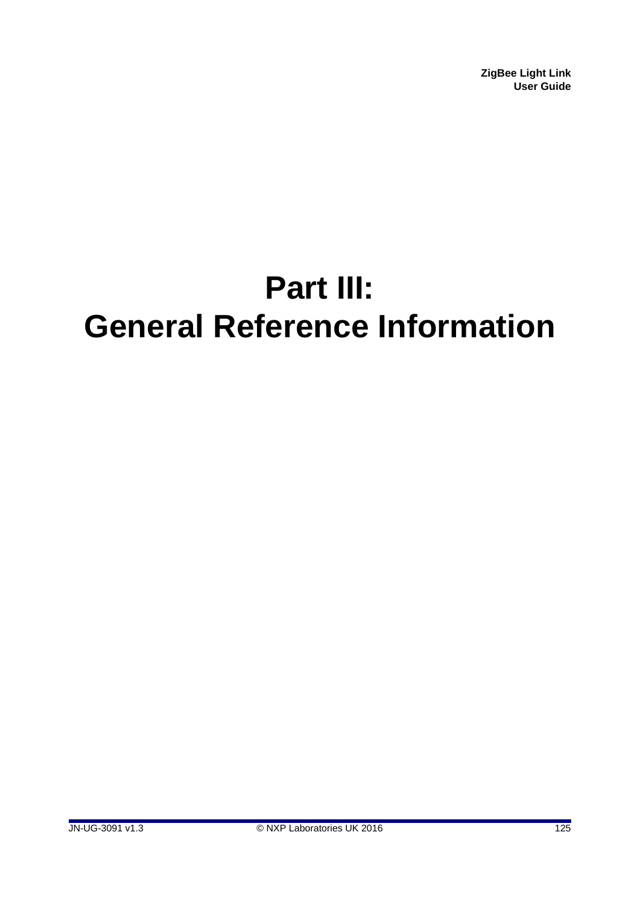# Part III:
# General Reference Information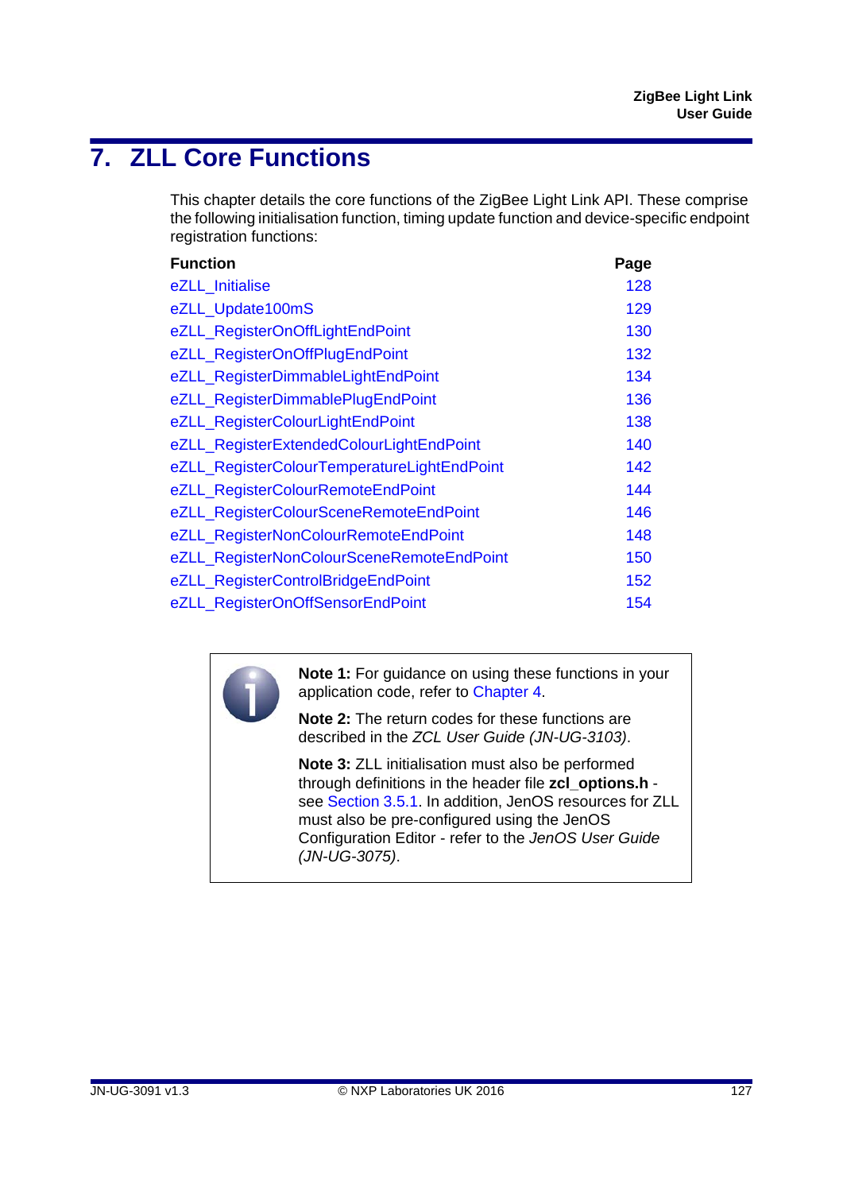# 7. ZLL Core Functions

This chapter details the core functions of the ZigBee Light Link API. These comprise the following initialisation function, timing update function and device-specific endpoint registration functions:

| Function | Page |
|---|---|
| eZLL_Initialise | 128 |
| eZLL_Update100mS | 129 |
| eZLL_RegisterOnOffLightEndPoint | 130 |
| eZLL_RegisterOnOffPlugEndPoint | 132 |
| eZLL_RegisterDimmableLightEndPoint | 134 |
| eZLL_RegisterDimmablePlugEndPoint | 136 |
| eZLL_RegisterColourLightEndPoint | 138 |
| eZLL_RegisterExtendedColourLightEndPoint | 140 |
| eZLL_RegisterColourTemperatureLightEndPoint | 142 |
| eZLL_RegisterColourRemoteEndPoint | 144 |
| eZLL_RegisterColourSceneRemoteEndPoint | 146 |
| eZLL_RegisterNonColourRemoteEndPoint | 148 |
| eZLL_RegisterNonColourSceneRemoteEndPoint | 150 |
| eZLL_RegisterControlBridgeEndPoint | 152 |
| eZLL_RegisterOnOffSensorEndPoint | 154 |

**Note 1:** For guidance on using these functions in your application code, refer to Chapter 4.

**Note 2:** The return codes for these functions are described in the *ZCL User Guide (JN-UG-3103)*.

**Note 3:** ZLL initialisation must also be performed through definitions in the header file **zcl_options.h** - see Section 3.5.1. In addition, JenOS resources for ZLL must also be pre-configured using the JenOS Configuration Editor - refer to the *JenOS User Guide (JN-UG-3075)*.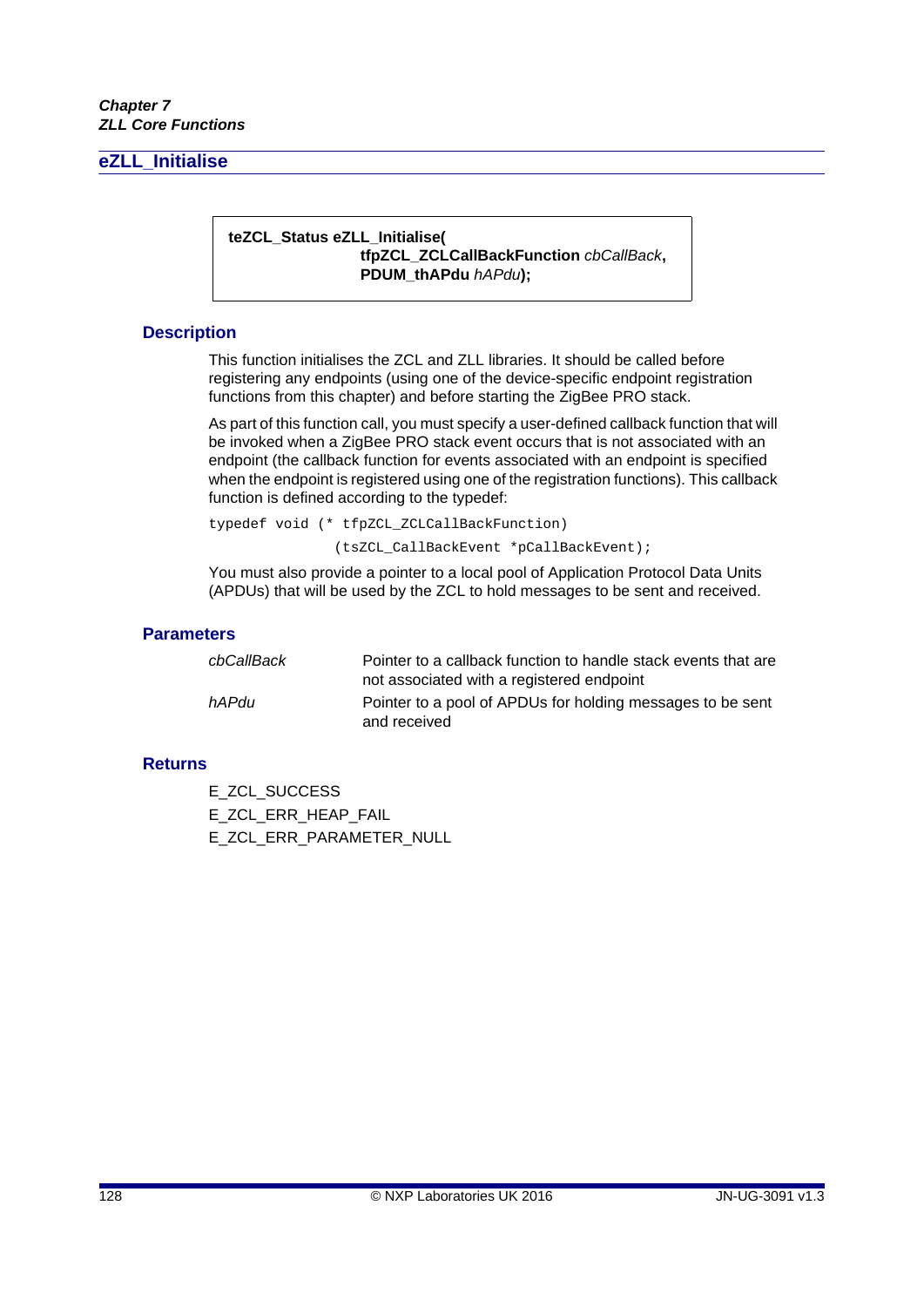## eZLL_Initialise

```
teZCL_Status eZLL_Initialise(
                    tfpZCL_ZCLCallBackFunction cbCallBack,
                    PDUM_thAPdu hAPdu);
```

### Description

This function initialises the ZCL and ZLL libraries. It should be called before registering any endpoints (using one of the device-specific endpoint registration functions from this chapter) and before starting the ZigBee PRO stack.

As part of this function call, you must specify a user-defined callback function that will be invoked when a ZigBee PRO stack event occurs that is not associated with an endpoint (the callback function for events associated with an endpoint is specified when the endpoint is registered using one of the registration functions). This callback function is defined according to the typedef:

```
typedef void (* tfpZCL_ZCLCallBackFunction)
               (tsZCL_CallBackEvent *pCallBackEvent);
```

You must also provide a pointer to a local pool of Application Protocol Data Units (APDUs) that will be used by the ZCL to hold messages to be sent and received.

### Parameters

| | |
|---|---|
| *cbCallBack* | Pointer to a callback function to handle stack events that are not associated with a registered endpoint |
| *hAPdu* | Pointer to a pool of APDUs for holding messages to be sent and received |

### Returns

E_ZCL_SUCCESS

E_ZCL_ERR_HEAP_FAIL

E_ZCL_ERR_PARAMETER_NULL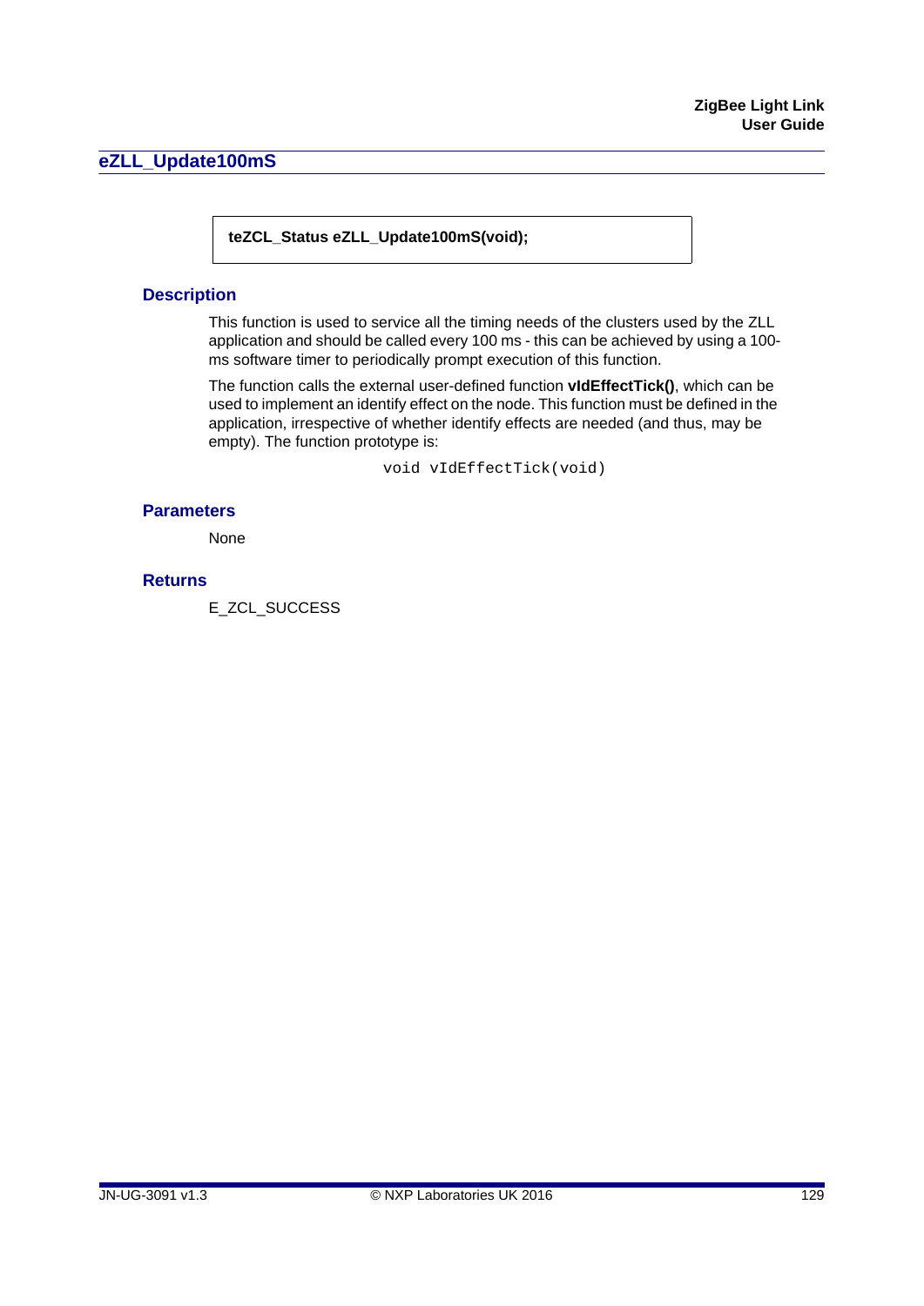## eZLL_Update100mS

```
teZCL_Status eZLL_Update100mS(void);
```

### Description

This function is used to service all the timing needs of the clusters used by the ZLL application and should be called every 100 ms - this can be achieved by using a 100-ms software timer to periodically prompt execution of this function.

The function calls the external user-defined function **vIdEffectTick()**, which can be used to implement an identify effect on the node. This function must be defined in the application, irrespective of whether identify effects are needed (and thus, may be empty). The function prototype is:

```
void vIdEffectTick(void)
```

### Parameters

None

### Returns

E_ZCL_SUCCESS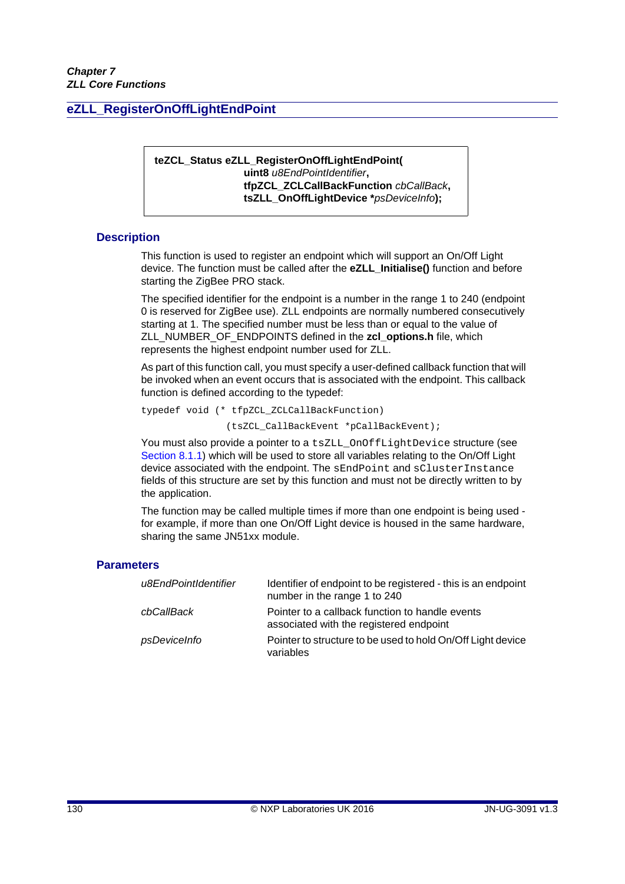## eZLL_RegisterOnOffLightEndPoint

```
teZCL_Status eZLL_RegisterOnOffLightEndPoint(
                    uint8 u8EndPointIdentifier,
                    tfpZCL_ZCLCallBackFunction cbCallBack,
                    tsZLL_OnOffLightDevice *psDeviceInfo);
```

### Description

This function is used to register an endpoint which will support an On/Off Light device. The function must be called after the **eZLL_Initialise()** function and before starting the ZigBee PRO stack.

The specified identifier for the endpoint is a number in the range 1 to 240 (endpoint 0 is reserved for ZigBee use). ZLL endpoints are normally numbered consecutively starting at 1. The specified number must be less than or equal to the value of ZLL_NUMBER_OF_ENDPOINTS defined in the **zcl_options.h** file, which represents the highest endpoint number used for ZLL.

As part of this function call, you must specify a user-defined callback function that will be invoked when an event occurs that is associated with the endpoint. This callback function is defined according to the typedef:

```
typedef void (* tfpZCL_ZCLCallBackFunction)
               (tsZCL_CallBackEvent *pCallBackEvent);
```

You must also provide a pointer to a `tsZLL_OnOffLightDevice` structure (see Section 8.1.1) which will be used to store all variables relating to the On/Off Light device associated with the endpoint. The `sEndPoint` and `sClusterInstance` fields of this structure are set by this function and must not be directly written to by the application.

The function may be called multiple times if more than one endpoint is being used - for example, if more than one On/Off Light device is housed in the same hardware, sharing the same JN51xx module.

### Parameters

| | |
|---|---|
| *u8EndPointIdentifier* | Identifier of endpoint to be registered - this is an endpoint number in the range 1 to 240 |
| *cbCallBack* | Pointer to a callback function to handle events associated with the registered endpoint |
| *psDeviceInfo* | Pointer to structure to be used to hold On/Off Light device variables |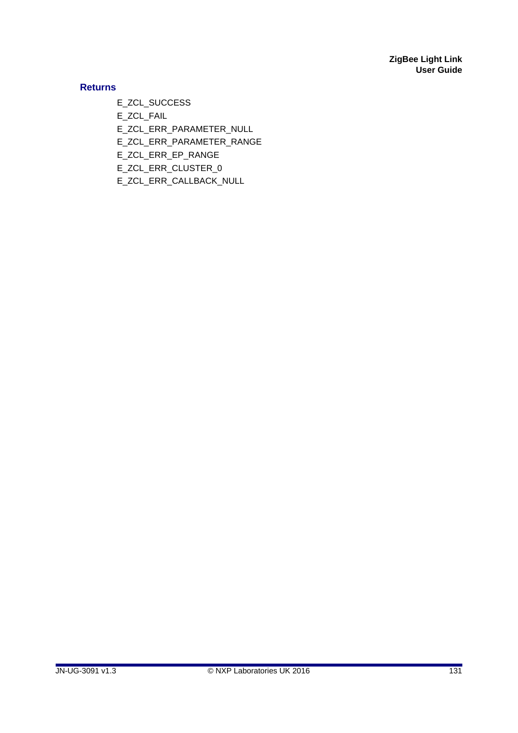## Returns

E_ZCL_SUCCESS

E_ZCL_FAIL

E_ZCL_ERR_PARAMETER_NULL

E_ZCL_ERR_PARAMETER_RANGE

E_ZCL_ERR_EP_RANGE

E_ZCL_ERR_CLUSTER_0

E_ZCL_ERR_CALLBACK_NULL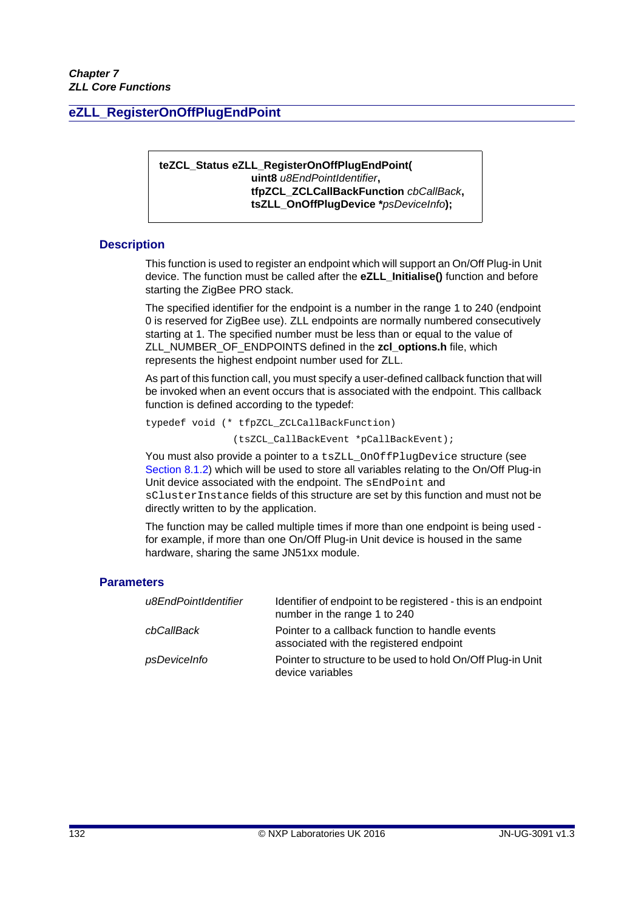## eZLL_RegisterOnOffPlugEndPoint

```
teZCL_Status eZLL_RegisterOnOffPlugEndPoint(
                    uint8 u8EndPointIdentifier,
                    tfpZCL_ZCLCallBackFunction cbCallBack,
                    tsZLL_OnOffPlugDevice *psDeviceInfo);
```

### Description

This function is used to register an endpoint which will support an On/Off Plug-in Unit device. The function must be called after the **eZLL_Initialise()** function and before starting the ZigBee PRO stack.

The specified identifier for the endpoint is a number in the range 1 to 240 (endpoint 0 is reserved for ZigBee use). ZLL endpoints are normally numbered consecutively starting at 1. The specified number must be less than or equal to the value of ZLL_NUMBER_OF_ENDPOINTS defined in the **zcl_options.h** file, which represents the highest endpoint number used for ZLL.

As part of this function call, you must specify a user-defined callback function that will be invoked when an event occurs that is associated with the endpoint. This callback function is defined according to the typedef:

```
typedef void (* tfpZCL_ZCLCallBackFunction)
              (tsZCL_CallBackEvent *pCallBackEvent);
```

You must also provide a pointer to a `tsZLL_OnOffPlugDevice` structure (see Section 8.1.2) which will be used to store all variables relating to the On/Off Plug-in Unit device associated with the endpoint. The `sEndPoint` and `sClusterInstance` fields of this structure are set by this function and must not be directly written to by the application.

The function may be called multiple times if more than one endpoint is being used - for example, if more than one On/Off Plug-in Unit device is housed in the same hardware, sharing the same JN51xx module.

### Parameters

| | |
|---|---|
| *u8EndPointIdentifier* | Identifier of endpoint to be registered - this is an endpoint number in the range 1 to 240 |
| *cbCallBack* | Pointer to a callback function to handle events associated with the registered endpoint |
| *psDeviceInfo* | Pointer to structure to be used to hold On/Off Plug-in Unit device variables |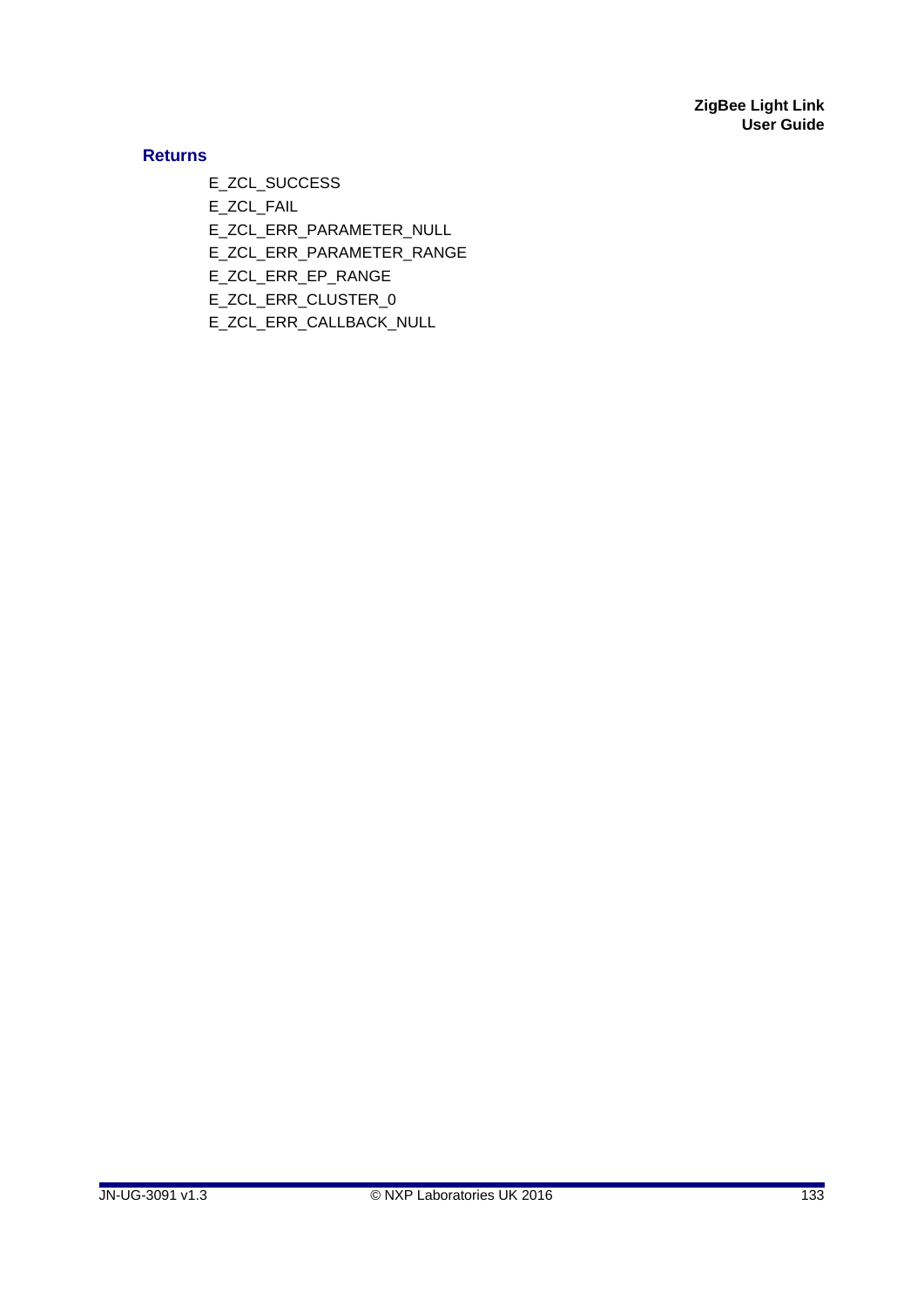**Returns**

E_ZCL_SUCCESS

E_ZCL_FAIL

E_ZCL_ERR_PARAMETER_NULL

E_ZCL_ERR_PARAMETER_RANGE

E_ZCL_ERR_EP_RANGE

E_ZCL_ERR_CLUSTER_0

E_ZCL_ERR_CALLBACK_NULL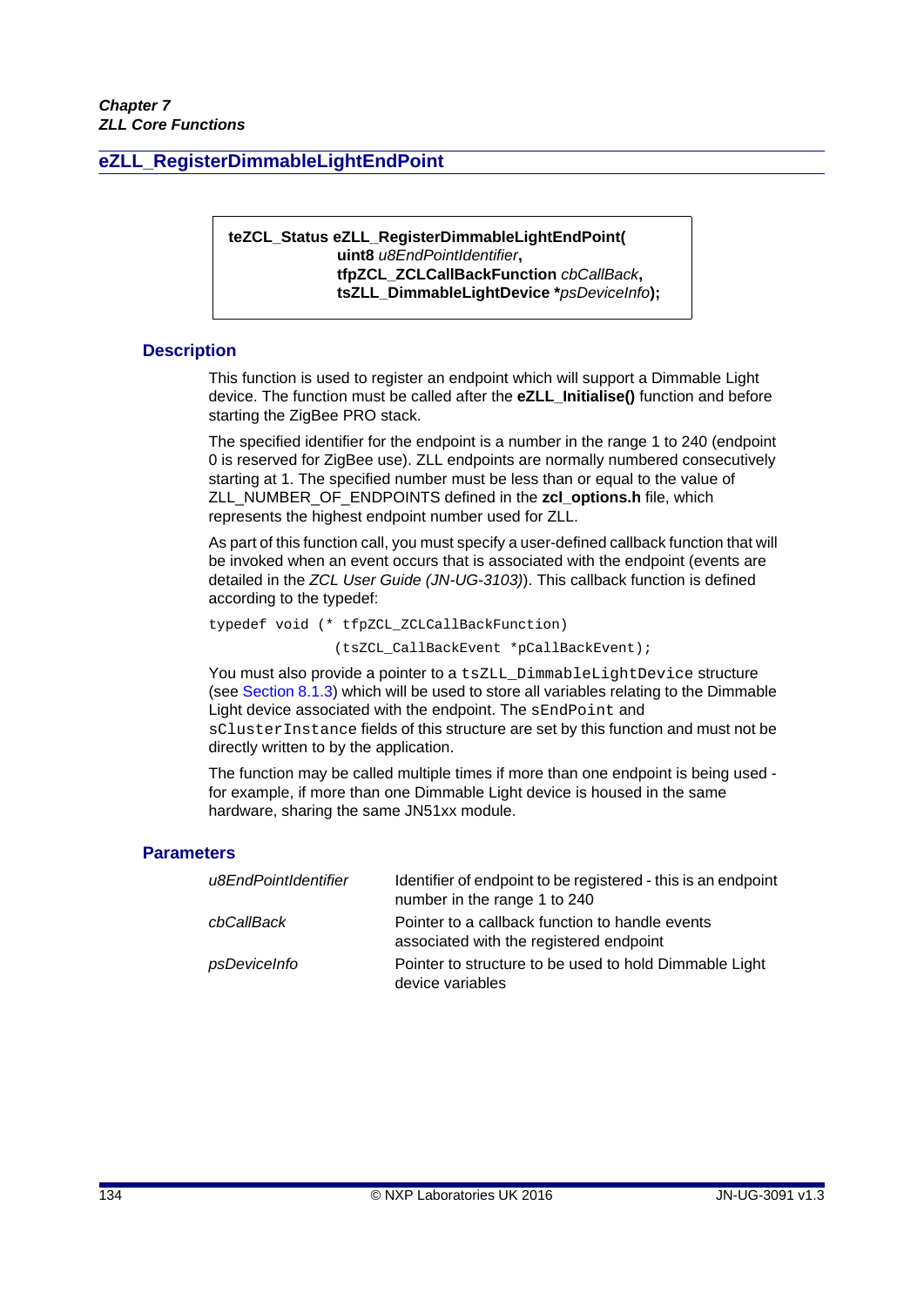## eZLL_RegisterDimmableLightEndPoint

```
teZCL_Status eZLL_RegisterDimmableLightEndPoint(
            uint8 u8EndPointIdentifier,
            tfpZCL_ZCLCallBackFunction cbCallBack,
            tsZLL_DimmableLightDevice *psDeviceInfo);
```

### Description

This function is used to register an endpoint which will support a Dimmable Light device. The function must be called after the **eZLL_Initialise()** function and before starting the ZigBee PRO stack.

The specified identifier for the endpoint is a number in the range 1 to 240 (endpoint 0 is reserved for ZigBee use). ZLL endpoints are normally numbered consecutively starting at 1. The specified number must be less than or equal to the value of ZLL_NUMBER_OF_ENDPOINTS defined in the **zcl_options.h** file, which represents the highest endpoint number used for ZLL.

As part of this function call, you must specify a user-defined callback function that will be invoked when an event occurs that is associated with the endpoint (events are detailed in the *ZCL User Guide (JN-UG-3103)*). This callback function is defined according to the typedef:

```
typedef void (* tfpZCL_ZCLCallBackFunction)
               (tsZCL_CallBackEvent *pCallBackEvent);
```

You must also provide a pointer to a `tsZLL_DimmableLightDevice` structure (see Section 8.1.3) which will be used to store all variables relating to the Dimmable Light device associated with the endpoint. The `sEndPoint` and `sClusterInstance` fields of this structure are set by this function and must not be directly written to by the application.

The function may be called multiple times if more than one endpoint is being used - for example, if more than one Dimmable Light device is housed in the same hardware, sharing the same JN51xx module.

### Parameters

| | |
|---|---|
| *u8EndPointIdentifier* | Identifier of endpoint to be registered - this is an endpoint number in the range 1 to 240 |
| *cbCallBack* | Pointer to a callback function to handle events associated with the registered endpoint |
| *psDeviceInfo* | Pointer to structure to be used to hold Dimmable Light device variables |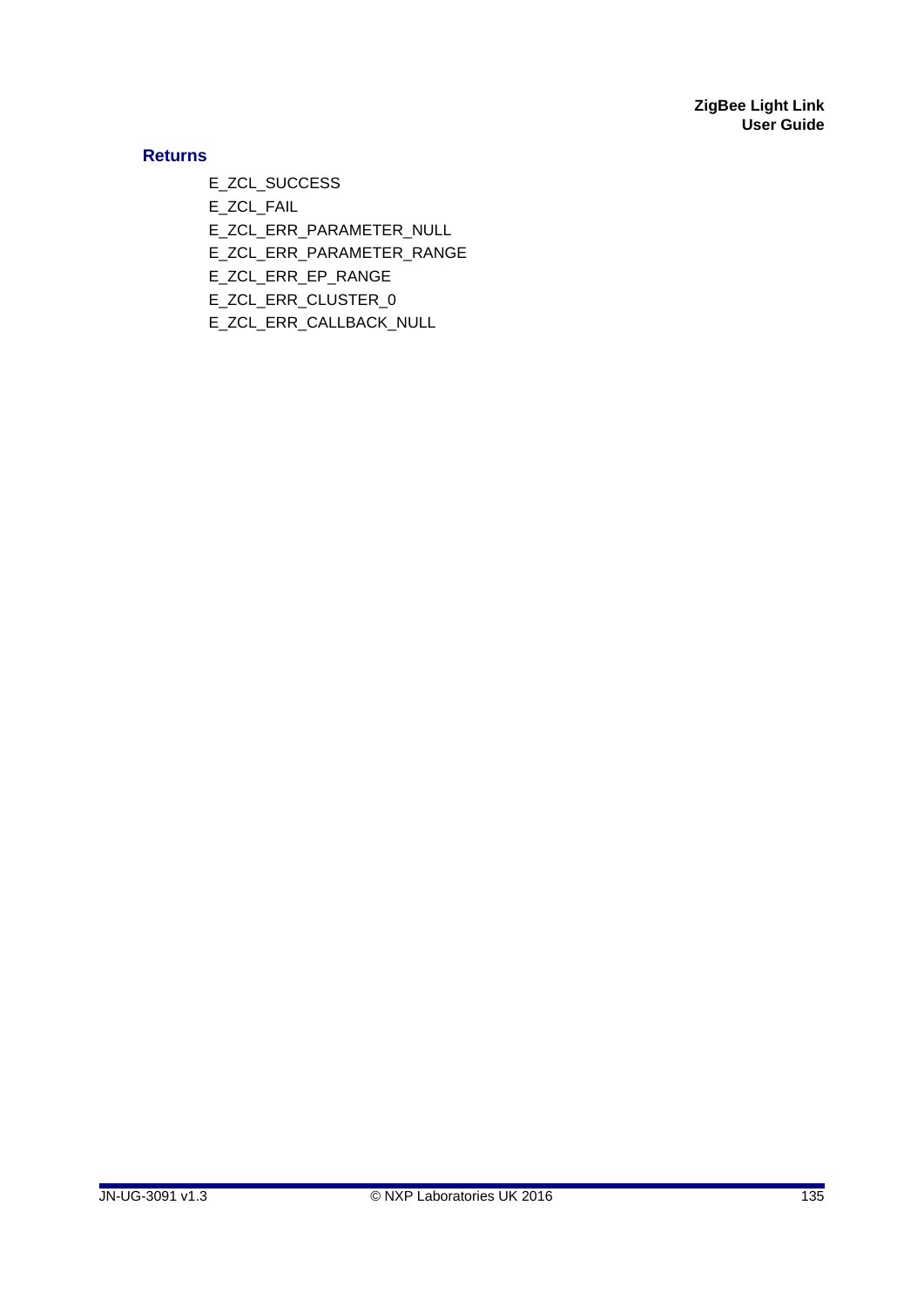**Returns**

E_ZCL_SUCCESS

E_ZCL_FAIL

E_ZCL_ERR_PARAMETER_NULL

E_ZCL_ERR_PARAMETER_RANGE

E_ZCL_ERR_EP_RANGE

E_ZCL_ERR_CLUSTER_0

E_ZCL_ERR_CALLBACK_NULL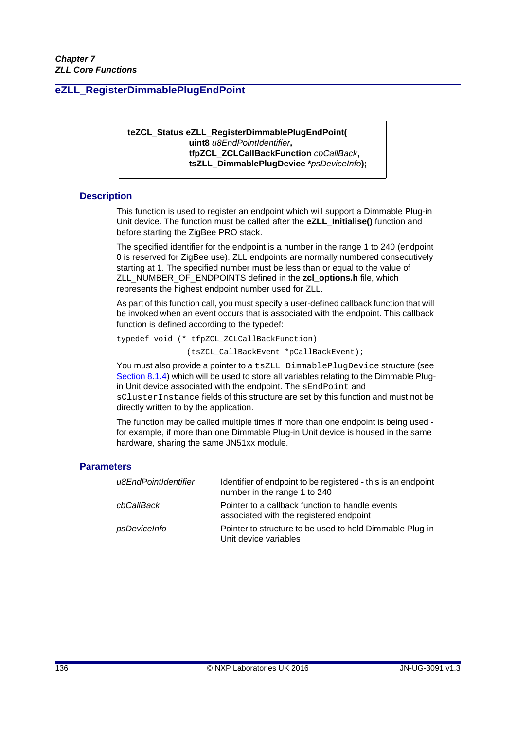## eZLL_RegisterDimmablePlugEndPoint

```
teZCL_Status eZLL_RegisterDimmablePlugEndPoint(
        uint8 u8EndPointIdentifier,
        tfpZCL_ZCLCallBackFunction cbCallBack,
        tsZLL_DimmablePlugDevice *psDeviceInfo);
```

### Description

This function is used to register an endpoint which will support a Dimmable Plug-in Unit device. The function must be called after the **eZLL_Initialise()** function and before starting the ZigBee PRO stack.

The specified identifier for the endpoint is a number in the range 1 to 240 (endpoint 0 is reserved for ZigBee use). ZLL endpoints are normally numbered consecutively starting at 1. The specified number must be less than or equal to the value of ZLL_NUMBER_OF_ENDPOINTS defined in the **zcl_options.h** file, which represents the highest endpoint number used for ZLL.

As part of this function call, you must specify a user-defined callback function that will be invoked when an event occurs that is associated with the endpoint. This callback function is defined according to the typedef:

```
typedef void (* tfpZCL_ZCLCallBackFunction)
                (tsZCL_CallBackEvent *pCallBackEvent);
```

You must also provide a pointer to a `tsZLL_DimmablePlugDevice` structure (see Section 8.1.4) which will be used to store all variables relating to the Dimmable Plug-in Unit device associated with the endpoint. The `sEndPoint` and `sClusterInstance` fields of this structure are set by this function and must not be directly written to by the application.

The function may be called multiple times if more than one endpoint is being used - for example, if more than one Dimmable Plug-in Unit device is housed in the same hardware, sharing the same JN51xx module.

### Parameters

| | |
|---|---|
| *u8EndPointIdentifier* | Identifier of endpoint to be registered - this is an endpoint number in the range 1 to 240 |
| *cbCallBack* | Pointer to a callback function to handle events associated with the registered endpoint |
| *psDeviceInfo* | Pointer to structure to be used to hold Dimmable Plug-in Unit device variables |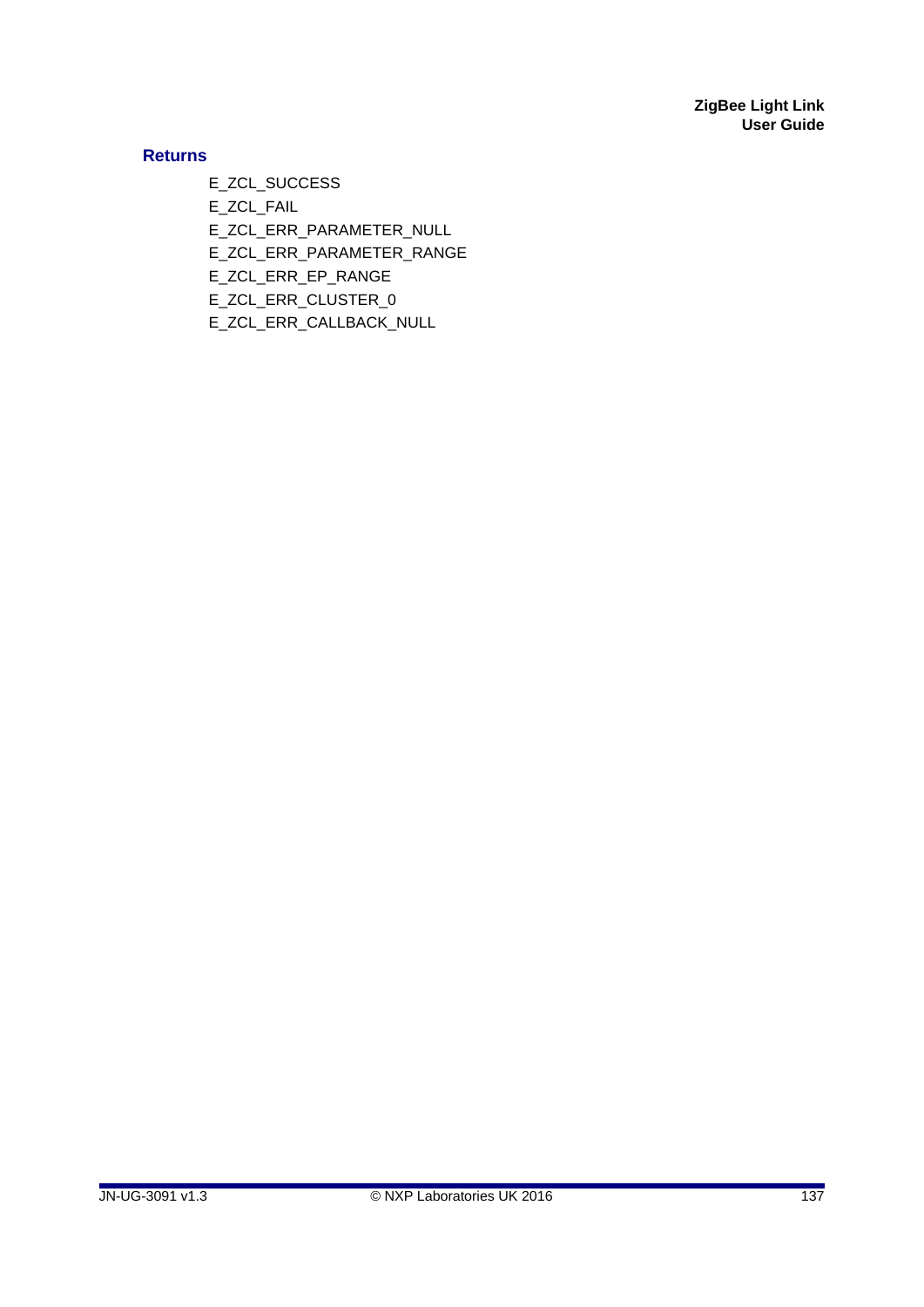**Returns**

E_ZCL_SUCCESS

E_ZCL_FAIL

E_ZCL_ERR_PARAMETER_NULL

E_ZCL_ERR_PARAMETER_RANGE

E_ZCL_ERR_EP_RANGE

E_ZCL_ERR_CLUSTER_0

E_ZCL_ERR_CALLBACK_NULL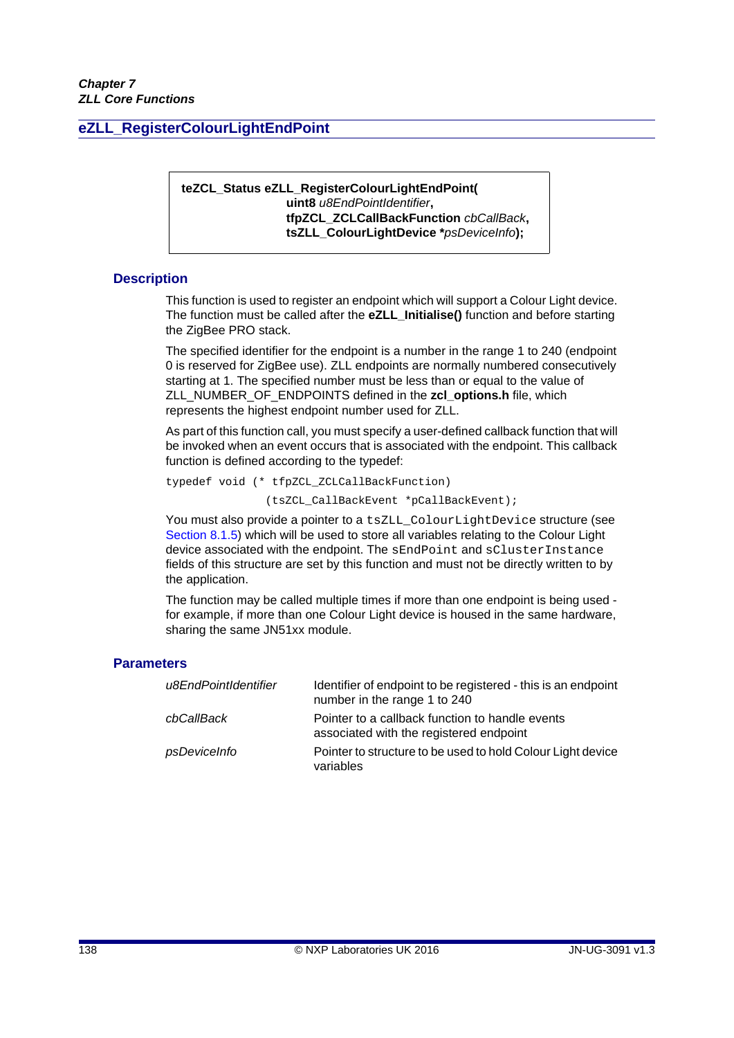## eZLL_RegisterColourLightEndPoint

```
teZCL_Status eZLL_RegisterColourLightEndPoint(
                uint8 u8EndPointIdentifier,
                tfpZCL_ZCLCallBackFunction cbCallBack,
                tsZLL_ColourLightDevice *psDeviceInfo);
```

### Description

This function is used to register an endpoint which will support a Colour Light device. The function must be called after the **eZLL_Initialise()** function and before starting the ZigBee PRO stack.

The specified identifier for the endpoint is a number in the range 1 to 240 (endpoint 0 is reserved for ZigBee use). ZLL endpoints are normally numbered consecutively starting at 1. The specified number must be less than or equal to the value of ZLL_NUMBER_OF_ENDPOINTS defined in the **zcl_options.h** file, which represents the highest endpoint number used for ZLL.

As part of this function call, you must specify a user-defined callback function that will be invoked when an event occurs that is associated with the endpoint. This callback function is defined according to the typedef:

```
typedef void (* tfpZCL_ZCLCallBackFunction)
                (tsZCL_CallBackEvent *pCallBackEvent);
```

You must also provide a pointer to a `tsZLL_ColourLightDevice` structure (see Section 8.1.5) which will be used to store all variables relating to the Colour Light device associated with the endpoint. The `sEndPoint` and `sClusterInstance` fields of this structure are set by this function and must not be directly written to by the application.

The function may be called multiple times if more than one endpoint is being used - for example, if more than one Colour Light device is housed in the same hardware, sharing the same JN51xx module.

### Parameters

| | |
|---|---|
| *u8EndPointIdentifier* | Identifier of endpoint to be registered - this is an endpoint number in the range 1 to 240 |
| *cbCallBack* | Pointer to a callback function to handle events associated with the registered endpoint |
| *psDeviceInfo* | Pointer to structure to be used to hold Colour Light device variables |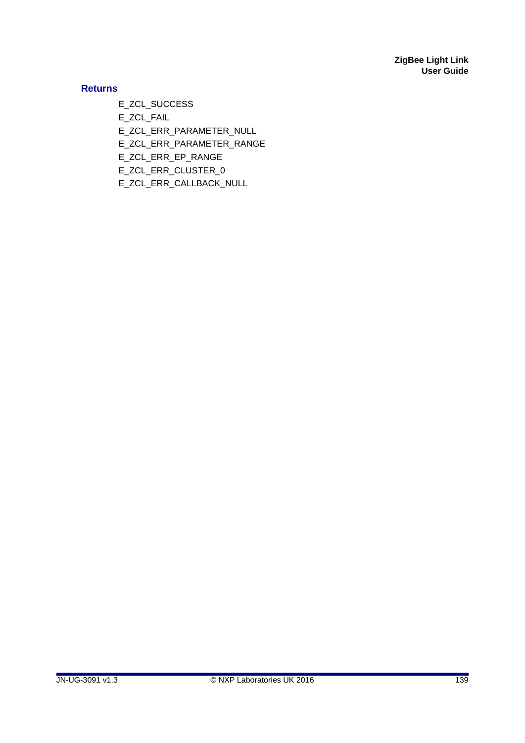### Returns

E_ZCL_SUCCESS

E_ZCL_FAIL

E_ZCL_ERR_PARAMETER_NULL

E_ZCL_ERR_PARAMETER_RANGE

E_ZCL_ERR_EP_RANGE

E_ZCL_ERR_CLUSTER_0

E_ZCL_ERR_CALLBACK_NULL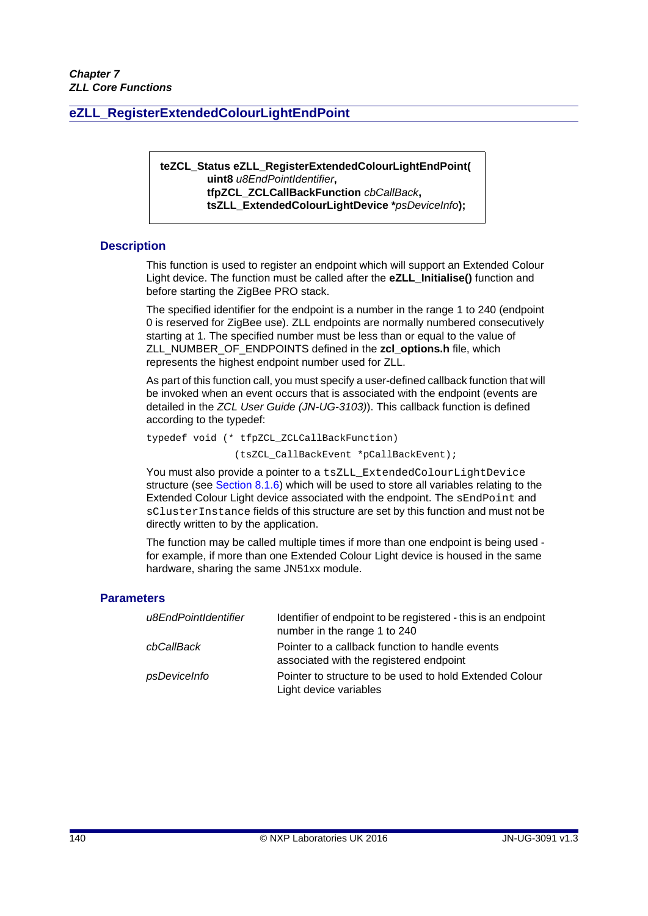## eZLL_RegisterExtendedColourLightEndPoint

```
teZCL_Status eZLL_RegisterExtendedColourLightEndPoint(
        uint8 u8EndPointIdentifier,
        tfpZCL_ZCLCallBackFunction cbCallBack,
        tsZLL_ExtendedColourLightDevice *psDeviceInfo);
```

### Description

This function is used to register an endpoint which will support an Extended Colour Light device. The function must be called after the **eZLL_Initialise()** function and before starting the ZigBee PRO stack.

The specified identifier for the endpoint is a number in the range 1 to 240 (endpoint 0 is reserved for ZigBee use). ZLL endpoints are normally numbered consecutively starting at 1. The specified number must be less than or equal to the value of ZLL_NUMBER_OF_ENDPOINTS defined in the **zcl_options.h** file, which represents the highest endpoint number used for ZLL.

As part of this function call, you must specify a user-defined callback function that will be invoked when an event occurs that is associated with the endpoint (events are detailed in the *ZCL User Guide (JN-UG-3103)*). This callback function is defined according to the typedef:

```
typedef void (* tfpZCL_ZCLCallBackFunction)
                (tsZCL_CallBackEvent *pCallBackEvent);
```

You must also provide a pointer to a `tsZLL_ExtendedColourLightDevice` structure (see Section 8.1.6) which will be used to store all variables relating to the Extended Colour Light device associated with the endpoint. The `sEndPoint` and `sClusterInstance` fields of this structure are set by this function and must not be directly written to by the application.

The function may be called multiple times if more than one endpoint is being used - for example, if more than one Extended Colour Light device is housed in the same hardware, sharing the same JN51xx module.

### Parameters

| | |
|---|---|
| *u8EndPointIdentifier* | Identifier of endpoint to be registered - this is an endpoint number in the range 1 to 240 |
| *cbCallBack* | Pointer to a callback function to handle events associated with the registered endpoint |
| *psDeviceInfo* | Pointer to structure to be used to hold Extended Colour Light device variables |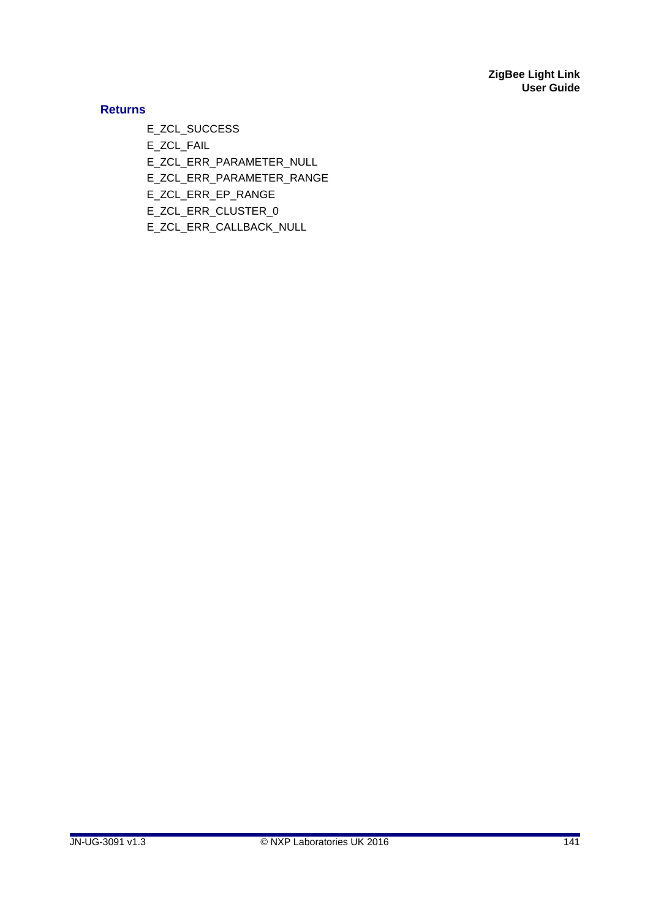### Returns

E_ZCL_SUCCESS
E_ZCL_FAIL
E_ZCL_ERR_PARAMETER_NULL
E_ZCL_ERR_PARAMETER_RANGE
E_ZCL_ERR_EP_RANGE
E_ZCL_ERR_CLUSTER_0
E_ZCL_ERR_CALLBACK_NULL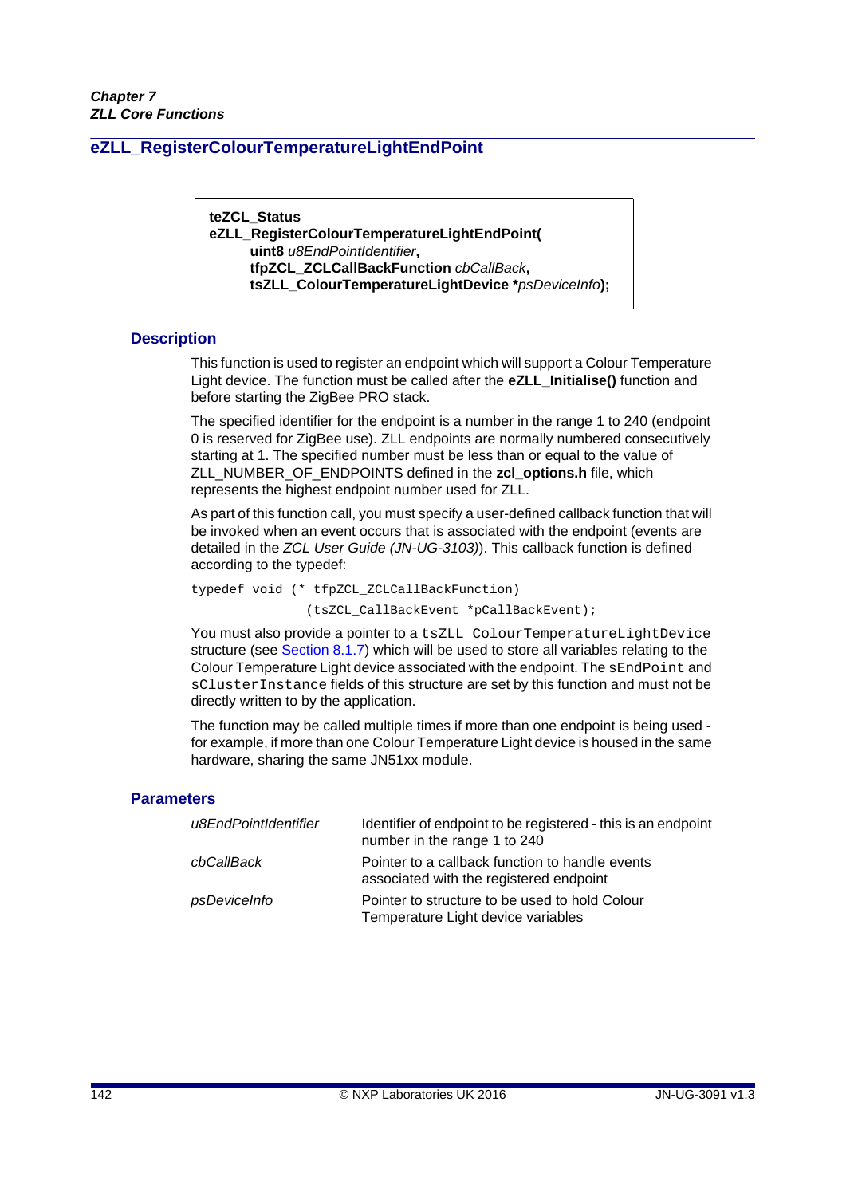## eZLL_RegisterColourTemperatureLightEndPoint

```
teZCL_Status
eZLL_RegisterColourTemperatureLightEndPoint(
        uint8 u8EndPointIdentifier,
        tfpZCL_ZCLCallBackFunction cbCallBack,
        tsZLL_ColourTemperatureLightDevice *psDeviceInfo);
```

### Description

This function is used to register an endpoint which will support a Colour Temperature Light device. The function must be called after the **eZLL_Initialise()** function and before starting the ZigBee PRO stack.

The specified identifier for the endpoint is a number in the range 1 to 240 (endpoint 0 is reserved for ZigBee use). ZLL endpoints are normally numbered consecutively starting at 1. The specified number must be less than or equal to the value of ZLL_NUMBER_OF_ENDPOINTS defined in the **zcl_options.h** file, which represents the highest endpoint number used for ZLL.

As part of this function call, you must specify a user-defined callback function that will be invoked when an event occurs that is associated with the endpoint (events are detailed in the *ZCL User Guide (JN-UG-3103)*). This callback function is defined according to the typedef:

```
typedef void (* tfpZCL_ZCLCallBackFunction)
                (tsZCL_CallBackEvent *pCallBackEvent);
```

You must also provide a pointer to a `tsZLL_ColourTemperatureLightDevice` structure (see Section 8.1.7) which will be used to store all variables relating to the Colour Temperature Light device associated with the endpoint. The `sEndPoint` and `sClusterInstance` fields of this structure are set by this function and must not be directly written to by the application.

The function may be called multiple times if more than one endpoint is being used - for example, if more than one Colour Temperature Light device is housed in the same hardware, sharing the same JN51xx module.

### Parameters

| | |
|---|---|
| *u8EndPointIdentifier* | Identifier of endpoint to be registered - this is an endpoint number in the range 1 to 240 |
| *cbCallBack* | Pointer to a callback function to handle events associated with the registered endpoint |
| *psDeviceInfo* | Pointer to structure to be used to hold Colour Temperature Light device variables |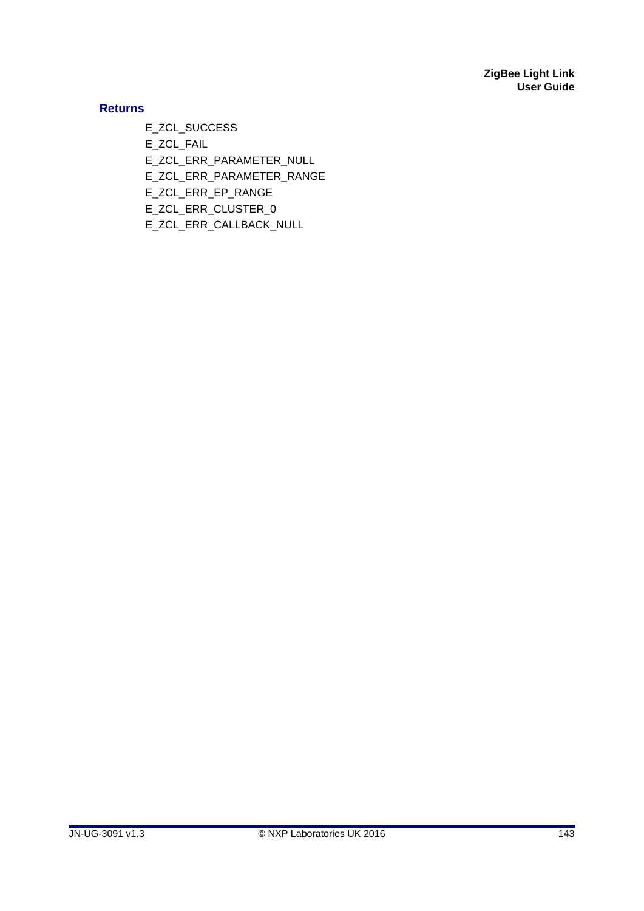### Returns

E_ZCL_SUCCESS

E_ZCL_FAIL

E_ZCL_ERR_PARAMETER_NULL

E_ZCL_ERR_PARAMETER_RANGE

E_ZCL_ERR_EP_RANGE

E_ZCL_ERR_CLUSTER_0

E_ZCL_ERR_CALLBACK_NULL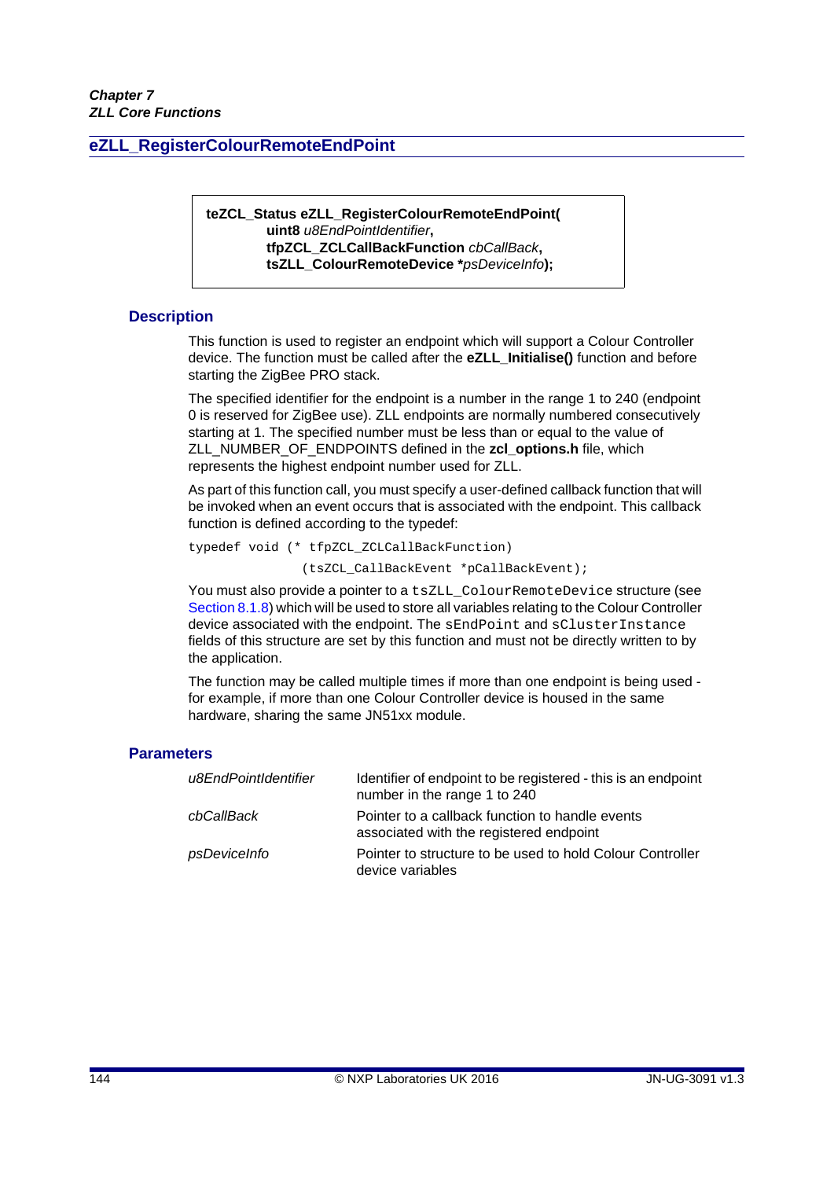## eZLL_RegisterColourRemoteEndPoint

```
teZCL_Status eZLL_RegisterColourRemoteEndPoint(
        uint8 u8EndPointIdentifier,
        tfpZCL_ZCLCallBackFunction cbCallBack,
        tsZLL_ColourRemoteDevice *psDeviceInfo);
```

### Description

This function is used to register an endpoint which will support a Colour Controller device. The function must be called after the **eZLL_Initialise()** function and before starting the ZigBee PRO stack.

The specified identifier for the endpoint is a number in the range 1 to 240 (endpoint 0 is reserved for ZigBee use). ZLL endpoints are normally numbered consecutively starting at 1. The specified number must be less than or equal to the value of ZLL_NUMBER_OF_ENDPOINTS defined in the **zcl_options.h** file, which represents the highest endpoint number used for ZLL.

As part of this function call, you must specify a user-defined callback function that will be invoked when an event occurs that is associated with the endpoint. This callback function is defined according to the typedef:

```
typedef void (* tfpZCL_ZCLCallBackFunction)
               (tsZCL_CallBackEvent *pCallBackEvent);
```

You must also provide a pointer to a `tsZLL_ColourRemoteDevice` structure (see Section 8.1.8) which will be used to store all variables relating to the Colour Controller device associated with the endpoint. The `sEndPoint` and `sClusterInstance` fields of this structure are set by this function and must not be directly written to by the application.

The function may be called multiple times if more than one endpoint is being used - for example, if more than one Colour Controller device is housed in the same hardware, sharing the same JN51xx module.

### Parameters

| | |
|---|---|
| *u8EndPointIdentifier* | Identifier of endpoint to be registered - this is an endpoint number in the range 1 to 240 |
| *cbCallBack* | Pointer to a callback function to handle events associated with the registered endpoint |
| *psDeviceInfo* | Pointer to structure to be used to hold Colour Controller device variables |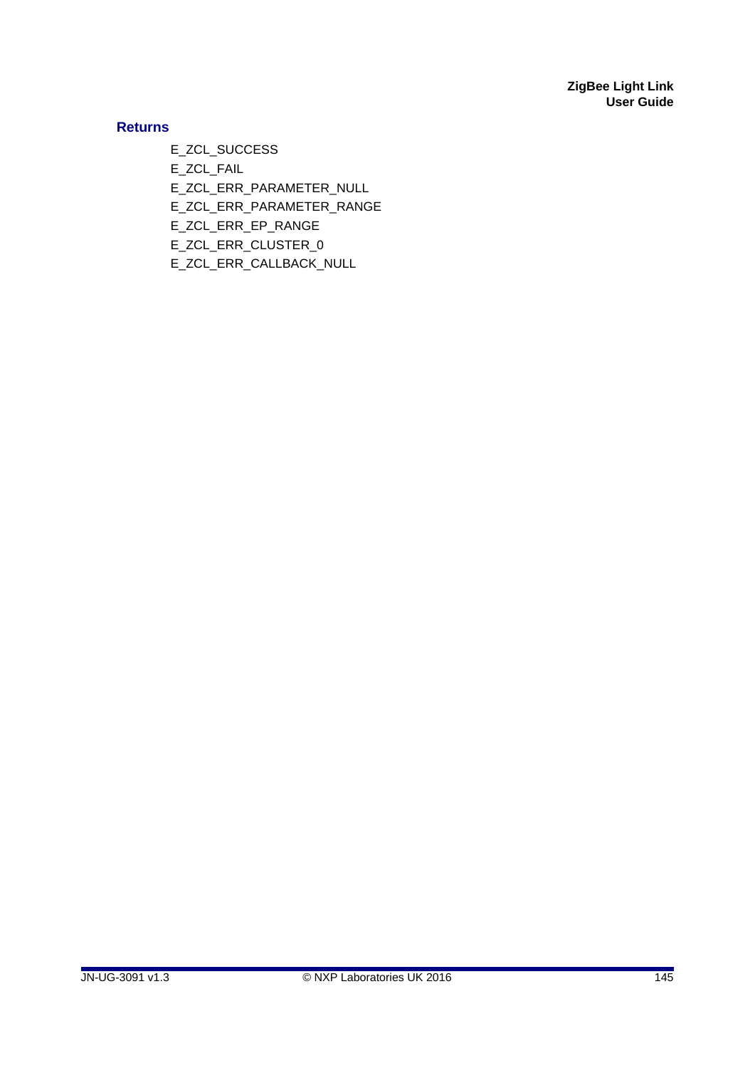### Returns

E_ZCL_SUCCESS
E_ZCL_FAIL
E_ZCL_ERR_PARAMETER_NULL
E_ZCL_ERR_PARAMETER_RANGE
E_ZCL_ERR_EP_RANGE
E_ZCL_ERR_CLUSTER_0
E_ZCL_ERR_CALLBACK_NULL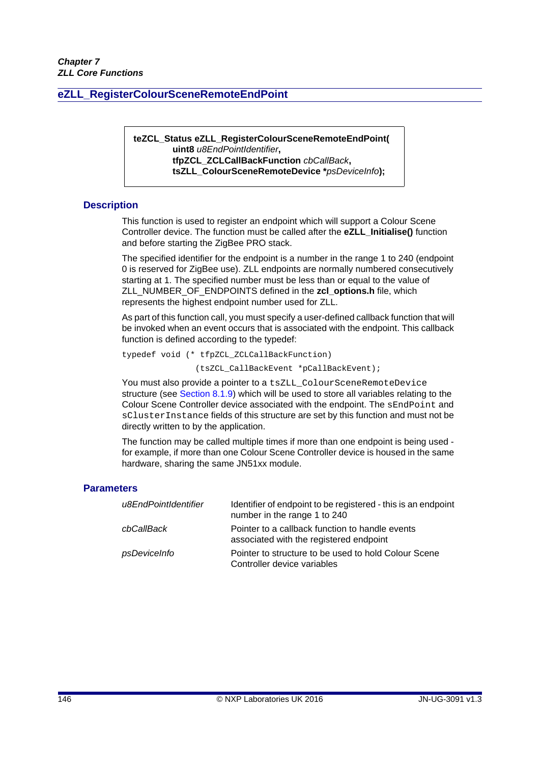## eZLL_RegisterColourSceneRemoteEndPoint

```
teZCL_Status eZLL_RegisterColourSceneRemoteEndPoint(
        uint8 u8EndPointIdentifier,
        tfpZCL_ZCLCallBackFunction cbCallBack,
        tsZLL_ColourSceneRemoteDevice *psDeviceInfo);
```

### Description

This function is used to register an endpoint which will support a Colour Scene Controller device. The function must be called after the **eZLL_Initialise()** function and before starting the ZigBee PRO stack.

The specified identifier for the endpoint is a number in the range 1 to 240 (endpoint 0 is reserved for ZigBee use). ZLL endpoints are normally numbered consecutively starting at 1. The specified number must be less than or equal to the value of ZLL_NUMBER_OF_ENDPOINTS defined in the **zcl_options.h** file, which represents the highest endpoint number used for ZLL.

As part of this function call, you must specify a user-defined callback function that will be invoked when an event occurs that is associated with the endpoint. This callback function is defined according to the typedef:

```
typedef void (* tfpZCL_ZCLCallBackFunction)
                (tsZCL_CallBackEvent *pCallBackEvent);
```

You must also provide a pointer to a `tsZLL_ColourSceneRemoteDevice` structure (see Section 8.1.9) which will be used to store all variables relating to the Colour Scene Controller device associated with the endpoint. The `sEndPoint` and `sClusterInstance` fields of this structure are set by this function and must not be directly written to by the application.

The function may be called multiple times if more than one endpoint is being used - for example, if more than one Colour Scene Controller device is housed in the same hardware, sharing the same JN51xx module.

### Parameters

| | |
|---|---|
| *u8EndPointIdentifier* | Identifier of endpoint to be registered - this is an endpoint number in the range 1 to 240 |
| *cbCallBack* | Pointer to a callback function to handle events associated with the registered endpoint |
| *psDeviceInfo* | Pointer to structure to be used to hold Colour Scene Controller device variables |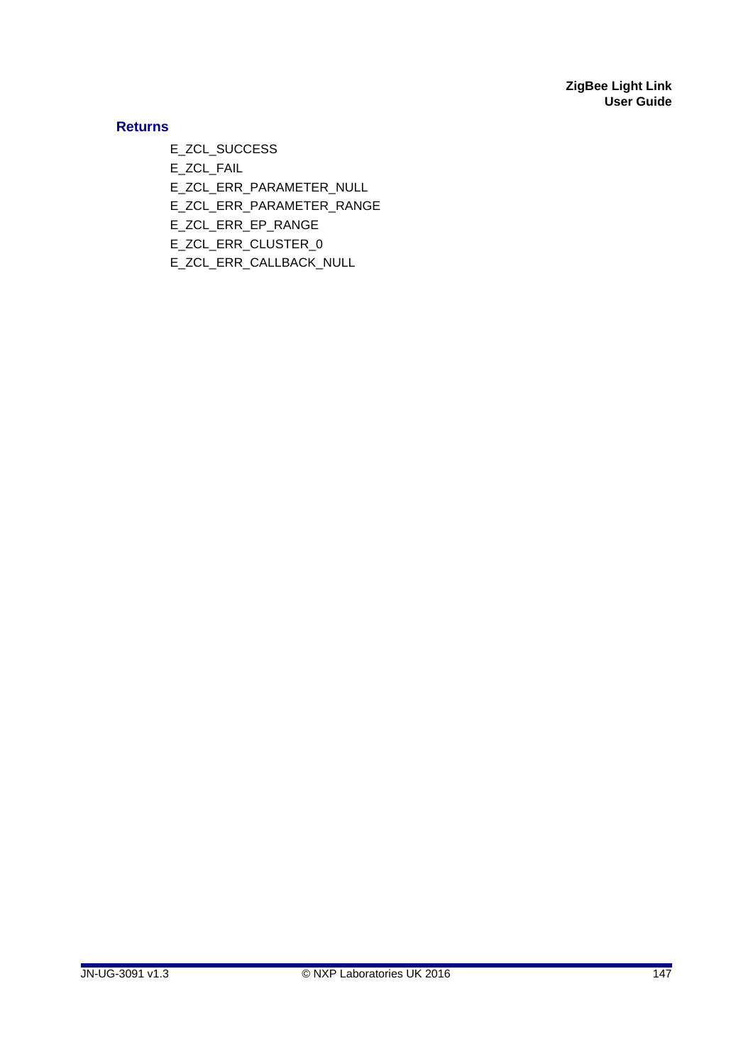### Returns

E_ZCL_SUCCESS

E_ZCL_FAIL

E_ZCL_ERR_PARAMETER_NULL

E_ZCL_ERR_PARAMETER_RANGE

E_ZCL_ERR_EP_RANGE

E_ZCL_ERR_CLUSTER_0

E_ZCL_ERR_CALLBACK_NULL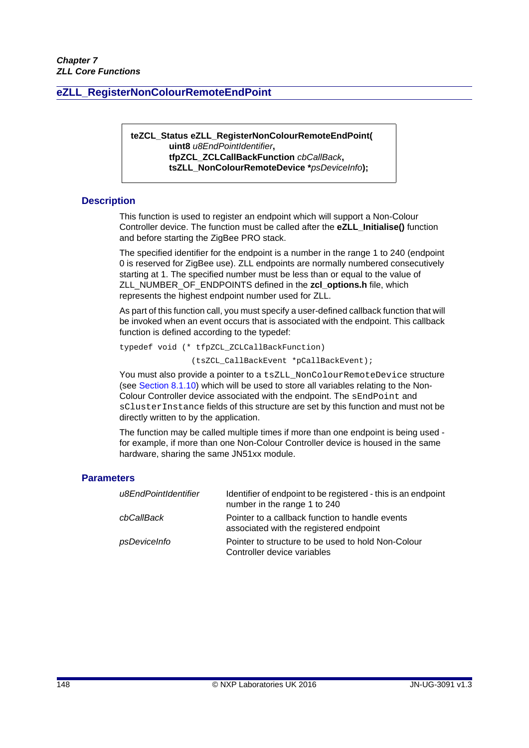## eZLL_RegisterNonColourRemoteEndPoint

```
teZCL_Status eZLL_RegisterNonColourRemoteEndPoint(
        uint8 u8EndPointIdentifier,
        tfpZCL_ZCLCallBackFunction cbCallBack,
        tsZLL_NonColourRemoteDevice *psDeviceInfo);
```

### Description

This function is used to register an endpoint which will support a Non-Colour Controller device. The function must be called after the **eZLL_Initialise()** function and before starting the ZigBee PRO stack.

The specified identifier for the endpoint is a number in the range 1 to 240 (endpoint 0 is reserved for ZigBee use). ZLL endpoints are normally numbered consecutively starting at 1. The specified number must be less than or equal to the value of ZLL_NUMBER_OF_ENDPOINTS defined in the **zcl_options.h** file, which represents the highest endpoint number used for ZLL.

As part of this function call, you must specify a user-defined callback function that will be invoked when an event occurs that is associated with the endpoint. This callback function is defined according to the typedef:

```
typedef void (* tfpZCL_ZCLCallBackFunction)
               (tsZCL_CallBackEvent *pCallBackEvent);
```

You must also provide a pointer to a `tsZLL_NonColourRemoteDevice` structure (see Section 8.1.10) which will be used to store all variables relating to the Non-Colour Controller device associated with the endpoint. The `sEndPoint` and `sClusterInstance` fields of this structure are set by this function and must not be directly written to by the application.

The function may be called multiple times if more than one endpoint is being used - for example, if more than one Non-Colour Controller device is housed in the same hardware, sharing the same JN51xx module.

### Parameters

| | |
|---|---|
| *u8EndPointIdentifier* | Identifier of endpoint to be registered - this is an endpoint number in the range 1 to 240 |
| *cbCallBack* | Pointer to a callback function to handle events associated with the registered endpoint |
| *psDeviceInfo* | Pointer to structure to be used to hold Non-Colour Controller device variables |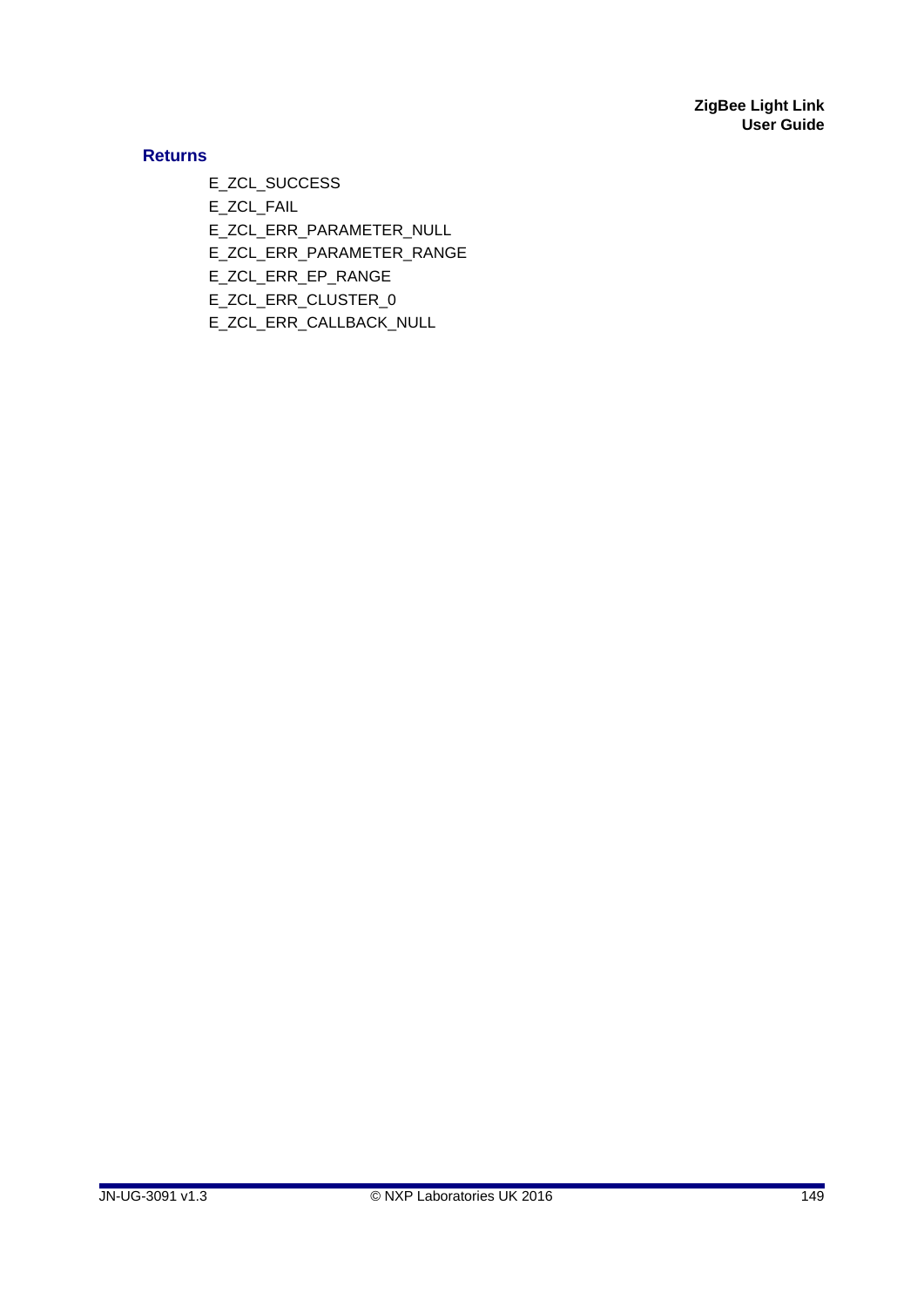#### Returns

E_ZCL_SUCCESS

E_ZCL_FAIL

E_ZCL_ERR_PARAMETER_NULL

E_ZCL_ERR_PARAMETER_RANGE

E_ZCL_ERR_EP_RANGE

E_ZCL_ERR_CLUSTER_0

E_ZCL_ERR_CALLBACK_NULL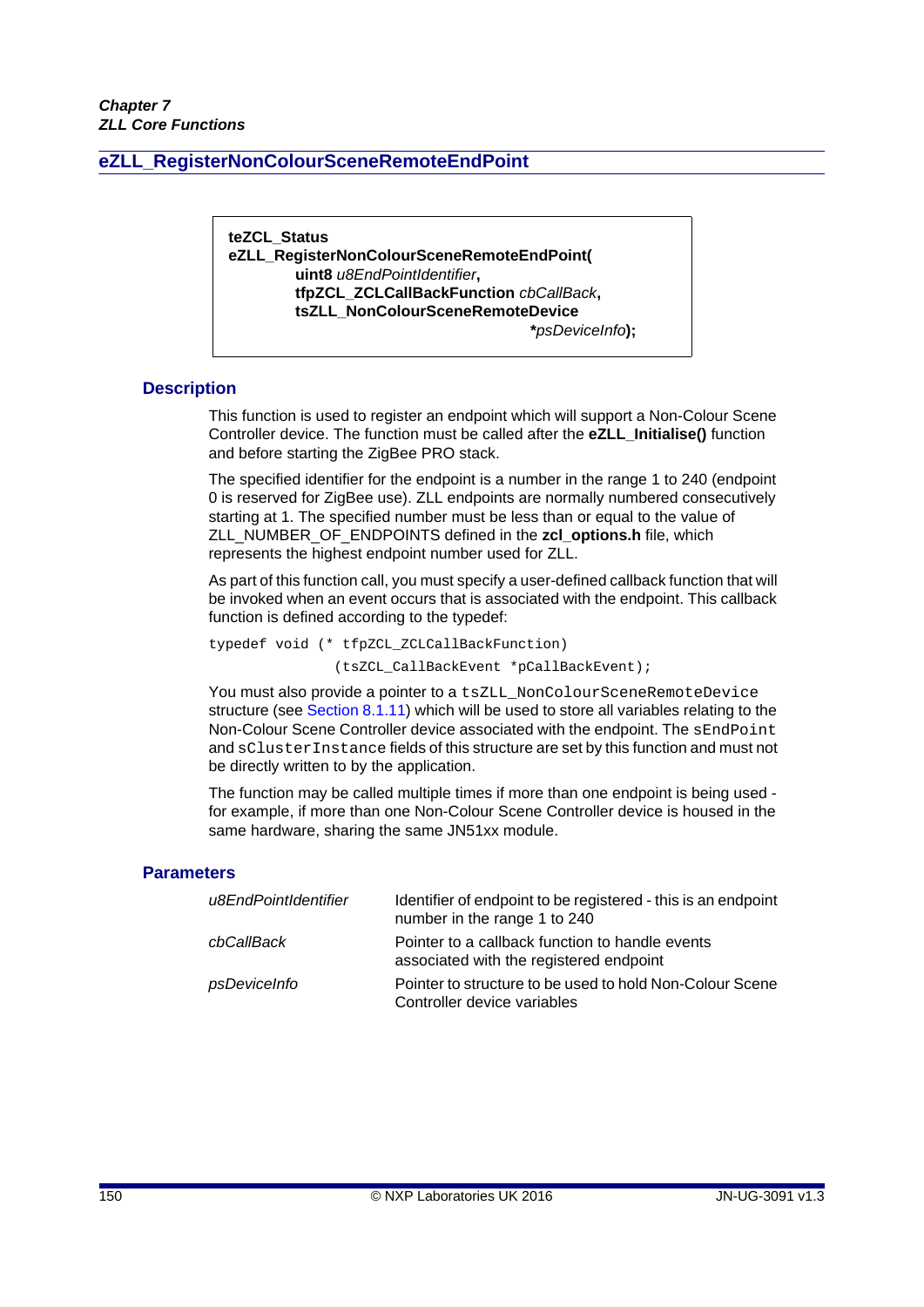## eZLL_RegisterNonColourSceneRemoteEndPoint

```
teZCL_Status
eZLL_RegisterNonColourSceneRemoteEndPoint(
        uint8 u8EndPointIdentifier,
        tfpZCL_ZCLCallBackFunction cbCallBack,
        tsZLL_NonColourSceneRemoteDevice
                        *psDeviceInfo);
```

### Description

This function is used to register an endpoint which will support a Non-Colour Scene Controller device. The function must be called after the **eZLL_Initialise()** function and before starting the ZigBee PRO stack.

The specified identifier for the endpoint is a number in the range 1 to 240 (endpoint 0 is reserved for ZigBee use). ZLL endpoints are normally numbered consecutively starting at 1. The specified number must be less than or equal to the value of ZLL_NUMBER_OF_ENDPOINTS defined in the **zcl_options.h** file, which represents the highest endpoint number used for ZLL.

As part of this function call, you must specify a user-defined callback function that will be invoked when an event occurs that is associated with the endpoint. This callback function is defined according to the typedef:

```
typedef void (* tfpZCL_ZCLCallBackFunction)
                (tsZCL_CallBackEvent *pCallBackEvent);
```

You must also provide a pointer to a `tsZLL_NonColourSceneRemoteDevice` structure (see Section 8.1.11) which will be used to store all variables relating to the Non-Colour Scene Controller device associated with the endpoint. The `sEndPoint` and `sClusterInstance` fields of this structure are set by this function and must not be directly written to by the application.

The function may be called multiple times if more than one endpoint is being used - for example, if more than one Non-Colour Scene Controller device is housed in the same hardware, sharing the same JN51xx module.

### Parameters

| | |
|---|---|
| *u8EndPointIdentifier* | Identifier of endpoint to be registered - this is an endpoint number in the range 1 to 240 |
| *cbCallBack* | Pointer to a callback function to handle events associated with the registered endpoint |
| *psDeviceInfo* | Pointer to structure to be used to hold Non-Colour Scene Controller device variables |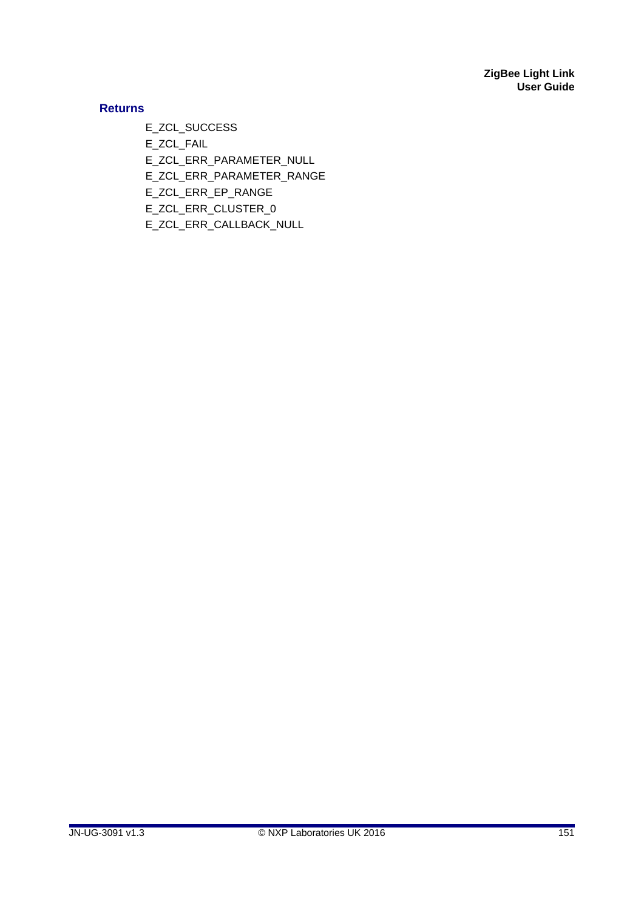### Returns

E_ZCL_SUCCESS

E_ZCL_FAIL

E_ZCL_ERR_PARAMETER_NULL

E_ZCL_ERR_PARAMETER_RANGE

E_ZCL_ERR_EP_RANGE

E_ZCL_ERR_CLUSTER_0

E_ZCL_ERR_CALLBACK_NULL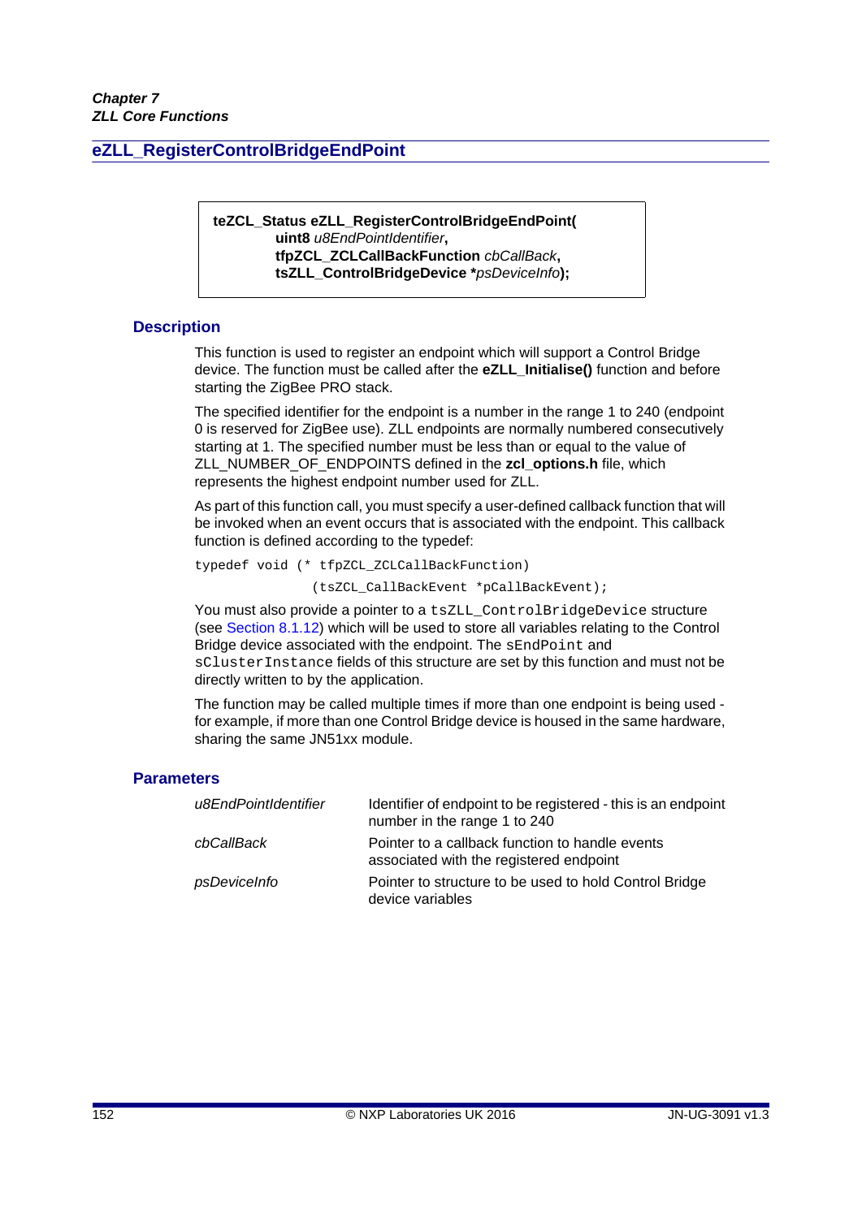## eZLL_RegisterControlBridgeEndPoint

```
teZCL_Status eZLL_RegisterControlBridgeEndPoint(
        uint8 u8EndPointIdentifier,
        tfpZCL_ZCLCallBackFunction cbCallBack,
        tsZLL_ControlBridgeDevice *psDeviceInfo);
```

### Description

This function is used to register an endpoint which will support a Control Bridge device. The function must be called after the **eZLL_Initialise()** function and before starting the ZigBee PRO stack.

The specified identifier for the endpoint is a number in the range 1 to 240 (endpoint 0 is reserved for ZigBee use). ZLL endpoints are normally numbered consecutively starting at 1. The specified number must be less than or equal to the value of ZLL_NUMBER_OF_ENDPOINTS defined in the **zcl_options.h** file, which represents the highest endpoint number used for ZLL.

As part of this function call, you must specify a user-defined callback function that will be invoked when an event occurs that is associated with the endpoint. This callback function is defined according to the typedef:

```
typedef void (* tfpZCL_ZCLCallBackFunction)
                (tsZCL_CallBackEvent *pCallBackEvent);
```

You must also provide a pointer to a `tsZLL_ControlBridgeDevice` structure (see Section 8.1.12) which will be used to store all variables relating to the Control Bridge device associated with the endpoint. The `sEndPoint` and `sClusterInstance` fields of this structure are set by this function and must not be directly written to by the application.

The function may be called multiple times if more than one endpoint is being used - for example, if more than one Control Bridge device is housed in the same hardware, sharing the same JN51xx module.

### Parameters

| | |
|---|---|
| *u8EndPointIdentifier* | Identifier of endpoint to be registered - this is an endpoint number in the range 1 to 240 |
| *cbCallBack* | Pointer to a callback function to handle events associated with the registered endpoint |
| *psDeviceInfo* | Pointer to structure to be used to hold Control Bridge device variables |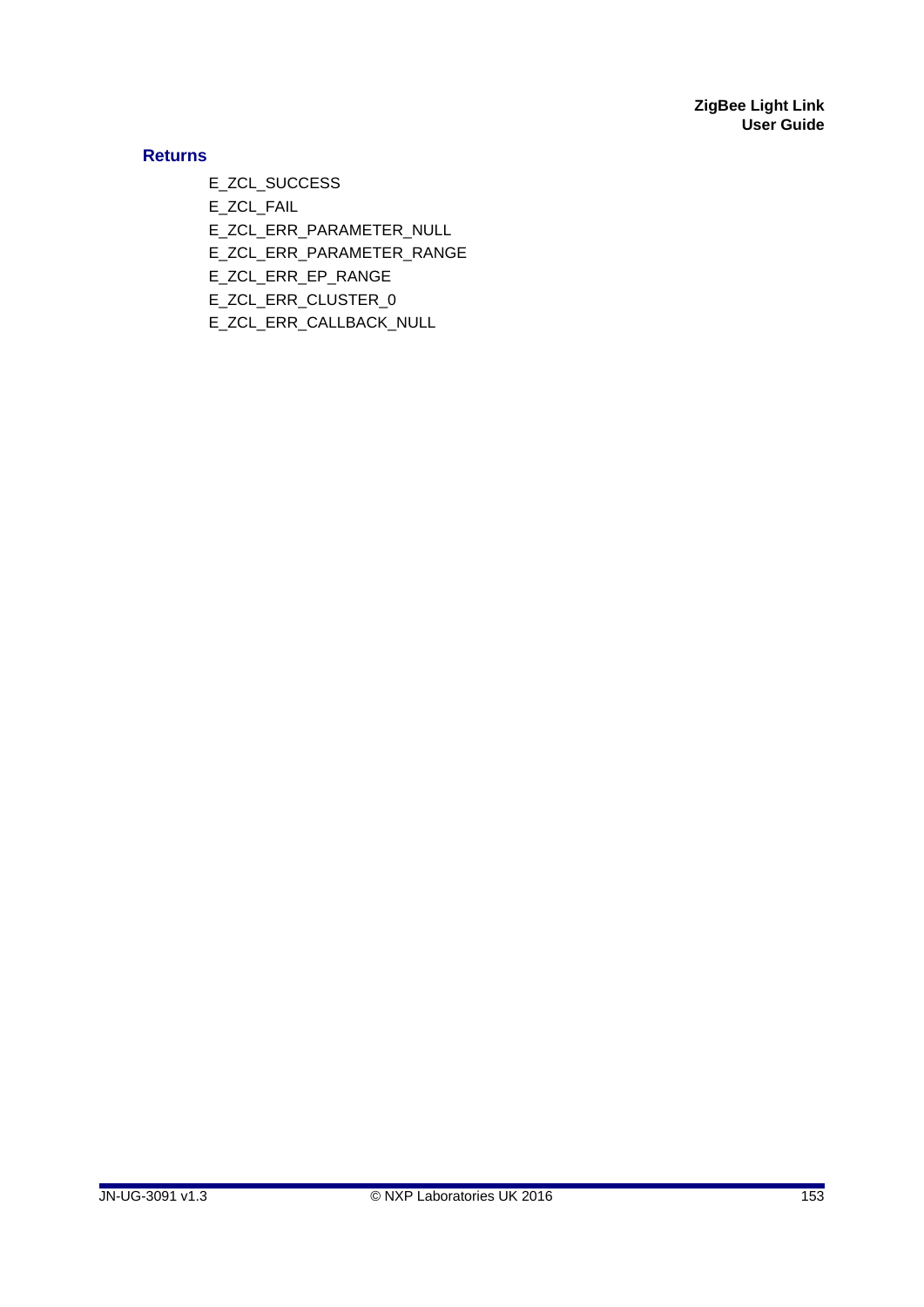### Returns

E_ZCL_SUCCESS

E_ZCL_FAIL

E_ZCL_ERR_PARAMETER_NULL

E_ZCL_ERR_PARAMETER_RANGE

E_ZCL_ERR_EP_RANGE

E_ZCL_ERR_CLUSTER_0

E_ZCL_ERR_CALLBACK_NULL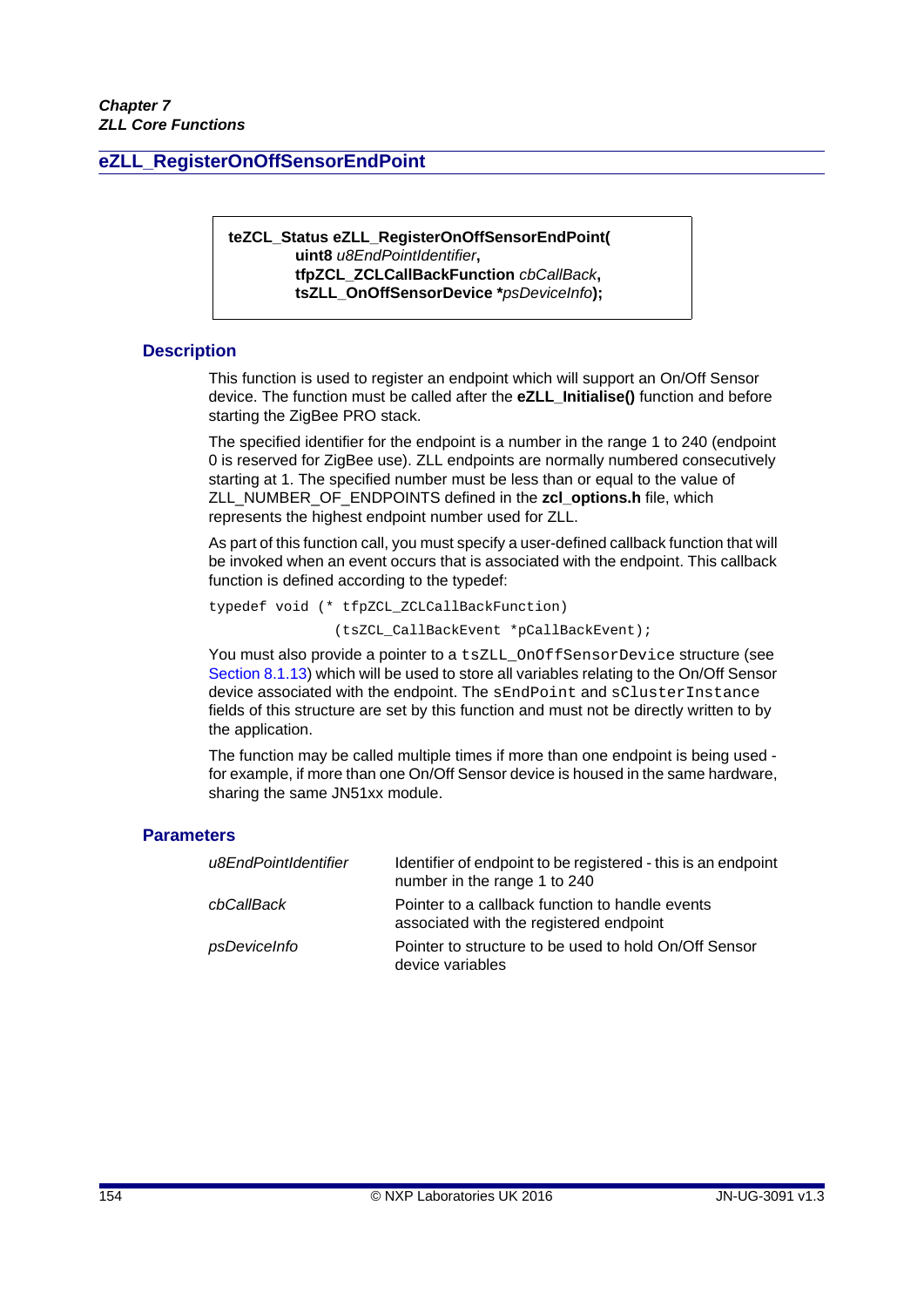## eZLL_RegisterOnOffSensorEndPoint

```
teZCL_Status eZLL_RegisterOnOffSensorEndPoint(
        uint8 u8EndPointIdentifier,
        tfpZCL_ZCLCallBackFunction cbCallBack,
        tsZLL_OnOffSensorDevice *psDeviceInfo);
```

### Description

This function is used to register an endpoint which will support an On/Off Sensor device. The function must be called after the **eZLL_Initialise()** function and before starting the ZigBee PRO stack.

The specified identifier for the endpoint is a number in the range 1 to 240 (endpoint 0 is reserved for ZigBee use). ZLL endpoints are normally numbered consecutively starting at 1. The specified number must be less than or equal to the value of ZLL_NUMBER_OF_ENDPOINTS defined in the **zcl_options.h** file, which represents the highest endpoint number used for ZLL.

As part of this function call, you must specify a user-defined callback function that will be invoked when an event occurs that is associated with the endpoint. This callback function is defined according to the typedef:

```
typedef void (* tfpZCL_ZCLCallBackFunction)
               (tsZCL_CallBackEvent *pCallBackEvent);
```

You must also provide a pointer to a `tsZLL_OnOffSensorDevice` structure (see Section 8.1.13) which will be used to store all variables relating to the On/Off Sensor device associated with the endpoint. The `sEndPoint` and `sClusterInstance` fields of this structure are set by this function and must not be directly written to by the application.

The function may be called multiple times if more than one endpoint is being used - for example, if more than one On/Off Sensor device is housed in the same hardware, sharing the same JN51xx module.

### Parameters

| | |
|---|---|
| *u8EndPointIdentifier* | Identifier of endpoint to be registered - this is an endpoint number in the range 1 to 240 |
| *cbCallBack* | Pointer to a callback function to handle events associated with the registered endpoint |
| *psDeviceInfo* | Pointer to structure to be used to hold On/Off Sensor device variables |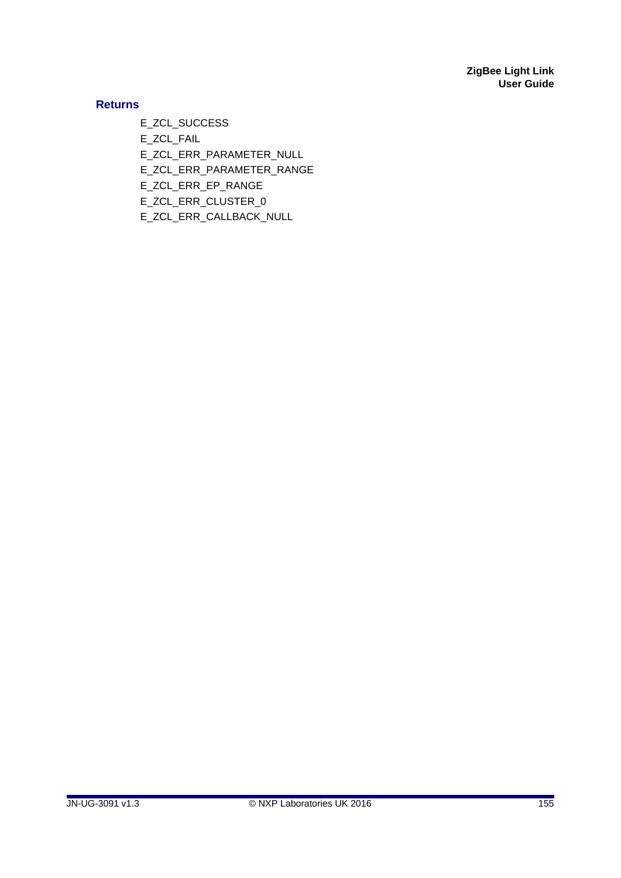#### Returns

E_ZCL_SUCCESS

E_ZCL_FAIL

E_ZCL_ERR_PARAMETER_NULL

E_ZCL_ERR_PARAMETER_RANGE

E_ZCL_ERR_EP_RANGE

E_ZCL_ERR_CLUSTER_0

E_ZCL_ERR_CALLBACK_NULL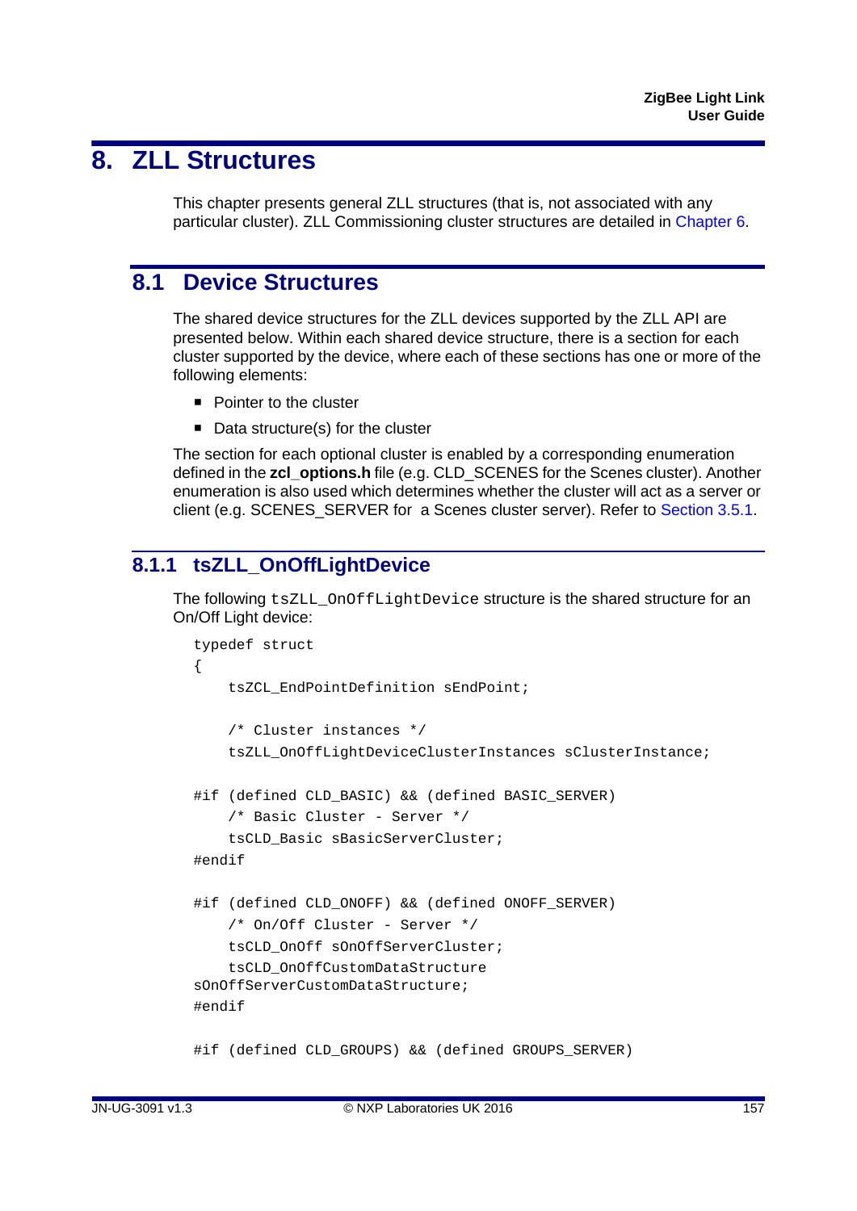# 8. ZLL Structures

This chapter presents general ZLL structures (that is, not associated with any particular cluster). ZLL Commissioning cluster structures are detailed in Chapter 6.

## 8.1 Device Structures

The shared device structures for the ZLL devices supported by the ZLL API are presented below. Within each shared device structure, there is a section for each cluster supported by the device, where each of these sections has one or more of the following elements:

- Pointer to the cluster
- Data structure(s) for the cluster

The section for each optional cluster is enabled by a corresponding enumeration defined in the **zcl_options.h** file (e.g. CLD_SCENES for the Scenes cluster). Another enumeration is also used which determines whether the cluster will act as a server or client (e.g. SCENES_SERVER for a Scenes cluster server). Refer to Section 3.5.1.

### 8.1.1 tsZLL_OnOffLightDevice

The following `tsZLL_OnOffLightDevice` structure is the shared structure for an On/Off Light device:

```
typedef struct
{
    tsZCL_EndPointDefinition sEndPoint;

    /* Cluster instances */
    tsZLL_OnOffLightDeviceClusterInstances sClusterInstance;

#if (defined CLD_BASIC) && (defined BASIC_SERVER)
    /* Basic Cluster - Server */
    tsCLD_Basic sBasicServerCluster;
#endif

#if (defined CLD_ONOFF) && (defined ONOFF_SERVER)
    /* On/Off Cluster - Server */
    tsCLD_OnOff sOnOffServerCluster;
    tsCLD_OnOffCustomDataStructure
sOnOffServerCustomDataStructure;
#endif

#if (defined CLD_GROUPS) && (defined GROUPS_SERVER)
```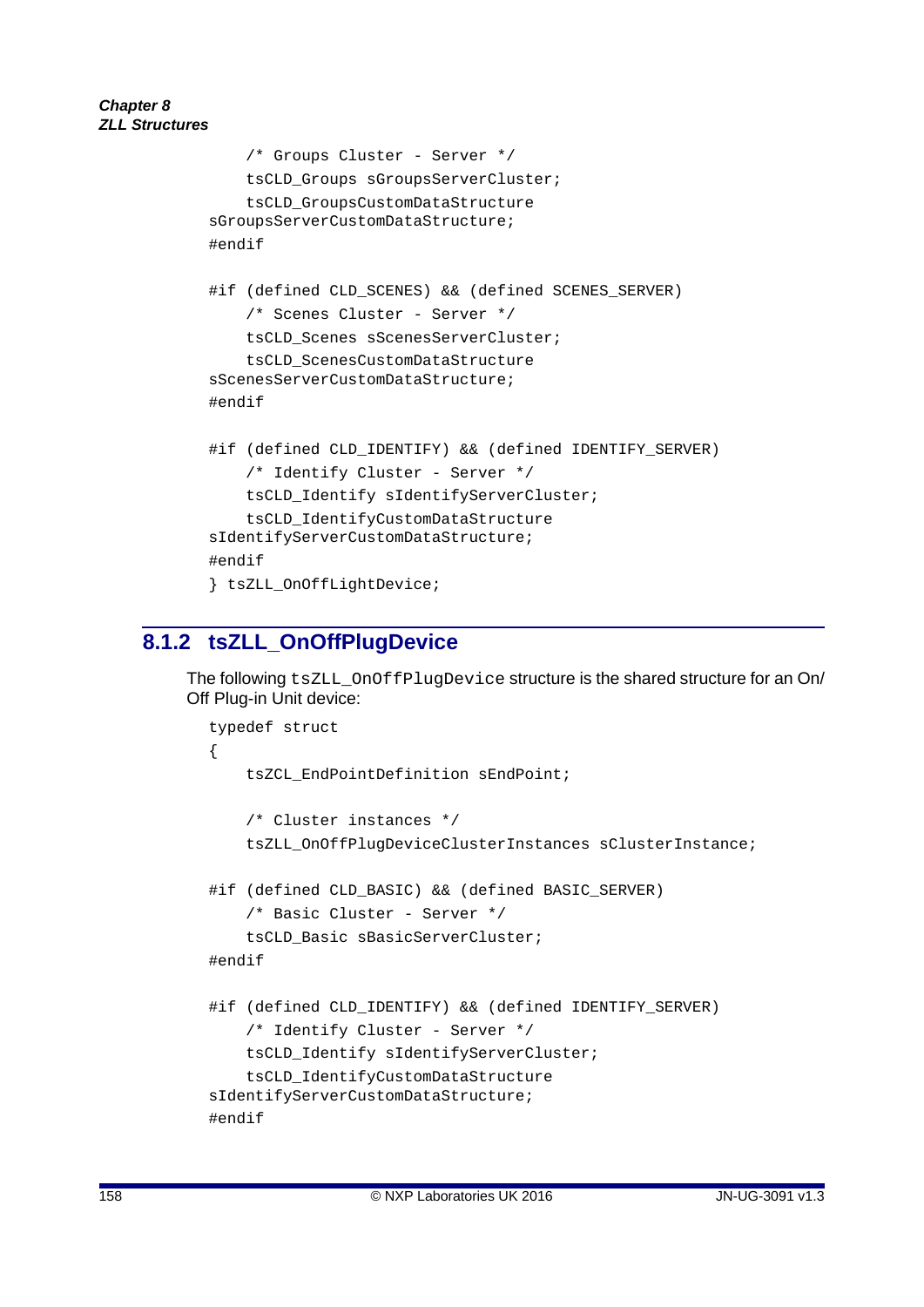```
    /* Groups Cluster - Server */
    tsCLD_Groups sGroupsServerCluster;
    tsCLD_GroupsCustomDataStructure
sGroupsServerCustomDataStructure;
#endif

#if (defined CLD_SCENES) && (defined SCENES_SERVER)
    /* Scenes Cluster - Server */
    tsCLD_Scenes sScenesServerCluster;
    tsCLD_ScenesCustomDataStructure
sScenesServerCustomDataStructure;
#endif

#if (defined CLD_IDENTIFY) && (defined IDENTIFY_SERVER)
    /* Identify Cluster - Server */
    tsCLD_Identify sIdentifyServerCluster;
    tsCLD_IdentifyCustomDataStructure
sIdentifyServerCustomDataStructure;
#endif
} tsZLL_OnOffLightDevice;
```

### 8.1.2 tsZLL_OnOffPlugDevice

The following `tsZLL_OnOffPlugDevice` structure is the shared structure for an On/Off Plug-in Unit device:

```
typedef struct
{
    tsZCL_EndPointDefinition sEndPoint;

    /* Cluster instances */
    tsZLL_OnOffPlugDeviceClusterInstances sClusterInstance;

#if (defined CLD_BASIC) && (defined BASIC_SERVER)
    /* Basic Cluster - Server */
    tsCLD_Basic sBasicServerCluster;
#endif

#if (defined CLD_IDENTIFY) && (defined IDENTIFY_SERVER)
    /* Identify Cluster - Server */
    tsCLD_Identify sIdentifyServerCluster;
    tsCLD_IdentifyCustomDataStructure
sIdentifyServerCustomDataStructure;
#endif
```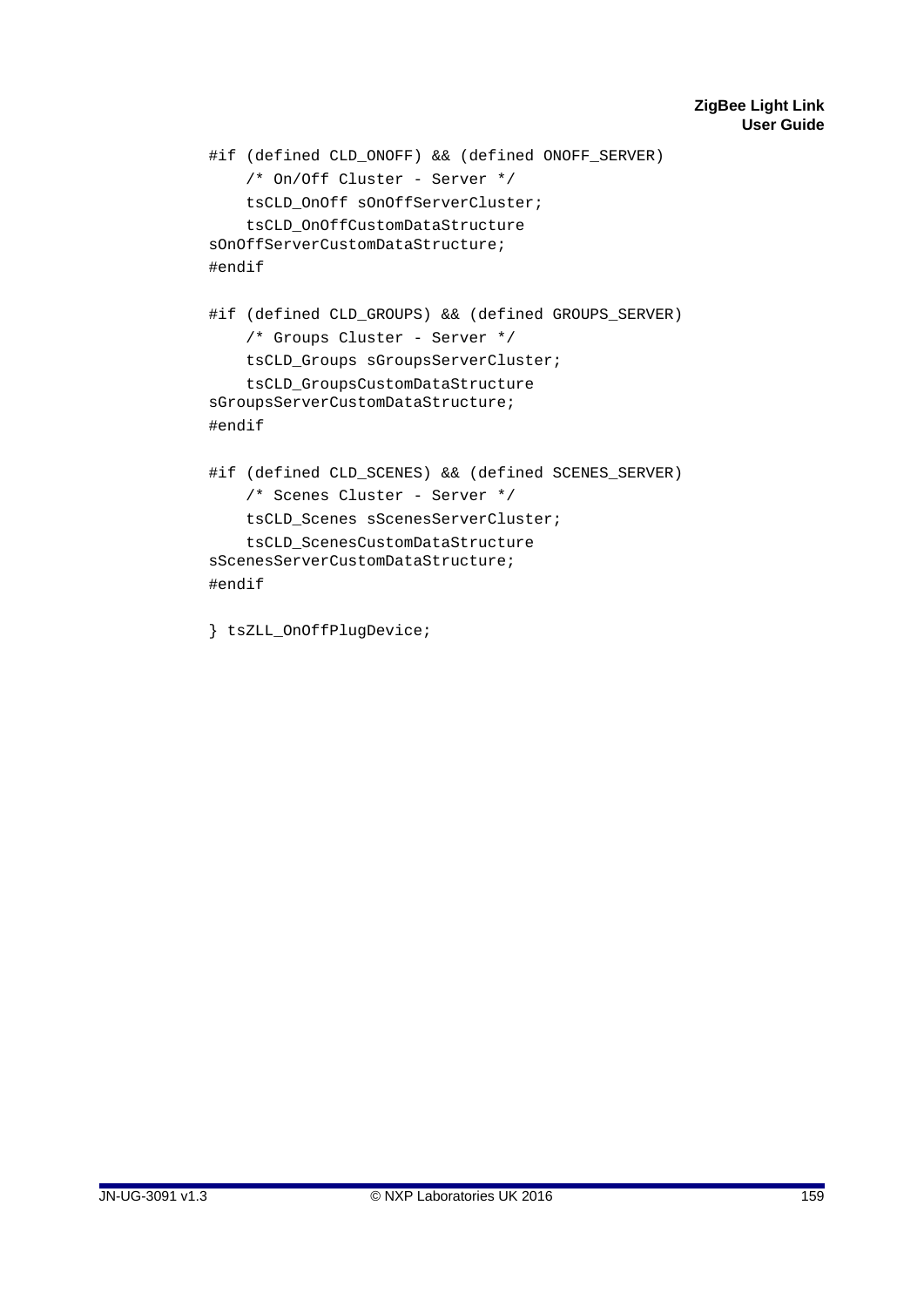```
#if (defined CLD_ONOFF) && (defined ONOFF_SERVER)
    /* On/Off Cluster - Server */
    tsCLD_OnOff sOnOffServerCluster;
    tsCLD_OnOffCustomDataStructure 
sOnOffServerCustomDataStructure;
#endif

#if (defined CLD_GROUPS) && (defined GROUPS_SERVER)
    /* Groups Cluster - Server */
    tsCLD_Groups sGroupsServerCluster;
    tsCLD_GroupsCustomDataStructure 
sGroupsServerCustomDataStructure;
#endif

#if (defined CLD_SCENES) && (defined SCENES_SERVER)
    /* Scenes Cluster - Server */
    tsCLD_Scenes sScenesServerCluster;
    tsCLD_ScenesCustomDataStructure 
sScenesServerCustomDataStructure;
#endif

} tsZLL_OnOffPlugDevice;
```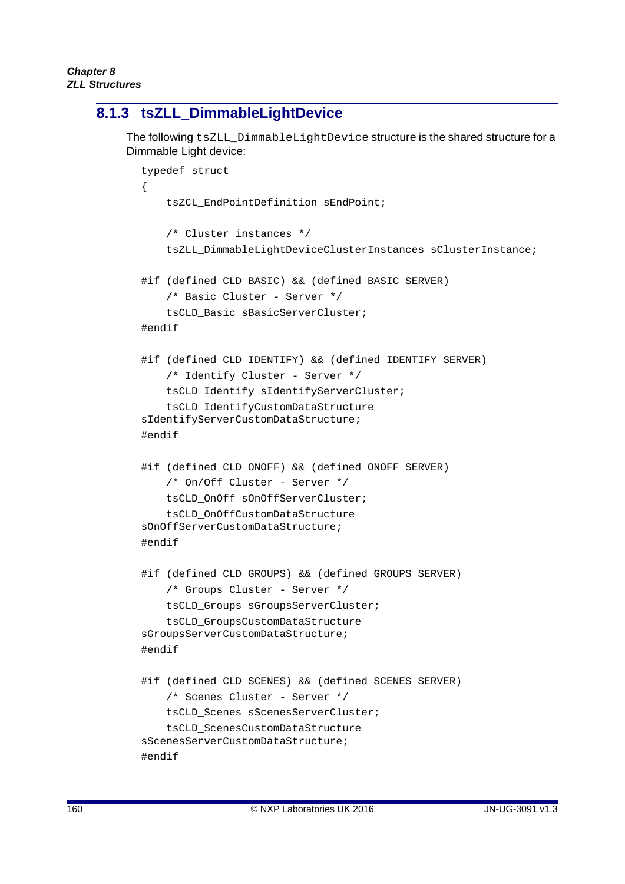### 8.1.3 tsZLL_DimmableLightDevice

The following `tsZLL_DimmableLightDevice` structure is the shared structure for a Dimmable Light device:

```
typedef struct
{
    tsZCL_EndPointDefinition sEndPoint;

    /* Cluster instances */
    tsZLL_DimmableLightDeviceClusterInstances sClusterInstance;

#if (defined CLD_BASIC) && (defined BASIC_SERVER)
    /* Basic Cluster - Server */
    tsCLD_Basic sBasicServerCluster;
#endif

#if (defined CLD_IDENTIFY) && (defined IDENTIFY_SERVER)
    /* Identify Cluster - Server */
    tsCLD_Identify sIdentifyServerCluster;
    tsCLD_IdentifyCustomDataStructure
sIdentifyServerCustomDataStructure;
#endif

#if (defined CLD_ONOFF) && (defined ONOFF_SERVER)
    /* On/Off Cluster - Server */
    tsCLD_OnOff sOnOffServerCluster;
    tsCLD_OnOffCustomDataStructure
sOnOffServerCustomDataStructure;
#endif

#if (defined CLD_GROUPS) && (defined GROUPS_SERVER)
    /* Groups Cluster - Server */
    tsCLD_Groups sGroupsServerCluster;
    tsCLD_GroupsCustomDataStructure
sGroupsServerCustomDataStructure;
#endif

#if (defined CLD_SCENES) && (defined SCENES_SERVER)
    /* Scenes Cluster - Server */
    tsCLD_Scenes sScenesServerCluster;
    tsCLD_ScenesCustomDataStructure
sScenesServerCustomDataStructure;
#endif
```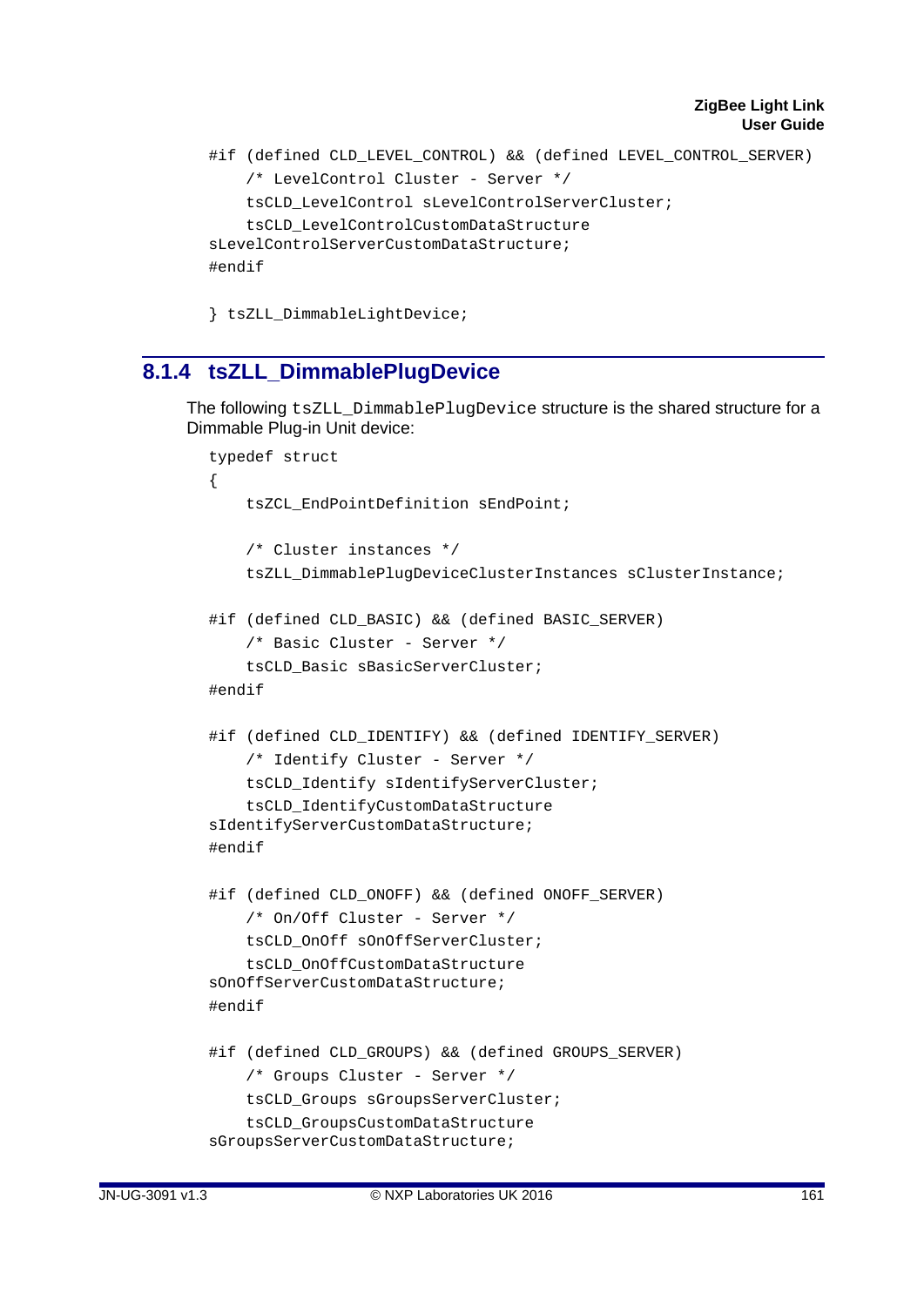```
#if (defined CLD_LEVEL_CONTROL) && (defined LEVEL_CONTROL_SERVER)
    /* LevelControl Cluster - Server */
    tsCLD_LevelControl sLevelControlServerCluster;
    tsCLD_LevelControlCustomDataStructure 
sLevelControlServerCustomDataStructure;
#endif

} tsZLL_DimmableLightDevice;
```

## 8.1.4 tsZLL_DimmablePlugDevice

The following `tsZLL_DimmablePlugDevice` structure is the shared structure for a Dimmable Plug-in Unit device:

```
typedef struct
{
    tsZCL_EndPointDefinition sEndPoint;

    /* Cluster instances */
    tsZLL_DimmablePlugDeviceClusterInstances sClusterInstance;

#if (defined CLD_BASIC) && (defined BASIC_SERVER)
    /* Basic Cluster - Server */
    tsCLD_Basic sBasicServerCluster;
#endif

#if (defined CLD_IDENTIFY) && (defined IDENTIFY_SERVER)
    /* Identify Cluster - Server */
    tsCLD_Identify sIdentifyServerCluster;
    tsCLD_IdentifyCustomDataStructure 
sIdentifyServerCustomDataStructure;
#endif

#if (defined CLD_ONOFF) && (defined ONOFF_SERVER)
    /* On/Off Cluster - Server */
    tsCLD_OnOff sOnOffServerCluster;
    tsCLD_OnOffCustomDataStructure 
sOnOffServerCustomDataStructure;
#endif

#if (defined CLD_GROUPS) && (defined GROUPS_SERVER)
    /* Groups Cluster - Server */
    tsCLD_Groups sGroupsServerCluster;
    tsCLD_GroupsCustomDataStructure 
sGroupsServerCustomDataStructure;
```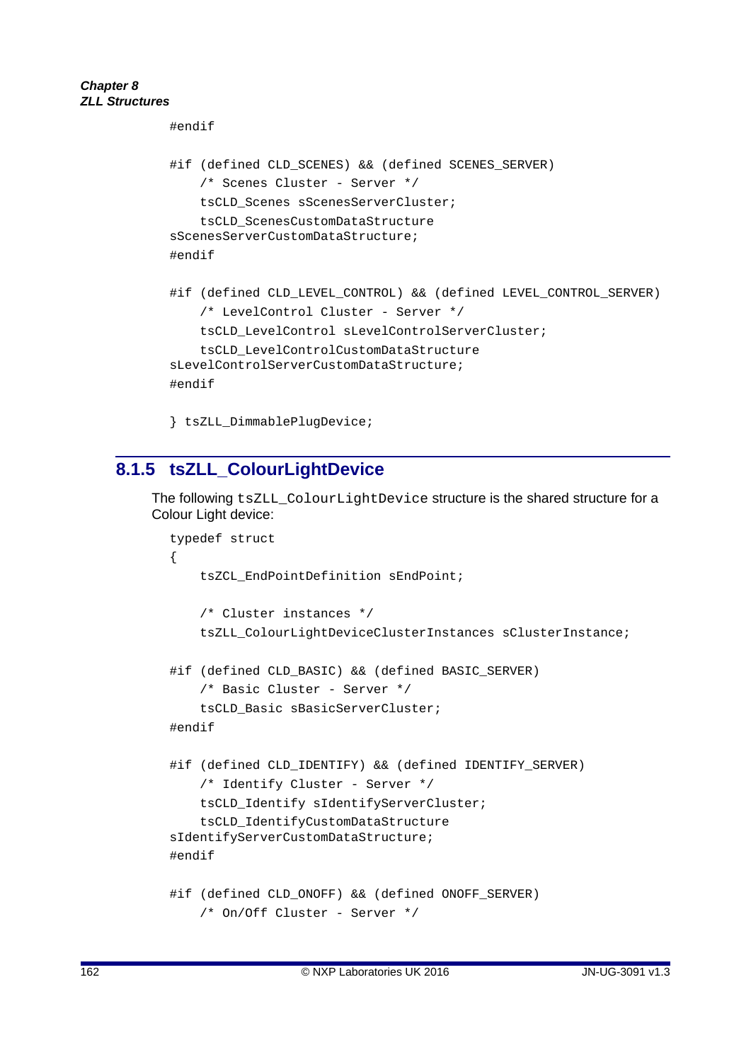```
#endif

#if (defined CLD_SCENES) && (defined SCENES_SERVER)
    /* Scenes Cluster - Server */
    tsCLD_Scenes sScenesServerCluster;
    tsCLD_ScenesCustomDataStructure 
sScenesServerCustomDataStructure;
#endif

#if (defined CLD_LEVEL_CONTROL) && (defined LEVEL_CONTROL_SERVER)
    /* LevelControl Cluster - Server */
    tsCLD_LevelControl sLevelControlServerCluster;
    tsCLD_LevelControlCustomDataStructure 
sLevelControlServerCustomDataStructure;
#endif

} tsZLL_DimmablePlugDevice;
```

### 8.1.5 tsZLL_ColourLightDevice

The following `tsZLL_ColourLightDevice` structure is the shared structure for a Colour Light device:

```
typedef struct
{
    tsZCL_EndPointDefinition sEndPoint;

    /* Cluster instances */
    tsZLL_ColourLightDeviceClusterInstances sClusterInstance;

#if (defined CLD_BASIC) && (defined BASIC_SERVER)
    /* Basic Cluster - Server */
    tsCLD_Basic sBasicServerCluster;
#endif

#if (defined CLD_IDENTIFY) && (defined IDENTIFY_SERVER)
    /* Identify Cluster - Server */
    tsCLD_Identify sIdentifyServerCluster;
    tsCLD_IdentifyCustomDataStructure 
sIdentifyServerCustomDataStructure;
#endif

#if (defined CLD_ONOFF) && (defined ONOFF_SERVER)
    /* On/Off Cluster - Server */
```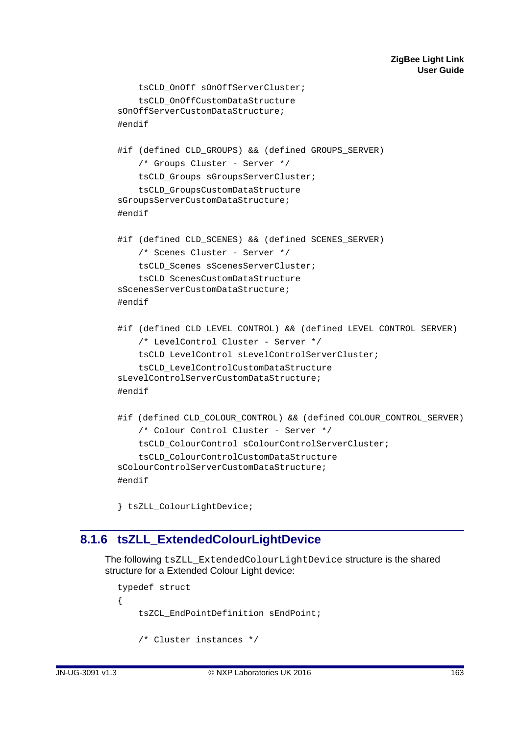```
    tsCLD_OnOff sOnOffServerCluster;
    tsCLD_OnOffCustomDataStructure
sOnOffServerCustomDataStructure;
#endif

#if (defined CLD_GROUPS) && (defined GROUPS_SERVER)
    /* Groups Cluster - Server */
    tsCLD_Groups sGroupsServerCluster;
    tsCLD_GroupsCustomDataStructure
sGroupsServerCustomDataStructure;
#endif

#if (defined CLD_SCENES) && (defined SCENES_SERVER)
    /* Scenes Cluster - Server */
    tsCLD_Scenes sScenesServerCluster;
    tsCLD_ScenesCustomDataStructure
sScenesServerCustomDataStructure;
#endif

#if (defined CLD_LEVEL_CONTROL) && (defined LEVEL_CONTROL_SERVER)
    /* LevelControl Cluster - Server */
    tsCLD_LevelControl sLevelControlServerCluster;
    tsCLD_LevelControlCustomDataStructure
sLevelControlServerCustomDataStructure;
#endif

#if (defined CLD_COLOUR_CONTROL) && (defined COLOUR_CONTROL_SERVER)
    /* Colour Control Cluster - Server */
    tsCLD_ColourControl sColourControlServerCluster;
    tsCLD_ColourControlCustomDataStructure
sColourControlServerCustomDataStructure;
#endif

} tsZLL_ColourLightDevice;
```

### 8.1.6 tsZLL_ExtendedColourLightDevice

The following `tsZLL_ExtendedColourLightDevice` structure is the shared structure for a Extended Colour Light device:

```
typedef struct
{
    tsZCL_EndPointDefinition sEndPoint;

    /* Cluster instances */
```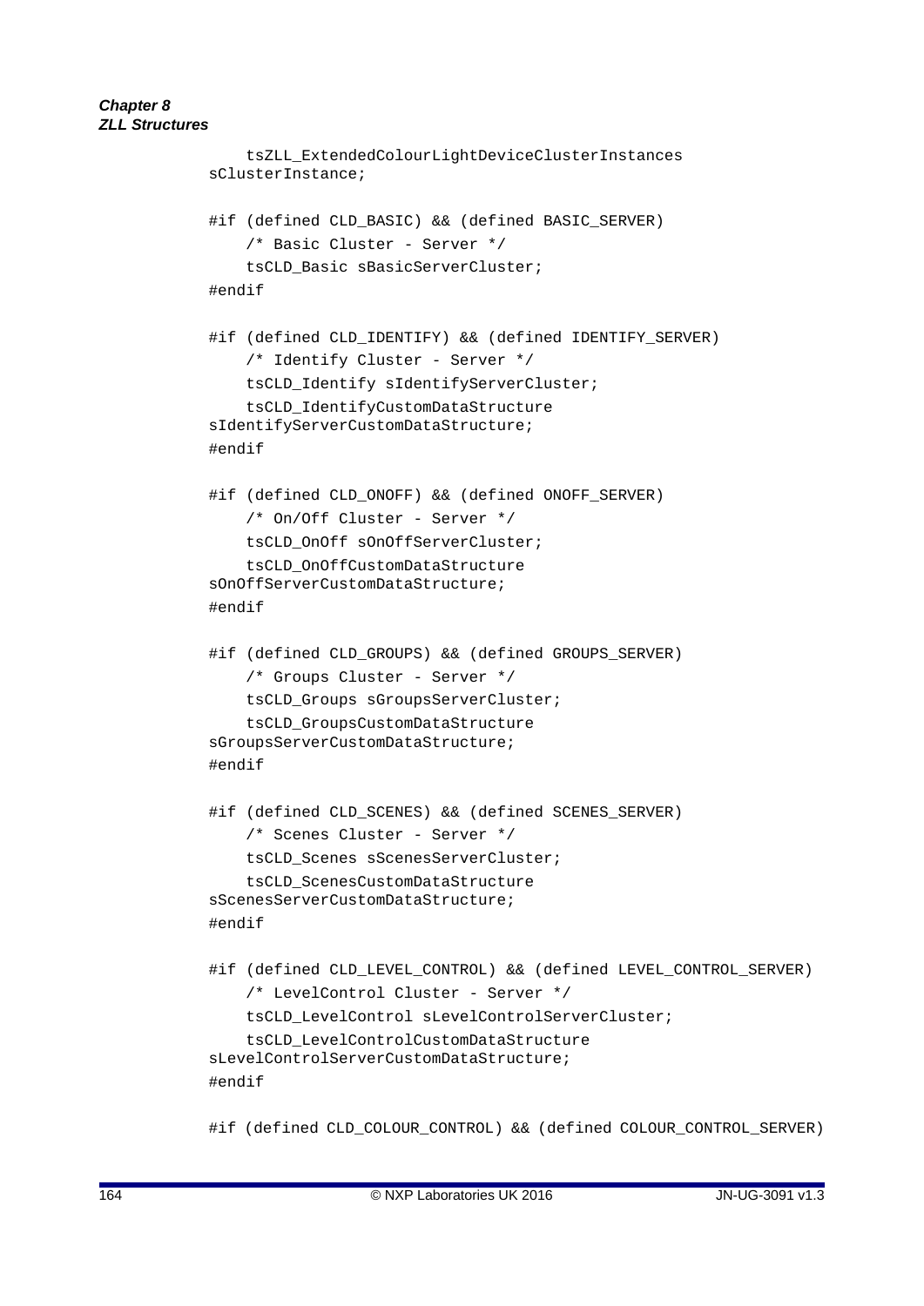```
    tsZLL_ExtendedColourLightDeviceClusterInstances
sClusterInstance;

#if (defined CLD_BASIC) && (defined BASIC_SERVER)
    /* Basic Cluster - Server */
    tsCLD_Basic sBasicServerCluster;
#endif

#if (defined CLD_IDENTIFY) && (defined IDENTIFY_SERVER)
    /* Identify Cluster - Server */
    tsCLD_Identify sIdentifyServerCluster;
    tsCLD_IdentifyCustomDataStructure
sIdentifyServerCustomDataStructure;
#endif

#if (defined CLD_ONOFF) && (defined ONOFF_SERVER)
    /* On/Off Cluster - Server */
    tsCLD_OnOff sOnOffServerCluster;
    tsCLD_OnOffCustomDataStructure
sOnOffServerCustomDataStructure;
#endif

#if (defined CLD_GROUPS) && (defined GROUPS_SERVER)
    /* Groups Cluster - Server */
    tsCLD_Groups sGroupsServerCluster;
    tsCLD_GroupsCustomDataStructure
sGroupsServerCustomDataStructure;
#endif

#if (defined CLD_SCENES) && (defined SCENES_SERVER)
    /* Scenes Cluster - Server */
    tsCLD_Scenes sScenesServerCluster;
    tsCLD_ScenesCustomDataStructure
sScenesServerCustomDataStructure;
#endif

#if (defined CLD_LEVEL_CONTROL) && (defined LEVEL_CONTROL_SERVER)
    /* LevelControl Cluster - Server */
    tsCLD_LevelControl sLevelControlServerCluster;
    tsCLD_LevelControlCustomDataStructure
sLevelControlServerCustomDataStructure;
#endif

#if (defined CLD_COLOUR_CONTROL) && (defined COLOUR_CONTROL_SERVER)
```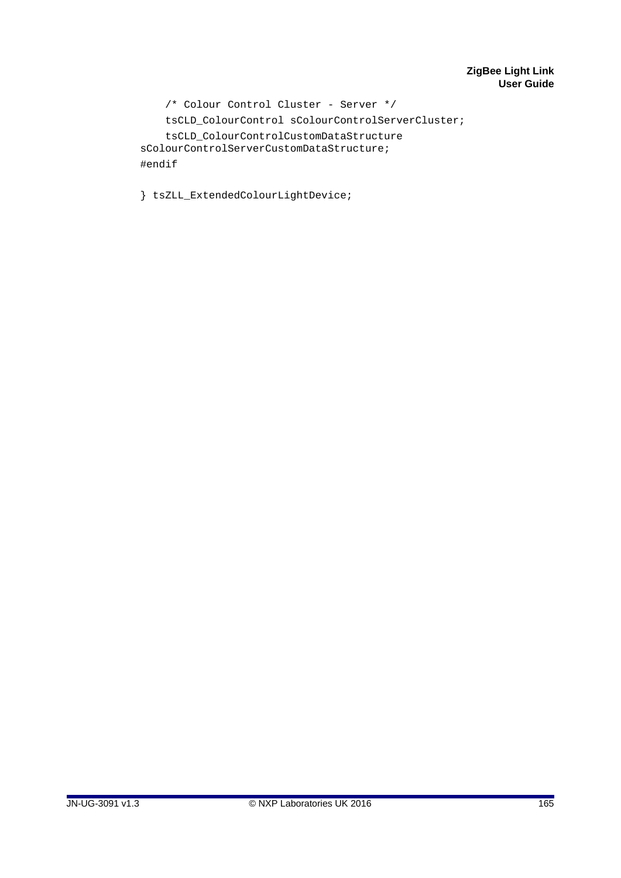```
    /* Colour Control Cluster - Server */
    tsCLD_ColourControl sColourControlServerCluster;
    tsCLD_ColourControlCustomDataStructure
sColourControlServerCustomDataStructure;
#endif

} tsZLL_ExtendedColourLightDevice;
```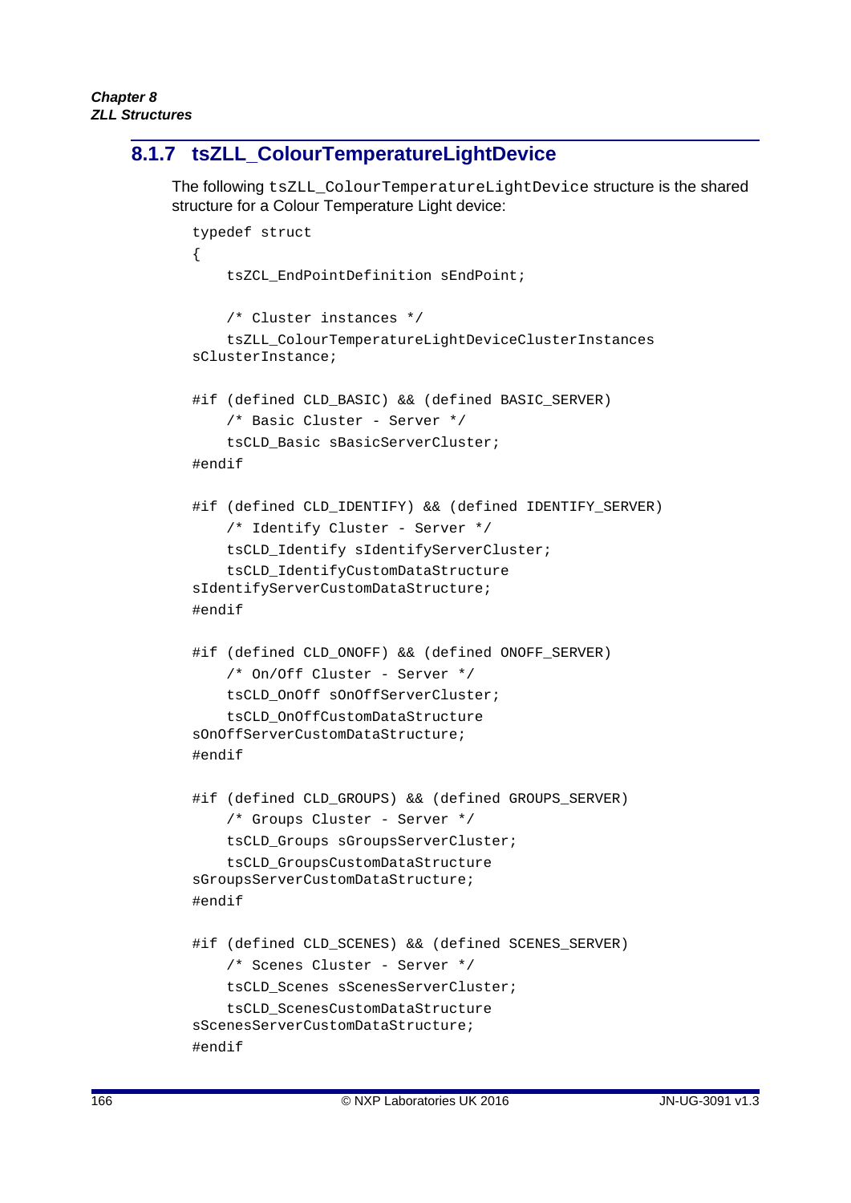## 8.1.7 tsZLL_ColourTemperatureLightDevice

The following `tsZLL_ColourTemperatureLightDevice` structure is the shared structure for a Colour Temperature Light device:

```
typedef struct
{
    tsZCL_EndPointDefinition sEndPoint;

    /* Cluster instances */
    tsZLL_ColourTemperatureLightDeviceClusterInstances
sClusterInstance;

#if (defined CLD_BASIC) && (defined BASIC_SERVER)
    /* Basic Cluster - Server */
    tsCLD_Basic sBasicServerCluster;
#endif

#if (defined CLD_IDENTIFY) && (defined IDENTIFY_SERVER)
    /* Identify Cluster - Server */
    tsCLD_Identify sIdentifyServerCluster;
    tsCLD_IdentifyCustomDataStructure
sIdentifyServerCustomDataStructure;
#endif

#if (defined CLD_ONOFF) && (defined ONOFF_SERVER)
    /* On/Off Cluster - Server */
    tsCLD_OnOff sOnOffServerCluster;
    tsCLD_OnOffCustomDataStructure
sOnOffServerCustomDataStructure;
#endif

#if (defined CLD_GROUPS) && (defined GROUPS_SERVER)
    /* Groups Cluster - Server */
    tsCLD_Groups sGroupsServerCluster;
    tsCLD_GroupsCustomDataStructure
sGroupsServerCustomDataStructure;
#endif

#if (defined CLD_SCENES) && (defined SCENES_SERVER)
    /* Scenes Cluster - Server */
    tsCLD_Scenes sScenesServerCluster;
    tsCLD_ScenesCustomDataStructure
sScenesServerCustomDataStructure;
#endif
```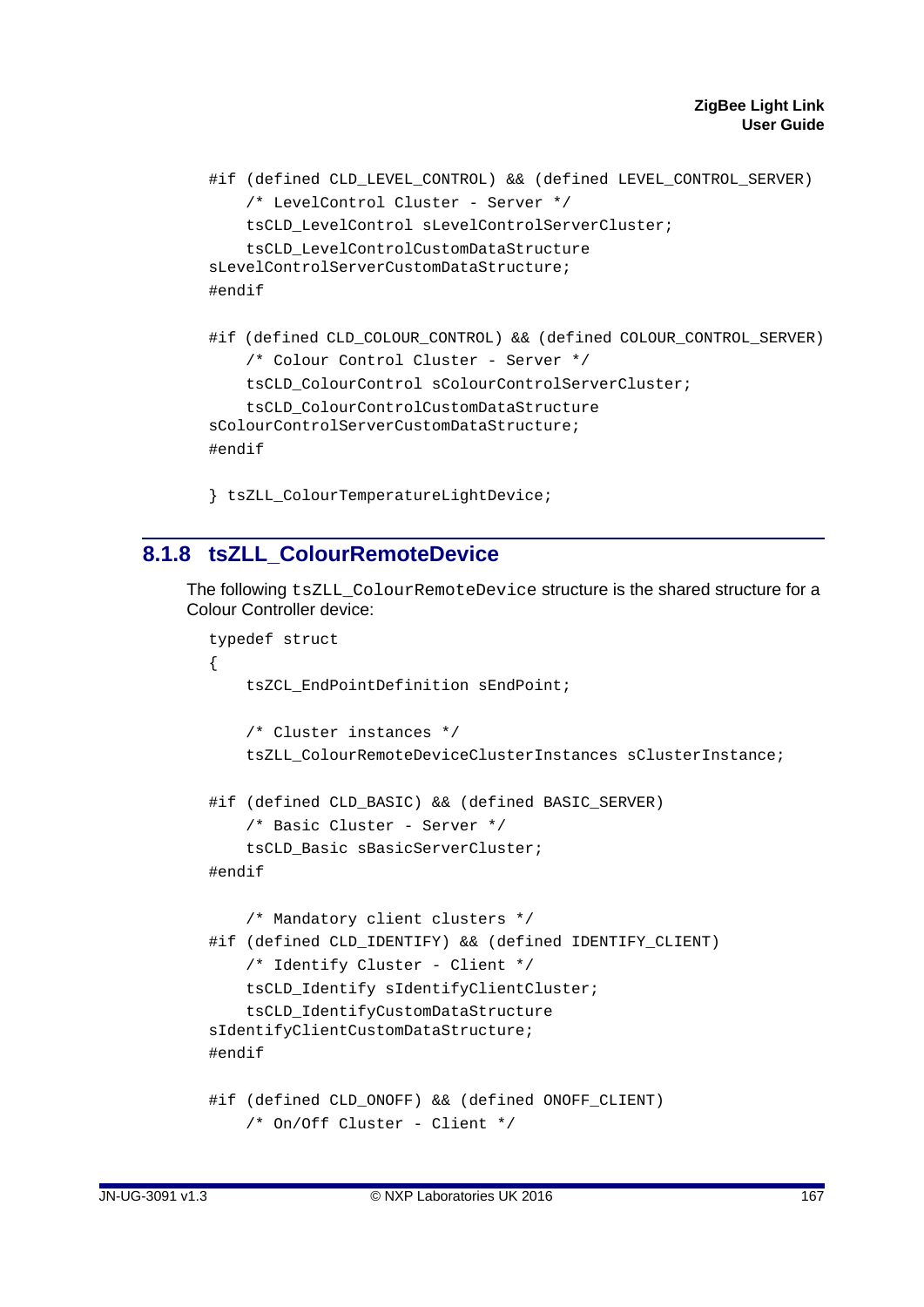```
#if (defined CLD_LEVEL_CONTROL) && (defined LEVEL_CONTROL_SERVER)
    /* LevelControl Cluster - Server */
    tsCLD_LevelControl sLevelControlServerCluster;
    tsCLD_LevelControlCustomDataStructure 
sLevelControlServerCustomDataStructure;
#endif

#if (defined CLD_COLOUR_CONTROL) && (defined COLOUR_CONTROL_SERVER)
    /* Colour Control Cluster - Server */
    tsCLD_ColourControl sColourControlServerCluster;
    tsCLD_ColourControlCustomDataStructure 
sColourControlServerCustomDataStructure;
#endif

} tsZLL_ColourTemperatureLightDevice;
```

## 8.1.8 tsZLL_ColourRemoteDevice

The following `tsZLL_ColourRemoteDevice` structure is the shared structure for a Colour Controller device:

```
typedef struct
{
    tsZCL_EndPointDefinition sEndPoint;

    /* Cluster instances */
    tsZLL_ColourRemoteDeviceClusterInstances sClusterInstance;

#if (defined CLD_BASIC) && (defined BASIC_SERVER)
    /* Basic Cluster - Server */
    tsCLD_Basic sBasicServerCluster;
#endif

    /* Mandatory client clusters */
#if (defined CLD_IDENTIFY) && (defined IDENTIFY_CLIENT)
    /* Identify Cluster - Client */
    tsCLD_Identify sIdentifyClientCluster;
    tsCLD_IdentifyCustomDataStructure 
sIdentifyClientCustomDataStructure;
#endif

#if (defined CLD_ONOFF) && (defined ONOFF_CLIENT)
    /* On/Off Cluster - Client */
```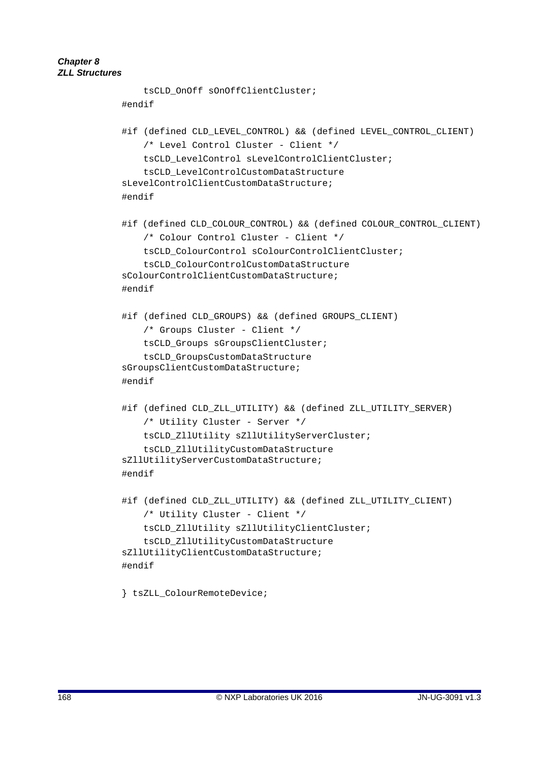```
    tsCLD_OnOff sOnOffClientCluster;
#endif

#if (defined CLD_LEVEL_CONTROL) && (defined LEVEL_CONTROL_CLIENT)
    /* Level Control Cluster - Client */
    tsCLD_LevelControl sLevelControlClientCluster;
    tsCLD_LevelControlCustomDataStructure 
sLevelControlClientCustomDataStructure;
#endif

#if (defined CLD_COLOUR_CONTROL) && (defined COLOUR_CONTROL_CLIENT)
    /* Colour Control Cluster - Client */
    tsCLD_ColourControl sColourControlClientCluster;
    tsCLD_ColourControlCustomDataStructure 
sColourControlClientCustomDataStructure;
#endif

#if (defined CLD_GROUPS) && (defined GROUPS_CLIENT)
    /* Groups Cluster - Client */
    tsCLD_Groups sGroupsClientCluster;
    tsCLD_GroupsCustomDataStructure 
sGroupsClientCustomDataStructure;
#endif

#if (defined CLD_ZLL_UTILITY) && (defined ZLL_UTILITY_SERVER)
    /* Utility Cluster - Server */
    tsCLD_ZllUtility sZllUtilityServerCluster;
    tsCLD_ZllUtilityCustomDataStructure 
sZllUtilityServerCustomDataStructure;
#endif

#if (defined CLD_ZLL_UTILITY) && (defined ZLL_UTILITY_CLIENT)
    /* Utility Cluster - Client */
    tsCLD_ZllUtility sZllUtilityClientCluster;
    tsCLD_ZllUtilityCustomDataStructure 
sZllUtilityClientCustomDataStructure;
#endif

} tsZLL_ColourRemoteDevice;
```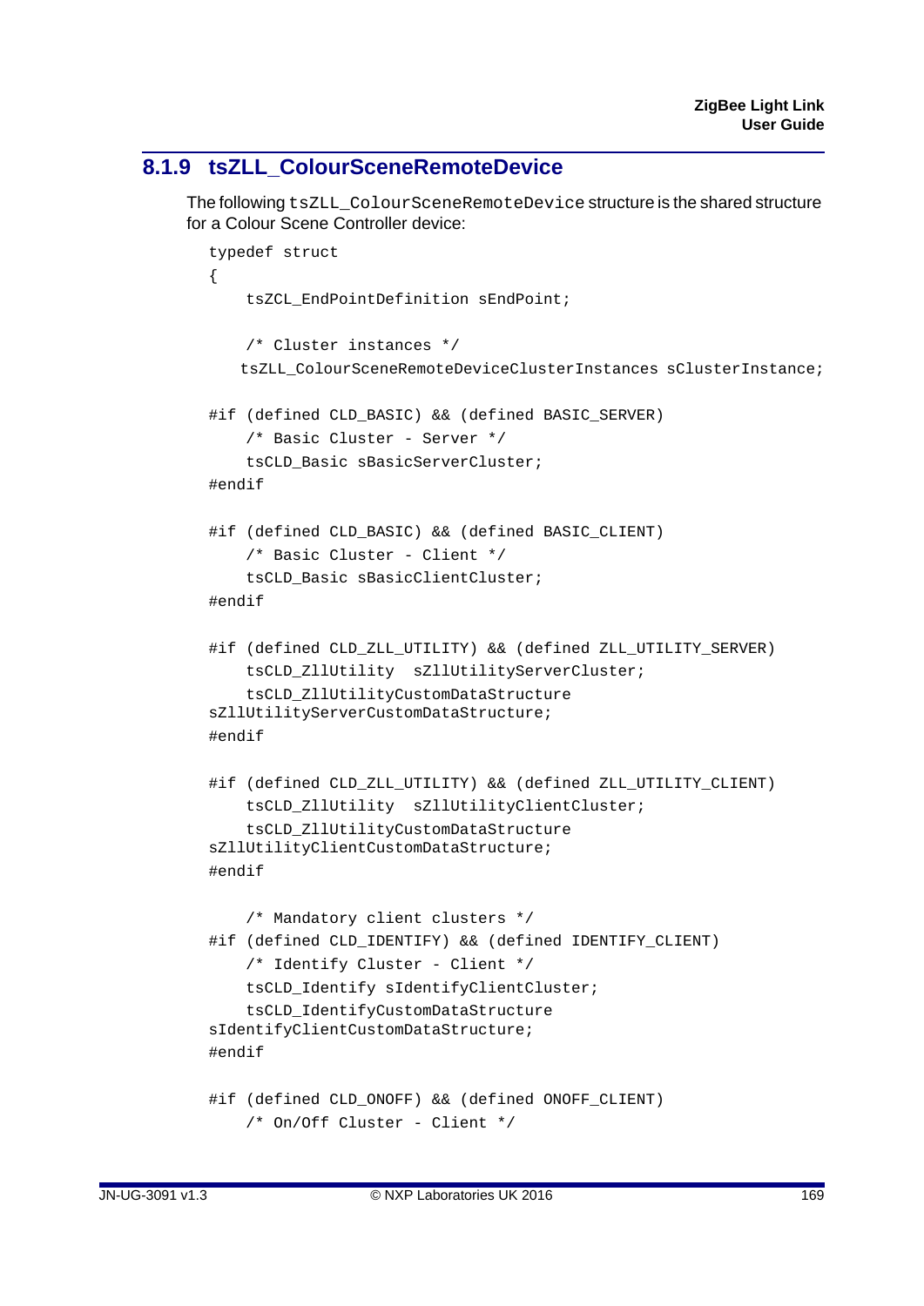### 8.1.9 tsZLL_ColourSceneRemoteDevice

The following `tsZLL_ColourSceneRemoteDevice` structure is the shared structure for a Colour Scene Controller device:

```
typedef struct
{
    tsZCL_EndPointDefinition sEndPoint;

    /* Cluster instances */
   tsZLL_ColourSceneRemoteDeviceClusterInstances sClusterInstance;

#if (defined CLD_BASIC) && (defined BASIC_SERVER)
    /* Basic Cluster - Server */
    tsCLD_Basic sBasicServerCluster;
#endif

#if (defined CLD_BASIC) && (defined BASIC_CLIENT)
    /* Basic Cluster - Client */
    tsCLD_Basic sBasicClientCluster;
#endif

#if (defined CLD_ZLL_UTILITY) && (defined ZLL_UTILITY_SERVER)
    tsCLD_ZllUtility  sZllUtilityServerCluster;
    tsCLD_ZllUtilityCustomDataStructure
sZllUtilityServerCustomDataStructure;
#endif

#if (defined CLD_ZLL_UTILITY) && (defined ZLL_UTILITY_CLIENT)
    tsCLD_ZllUtility  sZllUtilityClientCluster;
    tsCLD_ZllUtilityCustomDataStructure
sZllUtilityClientCustomDataStructure;
#endif

    /* Mandatory client clusters */
#if (defined CLD_IDENTIFY) && (defined IDENTIFY_CLIENT)
    /* Identify Cluster - Client */
    tsCLD_Identify sIdentifyClientCluster;
    tsCLD_IdentifyCustomDataStructure
sIdentifyClientCustomDataStructure;
#endif

#if (defined CLD_ONOFF) && (defined ONOFF_CLIENT)
    /* On/Off Cluster - Client */
```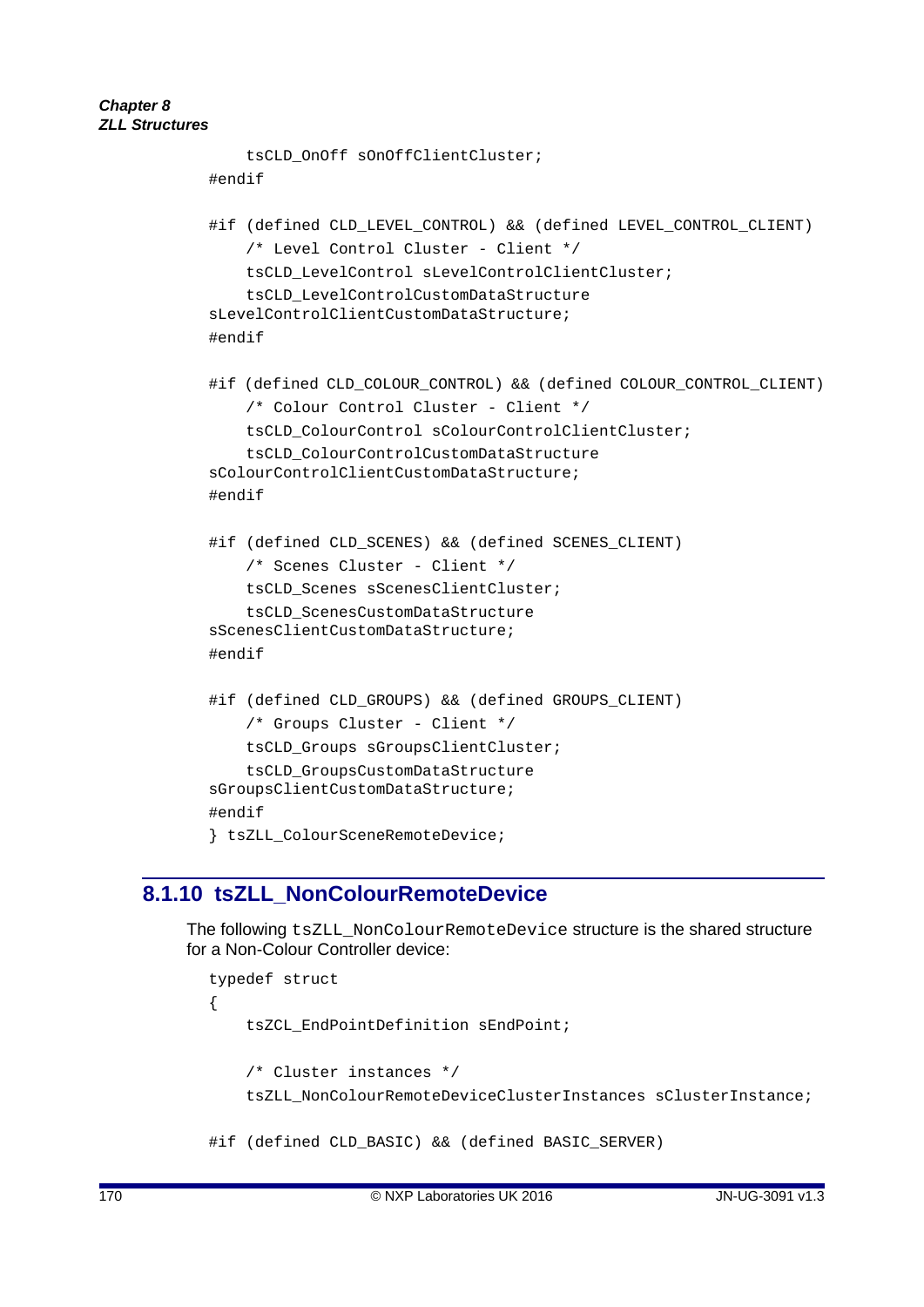```
    tsCLD_OnOff sOnOffClientCluster;
#endif

#if (defined CLD_LEVEL_CONTROL) && (defined LEVEL_CONTROL_CLIENT)
    /* Level Control Cluster - Client */
    tsCLD_LevelControl sLevelControlClientCluster;
    tsCLD_LevelControlCustomDataStructure 
sLevelControlClientCustomDataStructure;
#endif

#if (defined CLD_COLOUR_CONTROL) && (defined COLOUR_CONTROL_CLIENT)
    /* Colour Control Cluster - Client */
    tsCLD_ColourControl sColourControlClientCluster;
    tsCLD_ColourControlCustomDataStructure 
sColourControlClientCustomDataStructure;
#endif

#if (defined CLD_SCENES) && (defined SCENES_CLIENT)
    /* Scenes Cluster - Client */
    tsCLD_Scenes sScenesClientCluster;
    tsCLD_ScenesCustomDataStructure 
sScenesClientCustomDataStructure;
#endif

#if (defined CLD_GROUPS) && (defined GROUPS_CLIENT)
    /* Groups Cluster - Client */
    tsCLD_Groups sGroupsClientCluster;
    tsCLD_GroupsCustomDataStructure 
sGroupsClientCustomDataStructure;
#endif
} tsZLL_ColourSceneRemoteDevice;
```

### 8.1.10 tsZLL_NonColourRemoteDevice

The following `tsZLL_NonColourRemoteDevice` structure is the shared structure for a Non-Colour Controller device:

```
typedef struct
{
    tsZCL_EndPointDefinition sEndPoint;

    /* Cluster instances */
    tsZLL_NonColourRemoteDeviceClusterInstances sClusterInstance;

#if (defined CLD_BASIC) && (defined BASIC_SERVER)
```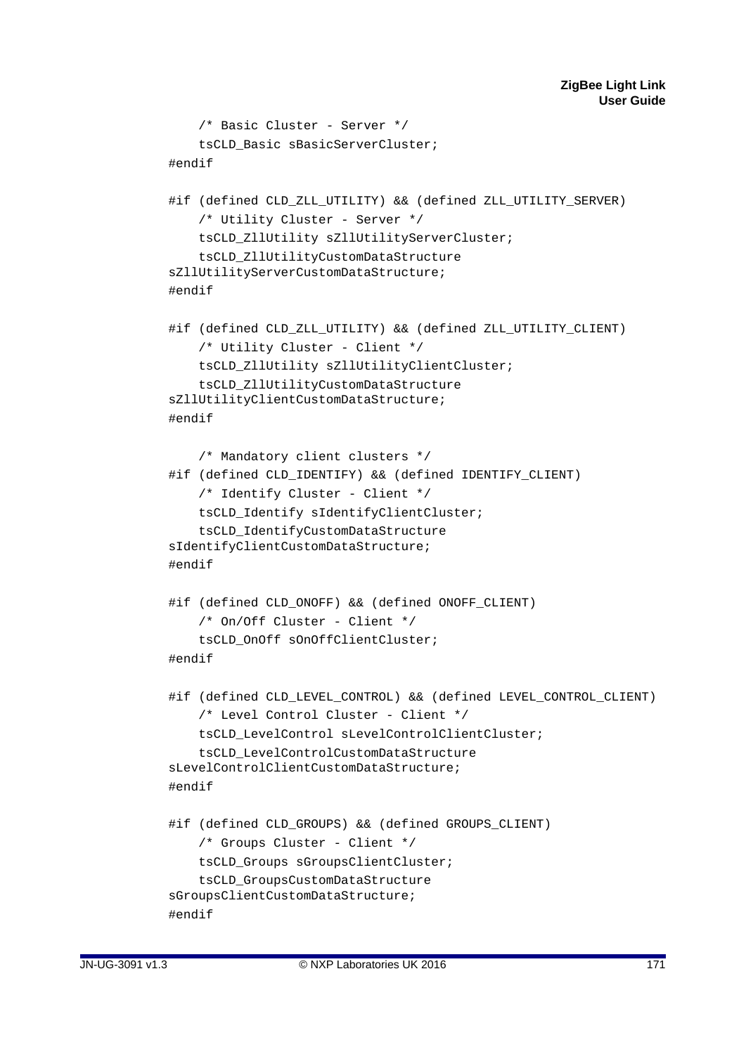```
    /* Basic Cluster - Server */
    tsCLD_Basic sBasicServerCluster;
#endif

#if (defined CLD_ZLL_UTILITY) && (defined ZLL_UTILITY_SERVER)
    /* Utility Cluster - Server */
    tsCLD_ZllUtility sZllUtilityServerCluster;
    tsCLD_ZllUtilityCustomDataStructure 
sZllUtilityServerCustomDataStructure;
#endif

#if (defined CLD_ZLL_UTILITY) && (defined ZLL_UTILITY_CLIENT)
    /* Utility Cluster - Client */
    tsCLD_ZllUtility sZllUtilityClientCluster;
    tsCLD_ZllUtilityCustomDataStructure 
sZllUtilityClientCustomDataStructure;
#endif

    /* Mandatory client clusters */
#if (defined CLD_IDENTIFY) && (defined IDENTIFY_CLIENT)
    /* Identify Cluster - Client */
    tsCLD_Identify sIdentifyClientCluster;
    tsCLD_IdentifyCustomDataStructure 
sIdentifyClientCustomDataStructure;
#endif

#if (defined CLD_ONOFF) && (defined ONOFF_CLIENT)
    /* On/Off Cluster - Client */
    tsCLD_OnOff sOnOffClientCluster;
#endif

#if (defined CLD_LEVEL_CONTROL) && (defined LEVEL_CONTROL_CLIENT)
    /* Level Control Cluster - Client */
    tsCLD_LevelControl sLevelControlClientCluster;
    tsCLD_LevelControlCustomDataStructure 
sLevelControlClientCustomDataStructure;
#endif

#if (defined CLD_GROUPS) && (defined GROUPS_CLIENT)
    /* Groups Cluster - Client */
    tsCLD_Groups sGroupsClientCluster;
    tsCLD_GroupsCustomDataStructure 
sGroupsClientCustomDataStructure;
#endif
```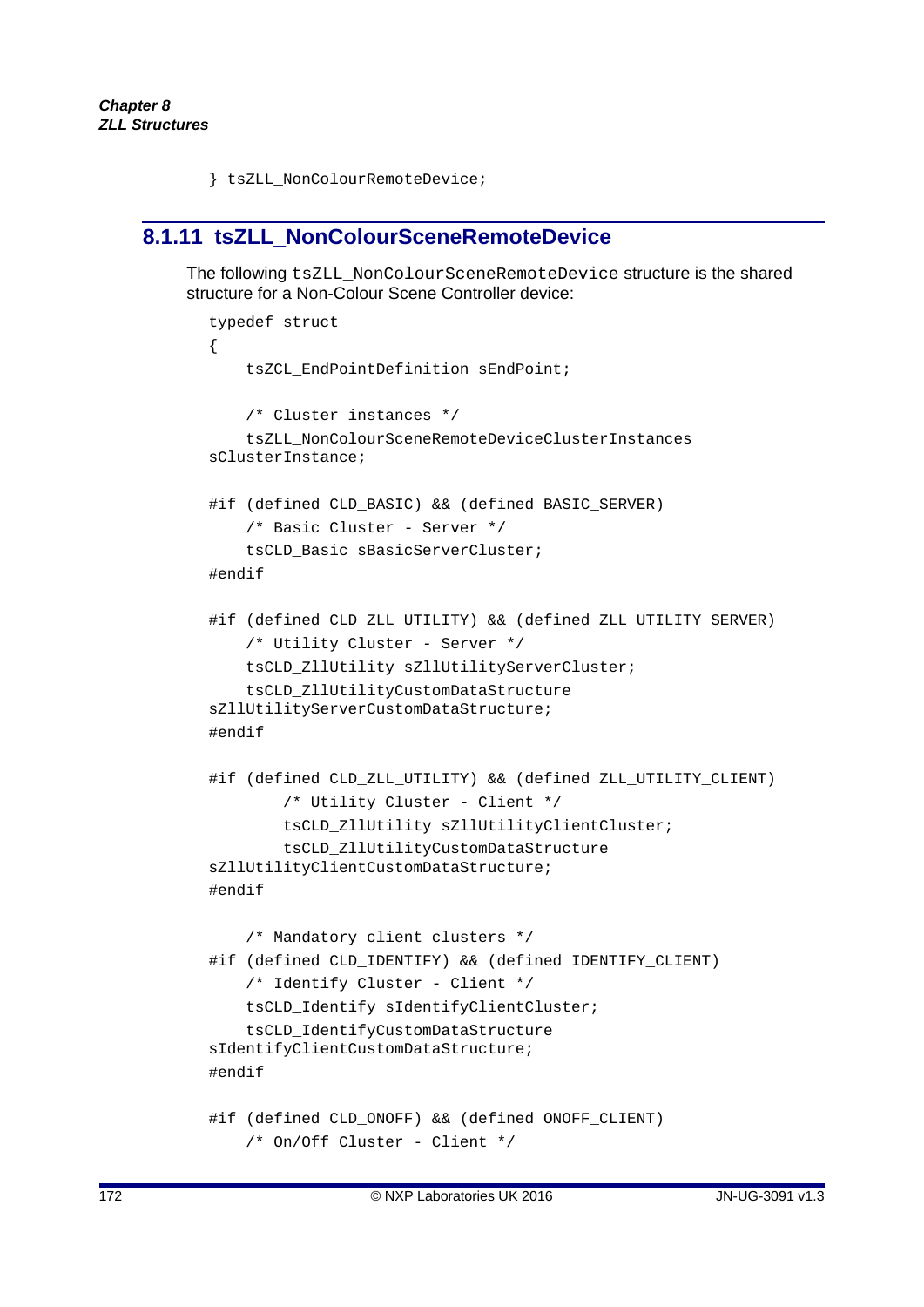```
} tsZLL_NonColourRemoteDevice;
```

### 8.1.11 tsZLL_NonColourSceneRemoteDevice

The following `tsZLL_NonColourSceneRemoteDevice` structure is the shared structure for a Non-Colour Scene Controller device:

```
typedef struct
{
    tsZCL_EndPointDefinition sEndPoint;

    /* Cluster instances */
    tsZLL_NonColourSceneRemoteDeviceClusterInstances 
sClusterInstance;

#if (defined CLD_BASIC) && (defined BASIC_SERVER)
    /* Basic Cluster - Server */
    tsCLD_Basic sBasicServerCluster;
#endif

#if (defined CLD_ZLL_UTILITY) && (defined ZLL_UTILITY_SERVER)
    /* Utility Cluster - Server */
    tsCLD_ZllUtility sZllUtilityServerCluster;
    tsCLD_ZllUtilityCustomDataStructure 
sZllUtilityServerCustomDataStructure;
#endif

#if (defined CLD_ZLL_UTILITY) && (defined ZLL_UTILITY_CLIENT)
        /* Utility Cluster - Client */
        tsCLD_ZllUtility sZllUtilityClientCluster;
        tsCLD_ZllUtilityCustomDataStructure 
sZllUtilityClientCustomDataStructure;
#endif

    /* Mandatory client clusters */
#if (defined CLD_IDENTIFY) && (defined IDENTIFY_CLIENT)
    /* Identify Cluster - Client */
    tsCLD_Identify sIdentifyClientCluster;
    tsCLD_IdentifyCustomDataStructure 
sIdentifyClientCustomDataStructure;
#endif

#if (defined CLD_ONOFF) && (defined ONOFF_CLIENT)
    /* On/Off Cluster - Client */
```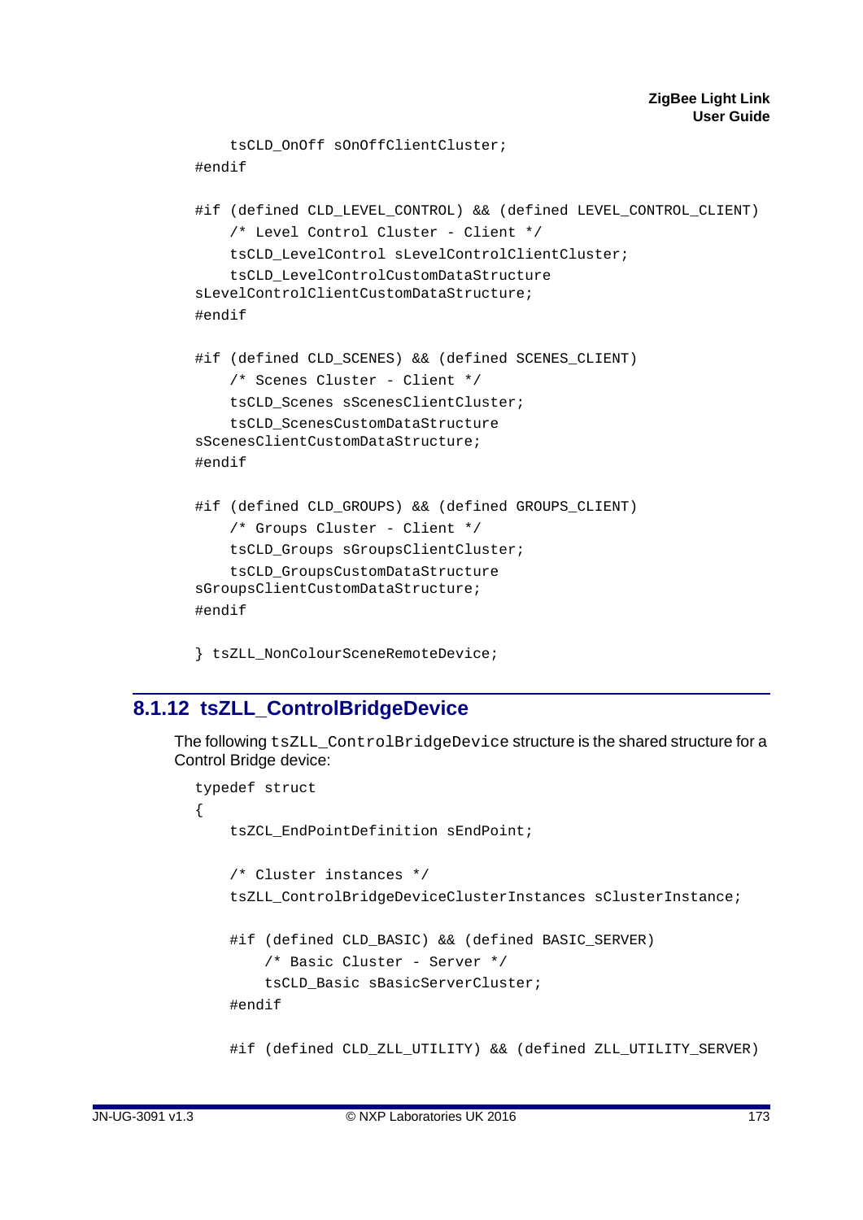```
    tsCLD_OnOff sOnOffClientCluster;
#endif

#if (defined CLD_LEVEL_CONTROL) && (defined LEVEL_CONTROL_CLIENT)
    /* Level Control Cluster - Client */
    tsCLD_LevelControl sLevelControlClientCluster;
    tsCLD_LevelControlCustomDataStructure
sLevelControlClientCustomDataStructure;
#endif

#if (defined CLD_SCENES) && (defined SCENES_CLIENT)
    /* Scenes Cluster - Client */
    tsCLD_Scenes sScenesClientCluster;
    tsCLD_ScenesCustomDataStructure
sScenesClientCustomDataStructure;
#endif

#if (defined CLD_GROUPS) && (defined GROUPS_CLIENT)
    /* Groups Cluster - Client */
    tsCLD_Groups sGroupsClientCluster;
    tsCLD_GroupsCustomDataStructure
sGroupsClientCustomDataStructure;
#endif

} tsZLL_NonColourSceneRemoteDevice;
```

### 8.1.12 tsZLL_ControlBridgeDevice

The following `tsZLL_ControlBridgeDevice` structure is the shared structure for a Control Bridge device:

```
typedef struct
{
    tsZCL_EndPointDefinition sEndPoint;

    /* Cluster instances */
    tsZLL_ControlBridgeDeviceClusterInstances sClusterInstance;

    #if (defined CLD_BASIC) && (defined BASIC_SERVER)
        /* Basic Cluster - Server */
        tsCLD_Basic sBasicServerCluster;
    #endif

    #if (defined CLD_ZLL_UTILITY) && (defined ZLL_UTILITY_SERVER)
```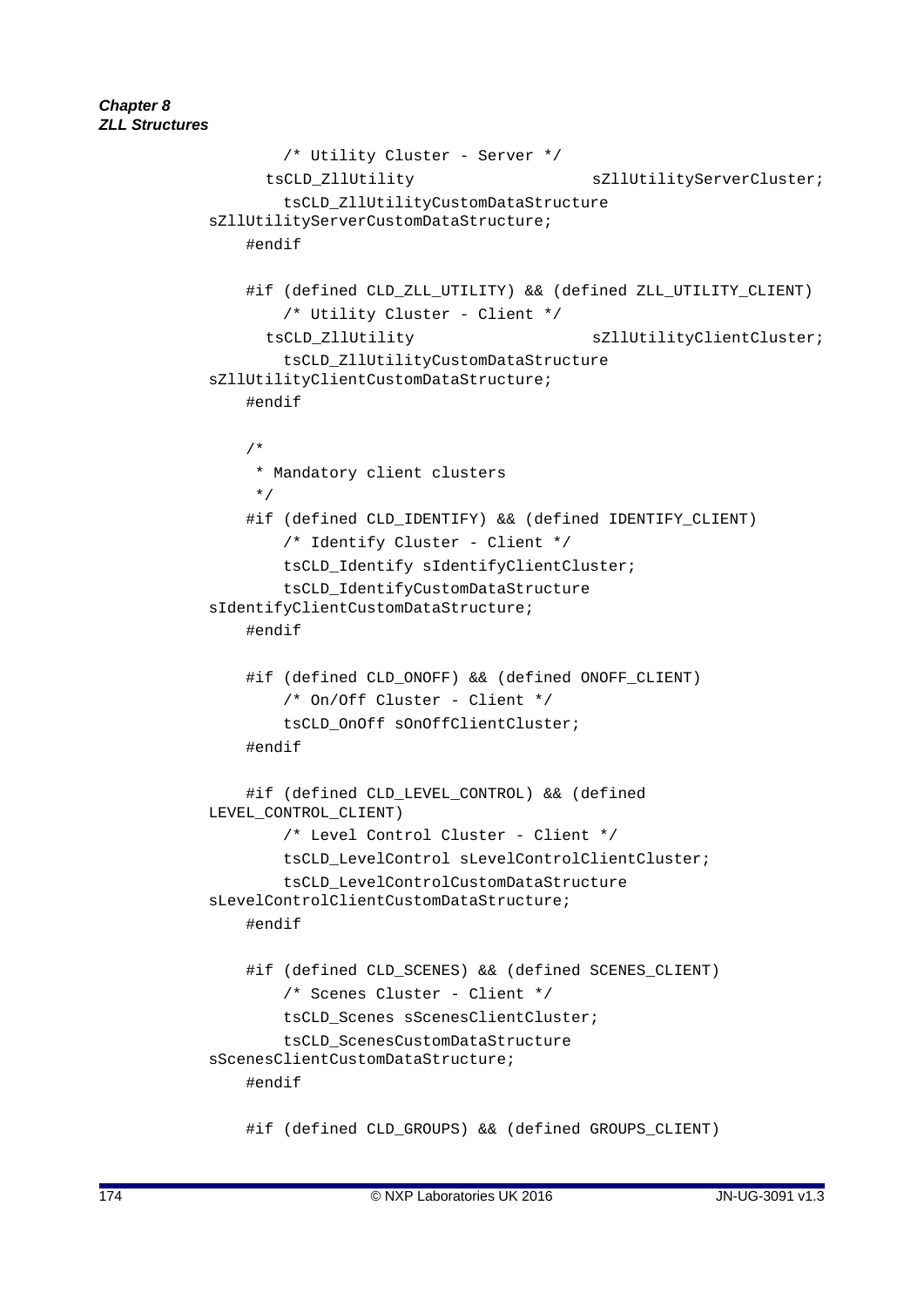```
        /* Utility Cluster - Server */
        tsCLD_ZllUtility                sZllUtilityServerCluster;
        tsCLD_ZllUtilityCustomDataStructure 
sZllUtilityServerCustomDataStructure;
    #endif

    #if (defined CLD_ZLL_UTILITY) && (defined ZLL_UTILITY_CLIENT)
        /* Utility Cluster - Client */
        tsCLD_ZllUtility                sZllUtilityClientCluster;
        tsCLD_ZllUtilityCustomDataStructure 
sZllUtilityClientCustomDataStructure;
    #endif

    /*
     * Mandatory client clusters
     */
    #if (defined CLD_IDENTIFY) && (defined IDENTIFY_CLIENT)
        /* Identify Cluster - Client */
        tsCLD_Identify sIdentifyClientCluster;
        tsCLD_IdentifyCustomDataStructure 
sIdentifyClientCustomDataStructure;
    #endif

    #if (defined CLD_ONOFF) && (defined ONOFF_CLIENT)
        /* On/Off Cluster - Client */
        tsCLD_OnOff sOnOffClientCluster;
    #endif

    #if (defined CLD_LEVEL_CONTROL) && (defined 
LEVEL_CONTROL_CLIENT)
        /* Level Control Cluster - Client */
        tsCLD_LevelControl sLevelControlClientCluster;
        tsCLD_LevelControlCustomDataStructure 
sLevelControlClientCustomDataStructure;
    #endif

    #if (defined CLD_SCENES) && (defined SCENES_CLIENT)
        /* Scenes Cluster - Client */
        tsCLD_Scenes sScenesClientCluster;
        tsCLD_ScenesCustomDataStructure 
sScenesClientCustomDataStructure;
    #endif

    #if (defined CLD_GROUPS) && (defined GROUPS_CLIENT)
```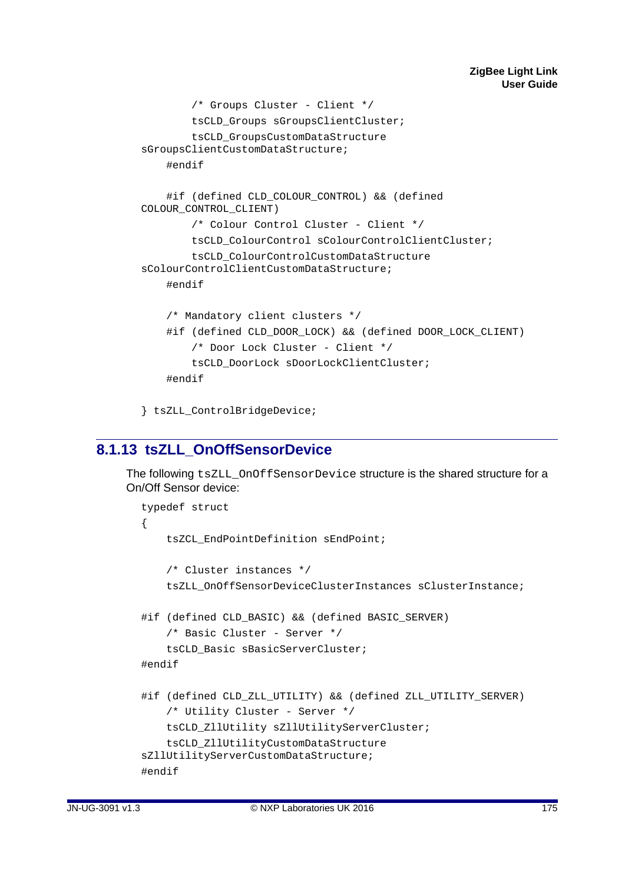```
        /* Groups Cluster - Client */
        tsCLD_Groups sGroupsClientCluster;
        tsCLD_GroupsCustomDataStructure 
sGroupsClientCustomDataStructure;
    #endif

    #if (defined CLD_COLOUR_CONTROL) && (defined 
COLOUR_CONTROL_CLIENT)
        /* Colour Control Cluster - Client */
        tsCLD_ColourControl sColourControlClientCluster;
        tsCLD_ColourControlCustomDataStructure 
sColourControlClientCustomDataStructure;
    #endif

    /* Mandatory client clusters */
    #if (defined CLD_DOOR_LOCK) && (defined DOOR_LOCK_CLIENT)
        /* Door Lock Cluster - Client */
        tsCLD_DoorLock sDoorLockClientCluster;
    #endif

} tsZLL_ControlBridgeDevice;
```

## 8.1.13 tsZLL_OnOffSensorDevice

The following `tsZLL_OnOffSensorDevice` structure is the shared structure for a On/Off Sensor device:

```
typedef struct
{
    tsZCL_EndPointDefinition sEndPoint;

    /* Cluster instances */
    tsZLL_OnOffSensorDeviceClusterInstances sClusterInstance;

#if (defined CLD_BASIC) && (defined BASIC_SERVER)
    /* Basic Cluster - Server */
    tsCLD_Basic sBasicServerCluster;
#endif

#if (defined CLD_ZLL_UTILITY) && (defined ZLL_UTILITY_SERVER)
    /* Utility Cluster - Server */
    tsCLD_ZllUtility sZllUtilityServerCluster;
    tsCLD_ZllUtilityCustomDataStructure 
sZllUtilityServerCustomDataStructure;
#endif
```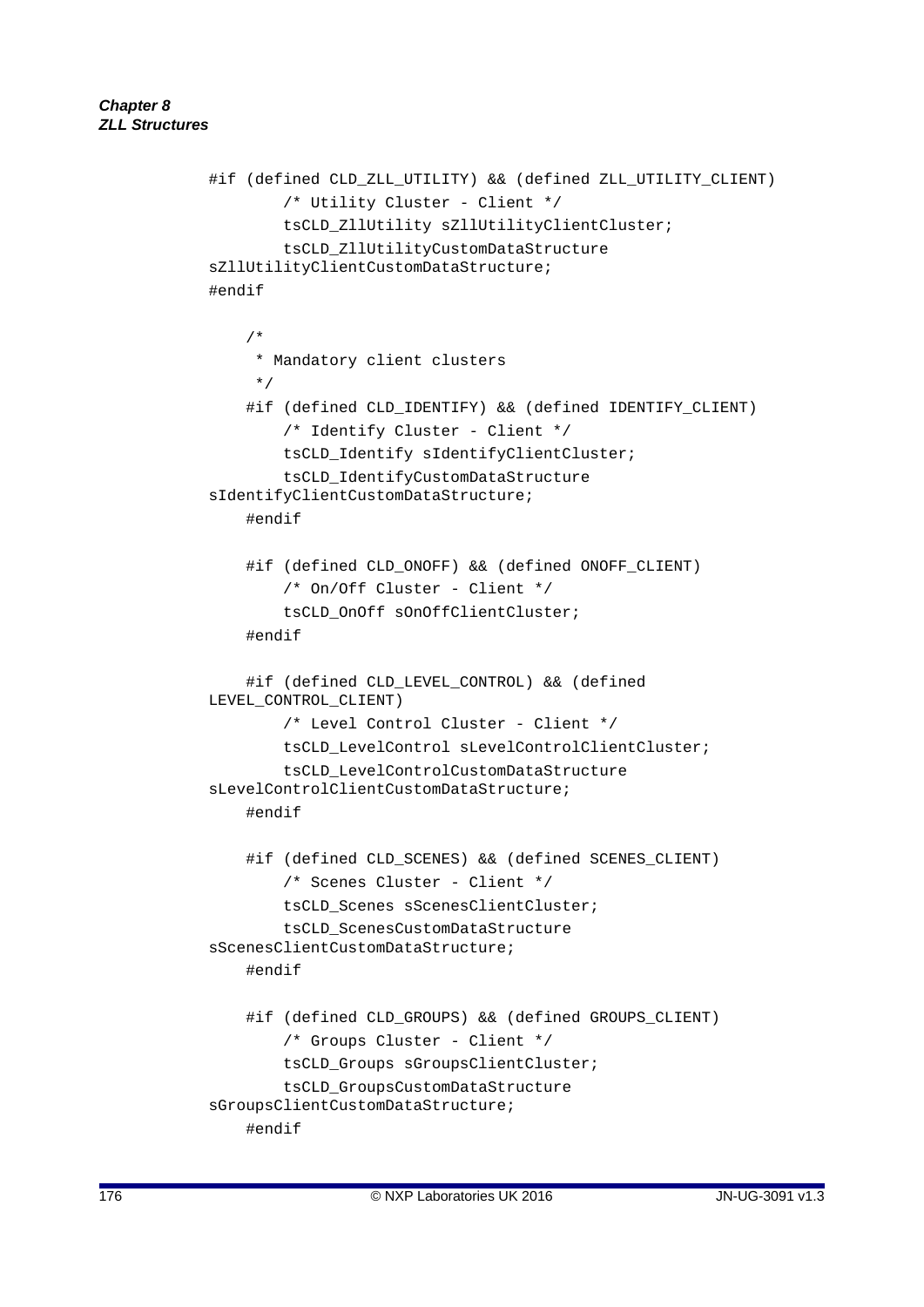```
#if (defined CLD_ZLL_UTILITY) && (defined ZLL_UTILITY_CLIENT)
        /* Utility Cluster - Client */
        tsCLD_ZllUtility sZllUtilityClientCluster;
        tsCLD_ZllUtilityCustomDataStructure 
sZllUtilityClientCustomDataStructure;
#endif

    /*
     * Mandatory client clusters
     */
    #if (defined CLD_IDENTIFY) && (defined IDENTIFY_CLIENT)
        /* Identify Cluster - Client */
        tsCLD_Identify sIdentifyClientCluster;
        tsCLD_IdentifyCustomDataStructure 
sIdentifyClientCustomDataStructure;
    #endif

    #if (defined CLD_ONOFF) && (defined ONOFF_CLIENT)
        /* On/Off Cluster - Client */
        tsCLD_OnOff sOnOffClientCluster;
    #endif

    #if (defined CLD_LEVEL_CONTROL) && (defined 
LEVEL_CONTROL_CLIENT)
        /* Level Control Cluster - Client */
        tsCLD_LevelControl sLevelControlClientCluster;
        tsCLD_LevelControlCustomDataStructure 
sLevelControlClientCustomDataStructure;
    #endif

    #if (defined CLD_SCENES) && (defined SCENES_CLIENT)
        /* Scenes Cluster - Client */
        tsCLD_Scenes sScenesClientCluster;
        tsCLD_ScenesCustomDataStructure 
sScenesClientCustomDataStructure;
    #endif

    #if (defined CLD_GROUPS) && (defined GROUPS_CLIENT)
        /* Groups Cluster - Client */
        tsCLD_Groups sGroupsClientCluster;
        tsCLD_GroupsCustomDataStructure 
sGroupsClientCustomDataStructure;
    #endif
```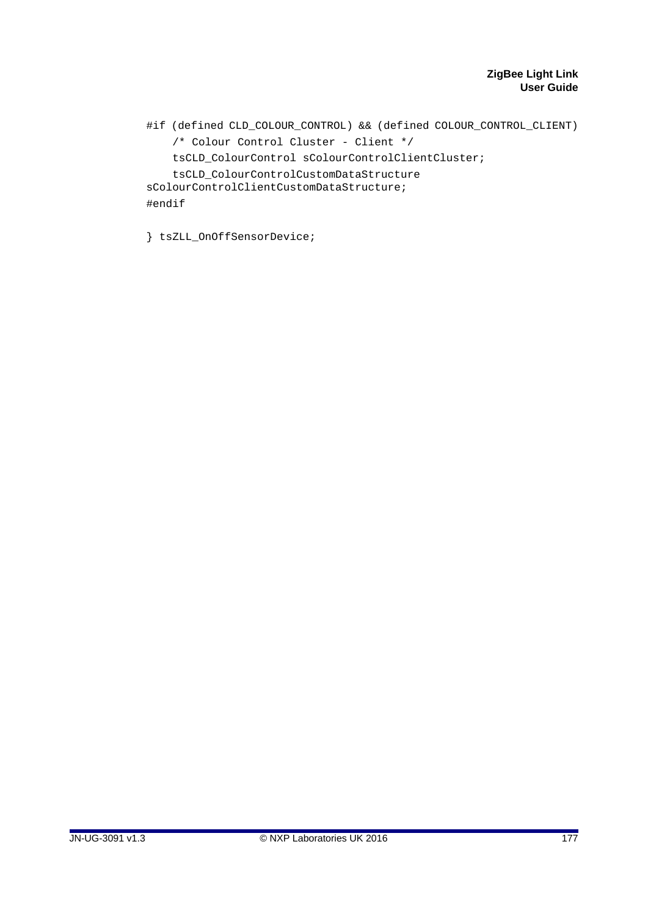```
#if (defined CLD_COLOUR_CONTROL) && (defined COLOUR_CONTROL_CLIENT)
    /* Colour Control Cluster - Client */
    tsCLD_ColourControl sColourControlClientCluster;
    tsCLD_ColourControlCustomDataStructure
sColourControlClientCustomDataStructure;
#endif

} tsZLL_OnOffSensorDevice;
```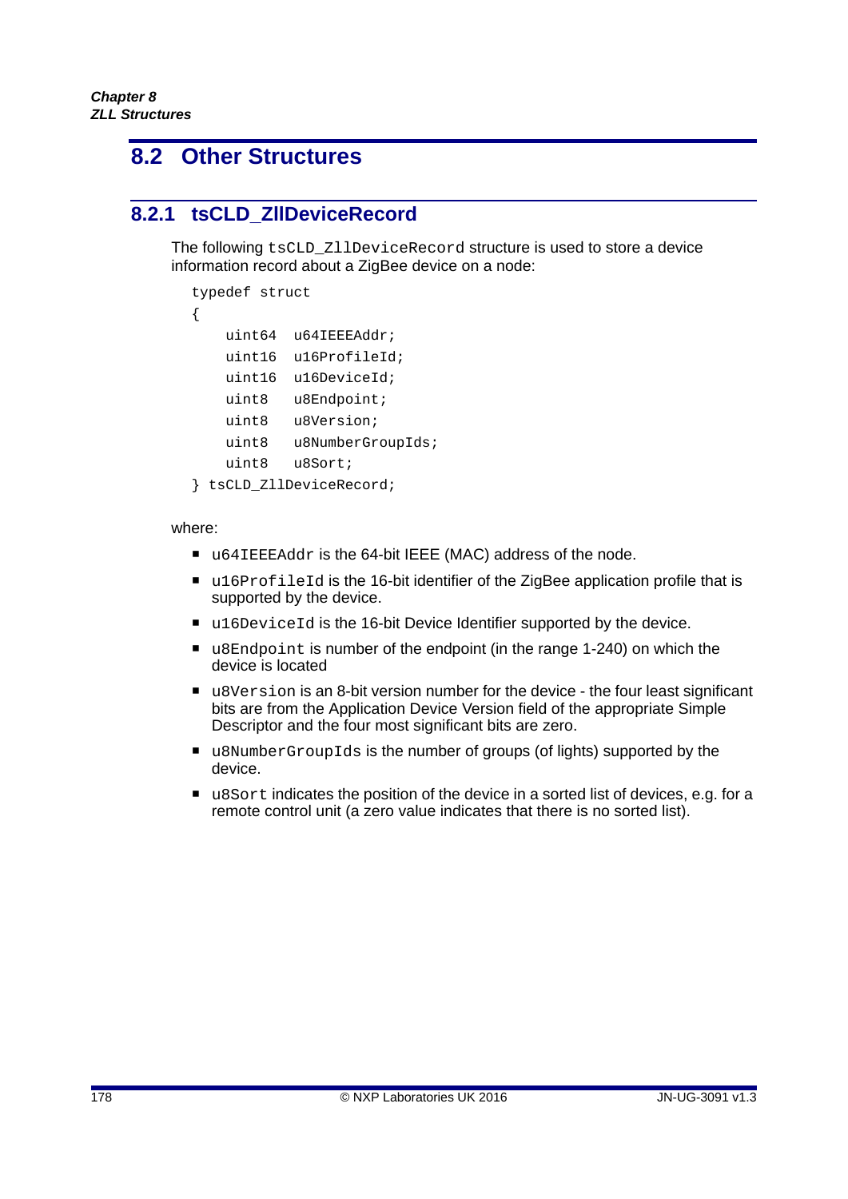## 8.2 Other Structures

### 8.2.1 tsCLD_ZllDeviceRecord

The following `tsCLD_ZllDeviceRecord` structure is used to store a device information record about a ZigBee device on a node:

```
typedef struct
{
    uint64  u64IEEEAddr;
    uint16  u16ProfileId;
    uint16  u16DeviceId;
    uint8   u8Endpoint;
    uint8   u8Version;
    uint8   u8NumberGroupIds;
    uint8   u8Sort;
} tsCLD_ZllDeviceRecord;
```

where:

- `u64IEEEAddr` is the 64-bit IEEE (MAC) address of the node.
- `u16ProfileId` is the 16-bit identifier of the ZigBee application profile that is supported by the device.
- `u16DeviceId` is the 16-bit Device Identifier supported by the device.
- `u8Endpoint` is number of the endpoint (in the range 1-240) on which the device is located
- `u8Version` is an 8-bit version number for the device - the four least significant bits are from the Application Device Version field of the appropriate Simple Descriptor and the four most significant bits are zero.
- `u8NumberGroupIds` is the number of groups (of lights) supported by the device.
- `u8Sort` indicates the position of the device in a sorted list of devices, e.g. for a remote control unit (a zero value indicates that there is no sorted list).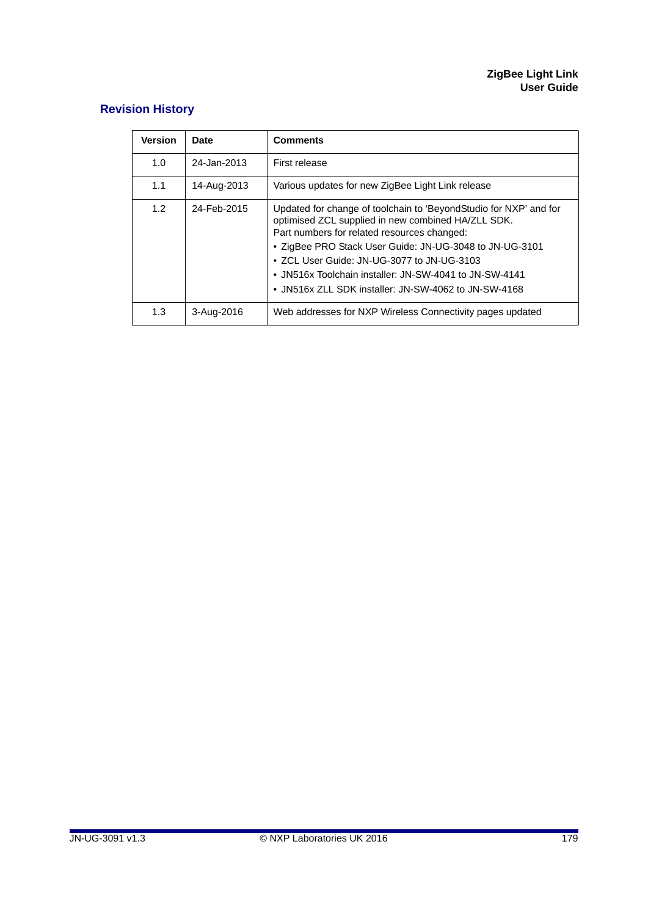## Revision History

| Version | Date | Comments |
|---|---|---|
| 1.0 | 24-Jan-2013 | First release |
| 1.1 | 14-Aug-2013 | Various updates for new ZigBee Light Link release |
| 1.2 | 24-Feb-2015 | Updated for change of toolchain to 'BeyondStudio for NXP' and for optimised ZCL supplied in new combined HA/ZLL SDK.<br>Part numbers for related resources changed:<br>• ZigBee PRO Stack User Guide: JN-UG-3048 to JN-UG-3101<br>• ZCL User Guide: JN-UG-3077 to JN-UG-3103<br>• JN516x Toolchain installer: JN-SW-4041 to JN-SW-4141<br>• JN516x ZLL SDK installer: JN-SW-4062 to JN-SW-4168 |
| 1.3 | 3-Aug-2016 | Web addresses for NXP Wireless Connectivity pages updated |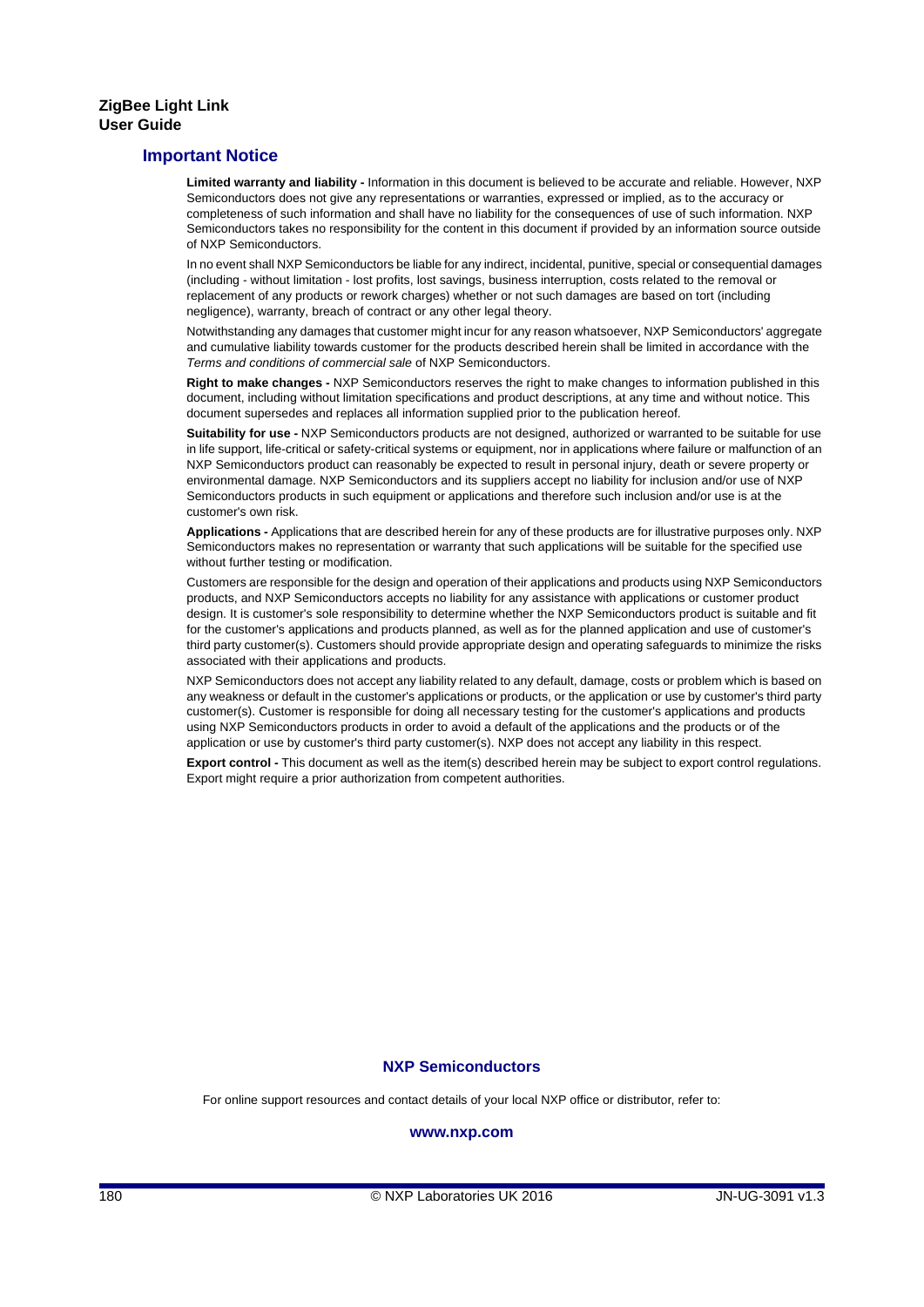## Important Notice

**Limited warranty and liability -** Information in this document is believed to be accurate and reliable. However, NXP Semiconductors does not give any representations or warranties, expressed or implied, as to the accuracy or completeness of such information and shall have no liability for the consequences of use of such information. NXP Semiconductors takes no responsibility for the content in this document if provided by an information source outside of NXP Semiconductors.

In no event shall NXP Semiconductors be liable for any indirect, incidental, punitive, special or consequential damages (including - without limitation - lost profits, lost savings, business interruption, costs related to the removal or replacement of any products or rework charges) whether or not such damages are based on tort (including negligence), warranty, breach of contract or any other legal theory.

Notwithstanding any damages that customer might incur for any reason whatsoever, NXP Semiconductors' aggregate and cumulative liability towards customer for the products described herein shall be limited in accordance with the *Terms and conditions of commercial sale* of NXP Semiconductors.

**Right to make changes -** NXP Semiconductors reserves the right to make changes to information published in this document, including without limitation specifications and product descriptions, at any time and without notice. This document supersedes and replaces all information supplied prior to the publication hereof.

**Suitability for use -** NXP Semiconductors products are not designed, authorized or warranted to be suitable for use in life support, life-critical or safety-critical systems or equipment, nor in applications where failure or malfunction of an NXP Semiconductors product can reasonably be expected to result in personal injury, death or severe property or environmental damage. NXP Semiconductors and its suppliers accept no liability for inclusion and/or use of NXP Semiconductors products in such equipment or applications and therefore such inclusion and/or use is at the customer's own risk.

**Applications -** Applications that are described herein for any of these products are for illustrative purposes only. NXP Semiconductors makes no representation or warranty that such applications will be suitable for the specified use without further testing or modification.

Customers are responsible for the design and operation of their applications and products using NXP Semiconductors products, and NXP Semiconductors accepts no liability for any assistance with applications or customer product design. It is customer's sole responsibility to determine whether the NXP Semiconductors product is suitable and fit for the customer's applications and products planned, as well as for the planned application and use of customer's third party customer(s). Customers should provide appropriate design and operating safeguards to minimize the risks associated with their applications and products.

NXP Semiconductors does not accept any liability related to any default, damage, costs or problem which is based on any weakness or default in the customer's applications or products, or the application or use by customer's third party customer(s). Customer is responsible for doing all necessary testing for the customer's applications and products using NXP Semiconductors products in order to avoid a default of the applications and the products or of the application or use by customer's third party customer(s). NXP does not accept any liability in this respect.

**Export control -** This document as well as the item(s) described herein may be subject to export control regulations. Export might require a prior authorization from competent authorities.

**NXP Semiconductors**

For online support resources and contact details of your local NXP office or distributor, refer to:

**www.nxp.com**